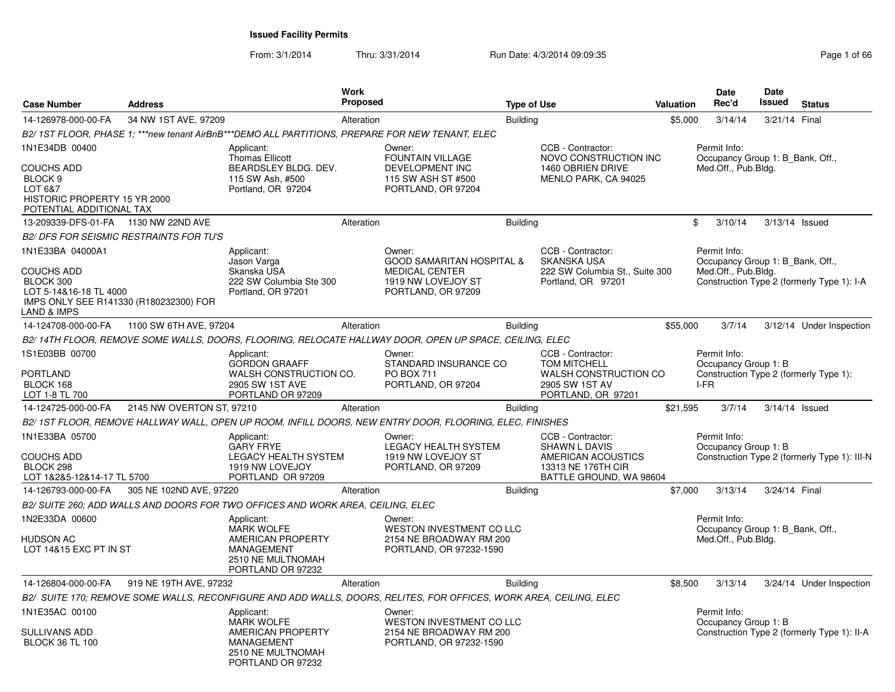# Issued Facility Permits

From: 3/1/2014 Thru: 3/31/2014 Run Date: 4/3/2014 09:09:35

| Case Number | Address | Work Proposed | Type of Use | Valuation | Date Rec'd | Date Issued | Status |
|---|---|---|---|---|---|---|---|
| 14-126978-000-00-FA | 34 NW 1ST AVE, 97209 | Alteration | Building | $5,000 | 3/14/14 | 3/21/14 | Final |

*B2/ 1ST FLOOR, PHASE 1; ***new tenant AirBnB***DEMO ALL PARTITIONS, PREPARE FOR NEW TENANT, ELEC*

1N1E34DB 00400
COUCHS ADD
BLOCK 9
LOT 6&7
HISTORIC PROPERTY 15 YR 2000
POTENTIAL ADDITIONAL TAX

Applicant: Thomas Ellicott, BEARDSLEY BLDG. DEV., 115 SW Ash, #500, Portland, OR 97204

Owner: FOUNTAIN VILLAGE DEVELOPMENT INC, 115 SW ASH ST #500, PORTLAND, OR 97204

CCB - Contractor: NOVO CONSTRUCTION INC, 1460 OBRIEN DRIVE, MENLO PARK, CA 94025

Permit Info: Occupancy Group 1: B_Bank, Off., Med.Off., Pub.Bldg.

---

| Case Number | Address | Work Proposed | Type of Use | Valuation | Date Rec'd | Date Issued | Status |
|---|---|---|---|---|---|---|---|
| 13-209339-DFS-01-FA | 1130 NW 22ND AVE | Alteration | Building | $ | 3/10/14 | 3/13/14 | Issued |

*B2/ DFS FOR SEISMIC RESTRAINTS FOR TU'S*

1N1E33BA 04000A1
COUCHS ADD
BLOCK 300
LOT 5-14&16-18 TL 4000
IMPS ONLY SEE R141330 (R180232300) FOR LAND & IMPS

Applicant: Jason Varga, Skanska USA, 222 SW Columbia Ste 300, Portland, OR 97201

Owner: GOOD SAMARITAN HOSPITAL & MEDICAL CENTER, 1919 NW LOVEJOY ST, PORTLAND, OR 97209

CCB - Contractor: SKANSKA USA, 222 SW Columbia St., Suite 300, Portland, OR 97201

Permit Info: Occupancy Group 1: B_Bank, Off., Med.Off., Pub.Bldg. Construction Type 2 (formerly Type 1): I-A

---

| Case Number | Address | Work Proposed | Type of Use | Valuation | Date Rec'd | Date Issued | Status |
|---|---|---|---|---|---|---|---|
| 14-124708-000-00-FA | 1100 SW 6TH AVE, 97204 | Alteration | Building | $55,000 | 3/7/14 | 3/12/14 | Under Inspection |

*B2/ 14TH FLOOR, REMOVE SOME WALLS, DOORS, FLOORING, RELOCATE HALLWAY DOOR, OPEN UP SPACE, CEILING, ELEC*

1S1E03BB 00700
PORTLAND
BLOCK 168
LOT 1-8 TL 700

Applicant: GORDON GRAAFF, WALSH CONSTRUCTION CO., 2905 SW 1ST AVE, PORTLAND OR 97209

Owner: STANDARD INSURANCE CO, PO BOX 711, PORTLAND, OR 97204

CCB - Contractor: TOM MITCHELL, WALSH CONSTRUCTION CO, 2905 SW 1ST AV, PORTLAND, OR 97201

Permit Info: Occupancy Group 1: B. Construction Type 2 (formerly Type 1): I-FR

---

| Case Number | Address | Work Proposed | Type of Use | Valuation | Date Rec'd | Date Issued | Status |
|---|---|---|---|---|---|---|---|
| 14-124725-000-00-FA | 2145 NW OVERTON ST, 97210 | Alteration | Building | $21,595 | 3/7/14 | 3/14/14 | Issued |

*B2/ 1ST FLOOR, REMOVE HALLWAY WALL, OPEN UP ROOM, INFILL DOORS, NEW ENTRY DOOR, FLOORING, ELEC, FINISHES*

1N1E33BA 05700
COUCHS ADD
BLOCK 298
LOT 1&2&5-12&14-17 TL 5700

Applicant: GARY FRYE, LEGACY HEALTH SYSTEM, 1919 NW LOVEJOY, PORTLAND OR 97209

Owner: LEGACY HEALTH SYSTEM, 1919 NW LOVEJOY ST, PORTLAND, OR 97209

CCB - Contractor: SHAWN L DAVIS, AMERICAN ACOUSTICS, 13313 NE 176TH CIR, BATTLE GROUND, WA 98604

Permit Info: Occupancy Group 1: B. Construction Type 2 (formerly Type 1): III-N

---

| Case Number | Address | Work Proposed | Type of Use | Valuation | Date Rec'd | Date Issued | Status |
|---|---|---|---|---|---|---|---|
| 14-126793-000-00-FA | 305 NE 102ND AVE, 97220 | Alteration | Building | $7,000 | 3/13/14 | 3/24/14 | Final |

*B2/ SUITE 260; ADD WALLS AND DOORS FOR TWO OFFICES AND WORK AREA, CEILING, ELEC*

1N2E33DA 00600
HUDSON AC
LOT 14&15 EXC PT IN ST

Applicant: MARK WOLFE, AMERICAN PROPERTY MANAGEMENT, 2510 NE MULTNOMAH, PORTLAND OR 97232

Owner: WESTON INVESTMENT CO LLC, 2154 NE BROADWAY RM 200, PORTLAND, OR 97232-1590

Permit Info: Occupancy Group 1: B_Bank, Off., Med.Off., Pub.Bldg.

---

| Case Number | Address | Work Proposed | Type of Use | Valuation | Date Rec'd | Date Issued | Status |
|---|---|---|---|---|---|---|---|
| 14-126804-000-00-FA | 919 NE 19TH AVE, 97232 | Alteration | Building | $8,500 | 3/13/14 | 3/24/14 | Under Inspection |

*B2/ SUITE 170; REMOVE SOME WALLS, RECONFIGURE AND ADD WALLS, DOORS, RELITES, FOR OFFICES, WORK AREA, CEILING, ELEC*

1N1E35AC 00100
SULLIVANS ADD
BLOCK 36 TL 100

Applicant: MARK WOLFE, AMERICAN PROPERTY MANAGEMENT, 2510 NE MULTNOMAH, PORTLAND OR 97232

Owner: WESTON INVESTMENT CO LLC, 2154 NE BROADWAY RM 200, PORTLAND, OR 97232-1590

Permit Info: Occupancy Group 1: B. Construction Type 2 (formerly Type 1): II-A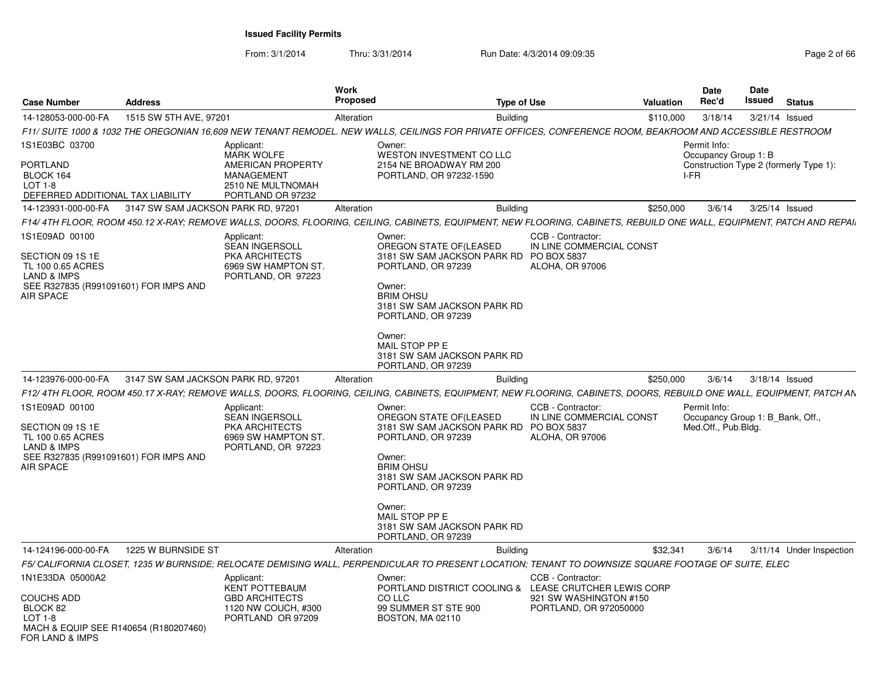**Issued Facility Permits**

From: 3/1/2014 Thru: 3/31/2014 Run Date: 4/3/2014 09:09:35

| Case Number | Address | Work Proposed | Type of Use | Valuation | Date Rec'd | Date Issued | Status |
|---|---|---|---|---|---|---|---|
| 14-128053-000-00-FA | 1515 SW 5TH AVE, 97201 | Alteration | Building | $110,000 | 3/18/14 | 3/21/14 | Issued |

F11/ SUITE 1000 & 1032 THE OREGONIAN 16,609 NEW TENANT REMODEL. NEW WALLS, CEILINGS FOR PRIVATE OFFICES, CONFERENCE ROOM, BEAKROOM AND ACCESSIBLE RESTROOM

1S1E03BC 03700
PORTLAND
BLOCK 164
LOT 1-8
DEFERRED ADDITIONAL TAX LIABILITY

Applicant:
MARK WOLFE
AMERICAN PROPERTY MANAGEMENT
2510 NE MULTNOMAH
PORTLAND OR 97232

Owner:
WESTON INVESTMENT CO LLC
2154 NE BROADWAY RM 200
PORTLAND, OR 97232-1590

Permit Info:
Occupancy Group 1: B
Construction Type 2 (formerly Type 1): I-FR

| Case Number | Address | Work Proposed | Type of Use | Valuation | Date Rec'd | Date Issued | Status |
|---|---|---|---|---|---|---|---|
| 14-123931-000-00-FA | 3147 SW SAM JACKSON PARK RD, 97201 | Alteration | Building | $250,000 | 3/6/14 | 3/25/14 | Issued |

F14/ 4TH FLOOR, ROOM 450.12 X-RAY; REMOVE WALLS, DOORS, FLOORING, CEILING, CABINETS, EQUIPMENT, NEW FLOORING, CABINETS, REBUILD ONE WALL, EQUIPMENT, PATCH AND REPAI

1S1E09AD 00100
SECTION 09 1S 1E
TL 100 0.65 ACRES
LAND & IMPS
SEE R327835 (R991091601) FOR IMPS AND AIR SPACE

Applicant:
SEAN INGERSOLL
PKA ARCHITECTS
6969 SW HAMPTON ST.
PORTLAND, OR 97223

Owner:
OREGON STATE OF(LEASED
3181 SW SAM JACKSON PARK RD
PORTLAND, OR 97239

Owner:
BRIM OHSU
3181 SW SAM JACKSON PARK RD
PORTLAND, OR 97239

Owner:
MAIL STOP PP E
3181 SW SAM JACKSON PARK RD
PORTLAND, OR 97239

CCB - Contractor:
IN LINE COMMERCIAL CONST
PO BOX 5837
ALOHA, OR 97006

| Case Number | Address | Work Proposed | Type of Use | Valuation | Date Rec'd | Date Issued | Status |
|---|---|---|---|---|---|---|---|
| 14-123976-000-00-FA | 3147 SW SAM JACKSON PARK RD, 97201 | Alteration | Building | $250,000 | 3/6/14 | 3/18/14 | Issued |

F12/ 4TH FLOOR, ROOM 450.17 X-RAY; REMOVE WALLS, DOORS, FLOORING, CEILING, CABINETS, EQUIPMENT, NEW FLOORING, CABINETS, DOORS, REBUILD ONE WALL, EQUIPMENT, PATCH AN

1S1E09AD 00100
SECTION 09 1S 1E
TL 100 0.65 ACRES
LAND & IMPS
SEE R327835 (R991091601) FOR IMPS AND AIR SPACE

Applicant:
SEAN INGERSOLL
PKA ARCHITECTS
6969 SW HAMPTON ST.
PORTLAND, OR 97223

Owner:
OREGON STATE OF(LEASED
3181 SW SAM JACKSON PARK RD
PORTLAND, OR 97239

Owner:
BRIM OHSU
3181 SW SAM JACKSON PARK RD
PORTLAND, OR 97239

Owner:
MAIL STOP PP E
3181 SW SAM JACKSON PARK RD
PORTLAND, OR 97239

CCB - Contractor:
IN LINE COMMERCIAL CONST
PO BOX 5837
ALOHA, OR 97006

Permit Info:
Occupancy Group 1: B_Bank, Off., Med.Off., Pub.Bldg.

| Case Number | Address | Work Proposed | Type of Use | Valuation | Date Rec'd | Date Issued | Status |
|---|---|---|---|---|---|---|---|
| 14-124196-000-00-FA | 1225 W BURNSIDE ST | Alteration | Building | $32,341 | 3/6/14 | 3/11/14 | Under Inspection |

F5/ CALIFORNIA CLOSET, 1235 W BURNSIDE; RELOCATE DEMISING WALL, PERPENDICULAR TO PRESENT LOCATION; TENANT TO DOWNSIZE SQUARE FOOTAGE OF SUITE, ELEC

1N1E33DA 05000A2
COUCHS ADD
BLOCK 82
LOT 1-8
MACH & EQUIP SEE R140654 (R180207460) FOR LAND & IMPS

Applicant:
KENT POTTEBAUM
GBD ARCHITECTS
1120 NW COUCH, #300
PORTLAND OR 97209

Owner:
PORTLAND DISTRICT COOLING & CO LLC
99 SUMMER ST STE 900
BOSTON, MA 02110

CCB - Contractor:
LEASE CRUTCHER LEWIS CORP
921 SW WASHINGTON #150
PORTLAND, OR 972050000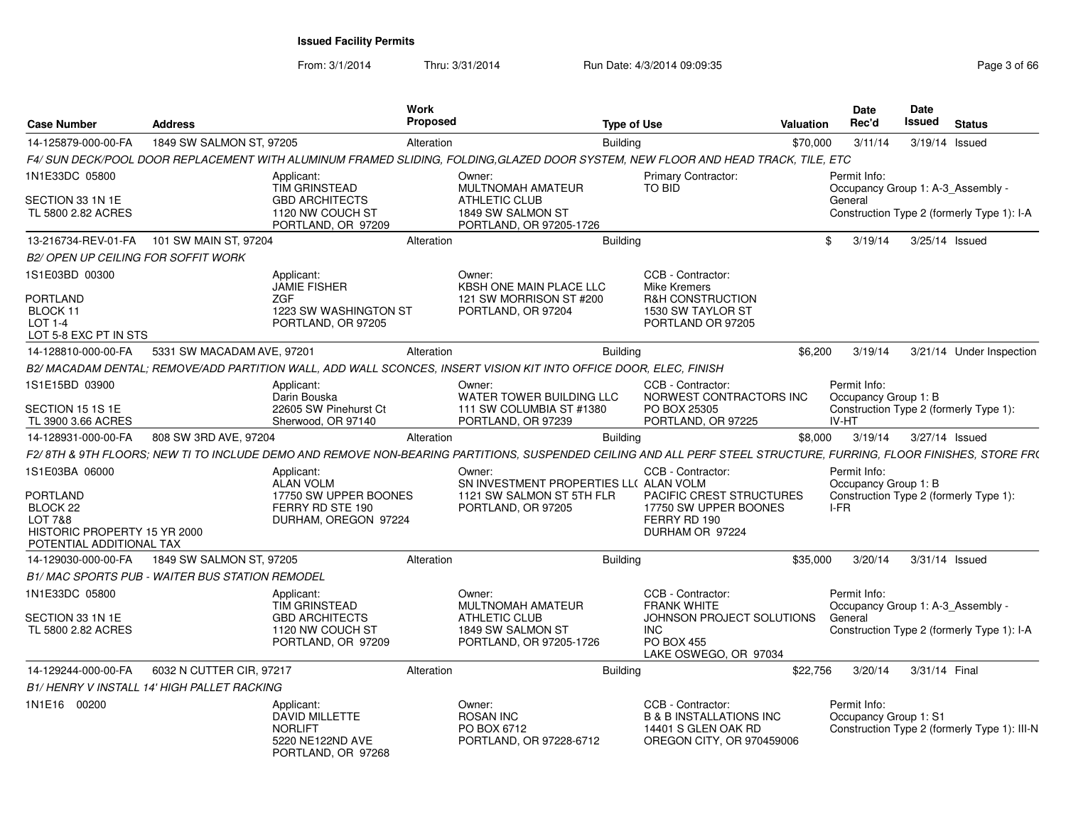**Issued Facility Permits**

From: 3/1/2014 Thru: 3/31/2014 Run Date: 4/3/2014 09:09:35

| Case Number | Address | Work Proposed | Type of Use | Valuation | Date Rec'd | Date Issued | Status |
|---|---|---|---|---|---|---|---|
| 14-125879-000-00-FA | 1849 SW SALMON ST, 97205 | Alteration | Building | $70,000 | 3/11/14 | 3/19/14 | Issued |

*F4/ SUN DECK/POOL DOOR REPLACEMENT WITH ALUMINUM FRAMED SLIDING, FOLDING,GLAZED DOOR SYSTEM, NEW FLOOR AND HEAD TRACK, TILE, ETC*

1N1E33DC 05800
SECTION 33 1N 1E
TL 5800 2.82 ACRES

Applicant: TIM GRINSTEAD, GBD ARCHITECTS, 1120 NW COUCH ST, PORTLAND, OR 97209

Owner: MULTNOMAH AMATEUR ATHLETIC CLUB, 1849 SW SALMON ST, PORTLAND, OR 97205-1726

Primary Contractor: TO BID

Permit Info: Occupancy Group 1: A-3_Assembly - General; Construction Type 2 (formerly Type 1): I-A

---

| Case Number | Address | Work Proposed | Type of Use | Valuation | Date Rec'd | Date Issued | Status |
|---|---|---|---|---|---|---|---|
| 13-216734-REV-01-FA | 101 SW MAIN ST, 97204 | Alteration | Building | $ | 3/19/14 | 3/25/14 | Issued |

*B2/ OPEN UP CEILING FOR SOFFIT WORK*

1S1E03BD 00300
PORTLAND
BLOCK 11
LOT 1-4
LOT 5-8 EXC PT IN STS

Applicant: JAMIE FISHER, ZGF, 1223 SW WASHINGTON ST, PORTLAND, OR 97205

Owner: KBSH ONE MAIN PLACE LLC, 121 SW MORRISON ST #200, PORTLAND, OR 97204

CCB - Contractor: Mike Kremers, R&H CONSTRUCTION, 1530 SW TAYLOR ST, PORTLAND OR 97205

---

| Case Number | Address | Work Proposed | Type of Use | Valuation | Date Rec'd | Date Issued | Status |
|---|---|---|---|---|---|---|---|
| 14-128810-000-00-FA | 5331 SW MACADAM AVE, 97201 | Alteration | Building | $6,200 | 3/19/14 | 3/21/14 | Under Inspection |

*B2/ MACADAM DENTAL; REMOVE/ADD PARTITION WALL, ADD WALL SCONCES, INSERT VISION KIT INTO OFFICE DOOR, ELEC, FINISH*

1S1E15BD 03900
SECTION 15 1S 1E
TL 3900 3.66 ACRES

Applicant: Darin Bouska, 22605 SW Pinehurst Ct, Sherwood, OR 97140

Owner: WATER TOWER BUILDING LLC, 111 SW COLUMBIA ST #1380, PORTLAND, OR 97239

CCB - Contractor: NORWEST CONTRACTORS INC, PO BOX 25305, PORTLAND, OR 97225

Permit Info: Occupancy Group 1: B; Construction Type 2 (formerly Type 1): IV-HT

---

| Case Number | Address | Work Proposed | Type of Use | Valuation | Date Rec'd | Date Issued | Status |
|---|---|---|---|---|---|---|---|
| 14-128931-000-00-FA | 808 SW 3RD AVE, 97204 | Alteration | Building | $8,000 | 3/19/14 | 3/27/14 | Issued |

*F2/ 8TH & 9TH FLOORS; NEW TI TO INCLUDE DEMO AND REMOVE NON-BEARING PARTITIONS, SUSPENDED CEILING AND ALL PERF STEEL STRUCTURE, FURRING, FLOOR FINISHES, STORE FR(*

1S1E03BA 06000
PORTLAND
BLOCK 22
LOT 7&8
HISTORIC PROPERTY 15 YR 2000
POTENTIAL ADDITIONAL TAX

Applicant: ALAN VOLM, 17750 SW UPPER BOONES FERRY RD STE 190, DURHAM, OREGON 97224

Owner: SN INVESTMENT PROPERTIES LL(, 1121 SW SALMON ST 5TH FLR, PORTLAND, OR 97205

CCB - Contractor: ALAN VOLM, PACIFIC CREST STRUCTURES, 17750 SW UPPER BOONES FERRY RD 190, DURHAM OR 97224

Permit Info: Occupancy Group 1: B; Construction Type 2 (formerly Type 1): I-FR

---

| Case Number | Address | Work Proposed | Type of Use | Valuation | Date Rec'd | Date Issued | Status |
|---|---|---|---|---|---|---|---|
| 14-129030-000-00-FA | 1849 SW SALMON ST, 97205 | Alteration | Building | $35,000 | 3/20/14 | 3/31/14 | Issued |

*B1/ MAC SPORTS PUB - WAITER BUS STATION REMODEL*

1N1E33DC 05800
SECTION 33 1N 1E
TL 5800 2.82 ACRES

Applicant: TIM GRINSTEAD, GBD ARCHITECTS, 1120 NW COUCH ST, PORTLAND, OR 97209

Owner: MULTNOMAH AMATEUR ATHLETIC CLUB, 1849 SW SALMON ST, PORTLAND, OR 97205-1726

CCB - Contractor: FRANK WHITE, JOHNSON PROJECT SOLUTIONS INC, PO BOX 455, LAKE OSWEGO, OR 97034

Permit Info: Occupancy Group 1: A-3_Assembly - General; Construction Type 2 (formerly Type 1): I-A

---

| Case Number | Address | Work Proposed | Type of Use | Valuation | Date Rec'd | Date Issued | Status |
|---|---|---|---|---|---|---|---|
| 14-129244-000-00-FA | 6032 N CUTTER CIR, 97217 | Alteration | Building | $22,756 | 3/20/14 | 3/31/14 | Final |

*B1/ HENRY V INSTALL 14' HIGH PALLET RACKING*

1N1E16 00200

Applicant: DAVID MILLETTE, NORLIFT, 5220 NE122ND AVE, PORTLAND, OR 97268

Owner: ROSAN INC, PO BOX 6712, PORTLAND, OR 97228-6712

CCB - Contractor: B & B INSTALLATIONS INC, 14401 S GLEN OAK RD, OREGON CITY, OR 970459006

Permit Info: Occupancy Group 1: S1; Construction Type 2 (formerly Type 1): III-N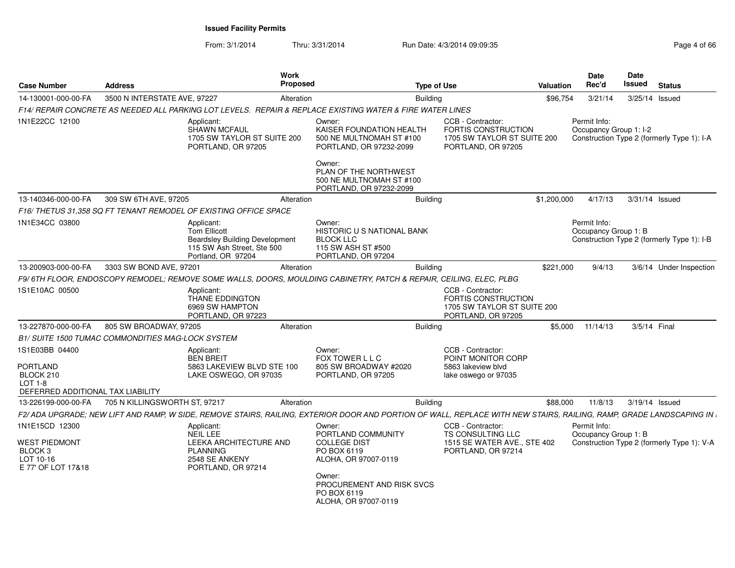**Issued Facility Permits**

From: 3/1/2014 Thru: 3/31/2014 Run Date: 4/3/2014 09:09:35

| Case Number | Address | Work Proposed | Type of Use | Valuation | Date Rec'd | Date Issued | Status |
|---|---|---|---|---|---|---|---|
| 14-130001-000-00-FA | 3500 N INTERSTATE AVE, 97227 | Alteration | Building | $96,754 | 3/21/14 | 3/25/14 | Issued |

*F14/ REPAIR CONCRETE AS NEEDED ALL PARKING LOT LEVELS. REPAIR & REPLACE EXISTING WATER & FIRE WATER LINES*

1N1E22CC 12100

Applicant: SHAWN MCFAUL, 1705 SW TAYLOR ST SUITE 200, PORTLAND, OR 97205

Owner: KAISER FOUNDATION HEALTH, 500 NE MULTNOMAH ST #100, PORTLAND, OR 97232-2099

Owner: PLAN OF THE NORTHWEST, 500 NE MULTNOMAH ST #100, PORTLAND, OR 97232-2099

CCB - Contractor: FORTIS CONSTRUCTION, 1705 SW TAYLOR ST SUITE 200, PORTLAND, OR 97205

Permit Info: Occupancy Group 1: I-2; Construction Type 2 (formerly Type 1): I-A

| Case Number | Address | Work Proposed | Type of Use | Valuation | Date Rec'd | Date Issued | Status |
|---|---|---|---|---|---|---|---|
| 13-140346-000-00-FA | 309 SW 6TH AVE, 97205 | Alteration | Building | $1,200,000 | 4/17/13 | 3/31/14 | Issued |

*F16/ THETUS 31,358 SQ FT TENANT REMODEL OF EXISTING OFFICE SPACE*

1N1E34CC 03800

Applicant: Tom Ellicott, Beardsley Building Development, 115 SW Ash Street, Ste 500, Portland, OR 97204

Owner: HISTORIC U S NATIONAL BANK BLOCK LLC, 115 SW ASH ST #500, PORTLAND, OR 97204

Permit Info: Occupancy Group 1: B; Construction Type 2 (formerly Type 1): I-B

| Case Number | Address | Work Proposed | Type of Use | Valuation | Date Rec'd | Date Issued | Status |
|---|---|---|---|---|---|---|---|
| 13-200903-000-00-FA | 3303 SW BOND AVE, 97201 | Alteration | Building | $221,000 | 9/4/13 | 3/6/14 | Under Inspection |

*F9/ 6TH FLOOR, ENDOSCOPY REMODEL; REMOVE SOME WALLS, DOORS, MOULDING CABINETRY, PATCH & REPAIR, CEILING, ELEC, PLBG*

1S1E10AC 00500

Applicant: THANE EDDINGTON, 6969 SW HAMPTON, PORTLAND, OR 97223

CCB - Contractor: FORTIS CONSTRUCTION, 1705 SW TAYLOR ST SUITE 200, PORTLAND, OR 97205

| Case Number | Address | Work Proposed | Type of Use | Valuation | Date Rec'd | Date Issued | Status |
|---|---|---|---|---|---|---|---|
| 13-227870-000-00-FA | 805 SW BROADWAY, 97205 | Alteration | Building | $5,000 | 11/14/13 | 3/5/14 | Final |

*B1/ SUITE 1500 TUMAC COMMONDITIES MAG-LOCK SYSTEM*

1S1E03BB 04400

PORTLAND
BLOCK 210
LOT 1-8
DEFERRED ADDITIONAL TAX LIABILITY

Applicant: BEN BREIT, 5863 LAKEVIEW BLVD STE 100, LAKE OSWEGO, OR 97035

Owner: FOX TOWER L L C, 805 SW BROADWAY #2020, PORTLAND, OR 97205

CCB - Contractor: POINT MONITOR CORP, 5863 lakeview blvd, lake oswego or 97035

| Case Number | Address | Work Proposed | Type of Use | Valuation | Date Rec'd | Date Issued | Status |
|---|---|---|---|---|---|---|---|
| 13-226199-000-00-FA | 705 N KILLINGSWORTH ST, 97217 | Alteration | Building | $88,000 | 11/8/13 | 3/19/14 | Issued |

*F2/ ADA UPGRADE; NEW LIFT AND RAMP, W SIDE, REMOVE STAIRS, RAILING, EXTERIOR DOOR AND PORTION OF WALL, REPLACE WITH NEW STAIRS, RAILING, RAMP, GRADE LANDSCAPING IN*

1N1E15CD 12300

WEST PIEDMONT
BLOCK 3
LOT 10-16
E 77' OF LOT 17&18

Applicant: NEIL LEE, LEEKA ARCHITECTURE AND PLANNING, 2548 SE ANKENY, PORTLAND, OR 97214

Owner: PORTLAND COMMUNITY COLLEGE DIST, PO BOX 6119, ALOHA, OR 97007-0119

Owner: PROCUREMENT AND RISK SVCS, PO BOX 6119, ALOHA, OR 97007-0119

CCB - Contractor: TS CONSULTING LLC, 1515 SE WATER AVE., STE 402, PORTLAND, OR 97214

Permit Info: Occupancy Group 1: B; Construction Type 2 (formerly Type 1): V-A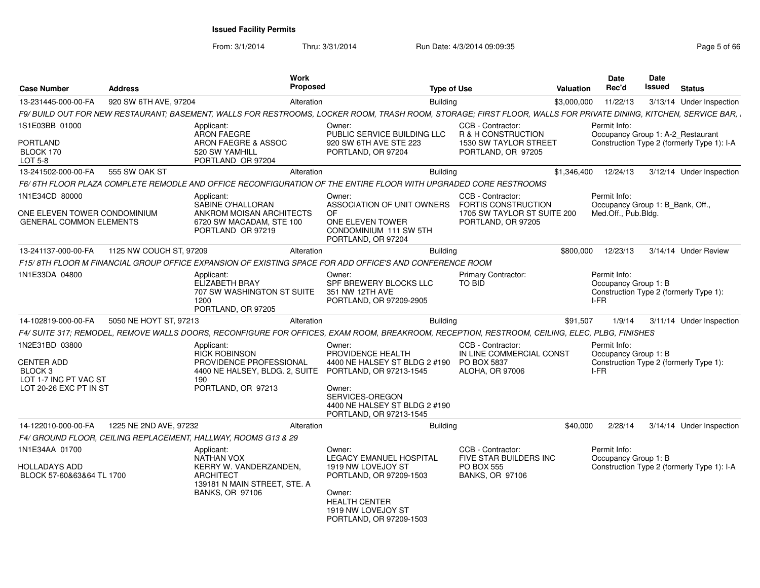**Issued Facility Permits**

From: 3/1/2014 Thru: 3/31/2014 Run Date: 4/3/2014 09:09:35

| Case Number | Address | Work Proposed | Type of Use | Valuation | Date Rec'd | Date Issued | Status |
|---|---|---|---|---|---|---|---|
| 13-231445-000-00-FA | 920 SW 6TH AVE, 97204 | Alteration | Building | $3,000,000 | 11/22/13 | 3/13/14 | Under Inspection |

*F9/ BUILD OUT FOR NEW RESTAURANT; BASEMENT, WALLS FOR RESTROOMS, LOCKER ROOM, TRASH ROOM, STORAGE; FIRST FLOOR, WALLS FOR PRIVATE DINING, KITCHEN, SERVICE BAR,*

1S1E03BB 01000
PORTLAND
BLOCK 170
LOT 5-8

Applicant: ARON FAEGRE, ARON FAEGRE & ASSOC, 520 SW YAMHILL, PORTLAND OR 97204

Owner: PUBLIC SERVICE BUILDING LLC, 920 SW 6TH AVE STE 223, PORTLAND, OR 97204

CCB - Contractor: R & H CONSTRUCTION, 1530 SW TAYLOR STREET, PORTLAND, OR 97205

Permit Info: Occupancy Group 1: A-2_Restaurant; Construction Type 2 (formerly Type 1): I-A

| Case Number | Address | Work Proposed | Type of Use | Valuation | Date Rec'd | Date Issued | Status |
|---|---|---|---|---|---|---|---|
| 13-241502-000-00-FA | 555 SW OAK ST | Alteration | Building | $1,346,400 | 12/24/13 | 3/12/14 | Under Inspection |

*F6/ 6TH FLOOR PLAZA COMPLETE REMODLE AND OFFICE RECONFIGURATION OF THE ENTIRE FLOOR WITH UPGRADED CORE RESTROOMS*

1N1E34CD 80000
ONE ELEVEN TOWER CONDOMINIUM
GENERAL COMMON ELEMENTS

Applicant: SABINE O'HALLORAN, ANKROM MOISAN ARCHITECTS, 6720 SW MACADAM, STE 100, PORTLAND OR 97219

Owner: ASSOCIATION OF UNIT OWNERS OF ONE ELEVEN TOWER CONDOMINIUM 111 SW 5TH, PORTLAND, OR 97204

CCB - Contractor: FORTIS CONSTRUCTION, 1705 SW TAYLOR ST SUITE 200, PORTLAND, OR 97205

Permit Info: Occupancy Group 1: B_Bank, Off., Med.Off., Pub.Bldg.

| Case Number | Address | Work Proposed | Type of Use | Valuation | Date Rec'd | Date Issued | Status |
|---|---|---|---|---|---|---|---|
| 13-241137-000-00-FA | 1125 NW COUCH ST, 97209 | Alteration | Building | $800,000 | 12/23/13 | 3/14/14 | Under Review |

*F15/ 8TH FLOOR M FINANCIAL GROUP OFFICE EXPANSION OF EXISTING SPACE FOR ADD OFFICE'S AND CONFERENCE ROOM*

1N1E33DA 04800

Applicant: ELIZABETH BRAY, 707 SW WASHINGTON ST SUITE 1200, PORTLAND, OR 97205

Owner: SPF BREWERY BLOCKS LLC, 351 NW 12TH AVE, PORTLAND, OR 97209-2905

Primary Contractor: TO BID

Permit Info: Occupancy Group 1: B; Construction Type 2 (formerly Type 1): I-FR

| Case Number | Address | Work Proposed | Type of Use | Valuation | Date Rec'd | Date Issued | Status |
|---|---|---|---|---|---|---|---|
| 14-102819-000-00-FA | 5050 NE HOYT ST, 97213 | Alteration | Building | $91,507 | 1/9/14 | 3/11/14 | Under Inspection |

*F4/ SUITE 317; REMODEL, REMOVE WALLS DOORS, RECONFIGURE FOR OFFICES, EXAM ROOM, BREAKROOM, RECEPTION, RESTROOM, CEILING, ELEC, PLBG, FINISHES*

1N2E31BD 03800
CENTER ADD
BLOCK 3
LOT 1-7 INC PT VAC ST
LOT 20-26 EXC PT IN ST

Applicant: RICK ROBINSON, PROVIDENCE PROFESSIONAL, 4400 NE HALSEY, BLDG. 2, SUITE 190, PORTLAND, OR 97213

Owner: PROVIDENCE HEALTH, 4400 NE HALSEY ST BLDG 2 #190, PORTLAND, OR 97213-1545

Owner: SERVICES-OREGON, 4400 NE HALSEY ST BLDG 2 #190, PORTLAND, OR 97213-1545

CCB - Contractor: IN LINE COMMERCIAL CONST, PO BOX 5837, ALOHA, OR 97006

Permit Info: Occupancy Group 1: B; Construction Type 2 (formerly Type 1): I-FR

| Case Number | Address | Work Proposed | Type of Use | Valuation | Date Rec'd | Date Issued | Status |
|---|---|---|---|---|---|---|---|
| 14-122010-000-00-FA | 1225 NE 2ND AVE, 97232 | Alteration | Building | $40,000 | 2/28/14 | 3/14/14 | Under Inspection |

*F4/ GROUND FLOOR, CEILING REPLACEMENT, HALLWAY, ROOMS G13 & 29*

1N1E34AA 01700
HOLLADAYS ADD
BLOCK 57-60&63&64 TL 1700

Applicant: NATHAN VOX, KERRY W. VANDERZANDEN, ARCHITECT, 139181 N MAIN STREET, STE. A, BANKS, OR 97106

Owner: LEGACY EMANUEL HOSPITAL, 1919 NW LOVEJOY ST, PORTLAND, OR 97209-1503

Owner: HEALTH CENTER, 1919 NW LOVEJOY ST, PORTLAND, OR 97209-1503

CCB - Contractor: FIVE STAR BUILDERS INC, PO BOX 555, BANKS, OR 97106

Permit Info: Occupancy Group 1: B; Construction Type 2 (formerly Type 1): I-A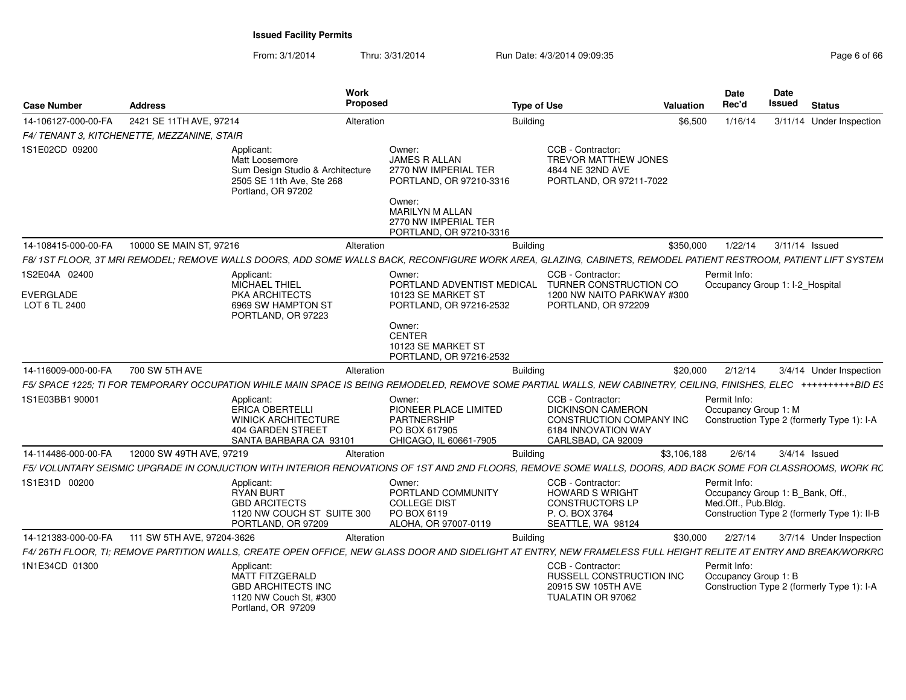**Issued Facility Permits**

From: 3/1/2014 Thru: 3/31/2014 Run Date: 4/3/2014 09:09:35

| Case Number | Address | Work Proposed | Type of Use | Valuation | Date Rec'd | Date Issued | Status |
|---|---|---|---|---|---|---|---|
| 14-106127-000-00-FA | 2421 SE 11TH AVE, 97214 | Alteration | Building | $6,500 | 1/16/14 | 3/11/14 | Under Inspection |

*F4/ TENANT 3, KITCHENETTE, MEZZANINE, STAIR*

1S1E02CD 09200

Applicant:
Matt Loosemore
Sum Design Studio & Architecture
2505 SE 11th Ave, Ste 268
Portland, OR 97202

Owner:
JAMES R ALLAN
2770 NW IMPERIAL TER
PORTLAND, OR 97210-3316

Owner:
MARILYN M ALLAN
2770 NW IMPERIAL TER
PORTLAND, OR 97210-3316

CCB - Contractor:
TREVOR MATTHEW JONES
4844 NE 32ND AVE
PORTLAND, OR 97211-7022

---

| Case Number | Address | Work Proposed | Type of Use | Valuation | Date Rec'd | Date Issued | Status |
|---|---|---|---|---|---|---|---|
| 14-108415-000-00-FA | 10000 SE MAIN ST, 97216 | Alteration | Building | $350,000 | 1/22/14 | 3/11/14 | Issued |

*F8/ 1ST FLOOR, 3T MRI REMODEL; REMOVE WALLS DOORS, ADD SOME WALLS BACK, RECONFIGURE WORK AREA, GLAZING, CABINETS, REMODEL PATIENT RESTROOM, PATIENT LIFT SYSTEM*

1S2E04A 02400

EVERGLADE
LOT 6 TL 2400

Applicant:
MICHAEL THIEL
PKA ARCHITECTS
6969 SW HAMPTON ST
PORTLAND, OR 97223

Owner:
PORTLAND ADVENTIST MEDICAL
10123 SE MARKET ST
PORTLAND, OR 97216-2532

Owner:
CENTER
10123 SE MARKET ST
PORTLAND, OR 97216-2532

CCB - Contractor:
TURNER CONSTRUCTION CO
1200 NW NAITO PARKWAY #300
PORTLAND, OR 972209

Permit Info:
Occupancy Group 1: I-2_Hospital

---

| Case Number | Address | Work Proposed | Type of Use | Valuation | Date Rec'd | Date Issued | Status |
|---|---|---|---|---|---|---|---|
| 14-116009-000-00-FA | 700 SW 5TH AVE | Alteration | Building | $20,000 | 2/12/14 | 3/4/14 | Under Inspection |

*F5/ SPACE 1225; TI FOR TEMPORARY OCCUPATION WHILE MAIN SPACE IS BEING REMODELED, REMOVE SOME PARTIAL WALLS, NEW CABINETRY, CEILING, FINISHES, ELEC ++++++++++BID ES*

1S1E03BB1 90001

Applicant:
ERICA OBERTELLI
WINICK ARCHITECTURE
404 GARDEN STREET
SANTA BARBARA CA 93101

Owner:
PIONEER PLACE LIMITED
PARTNERSHIP
PO BOX 617905
CHICAGO, IL 60661-7905

CCB - Contractor:
DICKINSON CAMERON
CONSTRUCTION COMPANY INC
6184 INNOVATION WAY
CARLSBAD, CA 92009

Permit Info:
Occupancy Group 1: M
Construction Type 2 (formerly Type 1): I-A

---

| Case Number | Address | Work Proposed | Type of Use | Valuation | Date Rec'd | Date Issued | Status |
|---|---|---|---|---|---|---|---|
| 14-114486-000-00-FA | 12000 SW 49TH AVE, 97219 | Alteration | Building | $3,106,188 | 2/6/14 | 3/4/14 | Issued |

*F5/ VOLUNTARY SEISMIC UPGRADE IN CONJUCTION WITH INTERIOR RENOVATIONS OF 1ST AND 2ND FLOORS, REMOVE SOME WALLS, DOORS, ADD BACK SOME FOR CLASSROOMS, WORK RC*

1S1E31D 00200

Applicant:
RYAN BURT
GBD ARCITECTS
1120 NW COUCH ST SUITE 300
PORTLAND, OR 97209

Owner:
PORTLAND COMMUNITY
COLLEGE DIST
PO BOX 6119
ALOHA, OR 97007-0119

CCB - Contractor:
HOWARD S WRIGHT
CONSTRUCTORS LP
P. O. BOX 3764
SEATTLE, WA 98124

Permit Info:
Occupancy Group 1: B_Bank, Off., Med.Off., Pub.Bldg.
Construction Type 2 (formerly Type 1): II-B

---

| Case Number | Address | Work Proposed | Type of Use | Valuation | Date Rec'd | Date Issued | Status |
|---|---|---|---|---|---|---|---|
| 14-121383-000-00-FA | 111 SW 5TH AVE, 97204-3626 | Alteration | Building | $30,000 | 2/27/14 | 3/7/14 | Under Inspection |

*F4/ 26TH FLOOR, TI; REMOVE PARTITION WALLS, CREATE OPEN OFFICE, NEW GLASS DOOR AND SIDELIGHT AT ENTRY, NEW FRAMELESS FULL HEIGHT RELITE AT ENTRY AND BREAK/WORKRO*

1N1E34CD 01300

Applicant:
MATT FITZGERALD
GBD ARCHITECTS INC
1120 NW Couch St, #300
Portland, OR 97209

CCB - Contractor:
RUSSELL CONSTRUCTION INC
20915 SW 105TH AVE
TUALATIN OR 97062

Permit Info:
Occupancy Group 1: B
Construction Type 2 (formerly Type 1): I-A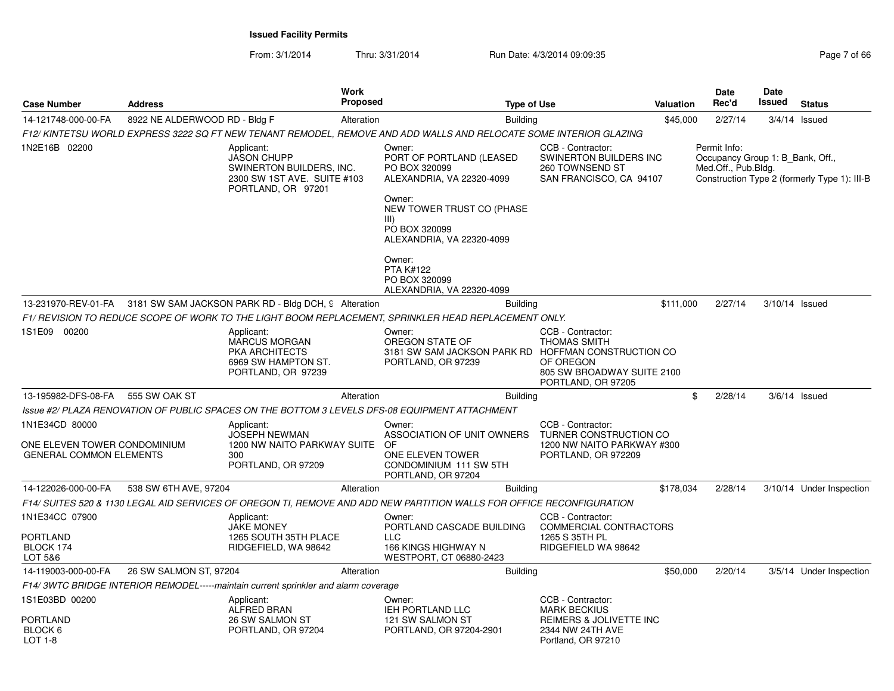**Issued Facility Permits**

From: 3/1/2014 Thru: 3/31/2014 Run Date: 4/3/2014 09:09:35

| Case Number | Address | Work Proposed | Type of Use | Valuation | Date Rec'd | Date Issued | Status |
|---|---|---|---|---|---|---|---|
| 14-121748-000-00-FA | 8922 NE ALDERWOOD RD - Bldg F | Alteration | Building | $45,000 | 2/27/14 | 3/4/14 | Issued |

*F12/ KINTETSU WORLD EXPRESS 3222 SQ FT NEW TENANT REMODEL, REMOVE AND ADD WALLS AND RELOCATE SOME INTERIOR GLAZING*

1N2E16B 02200

Applicant: JASON CHUPP, SWINERTON BUILDERS, INC., 2300 SW 1ST AVE. SUITE #103, PORTLAND, OR 97201

Owner: PORT OF PORTLAND (LEASED, PO BOX 320099, ALEXANDRIA, VA 22320-4099

Owner: NEW TOWER TRUST CO (PHASE III), PO BOX 320099, ALEXANDRIA, VA 22320-4099

Owner: PTA K#122, PO BOX 320099, ALEXANDRIA, VA 22320-4099

CCB - Contractor: SWINERTON BUILDERS INC, 260 TOWNSEND ST, SAN FRANCISCO, CA 94107

Permit Info: Occupancy Group 1: B_Bank, Off., Med.Off., Pub.Bldg. Construction Type 2 (formerly Type 1): III-B

| Case Number | Address | Work Proposed | Type of Use | Valuation | Date Rec'd | Date Issued | Status |
|---|---|---|---|---|---|---|---|
| 13-231970-REV-01-FA | 3181 SW SAM JACKSON PARK RD - Bldg DCH, 9 | Alteration | Building | $111,000 | 2/27/14 | 3/10/14 | Issued |

*F1/ REVISION TO REDUCE SCOPE OF WORK TO THE LIGHT BOOM REPLACEMENT, SPRINKLER HEAD REPLACEMENT ONLY.*

1S1E09 00200

Applicant: MARCUS MORGAN, PKA ARCHITECTS, 6969 SW HAMPTON ST., PORTLAND, OR 97239

Owner: OREGON STATE OF, 3181 SW SAM JACKSON PARK RD, PORTLAND, OR 97239

CCB - Contractor: THOMAS SMITH, HOFFMAN CONSTRUCTION CO OF OREGON, 805 SW BROADWAY SUITE 2100, PORTLAND, OR 97205

| Case Number | Address | Work Proposed | Type of Use | Valuation | Date Rec'd | Date Issued | Status |
|---|---|---|---|---|---|---|---|
| 13-195982-DFS-08-FA | 555 SW OAK ST | Alteration | Building | $ | 2/28/14 | 3/6/14 | Issued |

*Issue #2/ PLAZA RENOVATION OF PUBLIC SPACES ON THE BOTTOM 3 LEVELS DFS-08 EQUIPMENT ATTACHMENT*

1N1E34CD 80000

ONE ELEVEN TOWER CONDOMINIUM GENERAL COMMON ELEMENTS

Applicant: JOSEPH NEWMAN, 1200 NW NAITO PARKWAY SUITE 300, PORTLAND, OR 97209

Owner: ASSOCIATION OF UNIT OWNERS OF ONE ELEVEN TOWER CONDOMINIUM 111 SW 5TH, PORTLAND, OR 97204

CCB - Contractor: TURNER CONSTRUCTION CO, 1200 NW NAITO PARKWAY #300, PORTLAND, OR 972209

| Case Number | Address | Work Proposed | Type of Use | Valuation | Date Rec'd | Date Issued | Status |
|---|---|---|---|---|---|---|---|
| 14-122026-000-00-FA | 538 SW 6TH AVE, 97204 | Alteration | Building | $178,034 | 2/28/14 | 3/10/14 | Under Inspection |

*F14/ SUITES 520 & 1130 LEGAL AID SERVICES OF OREGON TI, REMOVE AND ADD NEW PARTITION WALLS FOR OFFICE RECONFIGURATION*

1N1E34CC 07900

PORTLAND BLOCK 174 LOT 5&6

Applicant: JAKE MONEY, 1265 SOUTH 35TH PLACE, RIDGEFIELD, WA 98642

Owner: PORTLAND CASCADE BUILDING LLC, 166 KINGS HIGHWAY N, WESTPORT, CT 06880-2423

CCB - Contractor: COMMERCIAL CONTRACTORS, 1265 S 35TH PL, RIDGEFIELD WA 98642

| Case Number | Address | Work Proposed | Type of Use | Valuation | Date Rec'd | Date Issued | Status |
|---|---|---|---|---|---|---|---|
| 14-119003-000-00-FA | 26 SW SALMON ST, 97204 | Alteration | Building | $50,000 | 2/20/14 | 3/5/14 | Under Inspection |

*F14/ 3WTC BRIDGE INTERIOR REMODEL-----maintain current sprinkler and alarm coverage*

1S1E03BD 00200

PORTLAND BLOCK 6 LOT 1-8

Applicant: ALFRED BRAN, 26 SW SALMON ST, PORTLAND, OR 97204

Owner: IEH PORTLAND LLC, 121 SW SALMON ST, PORTLAND, OR 97204-2901

CCB - Contractor: MARK BECKIUS, REIMERS & JOLIVETTE INC, 2344 NW 24TH AVE, Portland, OR 97210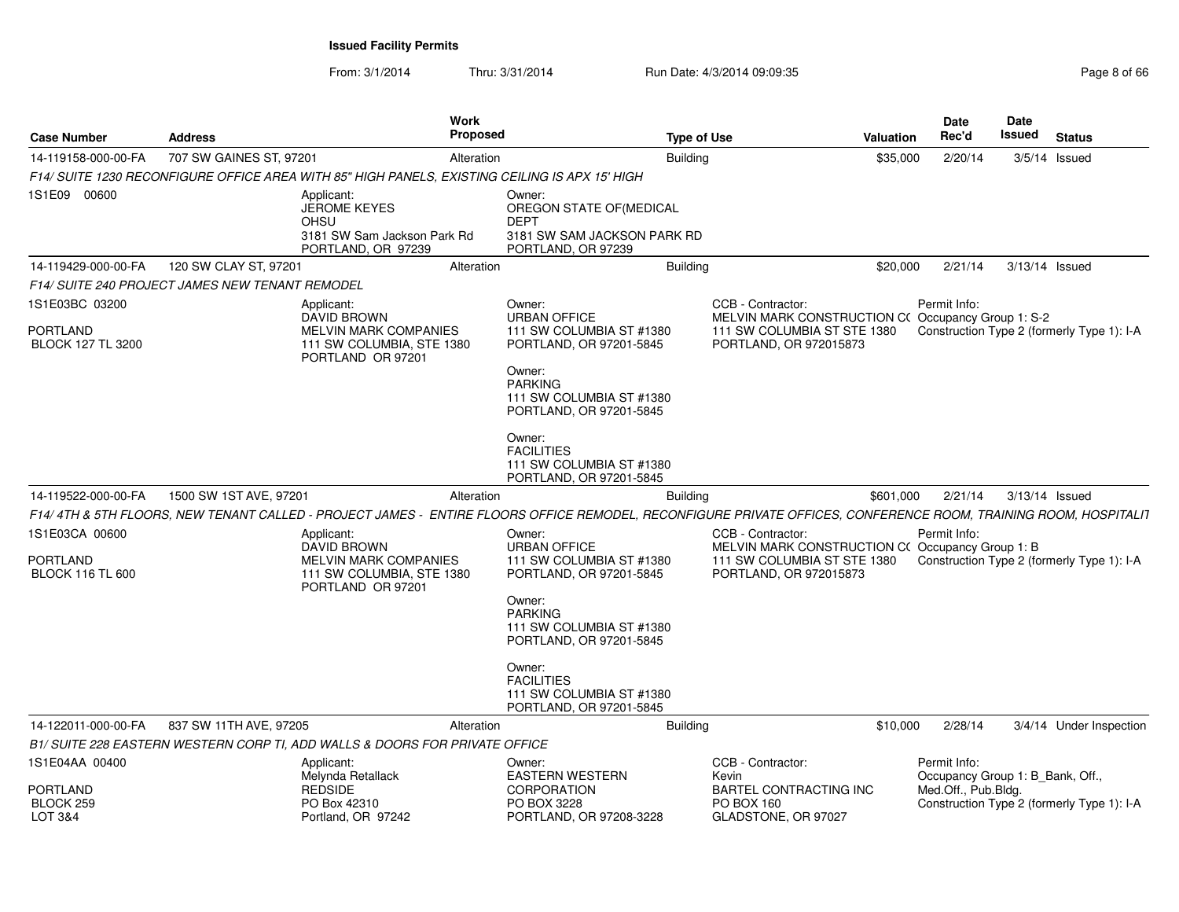**Issued Facility Permits**

From: 3/1/2014 Thru: 3/31/2014 Run Date: 4/3/2014 09:09:35

| Case Number | Address | Work Proposed | Type of Use | Valuation | Date Rec'd | Date Issued | Status |
|---|---|---|---|---|---|---|---|
| 14-119158-000-00-FA | 707 SW GAINES ST, 97201 | Alteration | Building | $35,000 | 2/20/14 | 3/5/14 | Issued |

*F14/ SUITE 1230 RECONFIGURE OFFICE AREA WITH 85" HIGH PANELS, EXISTING CEILING IS APX 15' HIGH*

1S1E09 00600

Applicant:
JEROME KEYES
OHSU
3181 SW Sam Jackson Park Rd
PORTLAND, OR 97239

Owner:
OREGON STATE OF(MEDICAL DEPT
3181 SW SAM JACKSON PARK RD
PORTLAND, OR 97239

| Case Number | Address | Work Proposed | Type of Use | Valuation | Date Rec'd | Date Issued | Status |
|---|---|---|---|---|---|---|---|
| 14-119429-000-00-FA | 120 SW CLAY ST, 97201 | Alteration | Building | $20,000 | 2/21/14 | 3/13/14 | Issued |

*F14/ SUITE 240 PROJECT JAMES NEW TENANT REMODEL*

1S1E03BC 03200

PORTLAND
BLOCK 127 TL 3200

Applicant:
DAVID BROWN
MELVIN MARK COMPANIES
111 SW COLUMBIA, STE 1380
PORTLAND OR 97201

Owner:
URBAN OFFICE
111 SW COLUMBIA ST #1380
PORTLAND, OR 97201-5845

Owner:
PARKING
111 SW COLUMBIA ST #1380
PORTLAND, OR 97201-5845

Owner:
FACILITIES
111 SW COLUMBIA ST #1380
PORTLAND, OR 97201-5845

CCB - Contractor:
MELVIN MARK CONSTRUCTION C(
111 SW COLUMBIA ST STE 1380
PORTLAND, OR 972015873

Permit Info:
Occupancy Group 1: S-2
Construction Type 2 (formerly Type 1): I-A

| Case Number | Address | Work Proposed | Type of Use | Valuation | Date Rec'd | Date Issued | Status |
|---|---|---|---|---|---|---|---|
| 14-119522-000-00-FA | 1500 SW 1ST AVE, 97201 | Alteration | Building | $601,000 | 2/21/14 | 3/13/14 | Issued |

*F14/ 4TH & 5TH FLOORS, NEW TENANT CALLED - PROJECT JAMES - ENTIRE FLOORS OFFICE REMODEL, RECONFIGURE PRIVATE OFFICES, CONFERENCE ROOM, TRAINING ROOM, HOSPITALIT*

1S1E03CA 00600

PORTLAND
BLOCK 116 TL 600

Applicant:
DAVID BROWN
MELVIN MARK COMPANIES
111 SW COLUMBIA, STE 1380
PORTLAND OR 97201

Owner:
URBAN OFFICE
111 SW COLUMBIA ST #1380
PORTLAND, OR 97201-5845

Owner:
PARKING
111 SW COLUMBIA ST #1380
PORTLAND, OR 97201-5845

Owner:
FACILITIES
111 SW COLUMBIA ST #1380
PORTLAND, OR 97201-5845

CCB - Contractor:
MELVIN MARK CONSTRUCTION C(
111 SW COLUMBIA ST STE 1380
PORTLAND, OR 972015873

Permit Info:
Occupancy Group 1: B
Construction Type 2 (formerly Type 1): I-A

| Case Number | Address | Work Proposed | Type of Use | Valuation | Date Rec'd | Date Issued | Status |
|---|---|---|---|---|---|---|---|
| 14-122011-000-00-FA | 837 SW 11TH AVE, 97205 | Alteration | Building | $10,000 | 2/28/14 | 3/4/14 | Under Inspection |

*B1/ SUITE 228 EASTERN WESTERN CORP TI, ADD WALLS & DOORS FOR PRIVATE OFFICE*

1S1E04AA 00400

PORTLAND
BLOCK 259
LOT 3&4

Applicant:
Melynda Retallack
REDSIDE
PO Box 42310
Portland, OR 97242

Owner:
EASTERN WESTERN CORPORATION
PO BOX 3228
PORTLAND, OR 97208-3228

CCB - Contractor:
Kevin
BARTEL CONTRACTING INC
PO BOX 160
GLADSTONE, OR 97027

Permit Info:
Occupancy Group 1: B_Bank, Off., Med.Off., Pub.Bldg.
Construction Type 2 (formerly Type 1): I-A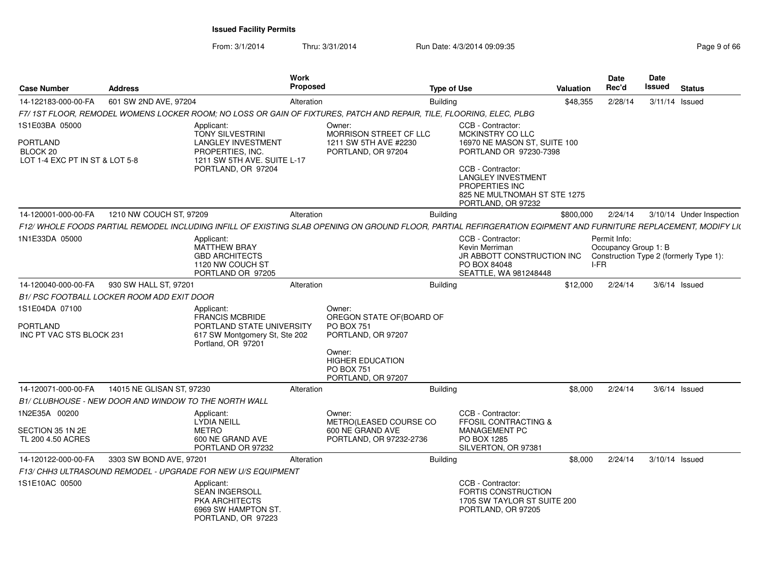**Issued Facility Permits**

From: 3/1/2014 Thru: 3/31/2014 Run Date: 4/3/2014 09:09:35

| Case Number | Address | Work Proposed | Type of Use | Valuation | Date Rec'd | Date Issued | Status |
|---|---|---|---|---|---|---|---|
| 14-122183-000-00-FA | 601 SW 2ND AVE, 97204 | Alteration | Building | $48,355 | 2/28/14 | 3/11/14 | Issued |

*F7/ 1ST FLOOR, REMODEL WOMENS LOCKER ROOM; NO LOSS OR GAIN OF FIXTURES, PATCH AND REPAIR, TILE, FLOORING, ELEC, PLBG*

1S1E03BA 05000
PORTLAND
BLOCK 20
LOT 1-4 EXC PT IN ST & LOT 5-8

Applicant:
TONY SILVESTRINI
LANGLEY INVESTMENT PROPERTIES, INC.
1211 SW 5TH AVE. SUITE L-17
PORTLAND, OR 97204

Owner:
MORRISON STREET CF LLC
1211 SW 5TH AVE #2230
PORTLAND, OR 97204

CCB - Contractor:
MCKINSTRY CO LLC
16970 NE MASON ST, SUITE 100
PORTLAND OR 97230-7398

CCB - Contractor:
LANGLEY INVESTMENT PROPERTIES INC
825 NE MULTNOMAH ST STE 1275
PORTLAND, OR 97232

| Case Number | Address | Work Proposed | Type of Use | Valuation | Date Rec'd | Date Issued | Status |
|---|---|---|---|---|---|---|---|
| 14-120001-000-00-FA | 1210 NW COUCH ST, 97209 | Alteration | Building | $800,000 | 2/24/14 | 3/10/14 | Under Inspection |

*F12/ WHOLE FOODS PARTIAL REMODEL INCLUDING INFILL OF EXISTING SLAB OPENING ON GROUND FLOOR, PARTIAL REFRIGERATION EQIPMENT AND FURNITURE REPLACEMENT, MODIFY LI(*

1N1E33DA 05000

Applicant:
MATTHEW BRAY
GBD ARCHITECTS
1120 NW COUCH ST
PORTLAND OR 97205

CCB - Contractor:
Kevin Merriman
JR ABBOTT CONSTRUCTION INC
PO BOX 84048
SEATTLE, WA 981248448

Permit Info:
Occupancy Group 1: B
Construction Type 2 (formerly Type 1): I-FR

| Case Number | Address | Work Proposed | Type of Use | Valuation | Date Rec'd | Date Issued | Status |
|---|---|---|---|---|---|---|---|
| 14-120040-000-00-FA | 930 SW HALL ST, 97201 | Alteration | Building | $12,000 | 2/24/14 | 3/6/14 | Issued |

*B1/ PSC FOOTBALL LOCKER ROOM ADD EXIT DOOR*

1S1E04DA 07100
PORTLAND
INC PT VAC STS BLOCK 231

Applicant:
FRANCIS MCBRIDE
PORTLAND STATE UNIVERSITY
617 SW Montgomery St, Ste 202
Portland, OR 97201

Owner:
OREGON STATE OF(BOARD OF
PO BOX 751
PORTLAND, OR 97207

Owner:
HIGHER EDUCATION
PO BOX 751
PORTLAND, OR 97207

| Case Number | Address | Work Proposed | Type of Use | Valuation | Date Rec'd | Date Issued | Status |
|---|---|---|---|---|---|---|---|
| 14-120071-000-00-FA | 14015 NE GLISAN ST, 97230 | Alteration | Building | $8,000 | 2/24/14 | 3/6/14 | Issued |

*B1/ CLUBHOUSE - NEW DOOR AND WINDOW TO THE NORTH WALL*

1N2E35A 00200
SECTION 35 1N 2E
TL 200 4.50 ACRES

Applicant:
LYDIA NEILL
METRO
600 NE GRAND AVE
PORTLAND OR 97232

Owner:
METRO(LEASED COURSE CO
600 NE GRAND AVE
PORTLAND, OR 97232-2736

CCB - Contractor:
FFOSIL CONTRACTING & MANAGEMENT PC
PO BOX 1285
SILVERTON, OR 97381

| Case Number | Address | Work Proposed | Type of Use | Valuation | Date Rec'd | Date Issued | Status |
|---|---|---|---|---|---|---|---|
| 14-120122-000-00-FA | 3303 SW BOND AVE, 97201 | Alteration | Building | $8,000 | 2/24/14 | 3/10/14 | Issued |

*F13/ CHH3 ULTRASOUND REMODEL - UPGRADE FOR NEW U/S EQUIPMENT*

1S1E10AC 00500

Applicant:
SEAN INGERSOLL
PKA ARCHITECTS
6969 SW HAMPTON ST.
PORTLAND, OR 97223

CCB - Contractor:
FORTIS CONSTRUCTION
1705 SW TAYLOR ST SUITE 200
PORTLAND, OR 97205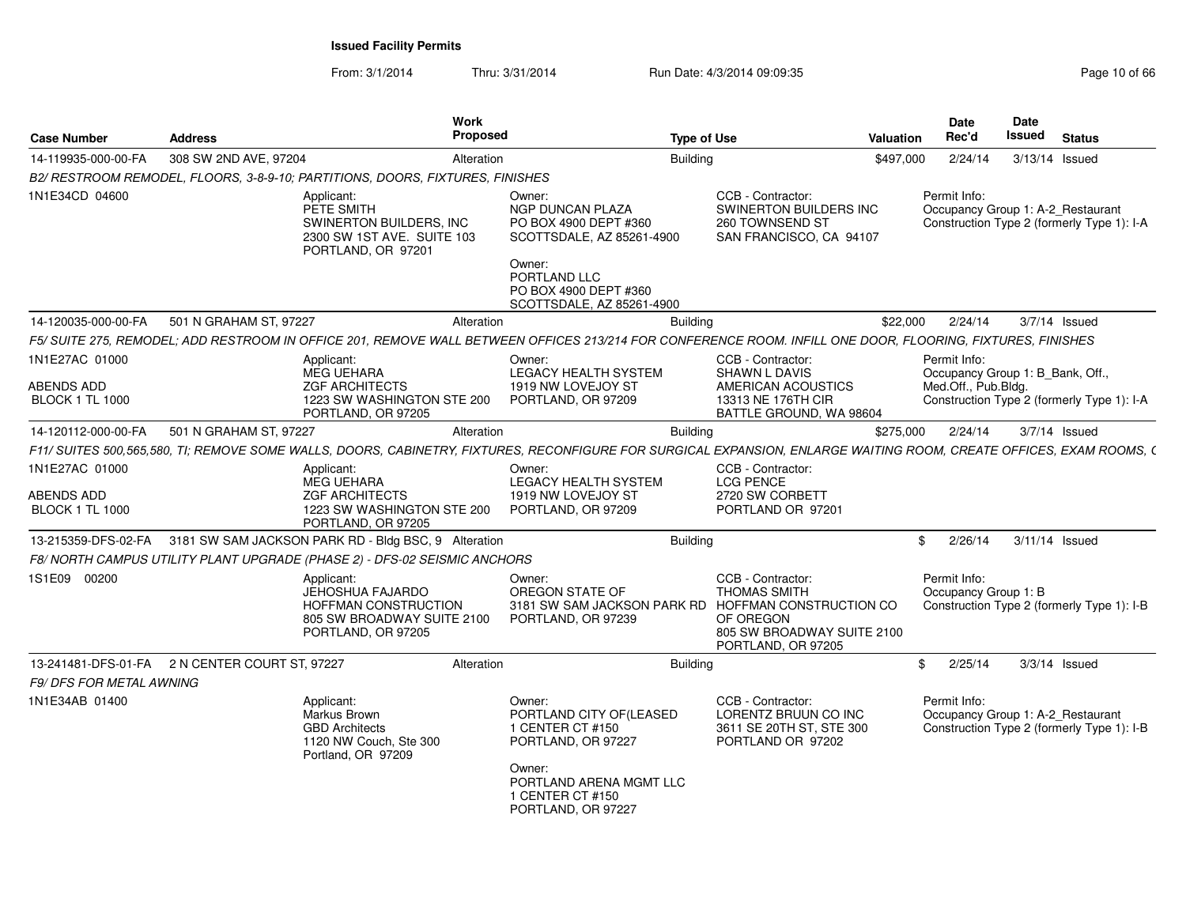# Issued Facility Permits

From: 3/1/2014 Thru: 3/31/2014 Run Date: 4/3/2014 09:09:35

| Case Number | Address | Work Proposed | Type of Use | Valuation | Date Rec'd | Date Issued | Status |
|---|---|---|---|---|---|---|---|
| 14-119935-000-00-FA | 308 SW 2ND AVE, 97204 | Alteration | Building | $497,000 | 2/24/14 | 3/13/14 | Issued |

*B2/ RESTROOM REMODEL, FLOORS, 3-8-9-10; PARTITIONS, DOORS, FIXTURES, FINISHES*

1N1E34CD 04600

Applicant:
PETE SMITH
SWINERTON BUILDERS, INC
2300 SW 1ST AVE. SUITE 103
PORTLAND, OR 97201

Owner:
NGP DUNCAN PLAZA
PO BOX 4900 DEPT #360
SCOTTSDALE, AZ 85261-4900

Owner:
PORTLAND LLC
PO BOX 4900 DEPT #360
SCOTTSDALE, AZ 85261-4900

CCB - Contractor:
SWINERTON BUILDERS INC
260 TOWNSEND ST
SAN FRANCISCO, CA 94107

Permit Info:
Occupancy Group 1: A-2_Restaurant
Construction Type 2 (formerly Type 1): I-A

| Case Number | Address | Work Proposed | Type of Use | Valuation | Date Rec'd | Date Issued | Status |
|---|---|---|---|---|---|---|---|
| 14-120035-000-00-FA | 501 N GRAHAM ST, 97227 | Alteration | Building | $22,000 | 2/24/14 | 3/7/14 | Issued |

*F5/ SUITE 275, REMODEL; ADD RESTROOM IN OFFICE 201, REMOVE WALL BETWEEN OFFICES 213/214 FOR CONFERENCE ROOM. INFILL ONE DOOR, FLOORING, FIXTURES, FINISHES*

1N1E27AC 01000
ABENDS ADD
BLOCK 1 TL 1000

Applicant:
MEG UEHARA
ZGF ARCHITECTS
1223 SW WASHINGTON STE 200
PORTLAND, OR 97205

Owner:
LEGACY HEALTH SYSTEM
1919 NW LOVEJOY ST
PORTLAND, OR 97209

CCB - Contractor:
SHAWN L DAVIS
AMERICAN ACOUSTICS
13313 NE 176TH CIR
BATTLE GROUND, WA 98604

Permit Info:
Occupancy Group 1: B_Bank, Off., Med.Off., Pub.Bldg.
Construction Type 2 (formerly Type 1): I-A

| Case Number | Address | Work Proposed | Type of Use | Valuation | Date Rec'd | Date Issued | Status |
|---|---|---|---|---|---|---|---|
| 14-120112-000-00-FA | 501 N GRAHAM ST, 97227 | Alteration | Building | $275,000 | 2/24/14 | 3/7/14 | Issued |

*F11/ SUITES 500,565,580, TI; REMOVE SOME WALLS, DOORS, CABINETRY, FIXTURES, RECONFIGURE FOR SURGICAL EXPANSION, ENLARGE WAITING ROOM, CREATE OFFICES, EXAM ROOMS, (*

1N1E27AC 01000
ABENDS ADD
BLOCK 1 TL 1000

Applicant:
MEG UEHARA
ZGF ARCHITECTS
1223 SW WASHINGTON STE 200
PORTLAND, OR 97205

Owner:
LEGACY HEALTH SYSTEM
1919 NW LOVEJOY ST
PORTLAND, OR 97209

CCB - Contractor:
LCG PENCE
2720 SW CORBETT
PORTLAND OR 97201

| Case Number | Address | Work Proposed | Type of Use | Valuation | Date Rec'd | Date Issued | Status |
|---|---|---|---|---|---|---|---|
| 13-215359-DFS-02-FA | 3181 SW SAM JACKSON PARK RD - Bldg BSC, 9 | Alteration | Building | $ | 2/26/14 | 3/11/14 | Issued |

*F8/ NORTH CAMPUS UTILITY PLANT UPGRADE (PHASE 2) - DFS-02 SEISMIC ANCHORS*

1S1E09 00200

Applicant:
JEHOSHUA FAJARDO
HOFFMAN CONSTRUCTION
805 SW BROADWAY SUITE 2100
PORTLAND, OR 97205

Owner:
OREGON STATE OF
3181 SW SAM JACKSON PARK RD
PORTLAND, OR 97239

CCB - Contractor:
THOMAS SMITH
HOFFMAN CONSTRUCTION CO OF OREGON
805 SW BROADWAY SUITE 2100
PORTLAND, OR 97205

Permit Info:
Occupancy Group 1: B
Construction Type 2 (formerly Type 1): I-B

| Case Number | Address | Work Proposed | Type of Use | Valuation | Date Rec'd | Date Issued | Status |
|---|---|---|---|---|---|---|---|
| 13-241481-DFS-01-FA | 2 N CENTER COURT ST, 97227 | Alteration | Building | $ | 2/25/14 | 3/3/14 | Issued |

*F9/ DFS FOR METAL AWNING*

1N1E34AB 01400

Applicant:
Markus Brown
GBD Architects
1120 NW Couch, Ste 300
Portland, OR 97209

Owner:
PORTLAND CITY OF(LEASED
1 CENTER CT #150
PORTLAND, OR 97227

Owner:
PORTLAND ARENA MGMT LLC
1 CENTER CT #150
PORTLAND, OR 97227

CCB - Contractor:
LORENTZ BRUUN CO INC
3611 SE 20TH ST, STE 300
PORTLAND OR 97202

Permit Info:
Occupancy Group 1: A-2_Restaurant
Construction Type 2 (formerly Type 1): I-B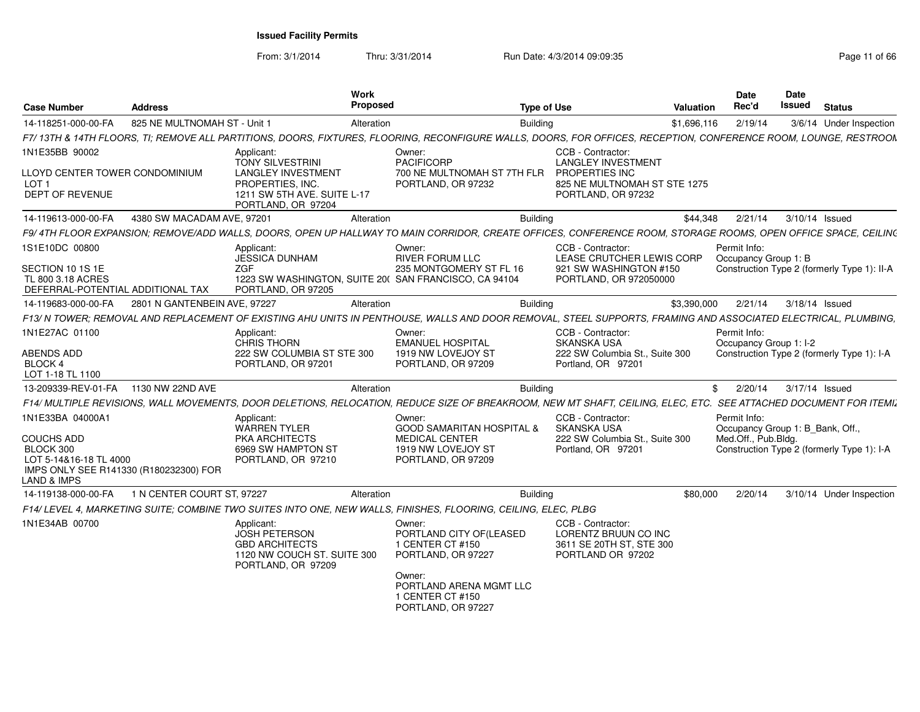**Issued Facility Permits**

From: 3/1/2014 Thru: 3/31/2014 Run Date: 4/3/2014 09:09:35

| Case Number | Address | Work Proposed | Type of Use | Valuation | Date Rec'd | Date Issued | Status |
|---|---|---|---|---|---|---|---|
| 14-118251-000-00-FA | 825 NE MULTNOMAH ST - Unit 1 | Alteration | Building | $1,696,116 | 2/19/14 | 3/6/14 | Under Inspection |

*F7/ 13TH & 14TH FLOORS, TI; REMOVE ALL PARTITIONS, DOORS, FIXTURES, FLOORING, RECONFIGURE WALLS, DOORS, FOR OFFICES, RECEPTION, CONFERENCE ROOM, LOUNGE, RESTROOM*

1N1E35BB 90002

LLOYD CENTER TOWER CONDOMINIUM
LOT 1
DEPT OF REVENUE

Applicant:
TONY SILVESTRINI
LANGLEY INVESTMENT PROPERTIES, INC.
1211 SW 5TH AVE. SUITE L-17
PORTLAND, OR 97204

Owner:
PACIFICORP
700 NE MULTNOMAH ST 7TH FLR
PORTLAND, OR 97232

CCB - Contractor:
LANGLEY INVESTMENT PROPERTIES INC
825 NE MULTNOMAH ST STE 1275
PORTLAND, OR 97232

| Case Number | Address | Work Proposed | Type of Use | Valuation | Date Rec'd | Date Issued | Status |
|---|---|---|---|---|---|---|---|
| 14-119613-000-00-FA | 4380 SW MACADAM AVE, 97201 | Alteration | Building | $44,348 | 2/21/14 | 3/10/14 | Issued |

*F9/ 4TH FLOOR EXPANSION; REMOVE/ADD WALLS, DOORS, OPEN UP HALLWAY TO MAIN CORRIDOR, CREATE OFFICES, CONFERENCE ROOM, STORAGE ROOMS, OPEN OFFICE SPACE, CEILING*

1S1E10DC 00800

SECTION 10 1S 1E
TL 800 3.18 ACRES
DEFERRAL-POTENTIAL ADDITIONAL TAX

Applicant:
JESSICA DUNHAM
ZGF
1223 SW WASHINGTON, SUITE 20(
PORTLAND, OR 97205

Owner:
RIVER FORUM LLC
235 MONTGOMERY ST FL 16
SAN FRANCISCO, CA 94104

CCB - Contractor:
LEASE CRUTCHER LEWIS CORP
921 SW WASHINGTON #150
PORTLAND, OR 972050000

Permit Info:
Occupancy Group 1: B
Construction Type 2 (formerly Type 1): II-A

| Case Number | Address | Work Proposed | Type of Use | Valuation | Date Rec'd | Date Issued | Status |
|---|---|---|---|---|---|---|---|
| 14-119683-000-00-FA | 2801 N GANTENBEIN AVE, 97227 | Alteration | Building | $3,390,000 | 2/21/14 | 3/18/14 | Issued |

*F13/ N TOWER; REMOVAL AND REPLACEMENT OF EXISTING AHU UNITS IN PENTHOUSE, WALLS AND DOOR REMOVAL, STEEL SUPPORTS, FRAMING AND ASSOCIATED ELECTRICAL, PLUMBING,*

1N1E27AC 01100

ABENDS ADD
BLOCK 4
LOT 1-18 TL 1100

Applicant:
CHRIS THORN
222 SW COLUMBIA ST STE 300
PORTLAND, OR 97201

Owner:
EMANUEL HOSPITAL
1919 NW LOVEJOY ST
PORTLAND, OR 97209

CCB - Contractor:
SKANSKA USA
222 SW Columbia St., Suite 300
Portland, OR 97201

Permit Info:
Occupancy Group 1: I-2
Construction Type 2 (formerly Type 1): I-A

| Case Number | Address | Work Proposed | Type of Use | Valuation | Date Rec'd | Date Issued | Status |
|---|---|---|---|---|---|---|---|
| 13-209339-REV-01-FA | 1130 NW 22ND AVE | Alteration | Building | $ | 2/20/14 | 3/17/14 | Issued |

*F14/ MULTIPLE REVISIONS, WALL MOVEMENTS, DOOR DELETIONS, RELOCATION, REDUCE SIZE OF BREAKROOM, NEW MT SHAFT, CEILING, ELEC, ETC. SEE ATTACHED DOCUMENT FOR ITEMI*

1N1E33BA 04000A1

COUCHS ADD
BLOCK 300
LOT 5-14&16-18 TL 4000
IMPS ONLY SEE R141330 (R180232300) FOR LAND & IMPS

Applicant:
WARREN TYLER
PKA ARCHITECTS
6969 SW HAMPTON ST
PORTLAND, OR 97210

Owner:
GOOD SAMARITAN HOSPITAL & MEDICAL CENTER
1919 NW LOVEJOY ST
PORTLAND, OR 97209

CCB - Contractor:
SKANSKA USA
222 SW Columbia St., Suite 300
Portland, OR 97201

Permit Info:
Occupancy Group 1: B_Bank, Off., Med.Off., Pub.Bldg.
Construction Type 2 (formerly Type 1): I-A

| Case Number | Address | Work Proposed | Type of Use | Valuation | Date Rec'd | Date Issued | Status |
|---|---|---|---|---|---|---|---|
| 14-119138-000-00-FA | 1 N CENTER COURT ST, 97227 | Alteration | Building | $80,000 | 2/20/14 | 3/10/14 | Under Inspection |

*F14/ LEVEL 4, MARKETING SUITE; COMBINE TWO SUITES INTO ONE, NEW WALLS, FINISHES, FLOORING, CEILING, ELEC, PLBG*

1N1E34AB 00700

Applicant:
JOSH PETERSON
GBD ARCHITECTS
1120 NW COUCH ST. SUITE 300
PORTLAND, OR 97209

Owner:
PORTLAND CITY OF(LEASED
1 CENTER CT #150
PORTLAND, OR 97227

Owner:
PORTLAND ARENA MGMT LLC
1 CENTER CT #150
PORTLAND, OR 97227

CCB - Contractor:
LORENTZ BRUUN CO INC
3611 SE 20TH ST, STE 300
PORTLAND OR 97202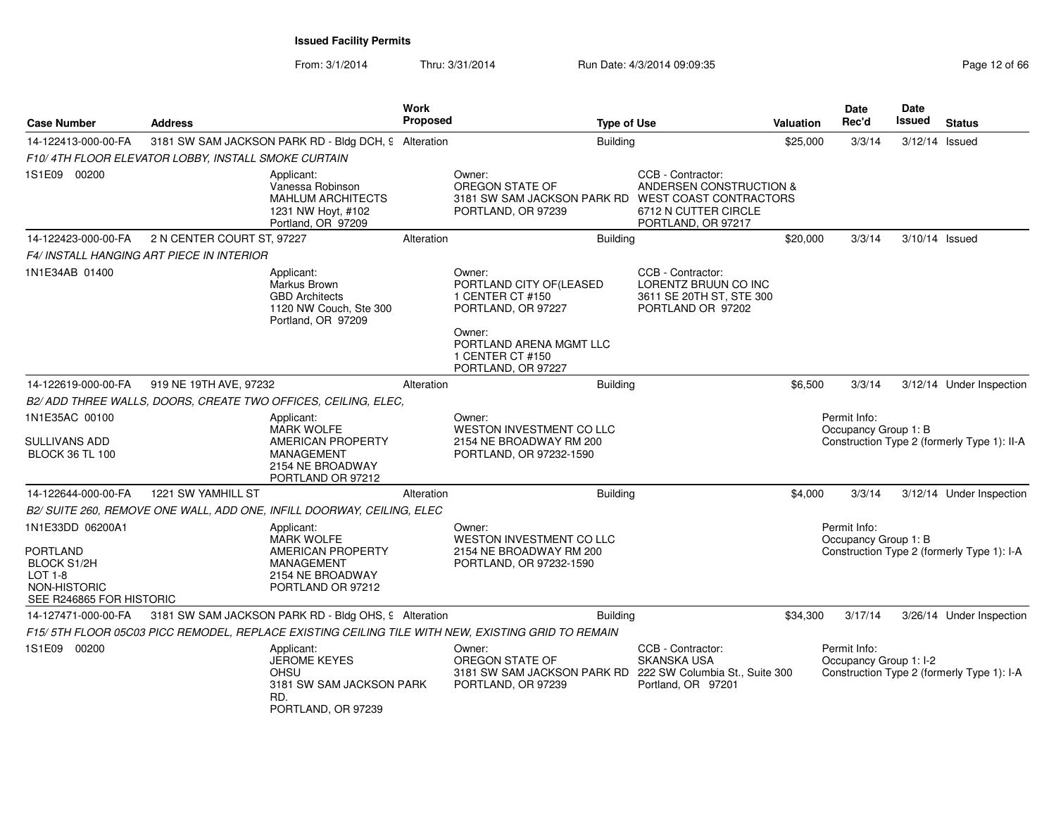## Issued Facility Permits

From: 3/1/2014 Thru: 3/31/2014 Run Date: 4/3/2014 09:09:35

| Case Number | Address | Work Proposed | Type of Use | Valuation | Date Rec'd | Date Issued | Status |
|---|---|---|---|---|---|---|---|
| 14-122413-000-00-FA | 3181 SW SAM JACKSON PARK RD - Bldg DCH, 9 | Alteration | Building | $25,000 | 3/3/14 | 3/12/14 | Issued |

*F10/ 4TH FLOOR ELEVATOR LOBBY, INSTALL SMOKE CURTAIN*

1S1E09 00200

Applicant:
Vanessa Robinson
MAHLUM ARCHITECTS
1231 NW Hoyt, #102
Portland, OR 97209

Owner:
OREGON STATE OF
3181 SW SAM JACKSON PARK RD
PORTLAND, OR 97239

CCB - Contractor:
ANDERSEN CONSTRUCTION &
WEST COAST CONTRACTORS
6712 N CUTTER CIRCLE
PORTLAND, OR 97217

| Case Number | Address | Work Proposed | Type of Use | Valuation | Date Rec'd | Date Issued | Status |
|---|---|---|---|---|---|---|---|
| 14-122423-000-00-FA | 2 N CENTER COURT ST, 97227 | Alteration | Building | $20,000 | 3/3/14 | 3/10/14 | Issued |

*F4/ INSTALL HANGING ART PIECE IN INTERIOR*

1N1E34AB 01400

Applicant:
Markus Brown
GBD Architects
1120 NW Couch, Ste 300
Portland, OR 97209

Owner:
PORTLAND CITY OF(LEASED
1 CENTER CT #150
PORTLAND, OR 97227

Owner:
PORTLAND ARENA MGMT LLC
1 CENTER CT #150
PORTLAND, OR 97227

CCB - Contractor:
LORENTZ BRUUN CO INC
3611 SE 20TH ST, STE 300
PORTLAND OR 97202

| Case Number | Address | Work Proposed | Type of Use | Valuation | Date Rec'd | Date Issued | Status |
|---|---|---|---|---|---|---|---|
| 14-122619-000-00-FA | 919 NE 19TH AVE, 97232 | Alteration | Building | $6,500 | 3/3/14 | 3/12/14 | Under Inspection |

*B2/ ADD THREE WALLS, DOORS, CREATE TWO OFFICES, CEILING, ELEC,*

1N1E35AC 00100

SULLIVANS ADD
BLOCK 36 TL 100

Applicant:
MARK WOLFE
AMERICAN PROPERTY
MANAGEMENT
2154 NE BROADWAY
PORTLAND OR 97212

Owner:
WESTON INVESTMENT CO LLC
2154 NE BROADWAY RM 200
PORTLAND, OR 97232-1590

Permit Info:
Occupancy Group 1: B
Construction Type 2 (formerly Type 1): II-A

| Case Number | Address | Work Proposed | Type of Use | Valuation | Date Rec'd | Date Issued | Status |
|---|---|---|---|---|---|---|---|
| 14-122644-000-00-FA | 1221 SW YAMHILL ST | Alteration | Building | $4,000 | 3/3/14 | 3/12/14 | Under Inspection |

*B2/ SUITE 260, REMOVE ONE WALL, ADD ONE, INFILL DOORWAY, CEILING, ELEC*

1N1E33DD 06200A1

PORTLAND
BLOCK S1/2H
LOT 1-8
NON-HISTORIC
SEE R246865 FOR HISTORIC

Applicant:
MARK WOLFE
AMERICAN PROPERTY
MANAGEMENT
2154 NE BROADWAY
PORTLAND OR 97212

Owner:
WESTON INVESTMENT CO LLC
2154 NE BROADWAY RM 200
PORTLAND, OR 97232-1590

Permit Info:
Occupancy Group 1: B
Construction Type 2 (formerly Type 1): I-A

| Case Number | Address | Work Proposed | Type of Use | Valuation | Date Rec'd | Date Issued | Status |
|---|---|---|---|---|---|---|---|
| 14-127471-000-00-FA | 3181 SW SAM JACKSON PARK RD - Bldg OHS, 9 | Alteration | Building | $34,300 | 3/17/14 | 3/26/14 | Under Inspection |

*F15/ 5TH FLOOR 05C03 PICC REMODEL, REPLACE EXISTING CEILING TILE WITH NEW, EXISTING GRID TO REMAIN*

1S1E09 00200

Applicant:
JEROME KEYES
OHSU
3181 SW SAM JACKSON PARK
RD.
PORTLAND, OR 97239

Owner:
OREGON STATE OF
3181 SW SAM JACKSON PARK RD
PORTLAND, OR 97239

CCB - Contractor:
SKANSKA USA
222 SW Columbia St., Suite 300
Portland, OR 97201

Permit Info:
Occupancy Group 1: I-2
Construction Type 2 (formerly Type 1): I-A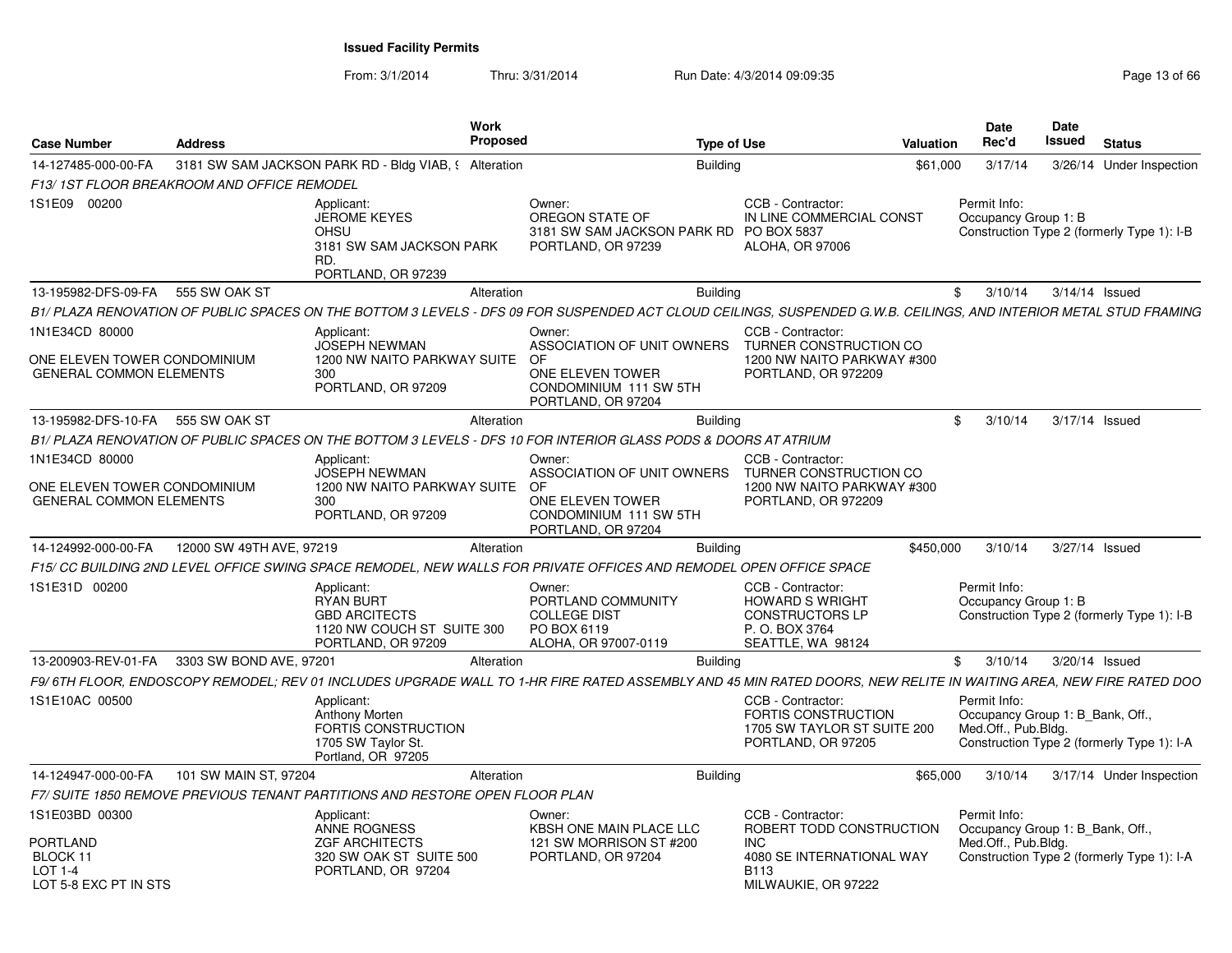**Issued Facility Permits**

From: 3/1/2014 Thru: 3/31/2014 Run Date: 4/3/2014 09:09:35

| Case Number | Address | Work Proposed | Type of Use | Valuation | Date Rec'd | Date Issued | Status |
|---|---|---|---|---|---|---|---|
| 14-127485-000-00-FA | 3181 SW SAM JACKSON PARK RD - Bldg VIAB, 9 | Alteration | Building | $61,000 | 3/17/14 | 3/26/14 | Under Inspection |

*F13/ 1ST FLOOR BREAKROOM AND OFFICE REMODEL*

1S1E09 00200

Applicant: JEROME KEYES, OHSU, 3181 SW SAM JACKSON PARK RD., PORTLAND, OR 97239
Owner: OREGON STATE OF, 3181 SW SAM JACKSON PARK RD, PORTLAND, OR 97239
CCB - Contractor: IN LINE COMMERCIAL CONST, PO BOX 5837, ALOHA, OR 97006
Permit Info: Occupancy Group 1: B; Construction Type 2 (formerly Type 1): I-B

| Case Number | Address | Work Proposed | Type of Use | Valuation | Date Rec'd | Date Issued | Status |
|---|---|---|---|---|---|---|---|
| 13-195982-DFS-09-FA | 555 SW OAK ST | Alteration | Building | $ | 3/10/14 | 3/14/14 | Issued |

*B1/ PLAZA RENOVATION OF PUBLIC SPACES ON THE BOTTOM 3 LEVELS - DFS 09 FOR SUSPENDED ACT CLOUD CEILINGS, SUSPENDED G.W.B. CEILINGS, AND INTERIOR METAL STUD FRAMING*

1N1E34CD 80000
ONE ELEVEN TOWER CONDOMINIUM
GENERAL COMMON ELEMENTS

Applicant: JOSEPH NEWMAN, 1200 NW NAITO PARKWAY SUITE 300, PORTLAND, OR 97209
Owner: ASSOCIATION OF UNIT OWNERS OF ONE ELEVEN TOWER CONDOMINIUM 111 SW 5TH, PORTLAND, OR 97204
CCB - Contractor: TURNER CONSTRUCTION CO, 1200 NW NAITO PARKWAY #300, PORTLAND, OR 972209

| Case Number | Address | Work Proposed | Type of Use | Valuation | Date Rec'd | Date Issued | Status |
|---|---|---|---|---|---|---|---|
| 13-195982-DFS-10-FA | 555 SW OAK ST | Alteration | Building | $ | 3/10/14 | 3/17/14 | Issued |

*B1/ PLAZA RENOVATION OF PUBLIC SPACES ON THE BOTTOM 3 LEVELS - DFS 10 FOR INTERIOR GLASS PODS & DOORS AT ATRIUM*

1N1E34CD 80000
ONE ELEVEN TOWER CONDOMINIUM
GENERAL COMMON ELEMENTS

Applicant: JOSEPH NEWMAN, 1200 NW NAITO PARKWAY SUITE 300, PORTLAND, OR 97209
Owner: ASSOCIATION OF UNIT OWNERS OF ONE ELEVEN TOWER CONDOMINIUM 111 SW 5TH, PORTLAND, OR 97204
CCB - Contractor: TURNER CONSTRUCTION CO, 1200 NW NAITO PARKWAY #300, PORTLAND, OR 972209

| Case Number | Address | Work Proposed | Type of Use | Valuation | Date Rec'd | Date Issued | Status |
|---|---|---|---|---|---|---|---|
| 14-124992-000-00-FA | 12000 SW 49TH AVE, 97219 | Alteration | Building | $450,000 | 3/10/14 | 3/27/14 | Issued |

*F15/ CC BUILDING 2ND LEVEL OFFICE SWING SPACE REMODEL, NEW WALLS FOR PRIVATE OFFICES AND REMODEL OPEN OFFICE SPACE*

1S1E31D 00200

Applicant: RYAN BURT, GBD ARCITECTS, 1120 NW COUCH ST SUITE 300, PORTLAND, OR 97209
Owner: PORTLAND COMMUNITY COLLEGE DIST, PO BOX 6119, ALOHA, OR 97007-0119
CCB - Contractor: HOWARD S WRIGHT CONSTRUCTORS LP, P. O. BOX 3764, SEATTLE, WA 98124
Permit Info: Occupancy Group 1: B; Construction Type 2 (formerly Type 1): I-B

| Case Number | Address | Work Proposed | Type of Use | Valuation | Date Rec'd | Date Issued | Status |
|---|---|---|---|---|---|---|---|
| 13-200903-REV-01-FA | 3303 SW BOND AVE, 97201 | Alteration | Building | $ | 3/10/14 | 3/20/14 | Issued |

*F9/ 6TH FLOOR, ENDOSCOPY REMODEL; REV 01 INCLUDES UPGRADE WALL TO 1-HR FIRE RATED ASSEMBLY AND 45 MIN RATED DOORS, NEW RELITE IN WAITING AREA, NEW FIRE RATED DOO*

1S1E10AC 00500

Applicant: Anthony Morten, FORTIS CONSTRUCTION, 1705 SW Taylor St., Portland, OR 97205
CCB - Contractor: FORTIS CONSTRUCTION, 1705 SW TAYLOR ST SUITE 200, PORTLAND, OR 97205
Permit Info: Occupancy Group 1: B_Bank, Off., Med.Off., Pub.Bldg.; Construction Type 2 (formerly Type 1): I-A

| Case Number | Address | Work Proposed | Type of Use | Valuation | Date Rec'd | Date Issued | Status |
|---|---|---|---|---|---|---|---|
| 14-124947-000-00-FA | 101 SW MAIN ST, 97204 | Alteration | Building | $65,000 | 3/10/14 | 3/17/14 | Under Inspection |

*F7/ SUITE 1850 REMOVE PREVIOUS TENANT PARTITIONS AND RESTORE OPEN FLOOR PLAN*

1S1E03BD 00300
PORTLAND
BLOCK 11
LOT 1-4
LOT 5-8 EXC PT IN STS

Applicant: ANNE ROGNESS, ZGF ARCHITECTS, 320 SW OAK ST SUITE 500, PORTLAND, OR 97204
Owner: KBSH ONE MAIN PLACE LLC, 121 SW MORRISON ST #200, PORTLAND, OR 97204
CCB - Contractor: ROBERT TODD CONSTRUCTION INC, 4080 SE INTERNATIONAL WAY B113, MILWAUKIE, OR 97222
Permit Info: Occupancy Group 1: B_Bank, Off., Med.Off., Pub.Bldg.; Construction Type 2 (formerly Type 1): I-A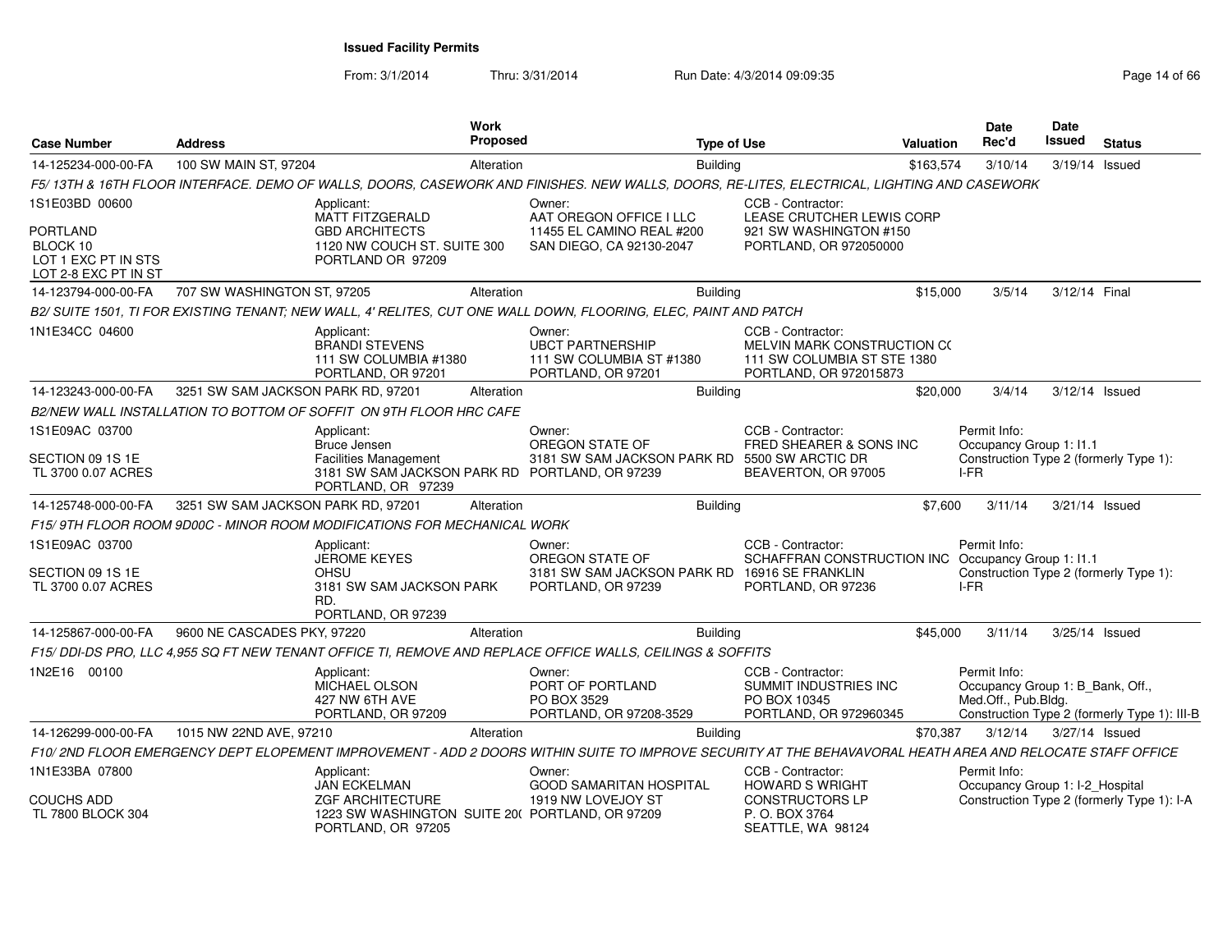**Issued Facility Permits**

From: 3/1/2014 Thru: 3/31/2014 Run Date: 4/3/2014 09:09:35

| Case Number | Address | Work Proposed | Type of Use | Valuation | Date Rec'd | Date Issued | Status |
|---|---|---|---|---|---|---|---|
| 14-125234-000-00-FA | 100 SW MAIN ST, 97204 | Alteration | Building | $163,574 | 3/10/14 | 3/19/14 | Issued |

*F5/ 13TH & 16TH FLOOR INTERFACE. DEMO OF WALLS, DOORS, CASEWORK AND FINISHES. NEW WALLS, DOORS, RE-LITES, ELECTRICAL, LIGHTING AND CASEWORK*

1S1E03BD 00600
PORTLAND
BLOCK 10
LOT 1 EXC PT IN STS
LOT 2-8 EXC PT IN ST

Applicant: MATT FITZGERALD, GBD ARCHITECTS, 1120 NW COUCH ST. SUITE 300, PORTLAND OR 97209
Owner: AAT OREGON OFFICE I LLC, 11455 EL CAMINO REAL #200, SAN DIEGO, CA 92130-2047
CCB - Contractor: LEASE CRUTCHER LEWIS CORP, 921 SW WASHINGTON #150, PORTLAND, OR 972050000

| Case Number | Address | Work Proposed | Type of Use | Valuation | Date Rec'd | Date Issued | Status |
|---|---|---|---|---|---|---|---|
| 14-123794-000-00-FA | 707 SW WASHINGTON ST, 97205 | Alteration | Building | $15,000 | 3/5/14 | 3/12/14 | Final |

*B2/ SUITE 1501, TI FOR EXISTING TENANT; NEW WALL, 4' RELITES, CUT ONE WALL DOWN, FLOORING, ELEC, PAINT AND PATCH*

1N1E34CC 04600

Applicant: BRANDI STEVENS, 111 SW COLUMBIA #1380, PORTLAND, OR 97201
Owner: UBCT PARTNERSHIP, 111 SW COLUMBIA ST #1380, PORTLAND, OR 97201
CCB - Contractor: MELVIN MARK CONSTRUCTION C(, 111 SW COLUMBIA ST STE 1380, PORTLAND, OR 972015873

| Case Number | Address | Work Proposed | Type of Use | Valuation | Date Rec'd | Date Issued | Status |
|---|---|---|---|---|---|---|---|
| 14-123243-000-00-FA | 3251 SW SAM JACKSON PARK RD, 97201 | Alteration | Building | $20,000 | 3/4/14 | 3/12/14 | Issued |

*B2/NEW WALL INSTALLATION TO BOTTOM OF SOFFIT ON 9TH FLOOR HRC CAFE*

1S1E09AC 03700
SECTION 09 1S 1E
TL 3700 0.07 ACRES

Applicant: Bruce Jensen, Facilities Management, 3181 SW SAM JACKSON PARK RD, PORTLAND, OR 97239
Owner: OREGON STATE OF, 3181 SW SAM JACKSON PARK RD, PORTLAND, OR 97239
CCB - Contractor: FRED SHEARER & SONS INC, 5500 SW ARCTIC DR, BEAVERTON, OR 97005
Permit Info: Occupancy Group 1: I1.1, Construction Type 2 (formerly Type 1): I-FR

| Case Number | Address | Work Proposed | Type of Use | Valuation | Date Rec'd | Date Issued | Status |
|---|---|---|---|---|---|---|---|
| 14-125748-000-00-FA | 3251 SW SAM JACKSON PARK RD, 97201 | Alteration | Building | $7,600 | 3/11/14 | 3/21/14 | Issued |

*F15/ 9TH FLOOR ROOM 9D00C - MINOR ROOM MODIFICATIONS FOR MECHANICAL WORK*

1S1E09AC 03700
SECTION 09 1S 1E
TL 3700 0.07 ACRES

Applicant: JEROME KEYES, OHSU, 3181 SW SAM JACKSON PARK RD., PORTLAND, OR 97239
Owner: OREGON STATE OF, 3181 SW SAM JACKSON PARK RD, PORTLAND, OR 97239
CCB - Contractor: SCHAFFRAN CONSTRUCTION INC, 16916 SE FRANKLIN, PORTLAND, OR 97236
Permit Info: Occupancy Group 1: I1.1, Construction Type 2 (formerly Type 1): I-FR

| Case Number | Address | Work Proposed | Type of Use | Valuation | Date Rec'd | Date Issued | Status |
|---|---|---|---|---|---|---|---|
| 14-125867-000-00-FA | 9600 NE CASCADES PKY, 97220 | Alteration | Building | $45,000 | 3/11/14 | 3/25/14 | Issued |

*F15/ DDI-DS PRO, LLC 4,955 SQ FT NEW TENANT OFFICE TI, REMOVE AND REPLACE OFFICE WALLS, CEILINGS & SOFFITS*

1N2E16 00100

Applicant: MICHAEL OLSON, 427 NW 6TH AVE, PORTLAND, OR 97209
Owner: PORT OF PORTLAND, PO BOX 3529, PORTLAND, OR 97208-3529
CCB - Contractor: SUMMIT INDUSTRIES INC, PO BOX 10345, PORTLAND, OR 972960345
Permit Info: Occupancy Group 1: B_Bank, Off., Med.Off., Pub.Bldg., Construction Type 2 (formerly Type 1): III-B

| Case Number | Address | Work Proposed | Type of Use | Valuation | Date Rec'd | Date Issued | Status |
|---|---|---|---|---|---|---|---|
| 14-126299-000-00-FA | 1015 NW 22ND AVE, 97210 | Alteration | Building | $70,387 | 3/12/14 | 3/27/14 | Issued |

*F10/ 2ND FLOOR EMERGENCY DEPT ELOPEMENT IMPROVEMENT - ADD 2 DOORS WITHIN SUITE TO IMPROVE SECURITY AT THE BEHAVAVORAL HEATH AREA AND RELOCATE STAFF OFFICE*

1N1E33BA 07800
COUCHS ADD
TL 7800 BLOCK 304

Applicant: JAN ECKELMAN, ZGF ARCHITECTURE, 1223 SW WASHINGTON SUITE 20(, PORTLAND, OR 97205
Owner: GOOD SAMARITAN HOSPITAL, 1919 NW LOVEJOY ST, PORTLAND, OR 97209
CCB - Contractor: HOWARD S WRIGHT CONSTRUCTORS LP, P. O. BOX 3764, SEATTLE, WA 98124
Permit Info: Occupancy Group 1: I-2_Hospital, Construction Type 2 (formerly Type 1): I-A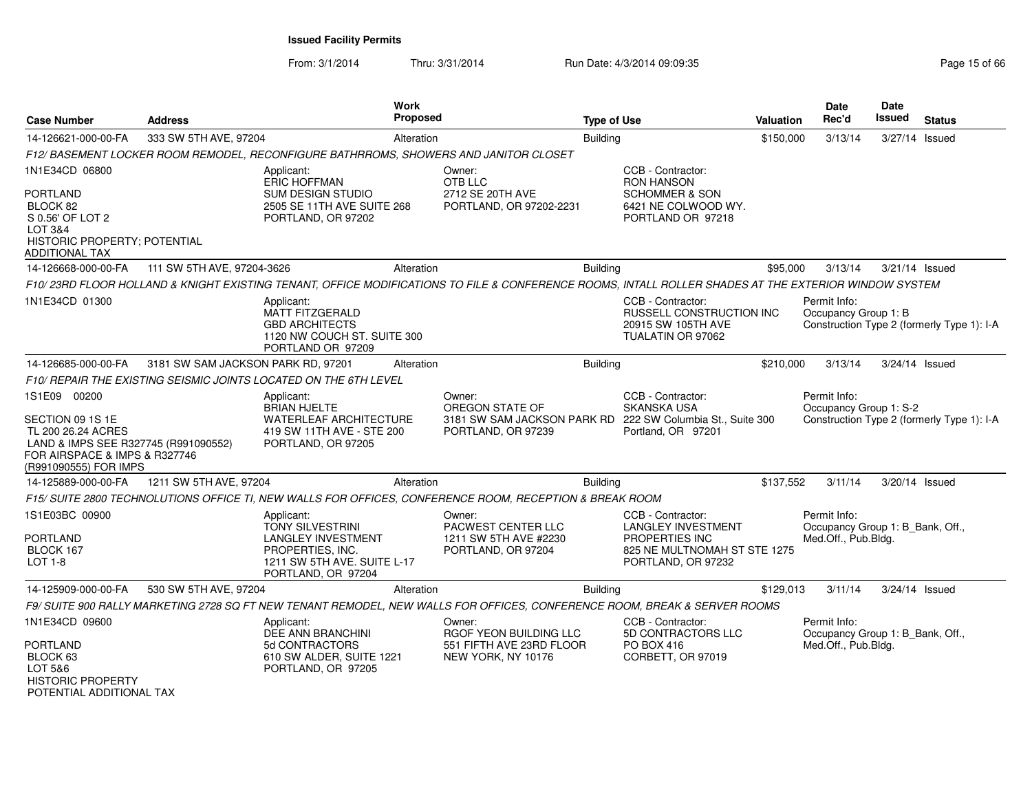# Issued Facility Permits

From: 3/1/2014 Thru: 3/31/2014 Run Date: 4/3/2014 09:09:35

| Case Number | Address | Work Proposed | Type of Use | Valuation | Date Rec'd | Date Issued | Status |
|---|---|---|---|---|---|---|---|
| 14-126621-000-00-FA | 333 SW 5TH AVE, 97204 | Alteration | Building | $150,000 | 3/13/14 | 3/27/14 | Issued |

*F12/ BASEMENT LOCKER ROOM REMODEL, RECONFIGURE BATHRROMS, SHOWERS AND JANITOR CLOSET*

1N1E34CD 06800

PORTLAND
BLOCK 82
S 0.56' OF LOT 2
LOT 3&4
HISTORIC PROPERTY; POTENTIAL ADDITIONAL TAX

Applicant:
ERIC HOFFMAN
SUM DESIGN STUDIO
2505 SE 11TH AVE SUITE 268
PORTLAND, OR 97202

Owner:
OTB LLC
2712 SE 20TH AVE
PORTLAND, OR 97202-2231

CCB - Contractor:
RON HANSON
SCHOMMER & SON
6421 NE COLWOOD WY.
PORTLAND OR 97218

---

| Case Number | Address | Work Proposed | Type of Use | Valuation | Date Rec'd | Date Issued | Status |
|---|---|---|---|---|---|---|---|
| 14-126668-000-00-FA | 111 SW 5TH AVE, 97204-3626 | Alteration | Building | $95,000 | 3/13/14 | 3/21/14 | Issued |

*F10/ 23RD FLOOR HOLLAND & KNIGHT EXISTING TENANT, OFFICE MODIFICATIONS TO FILE & CONFERENCE ROOMS, INTALL ROLLER SHADES AT THE EXTERIOR WINDOW SYSTEM*

1N1E34CD 01300

Applicant:
MATT FITZGERALD
GBD ARCHITECTS
1120 NW COUCH ST. SUITE 300
PORTLAND OR 97209

CCB - Contractor:
RUSSELL CONSTRUCTION INC
20915 SW 105TH AVE
TUALATIN OR 97062

Permit Info:
Occupancy Group 1: B
Construction Type 2 (formerly Type 1): I-A

---

| Case Number | Address | Work Proposed | Type of Use | Valuation | Date Rec'd | Date Issued | Status |
|---|---|---|---|---|---|---|---|
| 14-126685-000-00-FA | 3181 SW SAM JACKSON PARK RD, 97201 | Alteration | Building | $210,000 | 3/13/14 | 3/24/14 | Issued |

*F10/ REPAIR THE EXISTING SEISMIC JOINTS LOCATED ON THE 6TH LEVEL*

1S1E09 00200

SECTION 09 1S 1E
TL 200 26.24 ACRES
LAND & IMPS SEE R327745 (R991090552) FOR AIRSPACE & IMPS & R327746 (R991090555) FOR IMPS

Applicant:
BRIAN HJELTE
WATERLEAF ARCHITECTURE
419 SW 11TH AVE - STE 200
PORTLAND, OR 97205

Owner:
OREGON STATE OF
3181 SW SAM JACKSON PARK RD
PORTLAND, OR 97239

CCB - Contractor:
SKANSKA USA
222 SW Columbia St., Suite 300
Portland, OR 97201

Permit Info:
Occupancy Group 1: S-2
Construction Type 2 (formerly Type 1): I-A

---

| Case Number | Address | Work Proposed | Type of Use | Valuation | Date Rec'd | Date Issued | Status |
|---|---|---|---|---|---|---|---|
| 14-125889-000-00-FA | 1211 SW 5TH AVE, 97204 | Alteration | Building | $137,552 | 3/11/14 | 3/20/14 | Issued |

*F15/ SUITE 2800 TECHNOLUTIONS OFFICE TI, NEW WALLS FOR OFFICES, CONFERENCE ROOM, RECEPTION & BREAK ROOM*

1S1E03BC 00900

PORTLAND
BLOCK 167
LOT 1-8

Applicant:
TONY SILVESTRINI
LANGLEY INVESTMENT PROPERTIES, INC.
1211 SW 5TH AVE. SUITE L-17
PORTLAND, OR 97204

Owner:
PACWEST CENTER LLC
1211 SW 5TH AVE #2230
PORTLAND, OR 97204

CCB - Contractor:
LANGLEY INVESTMENT PROPERTIES INC
825 NE MULTNOMAH ST STE 1275
PORTLAND, OR 97232

Permit Info:
Occupancy Group 1: B_Bank, Off., Med.Off., Pub.Bldg.

---

| Case Number | Address | Work Proposed | Type of Use | Valuation | Date Rec'd | Date Issued | Status |
|---|---|---|---|---|---|---|---|
| 14-125909-000-00-FA | 530 SW 5TH AVE, 97204 | Alteration | Building | $129,013 | 3/11/14 | 3/24/14 | Issued |

*F9/ SUITE 900 RALLY MARKETING 2728 SQ FT NEW TENANT REMODEL, NEW WALLS FOR OFFICES, CONFERENCE ROOM, BREAK & SERVER ROOMS*

1N1E34CD 09600

PORTLAND
BLOCK 63
LOT 5&6
HISTORIC PROPERTY
POTENTIAL ADDITIONAL TAX

Applicant:
DEE ANN BRANCHINI
5d CONTRACTORS
610 SW ALDER, SUITE 1221
PORTLAND, OR 97205

Owner:
RGOF YEON BUILDING LLC
551 FIFTH AVE 23RD FLOOR
NEW YORK, NY 10176

CCB - Contractor:
5D CONTRACTORS LLC
PO BOX 416
CORBETT, OR 97019

Permit Info:
Occupancy Group 1: B_Bank, Off., Med.Off., Pub.Bldg.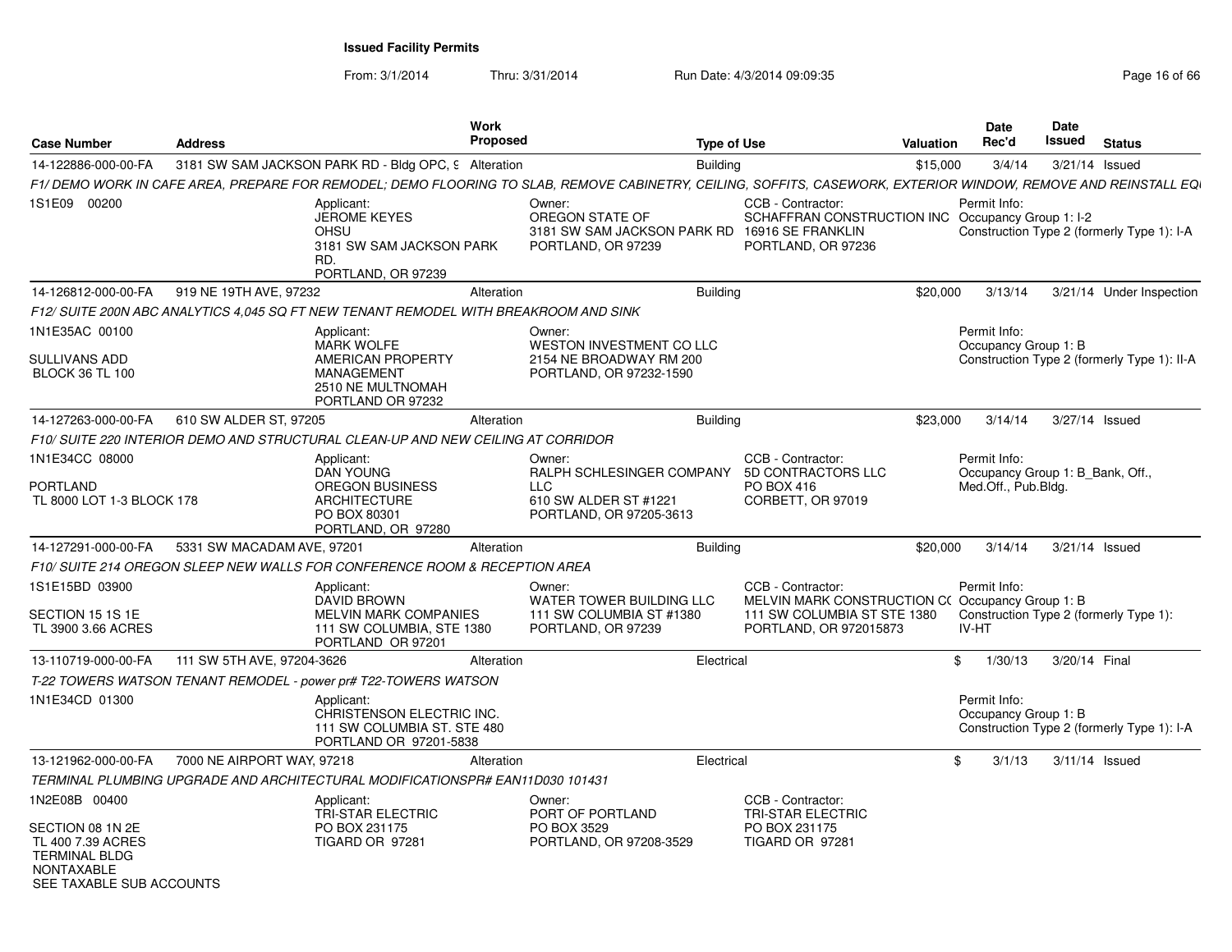**Issued Facility Permits**

From: 3/1/2014 Thru: 3/31/2014 Run Date: 4/3/2014 09:09:35

| Case Number | Address | Work Proposed | Type of Use | Valuation | Date Rec'd | Date Issued | Status |
|---|---|---|---|---|---|---|---|
| 14-122886-000-00-FA | 3181 SW SAM JACKSON PARK RD - Bldg OPC, 9 | Alteration | Building | $15,000 | 3/4/14 | 3/21/14 | Issued |

F1/ DEMO WORK IN CAFE AREA, PREPARE FOR REMODEL; DEMO FLOORING TO SLAB, REMOVE CABINETRY, CEILING, SOFFITS, CASEWORK, EXTERIOR WINDOW, REMOVE AND REINSTALL EQ

1S1E09 00200

Applicant: JEROME KEYES, OHSU, 3181 SW SAM JACKSON PARK RD., PORTLAND, OR 97239

Owner: OREGON STATE OF, 3181 SW SAM JACKSON PARK RD, PORTLAND, OR 97239

CCB - Contractor: SCHAFFRAN CONSTRUCTION INC, 16916 SE FRANKLIN, PORTLAND, OR 97236

Permit Info: Occupancy Group 1: I-2, Construction Type 2 (formerly Type 1): I-A

| Case Number | Address | Work Proposed | Type of Use | Valuation | Date Rec'd | Date Issued | Status |
|---|---|---|---|---|---|---|---|
| 14-126812-000-00-FA | 919 NE 19TH AVE, 97232 | Alteration | Building | $20,000 | 3/13/14 | 3/21/14 | Under Inspection |

F12/ SUITE 200N ABC ANALYTICS 4,045 SQ FT NEW TENANT REMODEL WITH BREAKROOM AND SINK

1N1E35AC 00100, SULLIVANS ADD, BLOCK 36 TL 100

Applicant: MARK WOLFE, AMERICAN PROPERTY MANAGEMENT, 2510 NE MULTNOMAH, PORTLAND OR 97232

Owner: WESTON INVESTMENT CO LLC, 2154 NE BROADWAY RM 200, PORTLAND, OR 97232-1590

Permit Info: Occupancy Group 1: B, Construction Type 2 (formerly Type 1): II-A

| Case Number | Address | Work Proposed | Type of Use | Valuation | Date Rec'd | Date Issued | Status |
|---|---|---|---|---|---|---|---|
| 14-127263-000-00-FA | 610 SW ALDER ST, 97205 | Alteration | Building | $23,000 | 3/14/14 | 3/27/14 | Issued |

F10/ SUITE 220 INTERIOR DEMO AND STRUCTURAL CLEAN-UP AND NEW CEILING AT CORRIDOR

1N1E34CC 08000, PORTLAND, TL 8000 LOT 1-3 BLOCK 178

Applicant: DAN YOUNG, OREGON BUSINESS ARCHITECTURE, PO BOX 80301, PORTLAND, OR 97280

Owner: RALPH SCHLESINGER COMPANY LLC, 610 SW ALDER ST #1221, PORTLAND, OR 97205-3613

CCB - Contractor: 5D CONTRACTORS LLC, PO BOX 416, CORBETT, OR 97019

Permit Info: Occupancy Group 1: B_Bank, Off., Med.Off., Pub.Bldg.

| Case Number | Address | Work Proposed | Type of Use | Valuation | Date Rec'd | Date Issued | Status |
|---|---|---|---|---|---|---|---|
| 14-127291-000-00-FA | 5331 SW MACADAM AVE, 97201 | Alteration | Building | $20,000 | 3/14/14 | 3/21/14 | Issued |

F10/ SUITE 214 OREGON SLEEP NEW WALLS FOR CONFERENCE ROOM & RECEPTION AREA

1S1E15BD 03900, SECTION 15 1S 1E, TL 3900 3.66 ACRES

Applicant: DAVID BROWN, MELVIN MARK COMPANIES, 111 SW COLUMBIA, STE 1380, PORTLAND OR 97201

Owner: WATER TOWER BUILDING LLC, 111 SW COLUMBIA ST #1380, PORTLAND, OR 97239

CCB - Contractor: MELVIN MARK CONSTRUCTION CO, 111 SW COLUMBIA ST STE 1380, PORTLAND, OR 972015873

Permit Info: Occupancy Group 1: B, Construction Type 2 (formerly Type 1): IV-HT

| Case Number | Address | Work Proposed | Type of Use | Valuation | Date Rec'd | Date Issued | Status |
|---|---|---|---|---|---|---|---|
| 13-110719-000-00-FA | 111 SW 5TH AVE, 97204-3626 | Alteration | Electrical | $ | 1/30/13 | 3/20/14 | Final |

T-22 TOWERS WATSON TENANT REMODEL - power pr# T22-TOWERS WATSON

1N1E34CD 01300

Applicant: CHRISTENSON ELECTRIC INC., 111 SW COLUMBIA ST. STE 480, PORTLAND OR 97201-5838

Permit Info: Occupancy Group 1: B, Construction Type 2 (formerly Type 1): I-A

| Case Number | Address | Work Proposed | Type of Use | Valuation | Date Rec'd | Date Issued | Status |
|---|---|---|---|---|---|---|---|
| 13-121962-000-00-FA | 7000 NE AIRPORT WAY, 97218 | Alteration | Electrical | $ | 3/1/13 | 3/11/14 | Issued |

TERMINAL PLUMBING UPGRADE AND ARCHITECTURAL MODIFICATIONSPR# EAN11D030 101431

1N2E08B 00400, SECTION 08 1N 2E, TL 400 7.39 ACRES, TERMINAL BLDG, NONTAXABLE, SEE TAXABLE SUB ACCOUNTS

Applicant: TRI-STAR ELECTRIC, PO BOX 231175, TIGARD OR 97281

Owner: PORT OF PORTLAND, PO BOX 3529, PORTLAND, OR 97208-3529

CCB - Contractor: TRI-STAR ELECTRIC, PO BOX 231175, TIGARD OR 97281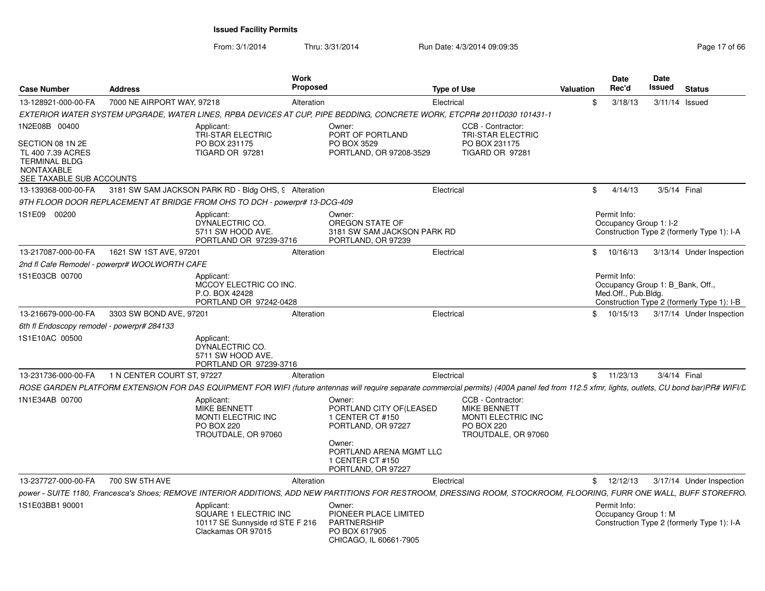**Issued Facility Permits**

From: 3/1/2014 Thru: 3/31/2014 Run Date: 4/3/2014 09:09:35

| Case Number | Address | Work Proposed | Type of Use | Valuation | Date Rec'd | Date Issued | Status |
|---|---|---|---|---|---|---|---|
| 13-128921-000-00-FA | 7000 NE AIRPORT WAY, 97218 | Alteration | Electrical | $ | 3/18/13 | 3/11/14 | Issued |

*EXTERIOR WATER SYSTEM UPGRADE, WATER LINES, RPBA DEVICES AT CUP, PIPE BEDDING, CONCRETE WORK, ETCPR# 2011D030 101431-1*

1N2E08B 00400

SECTION 08 1N 2E
TL 400 7.39 ACRES
TERMINAL BLDG
NONTAXABLE
SEE TAXABLE SUB ACCOUNTS

Applicant:
TRI-STAR ELECTRIC
PO BOX 231175
TIGARD OR 97281

Owner:
PORT OF PORTLAND
PO BOX 3529
PORTLAND, OR 97208-3529

CCB - Contractor:
TRI-STAR ELECTRIC
PO BOX 231175
TIGARD OR 97281

| Case Number | Address | Work Proposed | Type of Use | Valuation | Date Rec'd | Date Issued | Status |
|---|---|---|---|---|---|---|---|
| 13-139368-000-00-FA | 3181 SW SAM JACKSON PARK RD - Bldg OHS, 9 | Alteration | Electrical | $ | 4/14/13 | 3/5/14 | Final |

*9TH FLOOR DOOR REPLACEMENT AT BRIDGE FROM OHS TO DCH - powerpr# 13-DCG-409*

1S1E09 00200

Applicant:
DYNALECTRIC CO.
5711 SW HOOD AVE.
PORTLAND OR 97239-3716

Owner:
OREGON STATE OF
3181 SW SAM JACKSON PARK RD
PORTLAND, OR 97239

Permit Info:
Occupancy Group 1: I-2
Construction Type 2 (formerly Type 1): I-A

| Case Number | Address | Work Proposed | Type of Use | Valuation | Date Rec'd | Date Issued | Status |
|---|---|---|---|---|---|---|---|
| 13-217087-000-00-FA | 1621 SW 1ST AVE, 97201 | Alteration | Electrical | $ | 10/16/13 | 3/13/14 | Under Inspection |

*2nd fl Cafe Remodel - powerpr# WOOLWORTH CAFE*

1S1E03CB 00700

Applicant:
MCCOY ELECTRIC CO INC.
P.O. BOX 42428
PORTLAND OR 97242-0428

Permit Info:
Occupancy Group 1: B_Bank, Off., Med.Off., Pub.Bldg.
Construction Type 2 (formerly Type 1): I-B

| Case Number | Address | Work Proposed | Type of Use | Valuation | Date Rec'd | Date Issued | Status |
|---|---|---|---|---|---|---|---|
| 13-216679-000-00-FA | 3303 SW BOND AVE, 97201 | Alteration | Electrical | $ | 10/15/13 | 3/17/14 | Under Inspection |

*6th fl Endoscopy remodel - powerpr# 284133*

1S1E10AC 00500

Applicant:
DYNALECTRIC CO.
5711 SW HOOD AVE.
PORTLAND OR 97239-3716

| Case Number | Address | Work Proposed | Type of Use | Valuation | Date Rec'd | Date Issued | Status |
|---|---|---|---|---|---|---|---|
| 13-231736-000-00-FA | 1 N CENTER COURT ST, 97227 | Alteration | Electrical | $ | 11/23/13 | 3/4/14 | Final |

*ROSE GARDEN PLATFORM EXTENSION FOR DAS EQUIPMENT FOR WIFI (future antennas will require separate commercial permits) (400A panel fed from 112.5 xfmr, lights, outlets, CU bond bar)PR# WIFI/D*

1N1E34AB 00700

Applicant:
MIKE BENNETT
MONTI ELECTRIC INC
PO BOX 220
TROUTDALE, OR 97060

Owner:
PORTLAND CITY OF(LEASED
1 CENTER CT #150
PORTLAND, OR 97227

Owner:
PORTLAND ARENA MGMT LLC
1 CENTER CT #150
PORTLAND, OR 97227

CCB - Contractor:
MIKE BENNETT
MONTI ELECTRIC INC
PO BOX 220
TROUTDALE, OR 97060

| Case Number | Address | Work Proposed | Type of Use | Valuation | Date Rec'd | Date Issued | Status |
|---|---|---|---|---|---|---|---|
| 13-237727-000-00-FA | 700 SW 5TH AVE | Alteration | Electrical | $ | 12/12/13 | 3/17/14 | Under Inspection |

*power - SUITE 1180, Francesca's Shoes; REMOVE INTERIOR ADDITIONS, ADD NEW PARTITIONS FOR RESTROOM, DRESSING ROOM, STOCKROOM, FLOORING, FURR ONE WALL, BUFF STOREFRO*

1S1E03BB1 90001

Applicant:
SQUARE 1 ELECTRIC INC
10117 SE Sunnyside rd STE F 216
Clackamas OR 97015

Owner:
PIONEER PLACE LIMITED
PARTNERSHIP
PO BOX 617905
CHICAGO, IL 60661-7905

Permit Info:
Occupancy Group 1: M
Construction Type 2 (formerly Type 1): I-A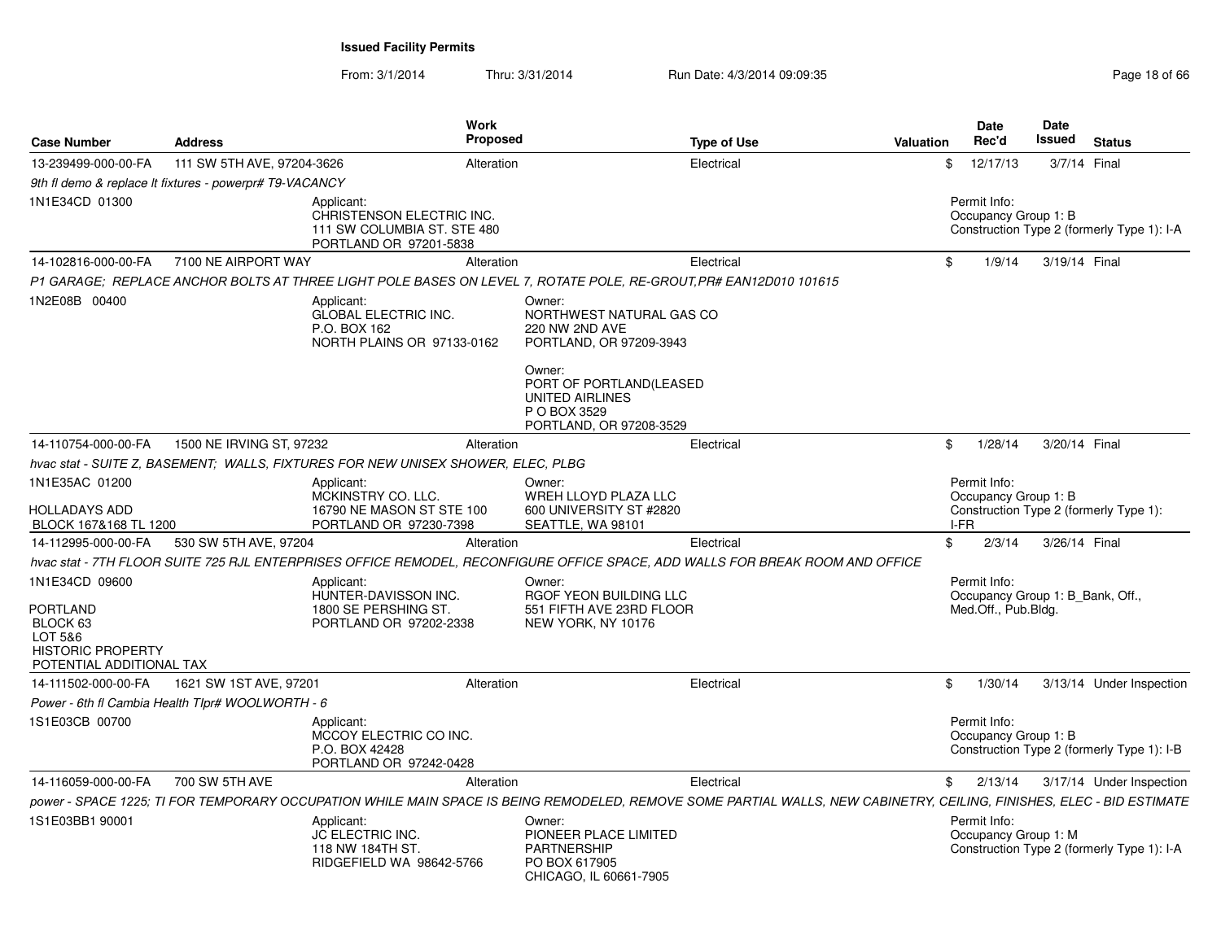# Issued Facility Permits

From: 3/1/2014 Thru: 3/31/2014 Run Date: 4/3/2014 09:09:35

| Case Number | Address | Work Proposed | Type of Use | Valuation | Date Rec'd | Date Issued | Status |
|---|---|---|---|---|---|---|---|
| 13-239499-000-00-FA | 111 SW 5TH AVE, 97204-3626 | Alteration | Electrical | $ | 12/17/13 | 3/7/14 | Final |

*9th fl demo & replace lt fixtures - powerpr# T9-VACANCY*

1N1E34CD 01300

Applicant:
CHRISTENSON ELECTRIC INC.
111 SW COLUMBIA ST. STE 480
PORTLAND OR 97201-5838

Permit Info:
Occupancy Group 1: B
Construction Type 2 (formerly Type 1): I-A

| Case Number | Address | Work Proposed | Type of Use | Valuation | Date Rec'd | Date Issued | Status |
|---|---|---|---|---|---|---|---|
| 14-102816-000-00-FA | 7100 NE AIRPORT WAY | Alteration | Electrical | $ | 1/9/14 | 3/19/14 | Final |

*P1 GARAGE; REPLACE ANCHOR BOLTS AT THREE LIGHT POLE BASES ON LEVEL 7, ROTATE POLE, RE-GROUT,PR# EAN12D010 101615*

1N2E08B 00400

Applicant:
GLOBAL ELECTRIC INC.
P.O. BOX 162
NORTH PLAINS OR 97133-0162

Owner:
NORTHWEST NATURAL GAS CO
220 NW 2ND AVE
PORTLAND, OR 97209-3943

Owner:
PORT OF PORTLAND(LEASED
UNITED AIRLINES
P O BOX 3529
PORTLAND, OR 97208-3529

| Case Number | Address | Work Proposed | Type of Use | Valuation | Date Rec'd | Date Issued | Status |
|---|---|---|---|---|---|---|---|
| 14-110754-000-00-FA | 1500 NE IRVING ST, 97232 | Alteration | Electrical | $ | 1/28/14 | 3/20/14 | Final |

*hvac stat - SUITE Z, BASEMENT; WALLS, FIXTURES FOR NEW UNISEX SHOWER, ELEC, PLBG*

1N1E35AC 01200

HOLLADAYS ADD
BLOCK 167&168 TL 1200

Applicant:
MCKINSTRY CO. LLC.
16790 NE MASON ST STE 100
PORTLAND OR 97230-7398

Owner:
WREH LLOYD PLAZA LLC
600 UNIVERSITY ST #2820
SEATTLE, WA 98101

Permit Info:
Occupancy Group 1: B
Construction Type 2 (formerly Type 1): I-FR

| Case Number | Address | Work Proposed | Type of Use | Valuation | Date Rec'd | Date Issued | Status |
|---|---|---|---|---|---|---|---|
| 14-112995-000-00-FA | 530 SW 5TH AVE, 97204 | Alteration | Electrical | $ | 2/3/14 | 3/26/14 | Final |

*hvac stat - 7TH FLOOR SUITE 725 RJL ENTERPRISES OFFICE REMODEL, RECONFIGURE OFFICE SPACE, ADD WALLS FOR BREAK ROOM AND OFFICE*

1N1E34CD 09600

PORTLAND
BLOCK 63
LOT 5&6
HISTORIC PROPERTY
POTENTIAL ADDITIONAL TAX

Applicant:
HUNTER-DAVISSON INC.
1800 SE PERSHING ST.
PORTLAND OR 97202-2338

Owner:
RGOF YEON BUILDING LLC
551 FIFTH AVE 23RD FLOOR
NEW YORK, NY 10176

Permit Info:
Occupancy Group 1: B_Bank, Off., Med.Off., Pub.Bldg.

| Case Number | Address | Work Proposed | Type of Use | Valuation | Date Rec'd | Date Issued | Status |
|---|---|---|---|---|---|---|---|
| 14-111502-000-00-FA | 1621 SW 1ST AVE, 97201 | Alteration | Electrical | $ | 1/30/14 | 3/13/14 | Under Inspection |

*Power - 6th fl Cambia Health TIpr# WOOLWORTH - 6*

1S1E03CB 00700

Applicant:
MCCOY ELECTRIC CO INC.
P.O. BOX 42428
PORTLAND OR 97242-0428

Permit Info:
Occupancy Group 1: B
Construction Type 2 (formerly Type 1): I-B

| Case Number | Address | Work Proposed | Type of Use | Valuation | Date Rec'd | Date Issued | Status |
|---|---|---|---|---|---|---|---|
| 14-116059-000-00-FA | 700 SW 5TH AVE | Alteration | Electrical | $ | 2/13/14 | 3/17/14 | Under Inspection |

*power - SPACE 1225; TI FOR TEMPORARY OCCUPATION WHILE MAIN SPACE IS BEING REMODELED, REMOVE SOME PARTIAL WALLS, NEW CABINETRY, CEILING, FINISHES, ELEC - BID ESTIMATE*

1S1E03BB1 90001

Applicant:
JC ELECTRIC INC.
118 NW 184TH ST.
RIDGEFIELD WA 98642-5766

Owner:
PIONEER PLACE LIMITED
PARTNERSHIP
PO BOX 617905
CHICAGO, IL 60661-7905

Permit Info:
Occupancy Group 1: M
Construction Type 2 (formerly Type 1): I-A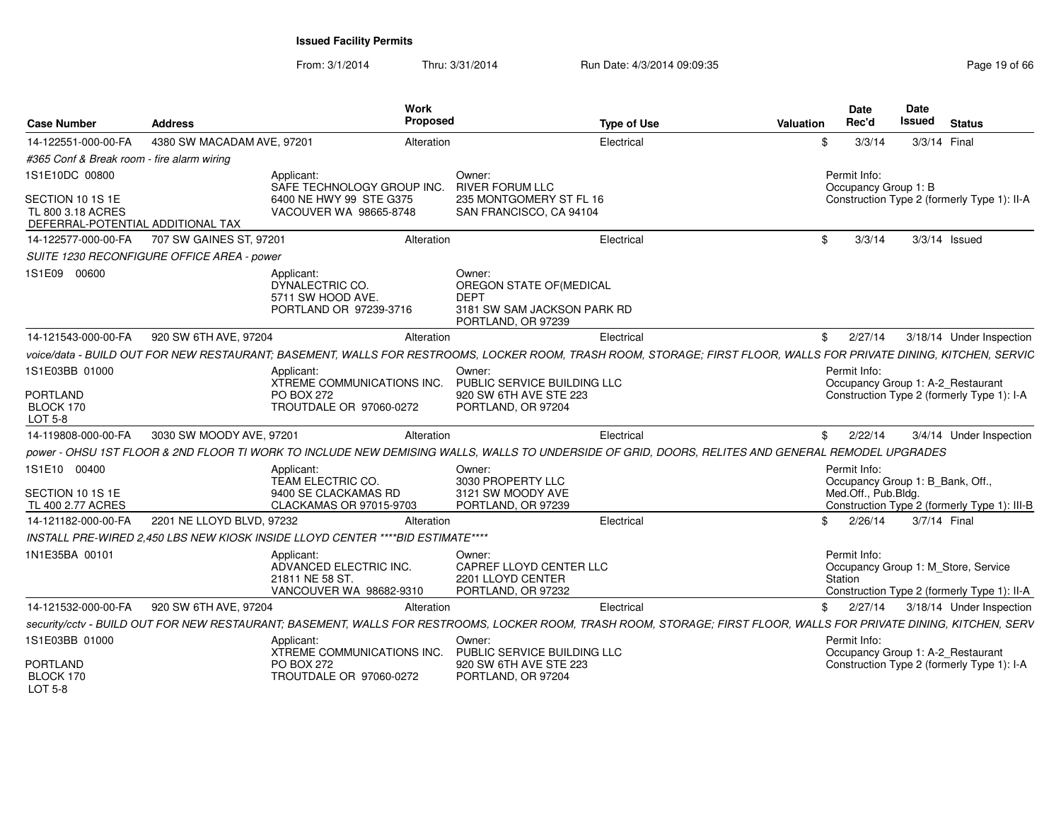**Issued Facility Permits**

From: 3/1/2014 Thru: 3/31/2014 Run Date: 4/3/2014 09:09:35

| Case Number | Address | Work Proposed | Type of Use | Valuation | Date Rec'd | Date Issued | Status |
|---|---|---|---|---|---|---|---|
| 14-122551-000-00-FA | 4380 SW MACADAM AVE, 97201 | Alteration | Electrical | $ | 3/3/14 | 3/3/14 | Final |

*#365 Conf & Break room - fire alarm wiring*

1S1E10DC 00800

SECTION 10 1S 1E
TL 800 3.18 ACRES
DEFERRAL-POTENTIAL ADDITIONAL TAX

Applicant:
SAFE TECHNOLOGY GROUP INC.
6400 NE HWY 99 STE G375
VACOUVER WA 98665-8748

Owner:
RIVER FORUM LLC
235 MONTGOMERY ST FL 16
SAN FRANCISCO, CA 94104

Permit Info:
Occupancy Group 1: B
Construction Type 2 (formerly Type 1): II-A

| Case Number | Address | Work Proposed | Type of Use | Valuation | Date Rec'd | Date Issued | Status |
|---|---|---|---|---|---|---|---|
| 14-122577-000-00-FA | 707 SW GAINES ST, 97201 | Alteration | Electrical | $ | 3/3/14 | 3/3/14 | Issued |

*SUITE 1230 RECONFIGURE OFFICE AREA - power*

1S1E09 00600

Applicant:
DYNALECTRIC CO.
5711 SW HOOD AVE.
PORTLAND OR 97239-3716

Owner:
OREGON STATE OF(MEDICAL DEPT
3181 SW SAM JACKSON PARK RD
PORTLAND, OR 97239

| Case Number | Address | Work Proposed | Type of Use | Valuation | Date Rec'd | Date Issued | Status |
|---|---|---|---|---|---|---|---|
| 14-121543-000-00-FA | 920 SW 6TH AVE, 97204 | Alteration | Electrical | $ | 2/27/14 | 3/18/14 | Under Inspection |

*voice/data - BUILD OUT FOR NEW RESTAURANT; BASEMENT, WALLS FOR RESTROOMS, LOCKER ROOM, TRASH ROOM, STORAGE; FIRST FLOOR, WALLS FOR PRIVATE DINING, KITCHEN, SERVIC*

1S1E03BB 01000

PORTLAND
BLOCK 170
LOT 5-8

Applicant:
XTREME COMMUNICATIONS INC.
PO BOX 272
TROUTDALE OR 97060-0272

Owner:
PUBLIC SERVICE BUILDING LLC
920 SW 6TH AVE STE 223
PORTLAND, OR 97204

Permit Info:
Occupancy Group 1: A-2_Restaurant
Construction Type 2 (formerly Type 1): I-A

| Case Number | Address | Work Proposed | Type of Use | Valuation | Date Rec'd | Date Issued | Status |
|---|---|---|---|---|---|---|---|
| 14-119808-000-00-FA | 3030 SW MOODY AVE, 97201 | Alteration | Electrical | $ | 2/22/14 | 3/4/14 | Under Inspection |

*power - OHSU 1ST FLOOR & 2ND FLOOR TI WORK TO INCLUDE NEW DEMISING WALLS, WALLS TO UNDERSIDE OF GRID, DOORS, RELITES AND GENERAL REMODEL UPGRADES*

1S1E10 00400

SECTION 10 1S 1E
TL 400 2.77 ACRES

Applicant:
TEAM ELECTRIC CO.
9400 SE CLACKAMAS RD
CLACKAMAS OR 97015-9703

Owner:
3030 PROPERTY LLC
3121 SW MOODY AVE
PORTLAND, OR 97239

Permit Info:
Occupancy Group 1: B_Bank, Off., Med.Off., Pub.Bldg.
Construction Type 2 (formerly Type 1): III-B

| Case Number | Address | Work Proposed | Type of Use | Valuation | Date Rec'd | Date Issued | Status |
|---|---|---|---|---|---|---|---|
| 14-121182-000-00-FA | 2201 NE LLOYD BLVD, 97232 | Alteration | Electrical | $ | 2/26/14 | 3/7/14 | Final |

*INSTALL PRE-WIRED 2,450 LBS NEW KIOSK INSIDE LLOYD CENTER \*\*\*\*BID ESTIMATE\*\*\*\**

1N1E35BA 00101

Applicant:
ADVANCED ELECTRIC INC.
21811 NE 58 ST.
VANCOUVER WA 98682-9310

Owner:
CAPREF LLOYD CENTER LLC
2201 LLOYD CENTER
PORTLAND, OR 97232

Permit Info:
Occupancy Group 1: M_Store, Service Station
Construction Type 2 (formerly Type 1): II-A

| Case Number | Address | Work Proposed | Type of Use | Valuation | Date Rec'd | Date Issued | Status |
|---|---|---|---|---|---|---|---|
| 14-121532-000-00-FA | 920 SW 6TH AVE, 97204 | Alteration | Electrical | $ | 2/27/14 | 3/18/14 | Under Inspection |

*security/cctv - BUILD OUT FOR NEW RESTAURANT; BASEMENT, WALLS FOR RESTROOMS, LOCKER ROOM, TRASH ROOM, STORAGE; FIRST FLOOR, WALLS FOR PRIVATE DINING, KITCHEN, SERV*

1S1E03BB 01000

PORTLAND
BLOCK 170
LOT 5-8

Applicant:
XTREME COMMUNICATIONS INC.
PO BOX 272
TROUTDALE OR 97060-0272

Owner:
PUBLIC SERVICE BUILDING LLC
920 SW 6TH AVE STE 223
PORTLAND, OR 97204

Permit Info:
Occupancy Group 1: A-2_Restaurant
Construction Type 2 (formerly Type 1): I-A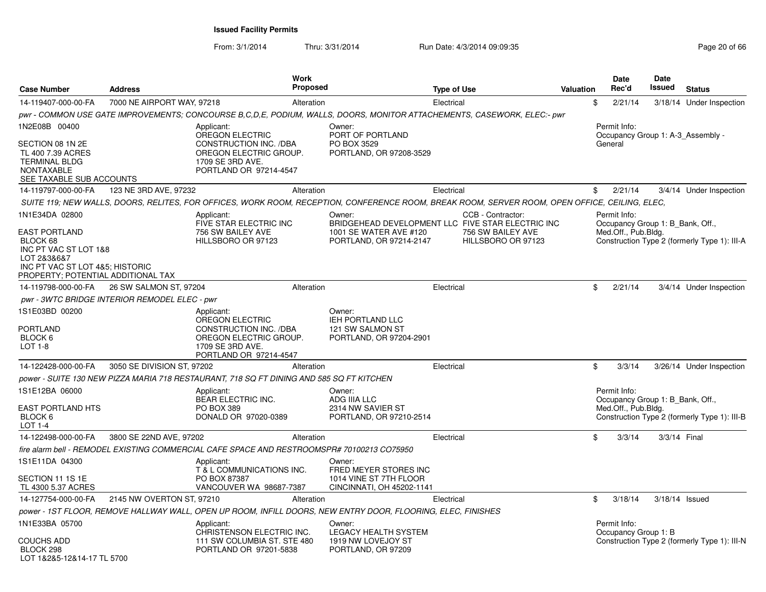# Issued Facility Permits

From: 3/1/2014 Thru: 3/31/2014 Run Date: 4/3/2014 09:09:35

| Case Number | Address | Work Proposed | Type of Use | Valuation | Date Rec'd | Date Issued | Status |
|---|---|---|---|---|---|---|---|
| 14-119407-000-00-FA | 7000 NE AIRPORT WAY, 97218 | Alteration | Electrical | $ | 2/21/14 | 3/18/14 | Under Inspection |

*pwr - COMMON USE GATE IMPROVEMENTS; CONCOURSE B,C,D,E, PODIUM, WALLS, DOORS, MONITOR ATTACHEMENTS, CASEWORK, ELEC:- pwr*

1N2E08B 00400

SECTION 08 1N 2E
TL 400 7.39 ACRES
TERMINAL BLDG
NONTAXABLE
SEE TAXABLE SUB ACCOUNTS

Applicant:
OREGON ELECTRIC CONSTRUCTION INC. /DBA OREGON ELECTRIC GROUP.
1709 SE 3RD AVE.
PORTLAND OR 97214-4547

Owner:
PORT OF PORTLAND
PO BOX 3529
PORTLAND, OR 97208-3529

Permit Info:
Occupancy Group 1: A-3_Assembly - General

| Case Number | Address | Work Proposed | Type of Use | Valuation | Date Rec'd | Date Issued | Status |
|---|---|---|---|---|---|---|---|
| 14-119797-000-00-FA | 123 NE 3RD AVE, 97232 | Alteration | Electrical | $ | 2/21/14 | 3/4/14 | Under Inspection |

*SUITE 119; NEW WALLS, DOORS, RELITES, FOR OFFICES, WORK ROOM, RECEPTION, CONFERENCE ROOM, BREAK ROOM, SERVER ROOM, OPEN OFFICE, CEILING, ELEC,*

1N1E34DA 02800

EAST PORTLAND
BLOCK 68
INC PT VAC ST LOT 1&8
LOT 2&3&6&7
INC PT VAC ST LOT 4&5; HISTORIC PROPERTY; POTENTIAL ADDITIONAL TAX

Applicant:
FIVE STAR ELECTRIC INC
756 SW BAILEY AVE
HILLSBORO OR 97123

Owner:
BRIDGEHEAD DEVELOPMENT LLC
1001 SE WATER AVE #120
PORTLAND, OR 97214-2147

CCB - Contractor:
FIVE STAR ELECTRIC INC
756 SW BAILEY AVE
HILLSBORO OR 97123

Permit Info:
Occupancy Group 1: B_Bank, Off., Med.Off., Pub.Bldg.
Construction Type 2 (formerly Type 1): III-A

| Case Number | Address | Work Proposed | Type of Use | Valuation | Date Rec'd | Date Issued | Status |
|---|---|---|---|---|---|---|---|
| 14-119798-000-00-FA | 26 SW SALMON ST, 97204 | Alteration | Electrical | $ | 2/21/14 | 3/4/14 | Under Inspection |

*pwr - 3WTC BRIDGE INTERIOR REMODEL ELEC - pwr*

1S1E03BD 00200

PORTLAND
BLOCK 6
LOT 1-8

Applicant:
OREGON ELECTRIC CONSTRUCTION INC. /DBA OREGON ELECTRIC GROUP.
1709 SE 3RD AVE.
PORTLAND OR 97214-4547

Owner:
IEH PORTLAND LLC
121 SW SALMON ST
PORTLAND, OR 97204-2901

| Case Number | Address | Work Proposed | Type of Use | Valuation | Date Rec'd | Date Issued | Status |
|---|---|---|---|---|---|---|---|
| 14-122428-000-00-FA | 3050 SE DIVISION ST, 97202 | Alteration | Electrical | $ | 3/3/14 | 3/26/14 | Under Inspection |

*power - SUITE 130 NEW PIZZA MARIA 718 RESTAURANT, 718 SQ FT DINING AND 585 SQ FT KITCHEN*

1S1E12BA 06000

EAST PORTLAND HTS
BLOCK 6
LOT 1-4

Applicant:
BEAR ELECTRIC INC.
PO BOX 389
DONALD OR 97020-0389

Owner:
ADG IIIA LLC
2314 NW SAVIER ST
PORTLAND, OR 97210-2514

Permit Info:
Occupancy Group 1: B_Bank, Off., Med.Off., Pub.Bldg.
Construction Type 2 (formerly Type 1): III-B

| Case Number | Address | Work Proposed | Type of Use | Valuation | Date Rec'd | Date Issued | Status |
|---|---|---|---|---|---|---|---|
| 14-122498-000-00-FA | 3800 SE 22ND AVE, 97202 | Alteration | Electrical | $ | 3/3/14 | 3/3/14 | Final |

*fire alarm bell - REMODEL EXISTING COMMERCIAL CAFE SPACE AND RESTROOMSPR# 70100213 CO75950*

1S1E11DA 04300

SECTION 11 1S 1E
TL 4300 5.37 ACRES

Applicant:
T & L COMMUNICATIONS INC.
PO BOX 87387
VANCOUVER WA 98687-7387

Owner:
FRED MEYER STORES INC
1014 VINE ST 7TH FLOOR
CINCINNATI, OH 45202-1141

| Case Number | Address | Work Proposed | Type of Use | Valuation | Date Rec'd | Date Issued | Status |
|---|---|---|---|---|---|---|---|
| 14-127754-000-00-FA | 2145 NW OVERTON ST, 97210 | Alteration | Electrical | $ | 3/18/14 | 3/18/14 | Issued |

*power - 1ST FLOOR, REMOVE HALLWAY WALL, OPEN UP ROOM, INFILL DOORS, NEW ENTRY DOOR, FLOORING, ELEC, FINISHES*

1N1E33BA 05700

COUCHS ADD
BLOCK 298
LOT 1&2&5-12&14-17 TL 5700

Applicant:
CHRISTENSON ELECTRIC INC.
111 SW COLUMBIA ST. STE 480
PORTLAND OR 97201-5838

Owner:
LEGACY HEALTH SYSTEM
1919 NW LOVEJOY ST
PORTLAND, OR 97209

Permit Info:
Occupancy Group 1: B
Construction Type 2 (formerly Type 1): III-N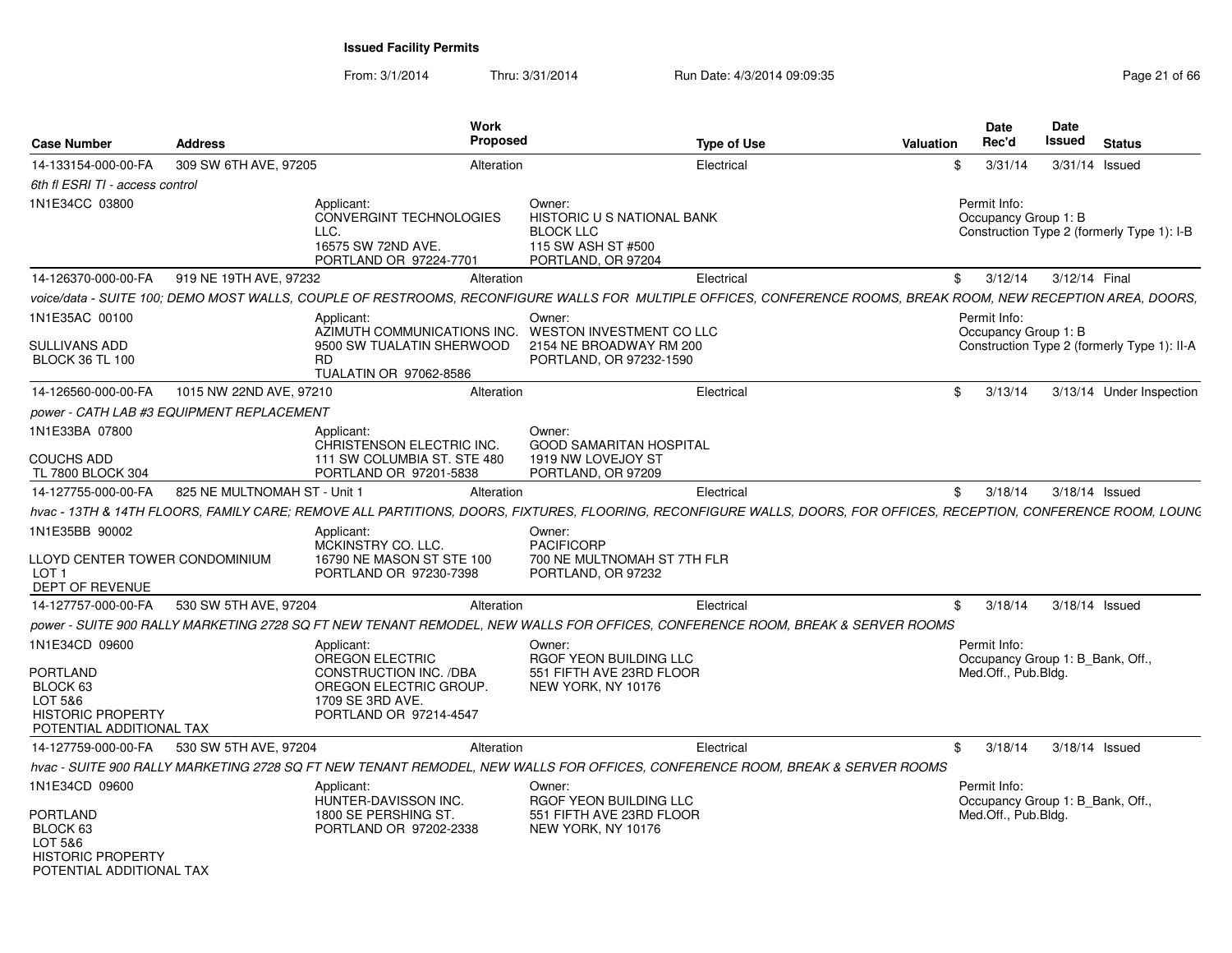**Issued Facility Permits**

From: 3/1/2014 Thru: 3/31/2014 Run Date: 4/3/2014 09:09:35

| Case Number | Address | Work Proposed | Type of Use | Valuation | Date Rec'd | Date Issued | Status |
|---|---|---|---|---|---|---|---|
| 14-133154-000-00-FA | 309 SW 6TH AVE, 97205 | Alteration | Electrical | $ | 3/31/14 | 3/31/14 | Issued |

*6th fl ESRI TI - access control*

1N1E34CC 03800

Applicant: CONVERGINT TECHNOLOGIES LLC. 16575 SW 72ND AVE. PORTLAND OR 97224-7701

Owner: HISTORIC U S NATIONAL BANK BLOCK LLC 115 SW ASH ST #500 PORTLAND, OR 97204

Permit Info: Occupancy Group 1: B Construction Type 2 (formerly Type 1): I-B

---

| Case Number | Address | Work Proposed | Type of Use | Valuation | Date Rec'd | Date Issued | Status |
|---|---|---|---|---|---|---|---|
| 14-126370-000-00-FA | 919 NE 19TH AVE, 97232 | Alteration | Electrical | $ | 3/12/14 | 3/12/14 | Final |

*voice/data - SUITE 100; DEMO MOST WALLS, COUPLE OF RESTROOMS, RECONFIGURE WALLS FOR MULTIPLE OFFICES, CONFERENCE ROOMS, BREAK ROOM, NEW RECEPTION AREA, DOORS,*

1N1E35AC 00100

SULLIVANS ADD
BLOCK 36 TL 100

Applicant: AZIMUTH COMMUNICATIONS INC. 9500 SW TUALATIN SHERWOOD RD TUALATIN OR 97062-8586

Owner: WESTON INVESTMENT CO LLC 2154 NE BROADWAY RM 200 PORTLAND, OR 97232-1590

Permit Info: Occupancy Group 1: B Construction Type 2 (formerly Type 1): II-A

---

| Case Number | Address | Work Proposed | Type of Use | Valuation | Date Rec'd | Date Issued | Status |
|---|---|---|---|---|---|---|---|
| 14-126560-000-00-FA | 1015 NW 22ND AVE, 97210 | Alteration | Electrical | $ | 3/13/14 | 3/13/14 | Under Inspection |

*power - CATH LAB #3 EQUIPMENT REPLACEMENT*

1N1E33BA 07800

COUCHS ADD
TL 7800 BLOCK 304

Applicant: CHRISTENSON ELECTRIC INC. 111 SW COLUMBIA ST. STE 480 PORTLAND OR 97201-5838

Owner: GOOD SAMARITAN HOSPITAL 1919 NW LOVEJOY ST PORTLAND, OR 97209

---

| Case Number | Address | Work Proposed | Type of Use | Valuation | Date Rec'd | Date Issued | Status |
|---|---|---|---|---|---|---|---|
| 14-127755-000-00-FA | 825 NE MULTNOMAH ST - Unit 1 | Alteration | Electrical | $ | 3/18/14 | 3/18/14 | Issued |

*hvac - 13TH & 14TH FLOORS, FAMILY CARE; REMOVE ALL PARTITIONS, DOORS, FIXTURES, FLOORING, RECONFIGURE WALLS, DOORS, FOR OFFICES, RECEPTION, CONFERENCE ROOM, LOUNG*

1N1E35BB 90002

LLOYD CENTER TOWER CONDOMINIUM
LOT 1
DEPT OF REVENUE

Applicant: MCKINSTRY CO. LLC. 16790 NE MASON ST STE 100 PORTLAND OR 97230-7398

Owner: PACIFICORP 700 NE MULTNOMAH ST 7TH FLR PORTLAND, OR 97232

---

| Case Number | Address | Work Proposed | Type of Use | Valuation | Date Rec'd | Date Issued | Status |
|---|---|---|---|---|---|---|---|
| 14-127757-000-00-FA | 530 SW 5TH AVE, 97204 | Alteration | Electrical | $ | 3/18/14 | 3/18/14 | Issued |

*power - SUITE 900 RALLY MARKETING 2728 SQ FT NEW TENANT REMODEL, NEW WALLS FOR OFFICES, CONFERENCE ROOM, BREAK & SERVER ROOMS*

1N1E34CD 09600

PORTLAND
BLOCK 63
LOT 5&6
HISTORIC PROPERTY
POTENTIAL ADDITIONAL TAX

Applicant: OREGON ELECTRIC CONSTRUCTION INC. /DBA OREGON ELECTRIC GROUP. 1709 SE 3RD AVE. PORTLAND OR 97214-4547

Owner: RGOF YEON BUILDING LLC 551 FIFTH AVE 23RD FLOOR NEW YORK, NY 10176

Permit Info: Occupancy Group 1: B_Bank, Off., Med.Off., Pub.Bldg.

---

| Case Number | Address | Work Proposed | Type of Use | Valuation | Date Rec'd | Date Issued | Status |
|---|---|---|---|---|---|---|---|
| 14-127759-000-00-FA | 530 SW 5TH AVE, 97204 | Alteration | Electrical | $ | 3/18/14 | 3/18/14 | Issued |

*hvac - SUITE 900 RALLY MARKETING 2728 SQ FT NEW TENANT REMODEL, NEW WALLS FOR OFFICES, CONFERENCE ROOM, BREAK & SERVER ROOMS*

1N1E34CD 09600

PORTLAND
BLOCK 63
LOT 5&6
HISTORIC PROPERTY
POTENTIAL ADDITIONAL TAX

Applicant: HUNTER-DAVISSON INC. 1800 SE PERSHING ST. PORTLAND OR 97202-2338

Owner: RGOF YEON BUILDING LLC 551 FIFTH AVE 23RD FLOOR NEW YORK, NY 10176

Permit Info: Occupancy Group 1: B_Bank, Off., Med.Off., Pub.Bldg.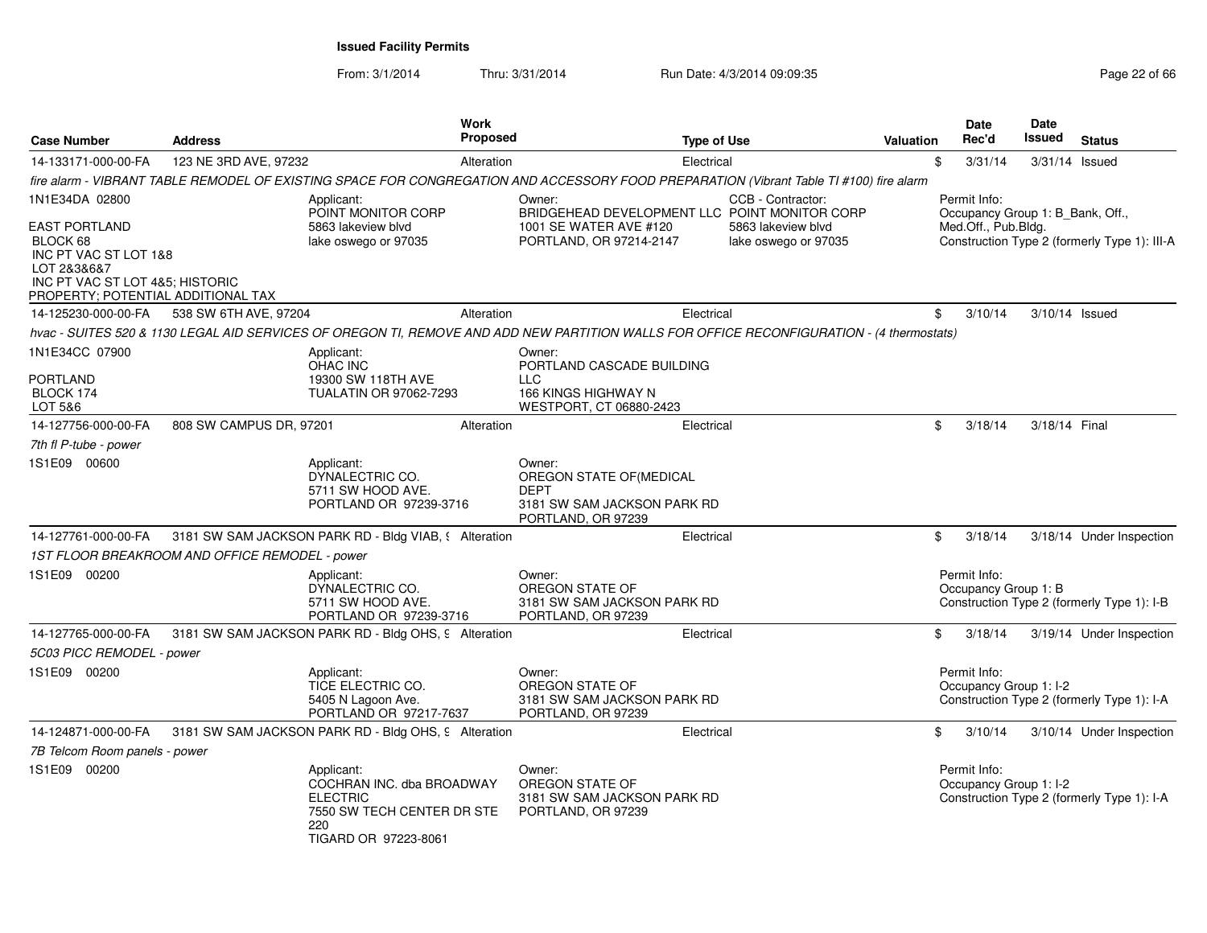**Issued Facility Permits**

From: 3/1/2014 Thru: 3/31/2014 Run Date: 4/3/2014 09:09:35

| Case Number | Address | Work Proposed | Type of Use | Valuation | Date Rec'd | Date Issued | Status |
|---|---|---|---|---|---|---|---|
| 14-133171-000-00-FA | 123 NE 3RD AVE, 97232 | Alteration | Electrical | $ | 3/31/14 | 3/31/14 | Issued |

*fire alarm - VIBRANT TABLE REMODEL OF EXISTING SPACE FOR CONGREGATION AND ACCESSORY FOOD PREPARATION (Vibrant Table TI #100) fire alarm*

1N1E34DA 02800

EAST PORTLAND
BLOCK 68
INC PT VAC ST LOT 1&8
LOT 2&3&6&7
INC PT VAC ST LOT 4&5; HISTORIC PROPERTY; POTENTIAL ADDITIONAL TAX

Applicant:
POINT MONITOR CORP
5863 lakeview blvd
lake oswego or 97035

Owner:
BRIDGEHEAD DEVELOPMENT LLC
1001 SE WATER AVE #120
PORTLAND, OR 97214-2147

CCB - Contractor:
POINT MONITOR CORP
5863 lakeview blvd
lake oswego or 97035

Permit Info:
Occupancy Group 1: B_Bank, Off., Med.Off., Pub.Bldg.
Construction Type 2 (formerly Type 1): III-A

| Case Number | Address | Work Proposed | Type of Use | Valuation | Date Rec'd | Date Issued | Status |
|---|---|---|---|---|---|---|---|
| 14-125230-000-00-FA | 538 SW 6TH AVE, 97204 | Alteration | Electrical | $ | 3/10/14 | 3/10/14 | Issued |

*hvac - SUITES 520 & 1130 LEGAL AID SERVICES OF OREGON TI, REMOVE AND ADD NEW PARTITION WALLS FOR OFFICE RECONFIGURATION - (4 thermostats)*

1N1E34CC 07900

PORTLAND
BLOCK 174
LOT 5&6

Applicant:
OHAC INC
19300 SW 118TH AVE
TUALATIN OR 97062-7293

Owner:
PORTLAND CASCADE BUILDING LLC
166 KINGS HIGHWAY N
WESTPORT, CT 06880-2423

| Case Number | Address | Work Proposed | Type of Use | Valuation | Date Rec'd | Date Issued | Status |
|---|---|---|---|---|---|---|---|
| 14-127756-000-00-FA | 808 SW CAMPUS DR, 97201 | Alteration | Electrical | $ | 3/18/14 | 3/18/14 | Final |

*7th fl P-tube - power*

1S1E09 00600

Applicant:
DYNALECTRIC CO.
5711 SW HOOD AVE.
PORTLAND OR 97239-3716

Owner:
OREGON STATE OF(MEDICAL DEPT
3181 SW SAM JACKSON PARK RD
PORTLAND, OR 97239

| Case Number | Address | Work Proposed | Type of Use | Valuation | Date Rec'd | Date Issued | Status |
|---|---|---|---|---|---|---|---|
| 14-127761-000-00-FA | 3181 SW SAM JACKSON PARK RD - Bldg VIAB, 9 | Alteration | Electrical | $ | 3/18/14 | 3/18/14 | Under Inspection |

*1ST FLOOR BREAKROOM AND OFFICE REMODEL - power*

1S1E09 00200

Applicant:
DYNALECTRIC CO.
5711 SW HOOD AVE.
PORTLAND OR 97239-3716

Owner:
OREGON STATE OF
3181 SW SAM JACKSON PARK RD
PORTLAND, OR 97239

Permit Info:
Occupancy Group 1: B
Construction Type 2 (formerly Type 1): I-B

| Case Number | Address | Work Proposed | Type of Use | Valuation | Date Rec'd | Date Issued | Status |
|---|---|---|---|---|---|---|---|
| 14-127765-000-00-FA | 3181 SW SAM JACKSON PARK RD - Bldg OHS, 9 | Alteration | Electrical | $ | 3/18/14 | 3/19/14 | Under Inspection |

*5C03 PICC REMODEL - power*

1S1E09 00200

Applicant:
TICE ELECTRIC CO.
5405 N Lagoon Ave.
PORTLAND OR 97217-7637

Owner:
OREGON STATE OF
3181 SW SAM JACKSON PARK RD
PORTLAND, OR 97239

Permit Info:
Occupancy Group 1: I-2
Construction Type 2 (formerly Type 1): I-A

| Case Number | Address | Work Proposed | Type of Use | Valuation | Date Rec'd | Date Issued | Status |
|---|---|---|---|---|---|---|---|
| 14-124871-000-00-FA | 3181 SW SAM JACKSON PARK RD - Bldg OHS, 9 | Alteration | Electrical | $ | 3/10/14 | 3/10/14 | Under Inspection |

*7B Telcom Room panels - power*

1S1E09 00200

Applicant:
COCHRAN INC. dba BROADWAY ELECTRIC
7550 SW TECH CENTER DR STE 220
TIGARD OR 97223-8061

Owner:
OREGON STATE OF
3181 SW SAM JACKSON PARK RD
PORTLAND, OR 97239

Permit Info:
Occupancy Group 1: I-2
Construction Type 2 (formerly Type 1): I-A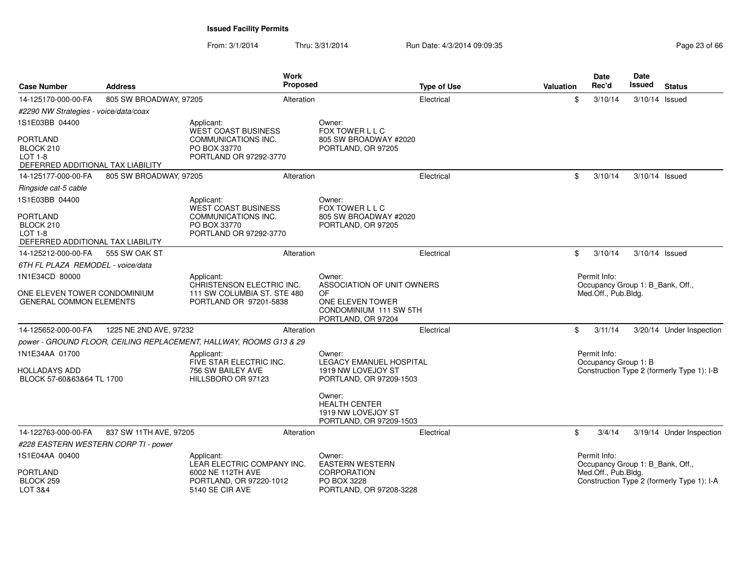# Issued Facility Permits

From: 3/1/2014 Thru: 3/31/2014 Run Date: 4/3/2014 09:09:35

| Case Number | Address | Work Proposed | Type of Use | Valuation | Date Rec'd | Date Issued | Status |
|---|---|---|---|---|---|---|---|
| 14-125170-000-00-FA | 805 SW BROADWAY, 97205 | Alteration | Electrical | $ | 3/10/14 | 3/10/14 | Issued |
| *#2290 NW Strategies - voice/data/coax* | | | | | | | |
| 1S1E03BB 04400<br><br>PORTLAND<br>BLOCK 210<br>LOT 1-8<br>DEFERRED ADDITIONAL TAX LIABILITY | Applicant:<br>WEST COAST BUSINESS COMMUNICATIONS INC.<br>PO BOX 33770<br>PORTLAND OR 97292-3770 | | Owner:<br>FOX TOWER L L C<br>805 SW BROADWAY #2020<br>PORTLAND, OR 97205 | | | | |
| 14-125177-000-00-FA | 805 SW BROADWAY, 97205 | Alteration | Electrical | $ | 3/10/14 | 3/10/14 | Issued |
| *Ringside cat-5 cable* | | | | | | | |
| 1S1E03BB 04400<br><br>PORTLAND<br>BLOCK 210<br>LOT 1-8<br>DEFERRED ADDITIONAL TAX LIABILITY | Applicant:<br>WEST COAST BUSINESS COMMUNICATIONS INC.<br>PO BOX 33770<br>PORTLAND OR 97292-3770 | | Owner:<br>FOX TOWER L L C<br>805 SW BROADWAY #2020<br>PORTLAND, OR 97205 | | | | |
| 14-125212-000-00-FA | 555 SW OAK ST | Alteration | Electrical | $ | 3/10/14 | 3/10/14 | Issued |
| *6TH FL PLAZA REMODEL - voice/data* | | | | | | | |
| 1N1E34CD 80000<br><br>ONE ELEVEN TOWER CONDOMINIUM<br>GENERAL COMMON ELEMENTS | Applicant:<br>CHRISTENSON ELECTRIC INC.<br>111 SW COLUMBIA ST. STE 480<br>PORTLAND OR 97201-5838 | | Owner:<br>ASSOCIATION OF UNIT OWNERS OF<br>ONE ELEVEN TOWER CONDOMINIUM 111 SW 5TH<br>PORTLAND, OR 97204 | | Permit Info:<br>Occupancy Group 1: B_Bank, Off., Med.Off., Pub.Bldg. | | |
| 14-125652-000-00-FA | 1225 NE 2ND AVE, 97232 | Alteration | Electrical | $ | 3/11/14 | 3/20/14 | Under Inspection |
| *power - GROUND FLOOR, CEILING REPLACEMENT, HALLWAY, ROOMS G13 & 29* | | | | | | | |
| 1N1E34AA 01700<br><br>HOLLADAYS ADD<br>BLOCK 57-60&63&64 TL 1700 | Applicant:<br>FIVE STAR ELECTRIC INC.<br>756 SW BAILEY AVE<br>HILLSBORO OR 97123 | | Owner:<br>LEGACY EMANUEL HOSPITAL<br>1919 NW LOVEJOY ST<br>PORTLAND, OR 97209-1503<br><br>Owner:<br>HEALTH CENTER<br>1919 NW LOVEJOY ST<br>PORTLAND, OR 97209-1503 | | Permit Info:<br>Occupancy Group 1: B<br>Construction Type 2 (formerly Type 1): I-B | | |
| 14-122763-000-00-FA | 837 SW 11TH AVE, 97205 | Alteration | Electrical | $ | 3/4/14 | 3/19/14 | Under Inspection |
| *#228 EASTERN WESTERN CORP TI - power* | | | | | | | |
| 1S1E04AA 00400<br><br>PORTLAND<br>BLOCK 259<br>LOT 3&4 | Applicant:<br>LEAR ELECTRIC COMPANY INC.<br>6002 NE 112TH AVE<br>PORTLAND, OR 97220-1012<br>5140 SE CIR AVE | | Owner:<br>EASTERN WESTERN CORPORATION<br>PO BOX 3228<br>PORTLAND, OR 97208-3228 | | Permit Info:<br>Occupancy Group 1: B_Bank, Off., Med.Off., Pub.Bldg.<br>Construction Type 2 (formerly Type 1): I-A | | |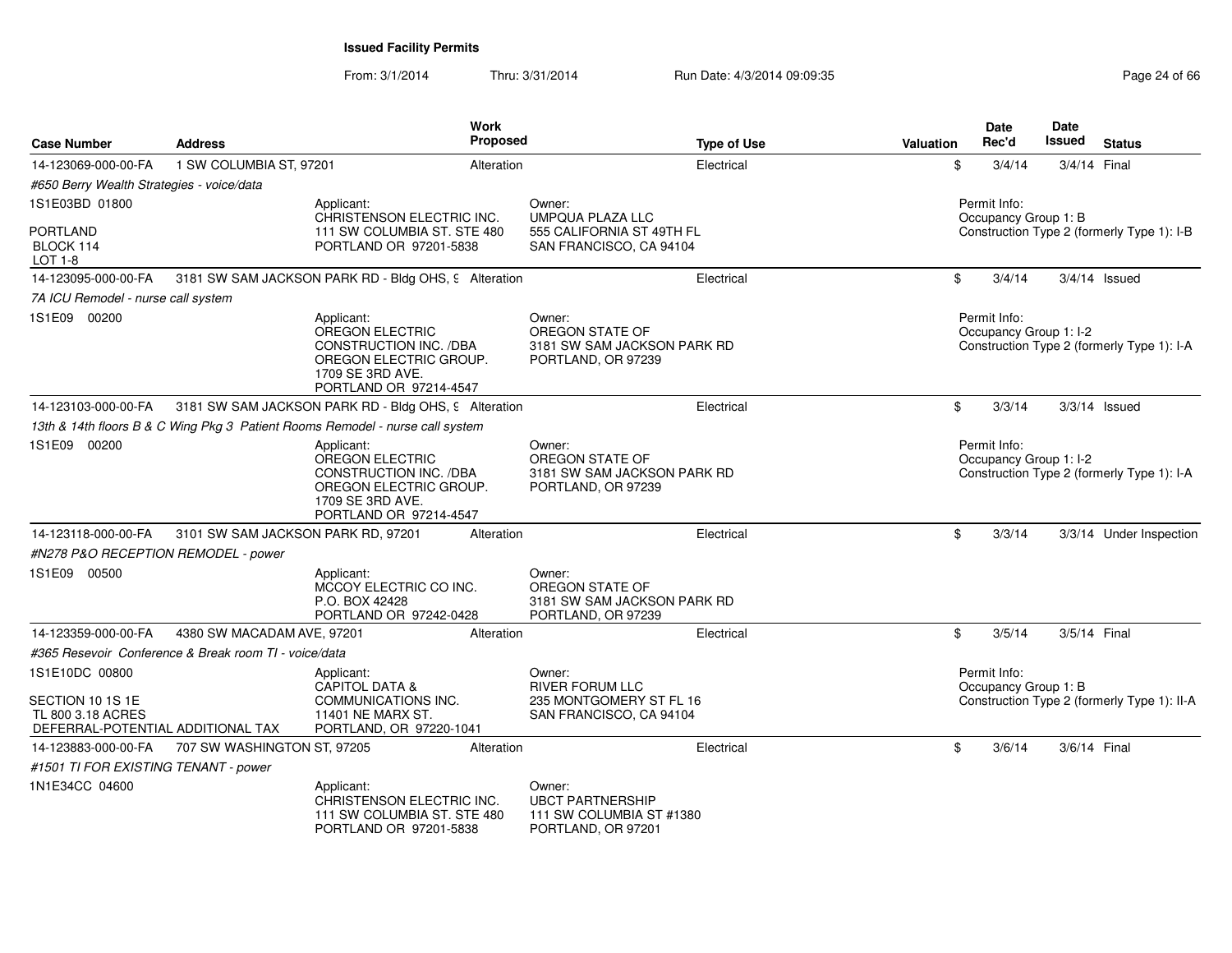**Issued Facility Permits**

From: 3/1/2014 Thru: 3/31/2014 Run Date: 4/3/2014 09:09:35

| Case Number | Address | Work Proposed | Type of Use | Valuation | Date Rec'd | Date Issued | Status |
|---|---|---|---|---|---|---|---|
| 14-123069-000-00-FA | 1 SW COLUMBIA ST, 97201 | Alteration | Electrical | $ | 3/4/14 | 3/4/14 | Final |
| #650 Berry Wealth Strategies - voice/data | | | | | | | |
| 1S1E03BD 01800<br>PORTLAND<br>BLOCK 114<br>LOT 1-8 | Applicant:<br>CHRISTENSON ELECTRIC INC.<br>111 SW COLUMBIA ST. STE 480<br>PORTLAND OR 97201-5838 | | Owner:<br>UMPQUA PLAZA LLC<br>555 CALIFORNIA ST 49TH FL<br>SAN FRANCISCO, CA 94104 | | Permit Info:<br>Occupancy Group 1: B<br>Construction Type 2 (formerly Type 1): I-B | | |
| 14-123095-000-00-FA | 3181 SW SAM JACKSON PARK RD - Bldg OHS, 9 | Alteration | Electrical | $ | 3/4/14 | 3/4/14 | Issued |
| 7A ICU Remodel - nurse call system | | | | | | | |
| 1S1E09 00200 | Applicant:<br>OREGON ELECTRIC CONSTRUCTION INC. /DBA OREGON ELECTRIC GROUP.<br>1709 SE 3RD AVE.<br>PORTLAND OR 97214-4547 | | Owner:<br>OREGON STATE OF<br>3181 SW SAM JACKSON PARK RD<br>PORTLAND, OR 97239 | | Permit Info:<br>Occupancy Group 1: I-2<br>Construction Type 2 (formerly Type 1): I-A | | |
| 14-123103-000-00-FA | 3181 SW SAM JACKSON PARK RD - Bldg OHS, 9 | Alteration | Electrical | $ | 3/3/14 | 3/3/14 | Issued |
| 13th & 14th floors B & C Wing Pkg 3 Patient Rooms Remodel - nurse call system | | | | | | | |
| 1S1E09 00200 | Applicant:<br>OREGON ELECTRIC CONSTRUCTION INC. /DBA OREGON ELECTRIC GROUP.<br>1709 SE 3RD AVE.<br>PORTLAND OR 97214-4547 | | Owner:<br>OREGON STATE OF<br>3181 SW SAM JACKSON PARK RD<br>PORTLAND, OR 97239 | | Permit Info:<br>Occupancy Group 1: I-2<br>Construction Type 2 (formerly Type 1): I-A | | |
| 14-123118-000-00-FA | 3101 SW SAM JACKSON PARK RD, 97201 | Alteration | Electrical | $ | 3/3/14 | 3/3/14 | Under Inspection |
| #N278 P&O RECEPTION REMODEL - power | | | | | | | |
| 1S1E09 00500 | Applicant:<br>MCCOY ELECTRIC CO INC.<br>P.O. BOX 42428<br>PORTLAND OR 97242-0428 | | Owner:<br>OREGON STATE OF<br>3181 SW SAM JACKSON PARK RD<br>PORTLAND, OR 97239 | | | | |
| 14-123359-000-00-FA | 4380 SW MACADAM AVE, 97201 | Alteration | Electrical | $ | 3/5/14 | 3/5/14 | Final |
| #365 Resevoir Conference & Break room TI - voice/data | | | | | | | |
| 1S1E10DC 00800<br>SECTION 10 1S 1E<br>TL 800 3.18 ACRES<br>DEFERRAL-POTENTIAL ADDITIONAL TAX | Applicant:<br>CAPITOL DATA & COMMUNICATIONS INC.<br>11401 NE MARX ST.<br>PORTLAND, OR 97220-1041 | | Owner:<br>RIVER FORUM LLC<br>235 MONTGOMERY ST FL 16<br>SAN FRANCISCO, CA 94104 | | Permit Info:<br>Occupancy Group 1: B<br>Construction Type 2 (formerly Type 1): II-A | | |
| 14-123883-000-00-FA | 707 SW WASHINGTON ST, 97205 | Alteration | Electrical | $ | 3/6/14 | 3/6/14 | Final |
| #1501 TI FOR EXISTING TENANT - power | | | | | | | |
| 1N1E34CC 04600 | Applicant:<br>CHRISTENSON ELECTRIC INC.<br>111 SW COLUMBIA ST. STE 480<br>PORTLAND OR 97201-5838 | | Owner:<br>UBCT PARTNERSHIP<br>111 SW COLUMBIA ST #1380<br>PORTLAND, OR 97201 | | | | |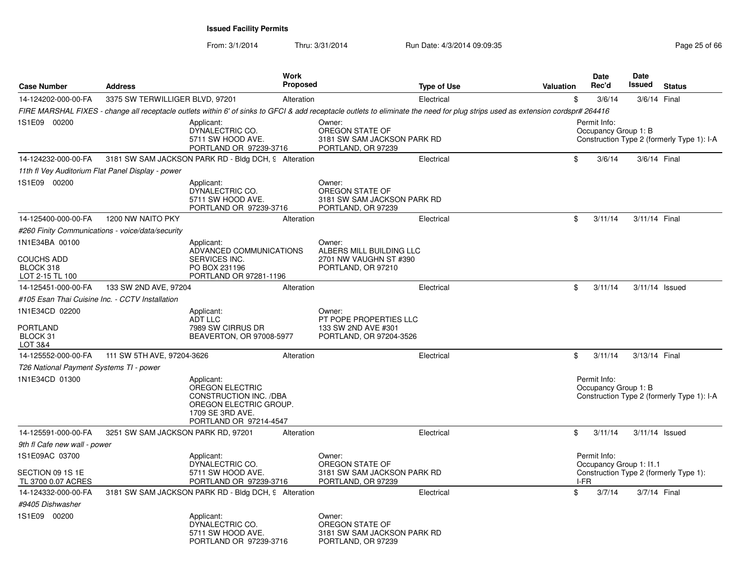**Issued Facility Permits**

From: 3/1/2014 Thru: 3/31/2014 Run Date: 4/3/2014 09:09:35

| Case Number | Address | Work Proposed | Type of Use | Valuation | Date Rec'd | Date Issued | Status |
|---|---|---|---|---|---|---|---|
| 14-124202-000-00-FA | 3375 SW TERWILLIGER BLVD, 97201 | Alteration | Electrical | $ | 3/6/14 | 3/6/14 | Final |

*FIRE MARSHAL FIXES - change all receptacle outlets within 6' of sinks to GFCI & add receptacle outlets to eliminate the need for plug strips used as extension cordspr# 264416*

1S1E09 00200

Applicant: DYNALECTRIC CO. 5711 SW HOOD AVE. PORTLAND OR 97239-3716

Owner: OREGON STATE OF 3181 SW SAM JACKSON PARK RD PORTLAND, OR 97239

Permit Info: Occupancy Group 1: B Construction Type 2 (formerly Type 1): I-A

| Case Number | Address | Work Proposed | Type of Use | Valuation | Date Rec'd | Date Issued | Status |
|---|---|---|---|---|---|---|---|
| 14-124232-000-00-FA | 3181 SW SAM JACKSON PARK RD - Bldg DCH, 9 | Alteration | Electrical | $ | 3/6/14 | 3/6/14 | Final |

*11th fl Vey Auditorium Flat Panel Display - power*

1S1E09 00200

Applicant: DYNALECTRIC CO. 5711 SW HOOD AVE. PORTLAND OR 97239-3716

Owner: OREGON STATE OF 3181 SW SAM JACKSON PARK RD PORTLAND, OR 97239

| Case Number | Address | Work Proposed | Type of Use | Valuation | Date Rec'd | Date Issued | Status |
|---|---|---|---|---|---|---|---|
| 14-125400-000-00-FA | 1200 NW NAITO PKY | Alteration | Electrical | $ | 3/11/14 | 3/11/14 | Final |

*#260 Finity Communications - voice/data/security*

1N1E34BA 00100

COUCHS ADD BLOCK 318 LOT 2-15 TL 100

Applicant: ADVANCED COMMUNICATIONS SERVICES INC. PO BOX 231196 PORTLAND OR 97281-1196

Owner: ALBERS MILL BUILDING LLC 2701 NW VAUGHN ST #390 PORTLAND, OR 97210

| Case Number | Address | Work Proposed | Type of Use | Valuation | Date Rec'd | Date Issued | Status |
|---|---|---|---|---|---|---|---|
| 14-125451-000-00-FA | 133 SW 2ND AVE, 97204 | Alteration | Electrical | $ | 3/11/14 | 3/11/14 | Issued |

*#105 Esan Thai Cuisine Inc. - CCTV Installation*

1N1E34CD 02200

PORTLAND BLOCK 31 LOT 3&4

Applicant: ADT LLC 7989 SW CIRRUS DR BEAVERTON, OR 97008-5977

Owner: PT POPE PROPERTIES LLC 133 SW 2ND AVE #301 PORTLAND, OR 97204-3526

| Case Number | Address | Work Proposed | Type of Use | Valuation | Date Rec'd | Date Issued | Status |
|---|---|---|---|---|---|---|---|
| 14-125552-000-00-FA | 111 SW 5TH AVE, 97204-3626 | Alteration | Electrical | $ | 3/11/14 | 3/13/14 | Final |

*T26 National Payment Systems TI - power*

1N1E34CD 01300

Applicant: OREGON ELECTRIC CONSTRUCTION INC. /DBA OREGON ELECTRIC GROUP. 1709 SE 3RD AVE. PORTLAND OR 97214-4547

Permit Info: Occupancy Group 1: B Construction Type 2 (formerly Type 1): I-A

| Case Number | Address | Work Proposed | Type of Use | Valuation | Date Rec'd | Date Issued | Status |
|---|---|---|---|---|---|---|---|
| 14-125591-000-00-FA | 3251 SW SAM JACKSON PARK RD, 97201 | Alteration | Electrical | $ | 3/11/14 | 3/11/14 | Issued |

*9th fl Cafe new wall - power*

1S1E09AC 03700

SECTION 09 1S 1E TL 3700 0.07 ACRES

Applicant: DYNALECTRIC CO. 5711 SW HOOD AVE. PORTLAND OR 97239-3716

Owner: OREGON STATE OF 3181 SW SAM JACKSON PARK RD PORTLAND, OR 97239

Permit Info: Occupancy Group 1: I1.1 Construction Type 2 (formerly Type 1): I-FR

| Case Number | Address | Work Proposed | Type of Use | Valuation | Date Rec'd | Date Issued | Status |
|---|---|---|---|---|---|---|---|
| 14-124332-000-00-FA | 3181 SW SAM JACKSON PARK RD - Bldg DCH, 9 | Alteration | Electrical | $ | 3/7/14 | 3/7/14 | Final |

*#9405 Dishwasher*

1S1E09 00200

Applicant: DYNALECTRIC CO. 5711 SW HOOD AVE. PORTLAND OR 97239-3716

Owner: OREGON STATE OF 3181 SW SAM JACKSON PARK RD PORTLAND, OR 97239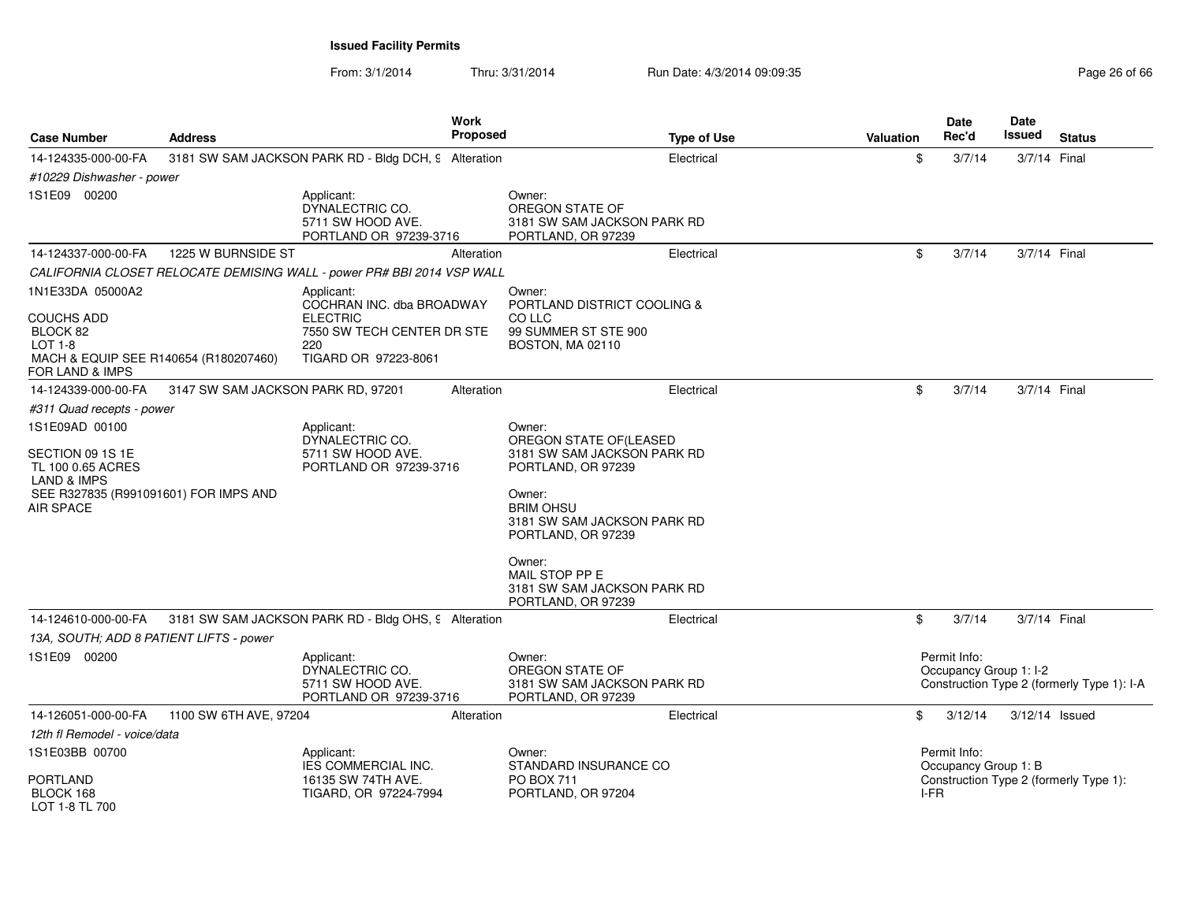**Issued Facility Permits**

From: 3/1/2014 Thru: 3/31/2014 Run Date: 4/3/2014 09:09:35

| Case Number | Address | Work Proposed | Type of Use | Valuation | Date Rec'd | Date Issued | Status |
|---|---|---|---|---|---|---|---|
| 14-124335-000-00-FA | 3181 SW SAM JACKSON PARK RD - Bldg DCH, 9 | Alteration | Electrical | $ | 3/7/14 | 3/7/14 | Final |

*#10229 Dishwasher - power*

1S1E09 00200

Applicant:
DYNALECTRIC CO.
5711 SW HOOD AVE.
PORTLAND OR 97239-3716

Owner:
OREGON STATE OF
3181 SW SAM JACKSON PARK RD
PORTLAND, OR 97239

| Case Number | Address | Work Proposed | Type of Use | Valuation | Date Rec'd | Date Issued | Status |
|---|---|---|---|---|---|---|---|
| 14-124337-000-00-FA | 1225 W BURNSIDE ST | Alteration | Electrical | $ | 3/7/14 | 3/7/14 | Final |

*CALIFORNIA CLOSET RELOCATE DEMISING WALL - power PR# BBI 2014 VSP WALL*

1N1E33DA 05000A2

COUCHS ADD
BLOCK 82
LOT 1-8
MACH & EQUIP SEE R140654 (R180207460) FOR LAND & IMPS

Applicant:
COCHRAN INC. dba BROADWAY ELECTRIC
7550 SW TECH CENTER DR STE 220
TIGARD OR 97223-8061

Owner:
PORTLAND DISTRICT COOLING & CO LLC
99 SUMMER ST STE 900
BOSTON, MA 02110

| Case Number | Address | Work Proposed | Type of Use | Valuation | Date Rec'd | Date Issued | Status |
|---|---|---|---|---|---|---|---|
| 14-124339-000-00-FA | 3147 SW SAM JACKSON PARK RD, 97201 | Alteration | Electrical | $ | 3/7/14 | 3/7/14 | Final |

*#311 Quad recepts - power*

1S1E09AD 00100

SECTION 09 1S 1E
TL 100 0.65 ACRES
LAND & IMPS
SEE R327835 (R991091601) FOR IMPS AND AIR SPACE

Applicant:
DYNALECTRIC CO.
5711 SW HOOD AVE.
PORTLAND OR 97239-3716

Owner:
OREGON STATE OF(LEASED
3181 SW SAM JACKSON PARK RD
PORTLAND, OR 97239

Owner:
BRIM OHSU
3181 SW SAM JACKSON PARK RD
PORTLAND, OR 97239

Owner:
MAIL STOP PP E
3181 SW SAM JACKSON PARK RD
PORTLAND, OR 97239

| Case Number | Address | Work Proposed | Type of Use | Valuation | Date Rec'd | Date Issued | Status |
|---|---|---|---|---|---|---|---|
| 14-124610-000-00-FA | 3181 SW SAM JACKSON PARK RD - Bldg OHS, 9 | Alteration | Electrical | $ | 3/7/14 | 3/7/14 | Final |

*13A, SOUTH; ADD 8 PATIENT LIFTS - power*

1S1E09 00200

Applicant:
DYNALECTRIC CO.
5711 SW HOOD AVE.
PORTLAND OR 97239-3716

Owner:
OREGON STATE OF
3181 SW SAM JACKSON PARK RD
PORTLAND, OR 97239

Permit Info:
Occupancy Group 1: I-2
Construction Type 2 (formerly Type 1): I-A

| Case Number | Address | Work Proposed | Type of Use | Valuation | Date Rec'd | Date Issued | Status |
|---|---|---|---|---|---|---|---|
| 14-126051-000-00-FA | 1100 SW 6TH AVE, 97204 | Alteration | Electrical | $ | 3/12/14 | 3/12/14 | Issued |

*12th fl Remodel - voice/data*

1S1E03BB 00700

PORTLAND
BLOCK 168
LOT 1-8 TL 700

Applicant:
IES COMMERCIAL INC.
16135 SW 74TH AVE.
TIGARD, OR 97224-7994

Owner:
STANDARD INSURANCE CO
PO BOX 711
PORTLAND, OR 97204

Permit Info:
Occupancy Group 1: B
Construction Type 2 (formerly Type 1): I-FR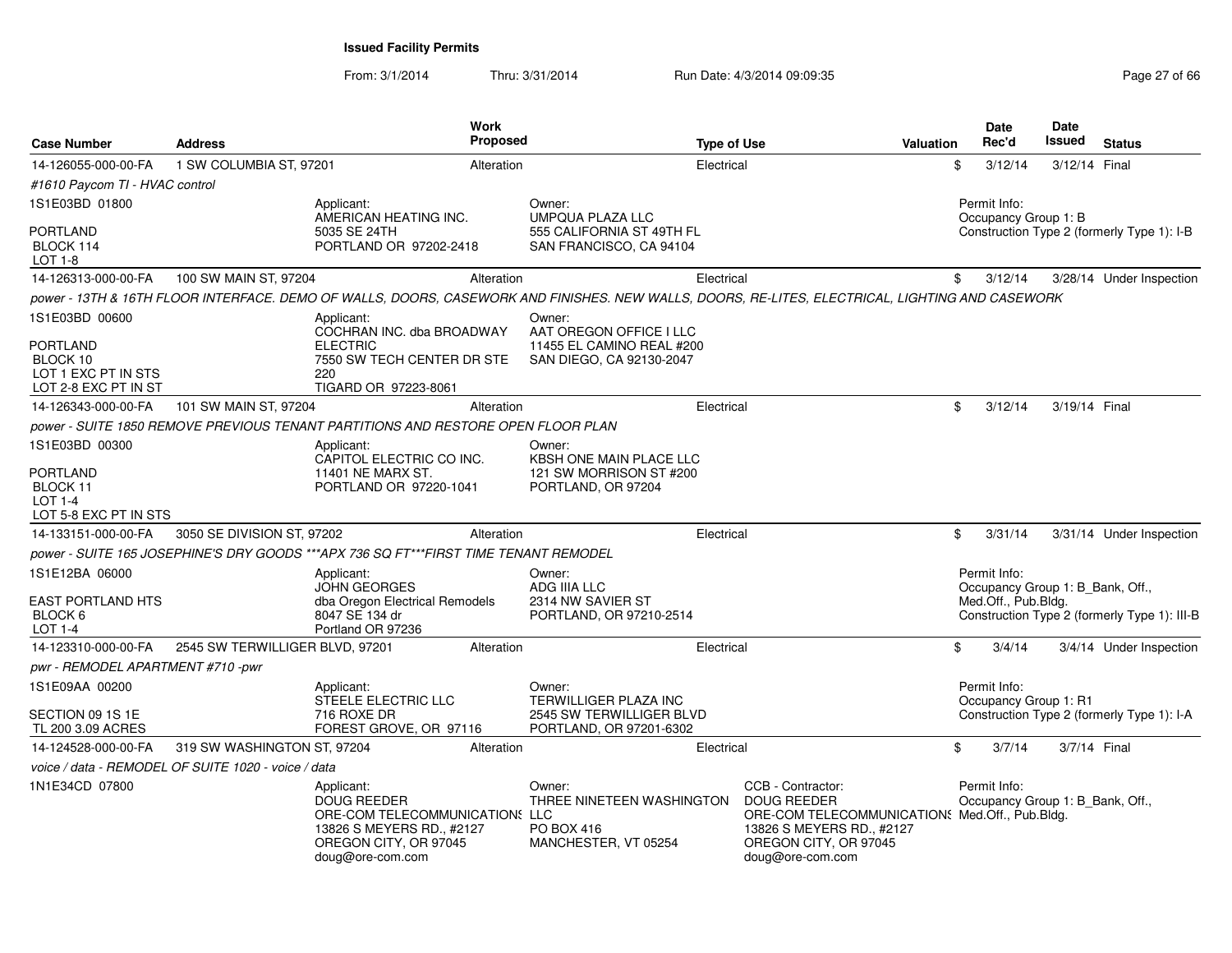# Issued Facility Permits

From: 3/1/2014 Thru: 3/31/2014 Run Date: 4/3/2014 09:09:35

| Case Number | Address | Work Proposed | Type of Use | Valuation | Date Rec'd | Date Issued | Status |
|---|---|---|---|---|---|---|---|
| 14-126055-000-00-FA | 1 SW COLUMBIA ST, 97201 | Alteration | Electrical | $ | 3/12/14 | 3/12/14 | Final |

*#1610 Paycom TI - HVAC control*

1S1E03BD 01800
PORTLAND
BLOCK 114
LOT 1-8

Applicant:
AMERICAN HEATING INC.
5035 SE 24TH
PORTLAND OR 97202-2418

Owner:
UMPQUA PLAZA LLC
555 CALIFORNIA ST 49TH FL
SAN FRANCISCO, CA 94104

Permit Info:
Occupancy Group 1: B
Construction Type 2 (formerly Type 1): I-B

| Case Number | Address | Work Proposed | Type of Use | Valuation | Date Rec'd | Date Issued | Status |
|---|---|---|---|---|---|---|---|
| 14-126313-000-00-FA | 100 SW MAIN ST, 97204 | Alteration | Electrical | $ | 3/12/14 | 3/28/14 | Under Inspection |

*power - 13TH & 16TH FLOOR INTERFACE. DEMO OF WALLS, DOORS, CASEWORK AND FINISHES. NEW WALLS, DOORS, RE-LITES, ELECTRICAL, LIGHTING AND CASEWORK*

1S1E03BD 00600
PORTLAND
BLOCK 10
LOT 1 EXC PT IN STS
LOT 2-8 EXC PT IN ST

Applicant:
COCHRAN INC. dba BROADWAY ELECTRIC
7550 SW TECH CENTER DR STE 220
TIGARD OR 97223-8061

Owner:
AAT OREGON OFFICE I LLC
11455 EL CAMINO REAL #200
SAN DIEGO, CA 92130-2047

| Case Number | Address | Work Proposed | Type of Use | Valuation | Date Rec'd | Date Issued | Status |
|---|---|---|---|---|---|---|---|
| 14-126343-000-00-FA | 101 SW MAIN ST, 97204 | Alteration | Electrical | $ | 3/12/14 | 3/19/14 | Final |

*power - SUITE 1850 REMOVE PREVIOUS TENANT PARTITIONS AND RESTORE OPEN FLOOR PLAN*

1S1E03BD 00300
PORTLAND
BLOCK 11
LOT 1-4
LOT 5-8 EXC PT IN STS

Applicant:
CAPITOL ELECTRIC CO INC.
11401 NE MARX ST.
PORTLAND OR 97220-1041

Owner:
KBSH ONE MAIN PLACE LLC
121 SW MORRISON ST #200
PORTLAND, OR 97204

| Case Number | Address | Work Proposed | Type of Use | Valuation | Date Rec'd | Date Issued | Status |
|---|---|---|---|---|---|---|---|
| 14-133151-000-00-FA | 3050 SE DIVISION ST, 97202 | Alteration | Electrical | $ | 3/31/14 | 3/31/14 | Under Inspection |

*power - SUITE 165 JOSEPHINE'S DRY GOODS ***APX 736 SQ FT***FIRST TIME TENANT REMODEL*

1S1E12BA 06000
EAST PORTLAND HTS
BLOCK 6
LOT 1-4

Applicant:
JOHN GEORGES
dba Oregon Electrical Remodels
8047 SE 134 dr
Portland OR 97236

Owner:
ADG IIIA LLC
2314 NW SAVIER ST
PORTLAND, OR 97210-2514

Permit Info:
Occupancy Group 1: B_Bank, Off., Med.Off., Pub.Bldg.
Construction Type 2 (formerly Type 1): III-B

| Case Number | Address | Work Proposed | Type of Use | Valuation | Date Rec'd | Date Issued | Status |
|---|---|---|---|---|---|---|---|
| 14-123310-000-00-FA | 2545 SW TERWILLIGER BLVD, 97201 | Alteration | Electrical | $ | 3/4/14 | 3/4/14 | Under Inspection |

*pwr - REMODEL APARTMENT #710 -pwr*

1S1E09AA 00200
SECTION 09 1S 1E
TL 200 3.09 ACRES

Applicant:
STEELE ELECTRIC LLC
716 ROXE DR
FOREST GROVE, OR 97116

Owner:
TERWILLIGER PLAZA INC
2545 SW TERWILLIGER BLVD
PORTLAND, OR 97201-6302

Permit Info:
Occupancy Group 1: R1
Construction Type 2 (formerly Type 1): I-A

| Case Number | Address | Work Proposed | Type of Use | Valuation | Date Rec'd | Date Issued | Status |
|---|---|---|---|---|---|---|---|
| 14-124528-000-00-FA | 319 SW WASHINGTON ST, 97204 | Alteration | Electrical | $ | 3/7/14 | 3/7/14 | Final |

*voice / data - REMODEL OF SUITE 1020 - voice / data*

1N1E34CD 07800

Applicant:
DOUG REEDER
ORE-COM TELECOMMUNICATIONS LLC
13826 S MEYERS RD., #2127
OREGON CITY, OR 97045
doug@ore-com.com

Owner:
THREE NINETEEN WASHINGTON LLC
PO BOX 416
MANCHESTER, VT 05254

CCB - Contractor:
DOUG REEDER
ORE-COM TELECOMMUNICATIONS
13826 S MEYERS RD., #2127
OREGON CITY, OR 97045
doug@ore-com.com

Permit Info:
Occupancy Group 1: B_Bank, Off., Med.Off., Pub.Bldg.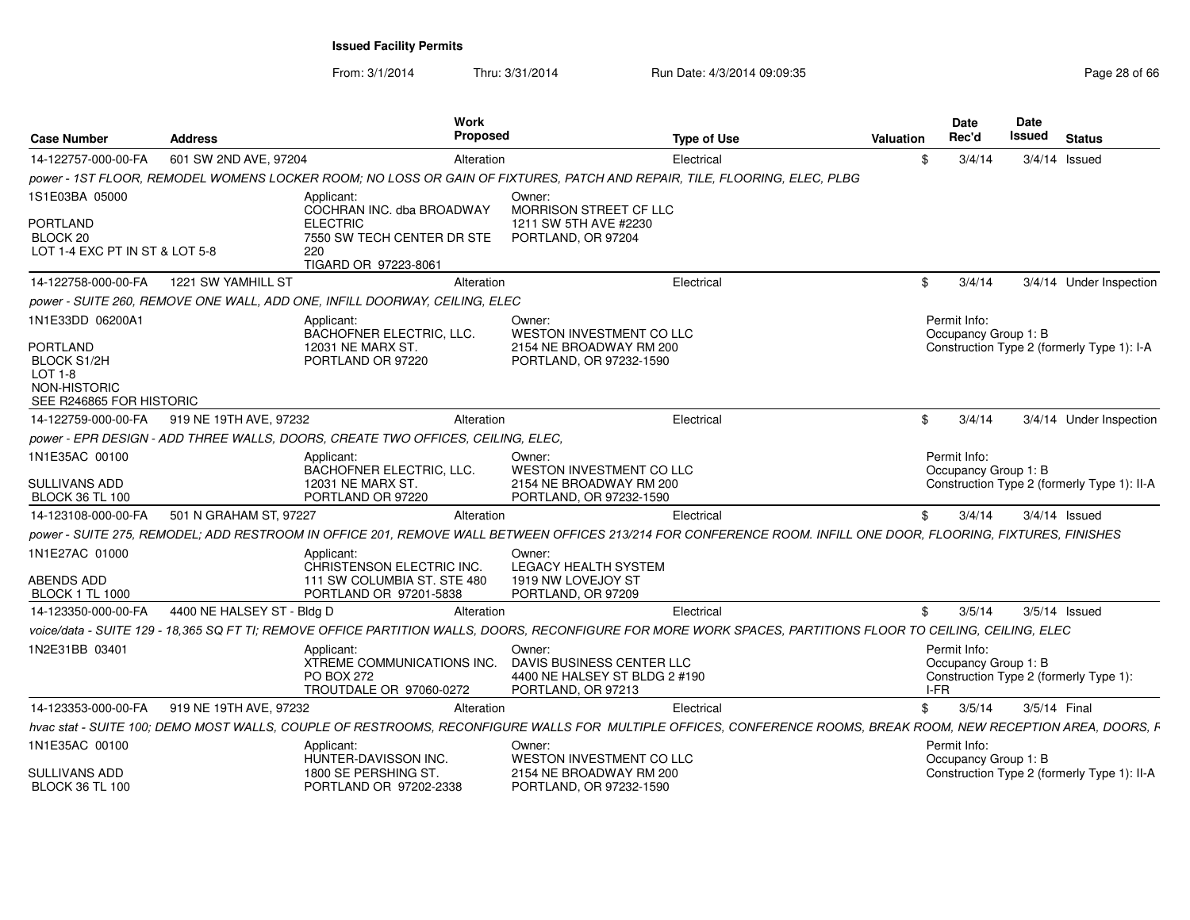**Issued Facility Permits**

From: 3/1/2014 Thru: 3/31/2014 Run Date: 4/3/2014 09:09:35

| Case Number | Address | Work Proposed | Type of Use | Valuation | Date Rec'd | Date Issued | Status |
|---|---|---|---|---|---|---|---|
| 14-122757-000-00-FA | 601 SW 2ND AVE, 97204 | Alteration | Electrical | $ | 3/4/14 | 3/4/14 | Issued |

*power - 1ST FLOOR, REMODEL WOMENS LOCKER ROOM; NO LOSS OR GAIN OF FIXTURES, PATCH AND REPAIR, TILE, FLOORING, ELEC, PLBG*

1S1E03BA 05000
PORTLAND
BLOCK 20
LOT 1-4 EXC PT IN ST & LOT 5-8

Applicant:
COCHRAN INC. dba BROADWAY ELECTRIC
7550 SW TECH CENTER DR STE 220
TIGARD OR 97223-8061

Owner:
MORRISON STREET CF LLC
1211 SW 5TH AVE #2230
PORTLAND, OR 97204

| Case Number | Address | Work Proposed | Type of Use | Valuation | Date Rec'd | Date Issued | Status |
|---|---|---|---|---|---|---|---|
| 14-122758-000-00-FA | 1221 SW YAMHILL ST | Alteration | Electrical | $ | 3/4/14 | 3/4/14 | Under Inspection |

*power - SUITE 260, REMOVE ONE WALL, ADD ONE, INFILL DOORWAY, CEILING, ELEC*

1N1E33DD 06200A1
PORTLAND
BLOCK S1/2H
LOT 1-8
NON-HISTORIC
SEE R246865 FOR HISTORIC

Applicant:
BACHOFNER ELECTRIC, LLC.
12031 NE MARX ST.
PORTLAND OR 97220

Owner:
WESTON INVESTMENT CO LLC
2154 NE BROADWAY RM 200
PORTLAND, OR 97232-1590

Permit Info:
Occupancy Group 1: B
Construction Type 2 (formerly Type 1): I-A

| Case Number | Address | Work Proposed | Type of Use | Valuation | Date Rec'd | Date Issued | Status |
|---|---|---|---|---|---|---|---|
| 14-122759-000-00-FA | 919 NE 19TH AVE, 97232 | Alteration | Electrical | $ | 3/4/14 | 3/4/14 | Under Inspection |

*power - EPR DESIGN - ADD THREE WALLS, DOORS, CREATE TWO OFFICES, CEILING, ELEC,*

1N1E35AC 00100
SULLIVANS ADD
BLOCK 36 TL 100

Applicant:
BACHOFNER ELECTRIC, LLC.
12031 NE MARX ST.
PORTLAND OR 97220

Owner:
WESTON INVESTMENT CO LLC
2154 NE BROADWAY RM 200
PORTLAND, OR 97232-1590

Permit Info:
Occupancy Group 1: B
Construction Type 2 (formerly Type 1): II-A

| Case Number | Address | Work Proposed | Type of Use | Valuation | Date Rec'd | Date Issued | Status |
|---|---|---|---|---|---|---|---|
| 14-123108-000-00-FA | 501 N GRAHAM ST, 97227 | Alteration | Electrical | $ | 3/4/14 | 3/4/14 | Issued |

*power - SUITE 275, REMODEL; ADD RESTROOM IN OFFICE 201, REMOVE WALL BETWEEN OFFICES 213/214 FOR CONFERENCE ROOM. INFILL ONE DOOR, FLOORING, FIXTURES, FINISHES*

1N1E27AC 01000
ABENDS ADD
BLOCK 1 TL 1000

Applicant:
CHRISTENSON ELECTRIC INC.
111 SW COLUMBIA ST. STE 480
PORTLAND OR 97201-5838

Owner:
LEGACY HEALTH SYSTEM
1919 NW LOVEJOY ST
PORTLAND, OR 97209

| Case Number | Address | Work Proposed | Type of Use | Valuation | Date Rec'd | Date Issued | Status |
|---|---|---|---|---|---|---|---|
| 14-123350-000-00-FA | 4400 NE HALSEY ST - Bldg D | Alteration | Electrical | $ | 3/5/14 | 3/5/14 | Issued |

*voice/data - SUITE 129 - 18,365 SQ FT TI; REMOVE OFFICE PARTITION WALLS, DOORS, RECONFIGURE FOR MORE WORK SPACES, PARTITIONS FLOOR TO CEILING, CEILING, ELEC*

1N2E31BB 03401

Applicant:
XTREME COMMUNICATIONS INC.
PO BOX 272
TROUTDALE OR 97060-0272

Owner:
DAVIS BUSINESS CENTER LLC
4400 NE HALSEY ST BLDG 2 #190
PORTLAND, OR 97213

Permit Info:
Occupancy Group 1: B
Construction Type 2 (formerly Type 1): I-FR

| Case Number | Address | Work Proposed | Type of Use | Valuation | Date Rec'd | Date Issued | Status |
|---|---|---|---|---|---|---|---|
| 14-123353-000-00-FA | 919 NE 19TH AVE, 97232 | Alteration | Electrical | $ | 3/5/14 | 3/5/14 | Final |

*hvac stat - SUITE 100; DEMO MOST WALLS, COUPLE OF RESTROOMS, RECONFIGURE WALLS FOR MULTIPLE OFFICES, CONFERENCE ROOMS, BREAK ROOM, NEW RECEPTION AREA, DOORS, F*

1N1E35AC 00100
SULLIVANS ADD
BLOCK 36 TL 100

Applicant:
HUNTER-DAVISSON INC.
1800 SE PERSHING ST.
PORTLAND OR 97202-2338

Owner:
WESTON INVESTMENT CO LLC
2154 NE BROADWAY RM 200
PORTLAND, OR 97232-1590

Permit Info:
Occupancy Group 1: B
Construction Type 2 (formerly Type 1): II-A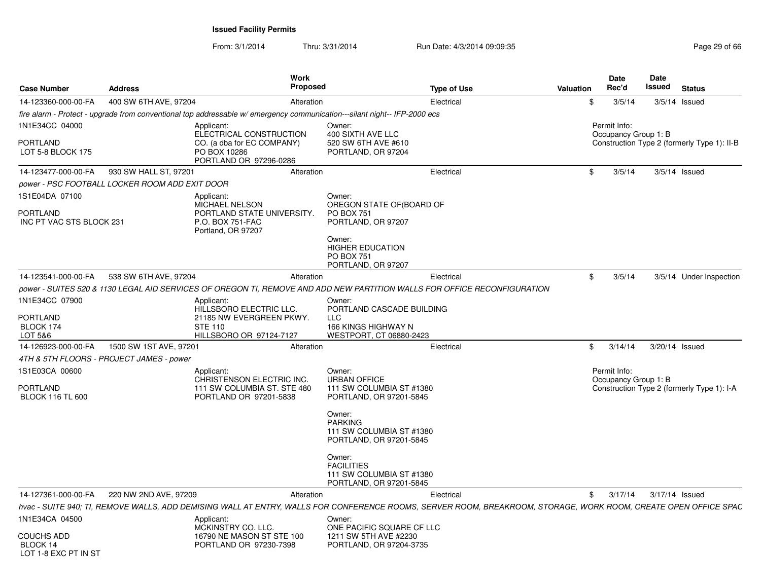**Issued Facility Permits**

From: 3/1/2014 Thru: 3/31/2014 Run Date: 4/3/2014 09:09:35

| Case Number | Address | Work Proposed | Type of Use | Valuation | Date Rec'd | Date Issued | Status |
|---|---|---|---|---|---|---|---|
| 14-123360-000-00-FA | 400 SW 6TH AVE, 97204 | Alteration | Electrical | $ | 3/5/14 | 3/5/14 | Issued |

*fire alarm - Protect - upgrade from conventional top addressable w/ emergency communication---silant night-- IFP-2000 ecs*

1N1E34CC 04000
PORTLAND
LOT 5-8 BLOCK 175

Applicant:
ELECTRICAL CONSTRUCTION CO. (a dba for EC COMPANY)
PO BOX 10286
PORTLAND OR 97296-0286

Owner:
400 SIXTH AVE LLC
520 SW 6TH AVE #610
PORTLAND, OR 97204

Permit Info:
Occupancy Group 1: B
Construction Type 2 (formerly Type 1): II-B

| Case Number | Address | Work Proposed | Type of Use | Valuation | Date Rec'd | Date Issued | Status |
|---|---|---|---|---|---|---|---|
| 14-123477-000-00-FA | 930 SW HALL ST, 97201 | Alteration | Electrical | $ | 3/5/14 | 3/5/14 | Issued |

*power - PSC FOOTBALL LOCKER ROOM ADD EXIT DOOR*

1S1E04DA 07100
PORTLAND
INC PT VAC STS BLOCK 231

Applicant:
MICHAEL NELSON
PORTLAND STATE UNIVERSITY.
P.O. BOX 751-FAC
Portland, OR 97207

Owner:
OREGON STATE OF(BOARD OF
PO BOX 751
PORTLAND, OR 97207

Owner:
HIGHER EDUCATION
PO BOX 751
PORTLAND, OR 97207

| Case Number | Address | Work Proposed | Type of Use | Valuation | Date Rec'd | Date Issued | Status |
|---|---|---|---|---|---|---|---|
| 14-123541-000-00-FA | 538 SW 6TH AVE, 97204 | Alteration | Electrical | $ | 3/5/14 | 3/5/14 | Under Inspection |

*power - SUITES 520 & 1130 LEGAL AID SERVICES OF OREGON TI, REMOVE AND ADD NEW PARTITION WALLS FOR OFFICE RECONFIGURATION*

1N1E34CC 07900
PORTLAND
BLOCK 174
LOT 5&6

Applicant:
HILLSBORO ELECTRIC LLC.
21185 NW EVERGREEN PKWY.
STE 110
HILLSBORO OR 97124-7127

Owner:
PORTLAND CASCADE BUILDING LLC
166 KINGS HIGHWAY N
WESTPORT, CT 06880-2423

| Case Number | Address | Work Proposed | Type of Use | Valuation | Date Rec'd | Date Issued | Status |
|---|---|---|---|---|---|---|---|
| 14-126923-000-00-FA | 1500 SW 1ST AVE, 97201 | Alteration | Electrical | $ | 3/14/14 | 3/20/14 | Issued |

*4TH & 5TH FLOORS - PROJECT JAMES - power*

1S1E03CA 00600
PORTLAND
BLOCK 116 TL 600

Applicant:
CHRISTENSON ELECTRIC INC.
111 SW COLUMBIA ST. STE 480
PORTLAND OR 97201-5838

Owner:
URBAN OFFICE
111 SW COLUMBIA ST #1380
PORTLAND, OR 97201-5845

Owner:
PARKING
111 SW COLUMBIA ST #1380
PORTLAND, OR 97201-5845

Owner:
FACILITIES
111 SW COLUMBIA ST #1380
PORTLAND, OR 97201-5845

Permit Info:
Occupancy Group 1: B
Construction Type 2 (formerly Type 1): I-A

| Case Number | Address | Work Proposed | Type of Use | Valuation | Date Rec'd | Date Issued | Status |
|---|---|---|---|---|---|---|---|
| 14-127361-000-00-FA | 220 NW 2ND AVE, 97209 | Alteration | Electrical | $ | 3/17/14 | 3/17/14 | Issued |

*hvac - SUITE 940; TI, REMOVE WALLS, ADD DEMISING WALL AT ENTRY, WALLS FOR CONFERENCE ROOMS, SERVER ROOM, BREAKROOM, STORAGE, WORK ROOM, CREATE OPEN OFFICE SPAC*

1N1E34CA 04500
COUCHS ADD
BLOCK 14
LOT 1-8 EXC PT IN ST

Applicant:
MCKINSTRY CO. LLC.
16790 NE MASON ST STE 100
PORTLAND OR 97230-7398

Owner:
ONE PACIFIC SQUARE CF LLC
1211 SW 5TH AVE #2230
PORTLAND, OR 97204-3735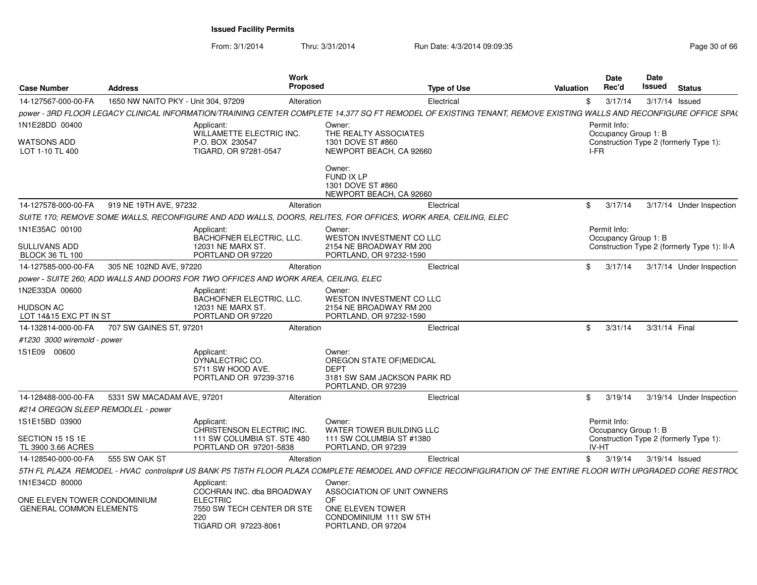**Issued Facility Permits**

From: 3/1/2014 Thru: 3/31/2014 Run Date: 4/3/2014 09:09:35

| Case Number | Address | Work Proposed | Type of Use | Valuation | Date Rec'd | Date Issued | Status |
|---|---|---|---|---|---|---|---|
| 14-127567-000-00-FA | 1650 NW NAITO PKY - Unit 304, 97209 | Alteration | Electrical | $ | 3/17/14 | 3/17/14 | Issued |

*power - 3RD FLOOR LEGACY CLINICAL INFORMATION/TRAINING CENTER COMPLETE 14,377 SQ FT REMODEL OF EXISTING TENANT, REMOVE EXISTING WALLS AND RECONFIGURE OFFICE SPA(*

1N1E28DD 00400
WATSONS ADD
LOT 1-10 TL 400

Applicant:
WILLAMETTE ELECTRIC INC.
P.O. BOX 230547
TIGARD, OR 97281-0547

Owner:
THE REALTY ASSOCIATES
1301 DOVE ST #860
NEWPORT BEACH, CA 92660

Owner:
FUND IX LP
1301 DOVE ST #860
NEWPORT BEACH, CA 92660

Permit Info:
Occupancy Group 1: B
Construction Type 2 (formerly Type 1): I-FR

| Case Number | Address | Work Proposed | Type of Use | Valuation | Date Rec'd | Date Issued | Status |
|---|---|---|---|---|---|---|---|
| 14-127578-000-00-FA | 919 NE 19TH AVE, 97232 | Alteration | Electrical | $ | 3/17/14 | 3/17/14 | Under Inspection |

*SUITE 170; REMOVE SOME WALLS, RECONFIGURE AND ADD WALLS, DOORS, RELITES, FOR OFFICES, WORK AREA, CEILING, ELEC*

1N1E35AC 00100
SULLIVANS ADD
BLOCK 36 TL 100

Applicant:
BACHOFNER ELECTRIC, LLC.
12031 NE MARX ST.
PORTLAND OR 97220

Owner:
WESTON INVESTMENT CO LLC
2154 NE BROADWAY RM 200
PORTLAND, OR 97232-1590

Permit Info:
Occupancy Group 1: B
Construction Type 2 (formerly Type 1): II-A

| Case Number | Address | Work Proposed | Type of Use | Valuation | Date Rec'd | Date Issued | Status |
|---|---|---|---|---|---|---|---|
| 14-127585-000-00-FA | 305 NE 102ND AVE, 97220 | Alteration | Electrical | $ | 3/17/14 | 3/17/14 | Under Inspection |

*power - SUITE 260; ADD WALLS AND DOORS FOR TWO OFFICES AND WORK AREA, CEILING, ELEC*

1N2E33DA 00600
HUDSON AC
LOT 14&15 EXC PT IN ST

Applicant:
BACHOFNER ELECTRIC, LLC.
12031 NE MARX ST.
PORTLAND OR 97220

Owner:
WESTON INVESTMENT CO LLC
2154 NE BROADWAY RM 200
PORTLAND, OR 97232-1590

| Case Number | Address | Work Proposed | Type of Use | Valuation | Date Rec'd | Date Issued | Status |
|---|---|---|---|---|---|---|---|
| 14-132814-000-00-FA | 707 SW GAINES ST, 97201 | Alteration | Electrical | $ | 3/31/14 | 3/31/14 | Final |

*#1230 3000 wiremold - power*

1S1E09 00600

Applicant:
DYNALECTRIC CO.
5711 SW HOOD AVE.
PORTLAND OR 97239-3716

Owner:
OREGON STATE OF(MEDICAL DEPT
3181 SW SAM JACKSON PARK RD
PORTLAND, OR 97239

| Case Number | Address | Work Proposed | Type of Use | Valuation | Date Rec'd | Date Issued | Status |
|---|---|---|---|---|---|---|---|
| 14-128488-000-00-FA | 5331 SW MACADAM AVE, 97201 | Alteration | Electrical | $ | 3/19/14 | 3/19/14 | Under Inspection |

*#214 OREGON SLEEP REMODLEL - power*

1S1E15BD 03900
SECTION 15 1S 1E
TL 3900 3.66 ACRES

Applicant:
CHRISTENSON ELECTRIC INC.
111 SW COLUMBIA ST. STE 480
PORTLAND OR 97201-5838

Owner:
WATER TOWER BUILDING LLC
111 SW COLUMBIA ST #1380
PORTLAND, OR 97239

Permit Info:
Occupancy Group 1: B
Construction Type 2 (formerly Type 1): IV-HT

| Case Number | Address | Work Proposed | Type of Use | Valuation | Date Rec'd | Date Issued | Status |
|---|---|---|---|---|---|---|---|
| 14-128540-000-00-FA | 555 SW OAK ST | Alteration | Electrical | $ | 3/19/14 | 3/19/14 | Issued |

*5TH FL PLAZA REMODEL - HVAC controlspr# US BANK P5 TI5TH FLOOR PLAZA COMPLETE REMODEL AND OFFICE RECONFIGURATION OF THE ENTIRE FLOOR WITH UPGRADED CORE RESTROC*

1N1E34CD 80000
ONE ELEVEN TOWER CONDOMINIUM
GENERAL COMMON ELEMENTS

Applicant:
COCHRAN INC. dba BROADWAY ELECTRIC
7550 SW TECH CENTER DR STE 220
TIGARD OR 97223-8061

Owner:
ASSOCIATION OF UNIT OWNERS OF
ONE ELEVEN TOWER
CONDOMINIUM 111 SW 5TH
PORTLAND, OR 97204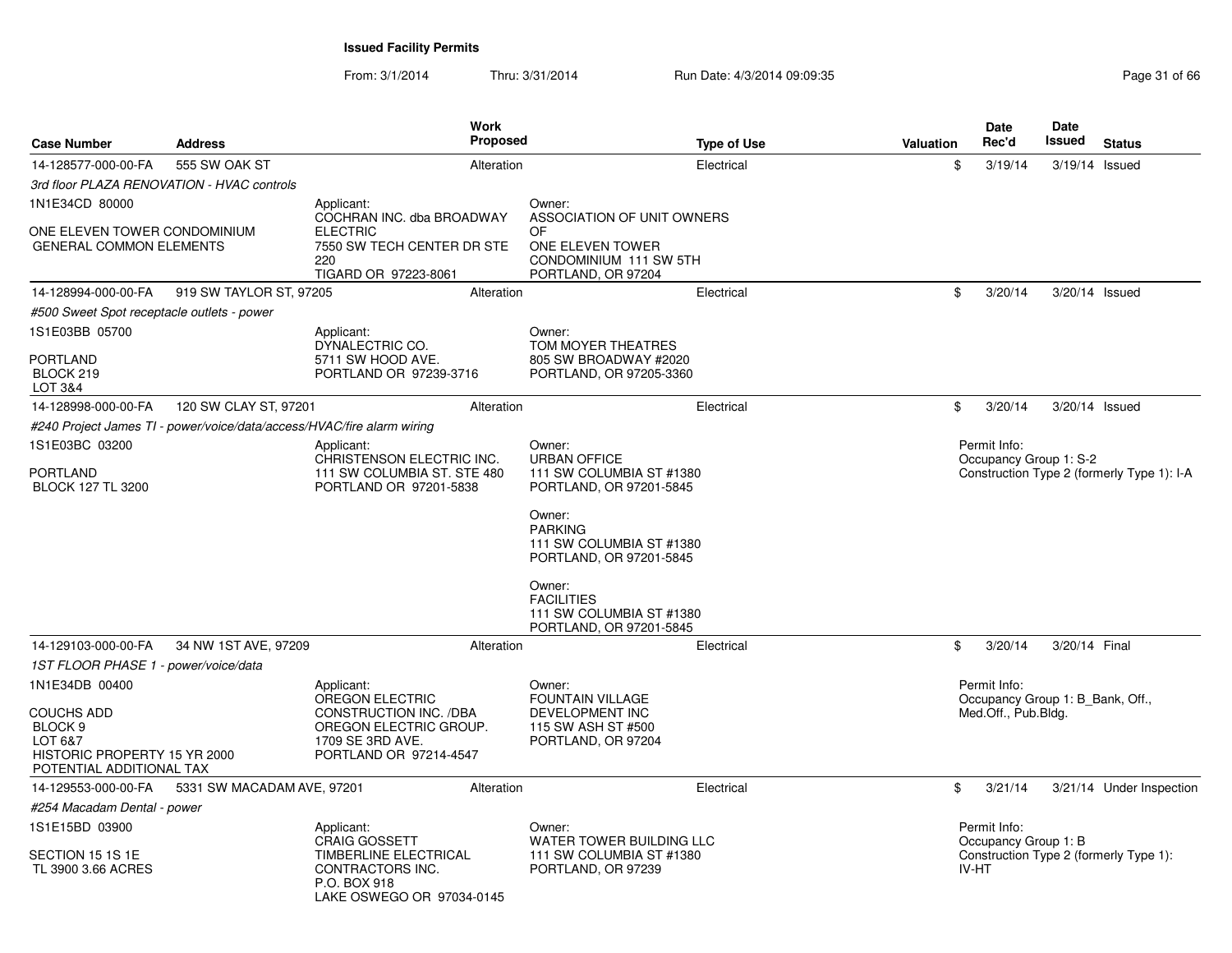**Issued Facility Permits**

From: 3/1/2014 Thru: 3/31/2014 Run Date: 4/3/2014 09:09:35

| Case Number | Address | Work Proposed | Type of Use | Valuation | Date Rec'd | Date Issued | Status |
|---|---|---|---|---|---|---|---|
| 14-128577-000-00-FA | 555 SW OAK ST | Alteration | Electrical | $ | 3/19/14 | 3/19/14 | Issued |

*3rd floor PLAZA RENOVATION - HVAC controls*

1N1E34CD 80000

ONE ELEVEN TOWER CONDOMINIUM GENERAL COMMON ELEMENTS

Applicant: COCHRAN INC. dba BROADWAY ELECTRIC 7550 SW TECH CENTER DR STE 220 TIGARD OR 97223-8061

Owner: ASSOCIATION OF UNIT OWNERS OF ONE ELEVEN TOWER CONDOMINIUM 111 SW 5TH PORTLAND, OR 97204

| Case Number | Address | Work Proposed | Type of Use | Valuation | Date Rec'd | Date Issued | Status |
|---|---|---|---|---|---|---|---|
| 14-128994-000-00-FA | 919 SW TAYLOR ST, 97205 | Alteration | Electrical | $ | 3/20/14 | 3/20/14 | Issued |

*#500 Sweet Spot receptacle outlets - power*

1S1E03BB 05700

PORTLAND BLOCK 219 LOT 3&4

Applicant: DYNALECTRIC CO. 5711 SW HOOD AVE. PORTLAND OR 97239-3716

Owner: TOM MOYER THEATRES 805 SW BROADWAY #2020 PORTLAND, OR 97205-3360

| Case Number | Address | Work Proposed | Type of Use | Valuation | Date Rec'd | Date Issued | Status |
|---|---|---|---|---|---|---|---|
| 14-128998-000-00-FA | 120 SW CLAY ST, 97201 | Alteration | Electrical | $ | 3/20/14 | 3/20/14 | Issued |

*#240 Project James TI - power/voice/data/access/HVAC/fire alarm wiring*

1S1E03BC 03200

PORTLAND BLOCK 127 TL 3200

Applicant: CHRISTENSON ELECTRIC INC. 111 SW COLUMBIA ST. STE 480 PORTLAND OR 97201-5838

Owner: URBAN OFFICE 111 SW COLUMBIA ST #1380 PORTLAND, OR 97201-5845

Owner: PARKING 111 SW COLUMBIA ST #1380 PORTLAND, OR 97201-5845

Owner: FACILITIES 111 SW COLUMBIA ST #1380 PORTLAND, OR 97201-5845

Permit Info: Occupancy Group 1: S-2 Construction Type 2 (formerly Type 1): I-A

| Case Number | Address | Work Proposed | Type of Use | Valuation | Date Rec'd | Date Issued | Status |
|---|---|---|---|---|---|---|---|
| 14-129103-000-00-FA | 34 NW 1ST AVE, 97209 | Alteration | Electrical | $ | 3/20/14 | 3/20/14 | Final |

*1ST FLOOR PHASE 1 - power/voice/data*

1N1E34DB 00400

COUCHS ADD BLOCK 9 LOT 6&7 HISTORIC PROPERTY 15 YR 2000 POTENTIAL ADDITIONAL TAX

Applicant: OREGON ELECTRIC CONSTRUCTION INC. /DBA OREGON ELECTRIC GROUP. 1709 SE 3RD AVE. PORTLAND OR 97214-4547

Owner: FOUNTAIN VILLAGE DEVELOPMENT INC 115 SW ASH ST #500 PORTLAND, OR 97204

Permit Info: Occupancy Group 1: B_Bank, Off., Med.Off., Pub.Bldg.

| Case Number | Address | Work Proposed | Type of Use | Valuation | Date Rec'd | Date Issued | Status |
|---|---|---|---|---|---|---|---|
| 14-129553-000-00-FA | 5331 SW MACADAM AVE, 97201 | Alteration | Electrical | $ | 3/21/14 | 3/21/14 | Under Inspection |

*#254 Macadam Dental - power*

1S1E15BD 03900

SECTION 15 1S 1E TL 3900 3.66 ACRES

Applicant: CRAIG GOSSETT TIMBERLINE ELECTRICAL CONTRACTORS INC. P.O. BOX 918 LAKE OSWEGO OR 97034-0145

Owner: WATER TOWER BUILDING LLC 111 SW COLUMBIA ST #1380 PORTLAND, OR 97239

Permit Info: Occupancy Group 1: B Construction Type 2 (formerly Type 1): IV-HT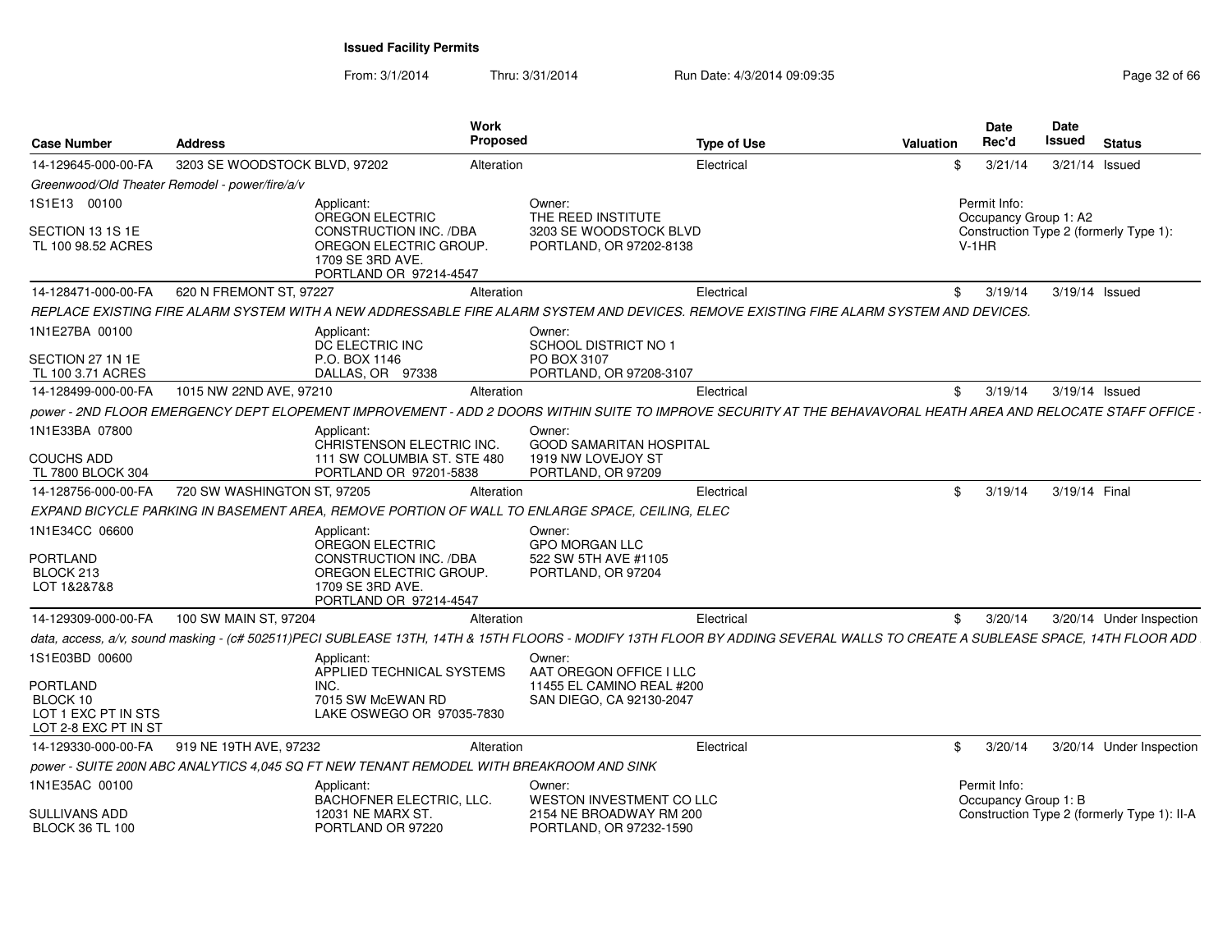**Issued Facility Permits**

From: 3/1/2014 Thru: 3/31/2014 Run Date: 4/3/2014 09:09:35

| Case Number | Address | Work Proposed | Type of Use | Valuation | Date Rec'd | Date Issued | Status |
|---|---|---|---|---|---|---|---|
| 14-129645-000-00-FA | 3203 SE WOODSTOCK BLVD, 97202 | Alteration | Electrical | $ | 3/21/14 | 3/21/14 | Issued |

*Greenwood/Old Theater Remodel - power/fire/a/v*

1S1E13 00100
SECTION 13 1S 1E
TL 100 98.52 ACRES

Applicant: OREGON ELECTRIC CONSTRUCTION INC. /DBA OREGON ELECTRIC GROUP. 1709 SE 3RD AVE. PORTLAND OR 97214-4547

Owner: THE REED INSTITUTE 3203 SE WOODSTOCK BLVD PORTLAND, OR 97202-8138

Permit Info: Occupancy Group 1: A2 Construction Type 2 (formerly Type 1): V-1HR

| Case Number | Address | Work Proposed | Type of Use | Valuation | Date Rec'd | Date Issued | Status |
|---|---|---|---|---|---|---|---|
| 14-128471-000-00-FA | 620 N FREMONT ST, 97227 | Alteration | Electrical | $ | 3/19/14 | 3/19/14 | Issued |

*REPLACE EXISTING FIRE ALARM SYSTEM WITH A NEW ADDRESSABLE FIRE ALARM SYSTEM AND DEVICES. REMOVE EXISTING FIRE ALARM SYSTEM AND DEVICES.*

1N1E27BA 00100
SECTION 27 1N 1E
TL 100 3.71 ACRES

Applicant: DC ELECTRIC INC P.O. BOX 1146 DALLAS, OR 97338

Owner: SCHOOL DISTRICT NO 1 PO BOX 3107 PORTLAND, OR 97208-3107

| Case Number | Address | Work Proposed | Type of Use | Valuation | Date Rec'd | Date Issued | Status |
|---|---|---|---|---|---|---|---|
| 14-128499-000-00-FA | 1015 NW 22ND AVE, 97210 | Alteration | Electrical | $ | 3/19/14 | 3/19/14 | Issued |

*power - 2ND FLOOR EMERGENCY DEPT ELOPEMENT IMPROVEMENT - ADD 2 DOORS WITHIN SUITE TO IMPROVE SECURITY AT THE BEHAVAVORAL HEATH AREA AND RELOCATE STAFF OFFICE -*

1N1E33BA 07800
COUCHS ADD
TL 7800 BLOCK 304

Applicant: CHRISTENSON ELECTRIC INC. 111 SW COLUMBIA ST. STE 480 PORTLAND OR 97201-5838

Owner: GOOD SAMARITAN HOSPITAL 1919 NW LOVEJOY ST PORTLAND, OR 97209

| Case Number | Address | Work Proposed | Type of Use | Valuation | Date Rec'd | Date Issued | Status |
|---|---|---|---|---|---|---|---|
| 14-128756-000-00-FA | 720 SW WASHINGTON ST, 97205 | Alteration | Electrical | $ | 3/19/14 | 3/19/14 | Final |

*EXPAND BICYCLE PARKING IN BASEMENT AREA, REMOVE PORTION OF WALL TO ENLARGE SPACE, CEILING, ELEC*

1N1E34CC 06600
PORTLAND
BLOCK 213
LOT 1&2&7&8

Applicant: OREGON ELECTRIC CONSTRUCTION INC. /DBA OREGON ELECTRIC GROUP. 1709 SE 3RD AVE. PORTLAND OR 97214-4547

Owner: GPO MORGAN LLC 522 SW 5TH AVE #1105 PORTLAND, OR 97204

| Case Number | Address | Work Proposed | Type of Use | Valuation | Date Rec'd | Date Issued | Status |
|---|---|---|---|---|---|---|---|
| 14-129309-000-00-FA | 100 SW MAIN ST, 97204 | Alteration | Electrical | $ | 3/20/14 | 3/20/14 | Under Inspection |

*data, access, a/v, sound masking - (c# 502511)PECI SUBLEASE 13TH, 14TH & 15TH FLOORS - MODIFY 13TH FLOOR BY ADDING SEVERAL WALLS TO CREATE A SUBLEASE SPACE, 14TH FLOOR ADD*

1S1E03BD 00600
PORTLAND
BLOCK 10
LOT 1 EXC PT IN STS
LOT 2-8 EXC PT IN ST

Applicant: APPLIED TECHNICAL SYSTEMS INC. 7015 SW McEWAN RD LAKE OSWEGO OR 97035-7830

Owner: AAT OREGON OFFICE I LLC 11455 EL CAMINO REAL #200 SAN DIEGO, CA 92130-2047

| Case Number | Address | Work Proposed | Type of Use | Valuation | Date Rec'd | Date Issued | Status |
|---|---|---|---|---|---|---|---|
| 14-129330-000-00-FA | 919 NE 19TH AVE, 97232 | Alteration | Electrical | $ | 3/20/14 | 3/20/14 | Under Inspection |

*power - SUITE 200N ABC ANALYTICS 4,045 SQ FT NEW TENANT REMODEL WITH BREAKROOM AND SINK*

1N1E35AC 00100
SULLIVANS ADD
BLOCK 36 TL 100

Applicant: BACHOFNER ELECTRIC, LLC. 12031 NE MARX ST. PORTLAND OR 97220

Owner: WESTON INVESTMENT CO LLC 2154 NE BROADWAY RM 200 PORTLAND, OR 97232-1590

Permit Info: Occupancy Group 1: B Construction Type 2 (formerly Type 1): II-A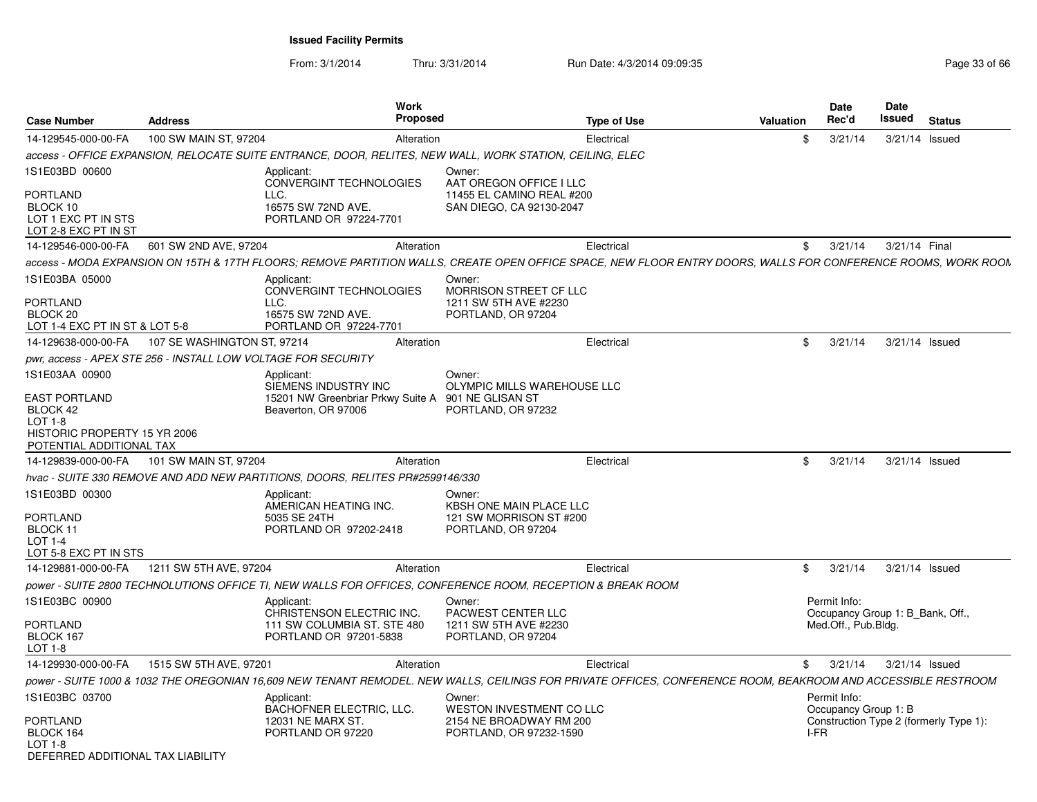**Issued Facility Permits**

From: 3/1/2014 Thru: 3/31/2014 Run Date: 4/3/2014 09:09:35

| Case Number | Address | Work Proposed | Type of Use | Valuation | Date Rec'd | Date Issued | Status |
|---|---|---|---|---|---|---|---|
| 14-129545-000-00-FA | 100 SW MAIN ST, 97204 | Alteration | Electrical | $ | 3/21/14 | 3/21/14 | Issued |

*access - OFFICE EXPANSION, RELOCATE SUITE ENTRANCE, DOOR, RELITES, NEW WALL, WORK STATION, CEILING, ELEC*

1S1E03BD 00600

PORTLAND
BLOCK 10
LOT 1 EXC PT IN STS
LOT 2-8 EXC PT IN ST

Applicant:
CONVERGINT TECHNOLOGIES LLC.
16575 SW 72ND AVE.
PORTLAND OR 97224-7701

Owner:
AAT OREGON OFFICE I LLC
11455 EL CAMINO REAL #200
SAN DIEGO, CA 92130-2047

| Case Number | Address | Work Proposed | Type of Use | Valuation | Date Rec'd | Date Issued | Status |
|---|---|---|---|---|---|---|---|
| 14-129546-000-00-FA | 601 SW 2ND AVE, 97204 | Alteration | Electrical | $ | 3/21/14 | 3/21/14 | Final |

*access - MODA EXPANSION ON 15TH & 17TH FLOORS; REMOVE PARTITION WALLS, CREATE OPEN OFFICE SPACE, NEW FLOOR ENTRY DOORS, WALLS FOR CONFERENCE ROOMS, WORK ROOM*

1S1E03BA 05000

PORTLAND
BLOCK 20
LOT 1-4 EXC PT IN ST & LOT 5-8

Applicant:
CONVERGINT TECHNOLOGIES LLC.
16575 SW 72ND AVE.
PORTLAND OR 97224-7701

Owner:
MORRISON STREET CF LLC
1211 SW 5TH AVE #2230
PORTLAND, OR 97204

| Case Number | Address | Work Proposed | Type of Use | Valuation | Date Rec'd | Date Issued | Status |
|---|---|---|---|---|---|---|---|
| 14-129638-000-00-FA | 107 SE WASHINGTON ST, 97214 | Alteration | Electrical | $ | 3/21/14 | 3/21/14 | Issued |

*pwr, access - APEX STE 256 - INSTALL LOW VOLTAGE FOR SECURITY*

1S1E03AA 00900

EAST PORTLAND
BLOCK 42
LOT 1-8
HISTORIC PROPERTY 15 YR 2006
POTENTIAL ADDITIONAL TAX

Applicant:
SIEMENS INDUSTRY INC
15201 NW Greenbriar Prkwy Suite A
Beaverton, OR 97006

Owner:
OLYMPIC MILLS WAREHOUSE LLC
901 NE GLISAN ST
PORTLAND, OR 97232

| Case Number | Address | Work Proposed | Type of Use | Valuation | Date Rec'd | Date Issued | Status |
|---|---|---|---|---|---|---|---|
| 14-129839-000-00-FA | 101 SW MAIN ST, 97204 | Alteration | Electrical | $ | 3/21/14 | 3/21/14 | Issued |

*hvac - SUITE 330 REMOVE AND ADD NEW PARTITIONS, DOORS, RELITES PR#2599146/330*

1S1E03BD 00300

PORTLAND
BLOCK 11
LOT 1-4
LOT 5-8 EXC PT IN STS

Applicant:
AMERICAN HEATING INC.
5035 SE 24TH
PORTLAND OR 97202-2418

Owner:
KBSH ONE MAIN PLACE LLC
121 SW MORRISON ST #200
PORTLAND, OR 97204

| Case Number | Address | Work Proposed | Type of Use | Valuation | Date Rec'd | Date Issued | Status |
|---|---|---|---|---|---|---|---|
| 14-129881-000-00-FA | 1211 SW 5TH AVE, 97204 | Alteration | Electrical | $ | 3/21/14 | 3/21/14 | Issued |

*power - SUITE 2800 TECHNOLUTIONS OFFICE TI, NEW WALLS FOR OFFICES, CONFERENCE ROOM, RECEPTION & BREAK ROOM*

1S1E03BC 00900

PORTLAND
BLOCK 167
LOT 1-8

Applicant:
CHRISTENSON ELECTRIC INC.
111 SW COLUMBIA ST. STE 480
PORTLAND OR 97201-5838

Owner:
PACWEST CENTER LLC
1211 SW 5TH AVE #2230
PORTLAND, OR 97204

Permit Info:
Occupancy Group 1: B_Bank, Off., Med.Off., Pub.Bldg.

| Case Number | Address | Work Proposed | Type of Use | Valuation | Date Rec'd | Date Issued | Status |
|---|---|---|---|---|---|---|---|
| 14-129930-000-00-FA | 1515 SW 5TH AVE, 97201 | Alteration | Electrical | $ | 3/21/14 | 3/21/14 | Issued |

*power - SUITE 1000 & 1032 THE OREGONIAN 16,609 NEW TENANT REMODEL. NEW WALLS, CEILINGS FOR PRIVATE OFFICES, CONFERENCE ROOM, BEAKROOM AND ACCESSIBLE RESTROOM*

1S1E03BC 03700

PORTLAND
BLOCK 164
LOT 1-8
DEFERRED ADDITIONAL TAX LIABILITY

Applicant:
BACHOFNER ELECTRIC, LLC.
12031 NE MARX ST.
PORTLAND OR 97220

Owner:
WESTON INVESTMENT CO LLC
2154 NE BROADWAY RM 200
PORTLAND, OR 97232-1590

Permit Info:
Occupancy Group 1: B
Construction Type 2 (formerly Type 1): I-FR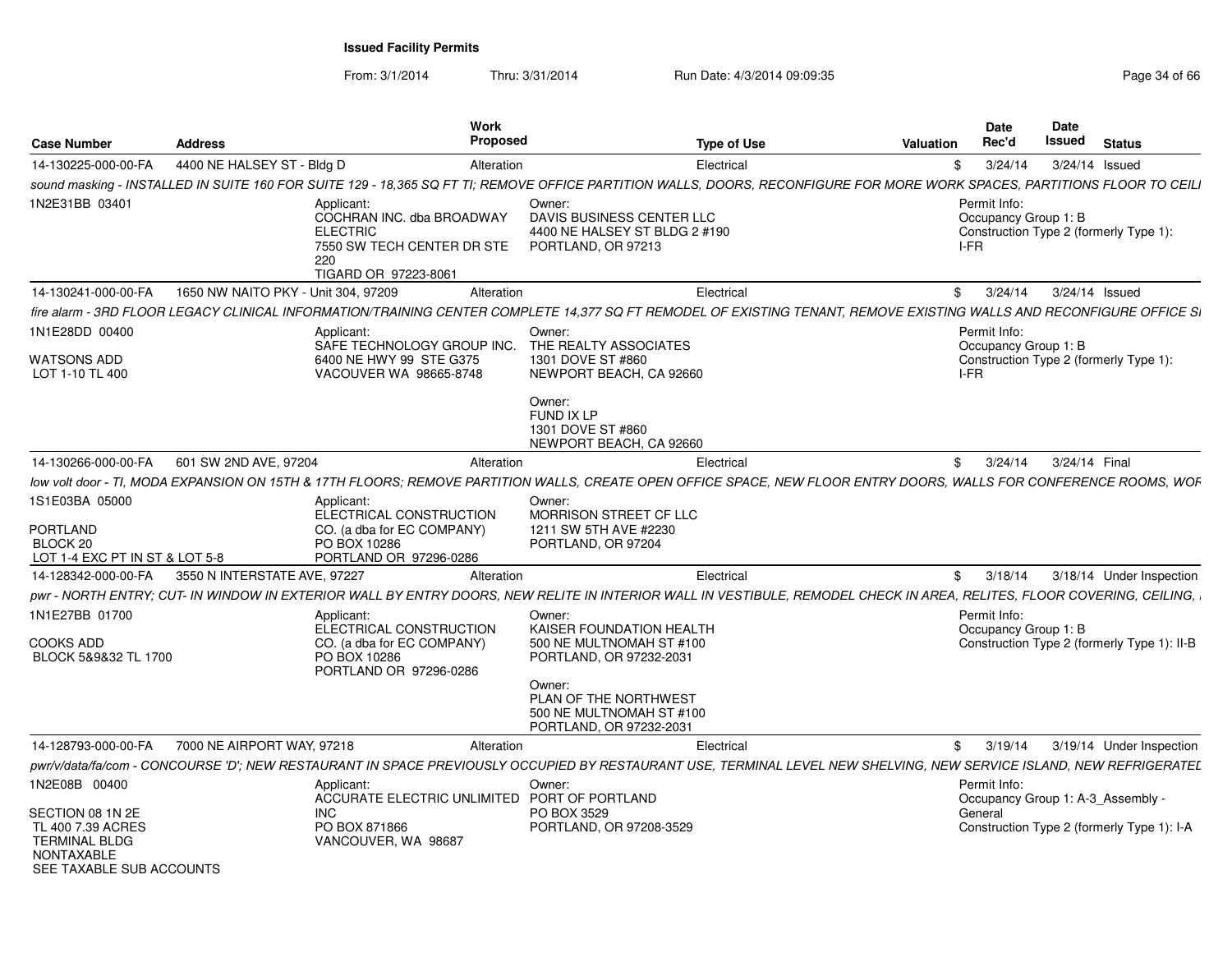**Issued Facility Permits**

From: 3/1/2014 Thru: 3/31/2014 Run Date: 4/3/2014 09:09:35

| Case Number | Address | Work Proposed | Type of Use | Valuation | Date Rec'd | Date Issued | Status |
|---|---|---|---|---|---|---|---|
| 14-130225-000-00-FA | 4400 NE HALSEY ST - Bldg D | Alteration | Electrical | $ | 3/24/14 | 3/24/14 | Issued |

*sound masking - INSTALLED IN SUITE 160 FOR SUITE 129 - 18,365 SQ FT TI; REMOVE OFFICE PARTITION WALLS, DOORS, RECONFIGURE FOR MORE WORK SPACES, PARTITIONS FLOOR TO CEILI*

1N2E31BB 03401

Applicant: COCHRAN INC. dba BROADWAY ELECTRIC, 7550 SW TECH CENTER DR STE 220, TIGARD OR 97223-8061

Owner: DAVIS BUSINESS CENTER LLC, 4400 NE HALSEY ST BLDG 2 #190, PORTLAND, OR 97213

Permit Info: Occupancy Group 1: B; Construction Type 2 (formerly Type 1): I-FR

| Case Number | Address | Work Proposed | Type of Use | Valuation | Date Rec'd | Date Issued | Status |
|---|---|---|---|---|---|---|---|
| 14-130241-000-00-FA | 1650 NW NAITO PKY - Unit 304, 97209 | Alteration | Electrical | $ | 3/24/14 | 3/24/14 | Issued |

*fire alarm - 3RD FLOOR LEGACY CLINICAL INFORMATION/TRAINING CENTER COMPLETE 14,377 SQ FT REMODEL OF EXISTING TENANT, REMOVE EXISTING WALLS AND RECONFIGURE OFFICE SI*

1N1E28DD 00400

WATSONS ADD
LOT 1-10 TL 400

Applicant: SAFE TECHNOLOGY GROUP INC., 6400 NE HWY 99 STE G375, VACOUVER WA 98665-8748

Owner: THE REALTY ASSOCIATES, 1301 DOVE ST #860, NEWPORT BEACH, CA 92660

Owner: FUND IX LP, 1301 DOVE ST #860, NEWPORT BEACH, CA 92660

Permit Info: Occupancy Group 1: B; Construction Type 2 (formerly Type 1): I-FR

| Case Number | Address | Work Proposed | Type of Use | Valuation | Date Rec'd | Date Issued | Status |
|---|---|---|---|---|---|---|---|
| 14-130266-000-00-FA | 601 SW 2ND AVE, 97204 | Alteration | Electrical | $ | 3/24/14 | 3/24/14 | Final |

*low volt door - TI, MODA EXPANSION ON 15TH & 17TH FLOORS; REMOVE PARTITION WALLS, CREATE OPEN OFFICE SPACE, NEW FLOOR ENTRY DOORS, WALLS FOR CONFERENCE ROOMS, WOF*

1S1E03BA 05000

PORTLAND
BLOCK 20
LOT 1-4 EXC PT IN ST & LOT 5-8

Applicant: ELECTRICAL CONSTRUCTION CO. (a dba for EC COMPANY), PO BOX 10286, PORTLAND OR 97296-0286

Owner: MORRISON STREET CF LLC, 1211 SW 5TH AVE #2230, PORTLAND, OR 97204

| Case Number | Address | Work Proposed | Type of Use | Valuation | Date Rec'd | Date Issued | Status |
|---|---|---|---|---|---|---|---|
| 14-128342-000-00-FA | 3550 N INTERSTATE AVE, 97227 | Alteration | Electrical | $ | 3/18/14 | 3/18/14 | Under Inspection |

*pwr - NORTH ENTRY; CUT- IN WINDOW IN EXTERIOR WALL BY ENTRY DOORS, NEW RELITE IN INTERIOR WALL IN VESTIBULE, REMODEL CHECK IN AREA, RELITES, FLOOR COVERING, CEILING,*

1N1E27BB 01700

COOKS ADD
BLOCK 5&9&32 TL 1700

Applicant: ELECTRICAL CONSTRUCTION CO. (a dba for EC COMPANY), PO BOX 10286, PORTLAND OR 97296-0286

Owner: KAISER FOUNDATION HEALTH, 500 NE MULTNOMAH ST #100, PORTLAND, OR 97232-2031

Owner: PLAN OF THE NORTHWEST, 500 NE MULTNOMAH ST #100, PORTLAND, OR 97232-2031

Permit Info: Occupancy Group 1: B; Construction Type 2 (formerly Type 1): II-B

| Case Number | Address | Work Proposed | Type of Use | Valuation | Date Rec'd | Date Issued | Status |
|---|---|---|---|---|---|---|---|
| 14-128793-000-00-FA | 7000 NE AIRPORT WAY, 97218 | Alteration | Electrical | $ | 3/19/14 | 3/19/14 | Under Inspection |

*pwr/v/data/fa/com - CONCOURSE 'D'; NEW RESTAURANT IN SPACE PREVIOUSLY OCCUPIED BY RESTAURANT USE, TERMINAL LEVEL NEW SHELVING, NEW SERVICE ISLAND, NEW REFRIGERATEI*

1N2E08B 00400

SECTION 08 1N 2E
TL 400 7.39 ACRES
TERMINAL BLDG
NONTAXABLE
SEE TAXABLE SUB ACCOUNTS

Applicant: ACCURATE ELECTRIC UNLIMITED INC, PO BOX 871866, VANCOUVER, WA 98687

Owner: PORT OF PORTLAND, PO BOX 3529, PORTLAND, OR 97208-3529

Permit Info: Occupancy Group 1: A-3_Assembly - General; Construction Type 2 (formerly Type 1): I-A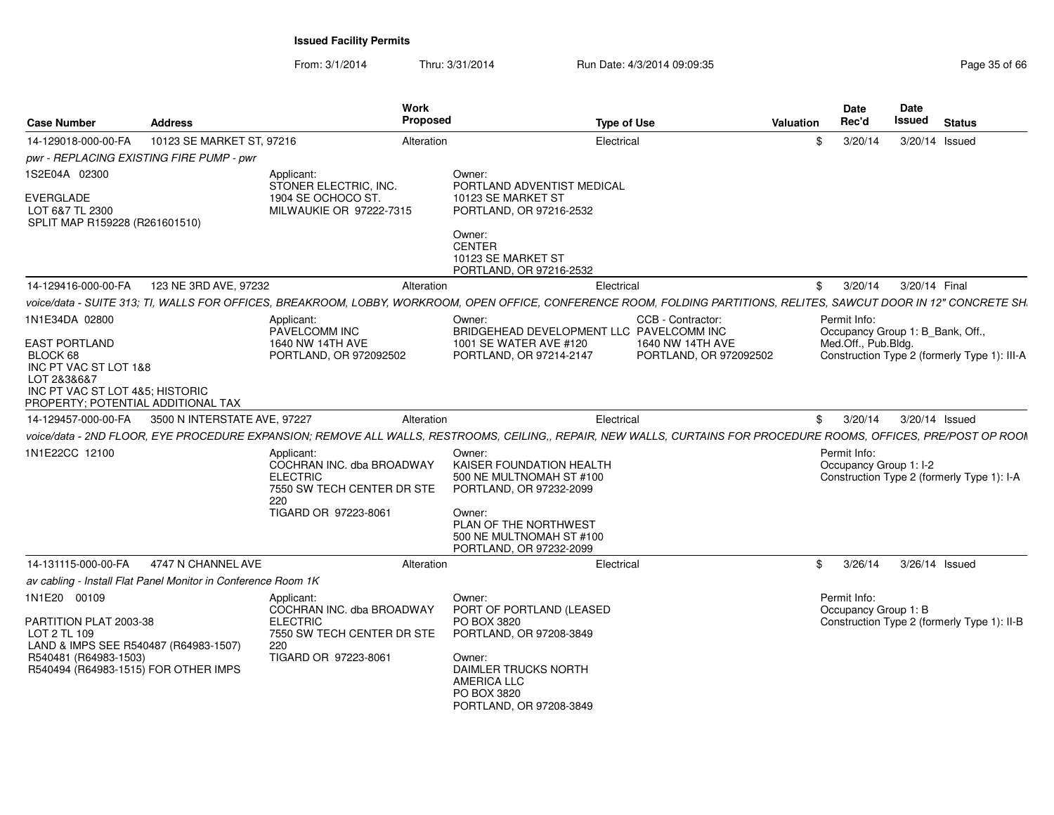**Issued Facility Permits**

From: 3/1/2014 Thru: 3/31/2014 Run Date: 4/3/2014 09:09:35

| Case Number | Address | Work Proposed | Type of Use | Valuation | Date Rec'd | Date Issued | Status |
|---|---|---|---|---|---|---|---|
| 14-129018-000-00-FA | 10123 SE MARKET ST, 97216 | Alteration | Electrical | $ | 3/20/14 | 3/20/14 | Issued |

*pwr - REPLACING EXISTING FIRE PUMP - pwr*

1S2E04A 02300

EVERGLADE
LOT 6&7 TL 2300
SPLIT MAP R159228 (R261601510)

Applicant:
STONER ELECTRIC, INC.
1904 SE OCHOCO ST.
MILWAUKIE OR 97222-7315

Owner:
PORTLAND ADVENTIST MEDICAL
10123 SE MARKET ST
PORTLAND, OR 97216-2532

Owner:
CENTER
10123 SE MARKET ST
PORTLAND, OR 97216-2532

| Case Number | Address | Work Proposed | Type of Use | Valuation | Date Rec'd | Date Issued | Status |
|---|---|---|---|---|---|---|---|
| 14-129416-000-00-FA | 123 NE 3RD AVE, 97232 | Alteration | Electrical | $ | 3/20/14 | 3/20/14 | Final |

*voice/data - SUITE 313; TI, WALLS FOR OFFICES, BREAKROOM, LOBBY, WORKROOM, OPEN OFFICE, CONFERENCE ROOM, FOLDING PARTITIONS, RELITES, SAWCUT DOOR IN 12" CONCRETE SH*

1N1E34DA 02800

EAST PORTLAND
BLOCK 68
INC PT VAC ST LOT 1&8
LOT 2&3&6&7
INC PT VAC ST LOT 4&5; HISTORIC
PROPERTY; POTENTIAL ADDITIONAL TAX

Applicant:
PAVELCOMM INC
1640 NW 14TH AVE
PORTLAND, OR 972092502

Owner:
BRIDGEHEAD DEVELOPMENT LLC
1001 SE WATER AVE #120
PORTLAND, OR 97214-2147

CCB - Contractor:
PAVELCOMM INC
1640 NW 14TH AVE
PORTLAND, OR 972092502

Permit Info:
Occupancy Group 1: B_Bank, Off., Med.Off., Pub.Bldg.
Construction Type 2 (formerly Type 1): III-A

| Case Number | Address | Work Proposed | Type of Use | Valuation | Date Rec'd | Date Issued | Status |
|---|---|---|---|---|---|---|---|
| 14-129457-000-00-FA | 3500 N INTERSTATE AVE, 97227 | Alteration | Electrical | $ | 3/20/14 | 3/20/14 | Issued |

*voice/data - 2ND FLOOR, EYE PROCEDURE EXPANSION; REMOVE ALL WALLS, RESTROOMS, CEILING,, REPAIR, NEW WALLS, CURTAINS FOR PROCEDURE ROOMS, OFFICES, PRE/POST OP ROOM*

1N1E22CC 12100

Applicant:
COCHRAN INC. dba BROADWAY ELECTRIC
7550 SW TECH CENTER DR STE 220
TIGARD OR 97223-8061

Owner:
KAISER FOUNDATION HEALTH
500 NE MULTNOMAH ST #100
PORTLAND, OR 97232-2099

Owner:
PLAN OF THE NORTHWEST
500 NE MULTNOMAH ST #100
PORTLAND, OR 97232-2099

Permit Info:
Occupancy Group 1: I-2
Construction Type 2 (formerly Type 1): I-A

| Case Number | Address | Work Proposed | Type of Use | Valuation | Date Rec'd | Date Issued | Status |
|---|---|---|---|---|---|---|---|
| 14-131115-000-00-FA | 4747 N CHANNEL AVE | Alteration | Electrical | $ | 3/26/14 | 3/26/14 | Issued |

*av cabling - Install Flat Panel Monitor in Conference Room 1K*

1N1E20 00109

PARTITION PLAT 2003-38
LOT 2 TL 109
LAND & IMPS SEE R540487 (R64983-1507)
R540481 (R64983-1503)
R540494 (R64983-1515) FOR OTHER IMPS

Applicant:
COCHRAN INC. dba BROADWAY ELECTRIC
7550 SW TECH CENTER DR STE 220
TIGARD OR 97223-8061

Owner:
PORT OF PORTLAND (LEASED
PO BOX 3820
PORTLAND, OR 97208-3849

Owner:
DAIMLER TRUCKS NORTH AMERICA LLC
PO BOX 3820
PORTLAND, OR 97208-3849

Permit Info:
Occupancy Group 1: B
Construction Type 2 (formerly Type 1): II-B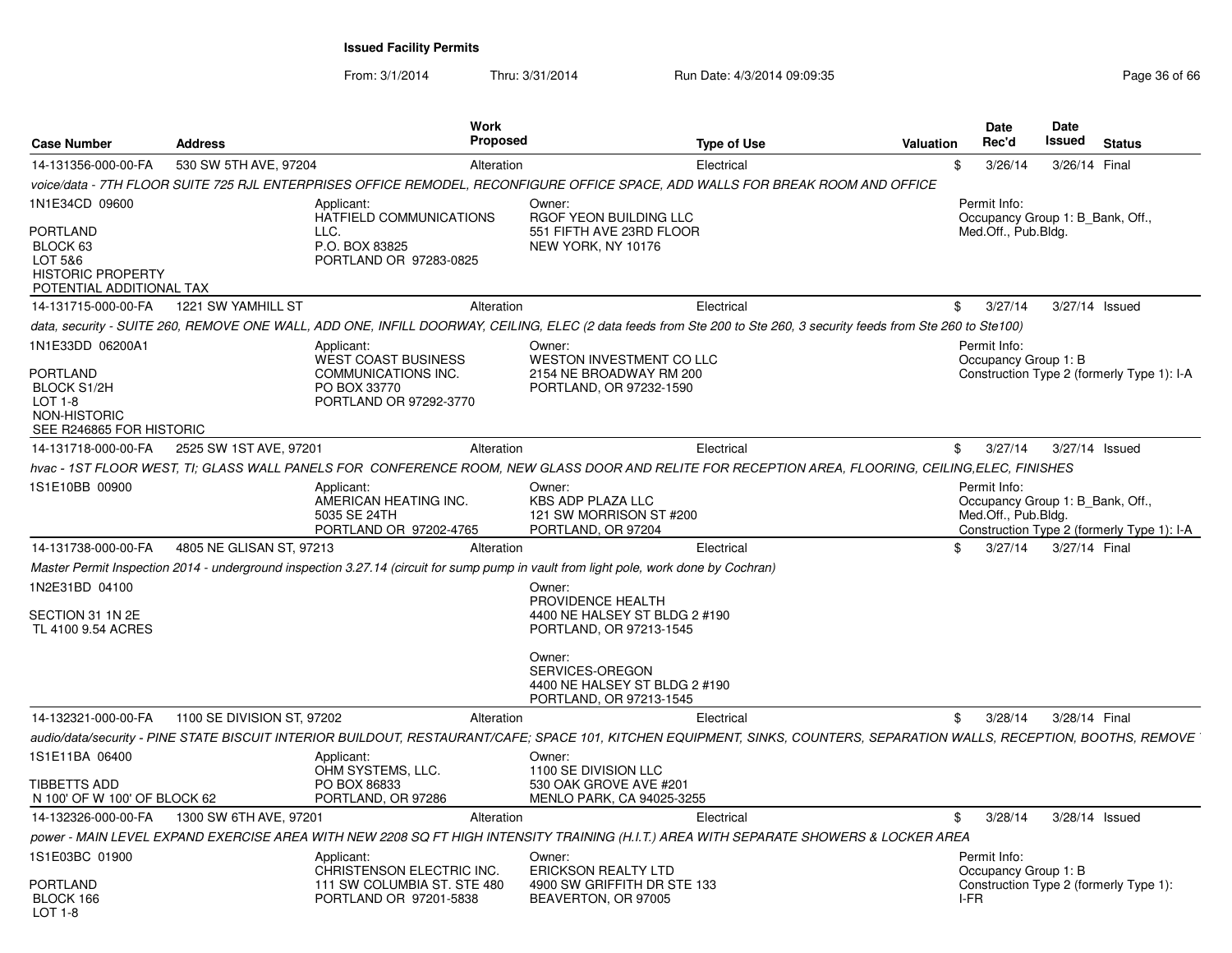**Issued Facility Permits**

From: 3/1/2014 Thru: 3/31/2014 Run Date: 4/3/2014 09:09:35

| Case Number | Address | Work Proposed | Type of Use | Valuation | Date Rec'd | Date Issued | Status |
|---|---|---|---|---|---|---|---|
| 14-131356-000-00-FA | 530 SW 5TH AVE, 97204 | Alteration | Electrical | $ | 3/26/14 | 3/26/14 | Final |

*voice/data - 7TH FLOOR SUITE 725 RJL ENTERPRISES OFFICE REMODEL, RECONFIGURE OFFICE SPACE, ADD WALLS FOR BREAK ROOM AND OFFICE*

1N1E34CD 09600

PORTLAND
BLOCK 63
LOT 5&6
HISTORIC PROPERTY
POTENTIAL ADDITIONAL TAX

Applicant:
HATFIELD COMMUNICATIONS LLC.
P.O. BOX 83825
PORTLAND OR 97283-0825

Owner:
RGOF YEON BUILDING LLC
551 FIFTH AVE 23RD FLOOR
NEW YORK, NY 10176

Permit Info:
Occupancy Group 1: B_Bank, Off., Med.Off., Pub.Bldg.

| Case Number | Address | Work Proposed | Type of Use | Valuation | Date Rec'd | Date Issued | Status |
|---|---|---|---|---|---|---|---|
| 14-131715-000-00-FA | 1221 SW YAMHILL ST | Alteration | Electrical | $ | 3/27/14 | 3/27/14 | Issued |

*data, security - SUITE 260, REMOVE ONE WALL, ADD ONE, INFILL DOORWAY, CEILING, ELEC (2 data feeds from Ste 200 to Ste 260, 3 security feeds from Ste 260 to Ste100)*

1N1E33DD 06200A1

PORTLAND
BLOCK S1/2H
LOT 1-8
NON-HISTORIC
SEE R246865 FOR HISTORIC

Applicant:
WEST COAST BUSINESS COMMUNICATIONS INC.
PO BOX 33770
PORTLAND OR 97292-3770

Owner:
WESTON INVESTMENT CO LLC
2154 NE BROADWAY RM 200
PORTLAND, OR 97232-1590

Permit Info:
Occupancy Group 1: B
Construction Type 2 (formerly Type 1): I-A

| Case Number | Address | Work Proposed | Type of Use | Valuation | Date Rec'd | Date Issued | Status |
|---|---|---|---|---|---|---|---|
| 14-131718-000-00-FA | 2525 SW 1ST AVE, 97201 | Alteration | Electrical | $ | 3/27/14 | 3/27/14 | Issued |

*hvac - 1ST FLOOR WEST, TI; GLASS WALL PANELS FOR CONFERENCE ROOM, NEW GLASS DOOR AND RELITE FOR RECEPTION AREA, FLOORING, CEILING,ELEC, FINISHES*

1S1E10BB 00900

Applicant:
AMERICAN HEATING INC.
5035 SE 24TH
PORTLAND OR 97202-4765

Owner:
KBS ADP PLAZA LLC
121 SW MORRISON ST #200
PORTLAND, OR 97204

Permit Info:
Occupancy Group 1: B_Bank, Off., Med.Off., Pub.Bldg.
Construction Type 2 (formerly Type 1): I-A

| Case Number | Address | Work Proposed | Type of Use | Valuation | Date Rec'd | Date Issued | Status |
|---|---|---|---|---|---|---|---|
| 14-131738-000-00-FA | 4805 NE GLISAN ST, 97213 | Alteration | Electrical | $ | 3/27/14 | 3/27/14 | Final |

*Master Permit Inspection 2014 - underground inspection 3.27.14 (circuit for sump pump in vault from light pole, work done by Cochran)*

1N2E31BD 04100

SECTION 31 1N 2E
TL 4100 9.54 ACRES

Owner:
PROVIDENCE HEALTH
4400 NE HALSEY ST BLDG 2 #190
PORTLAND, OR 97213-1545

Owner:
SERVICES-OREGON
4400 NE HALSEY ST BLDG 2 #190
PORTLAND, OR 97213-1545

| Case Number | Address | Work Proposed | Type of Use | Valuation | Date Rec'd | Date Issued | Status |
|---|---|---|---|---|---|---|---|
| 14-132321-000-00-FA | 1100 SE DIVISION ST, 97202 | Alteration | Electrical | $ | 3/28/14 | 3/28/14 | Final |

*audio/data/security - PINE STATE BISCUIT INTERIOR BUILDOUT, RESTAURANT/CAFE; SPACE 101, KITCHEN EQUIPMENT, SINKS, COUNTERS, SEPARATION WALLS, RECEPTION, BOOTHS, REMOVE*

1S1E11BA 06400

TIBBETTS ADD
N 100' OF W 100' OF BLOCK 62

Applicant:
OHM SYSTEMS, LLC.
PO BOX 86833
PORTLAND, OR 97286

Owner:
1100 SE DIVISION LLC
530 OAK GROVE AVE #201
MENLO PARK, CA 94025-3255

| Case Number | Address | Work Proposed | Type of Use | Valuation | Date Rec'd | Date Issued | Status |
|---|---|---|---|---|---|---|---|
| 14-132326-000-00-FA | 1300 SW 6TH AVE, 97201 | Alteration | Electrical | $ | 3/28/14 | 3/28/14 | Issued |

*power - MAIN LEVEL EXPAND EXERCISE AREA WITH NEW 2208 SQ FT HIGH INTENSITY TRAINING (H.I.T.) AREA WITH SEPARATE SHOWERS & LOCKER AREA*

1S1E03BC 01900

PORTLAND
BLOCK 166
LOT 1-8

Applicant:
CHRISTENSON ELECTRIC INC.
111 SW COLUMBIA ST. STE 480
PORTLAND OR 97201-5838

Owner:
ERICKSON REALTY LTD
4900 SW GRIFFITH DR STE 133
BEAVERTON, OR 97005

Permit Info:
Occupancy Group 1: B
Construction Type 2 (formerly Type 1): I-FR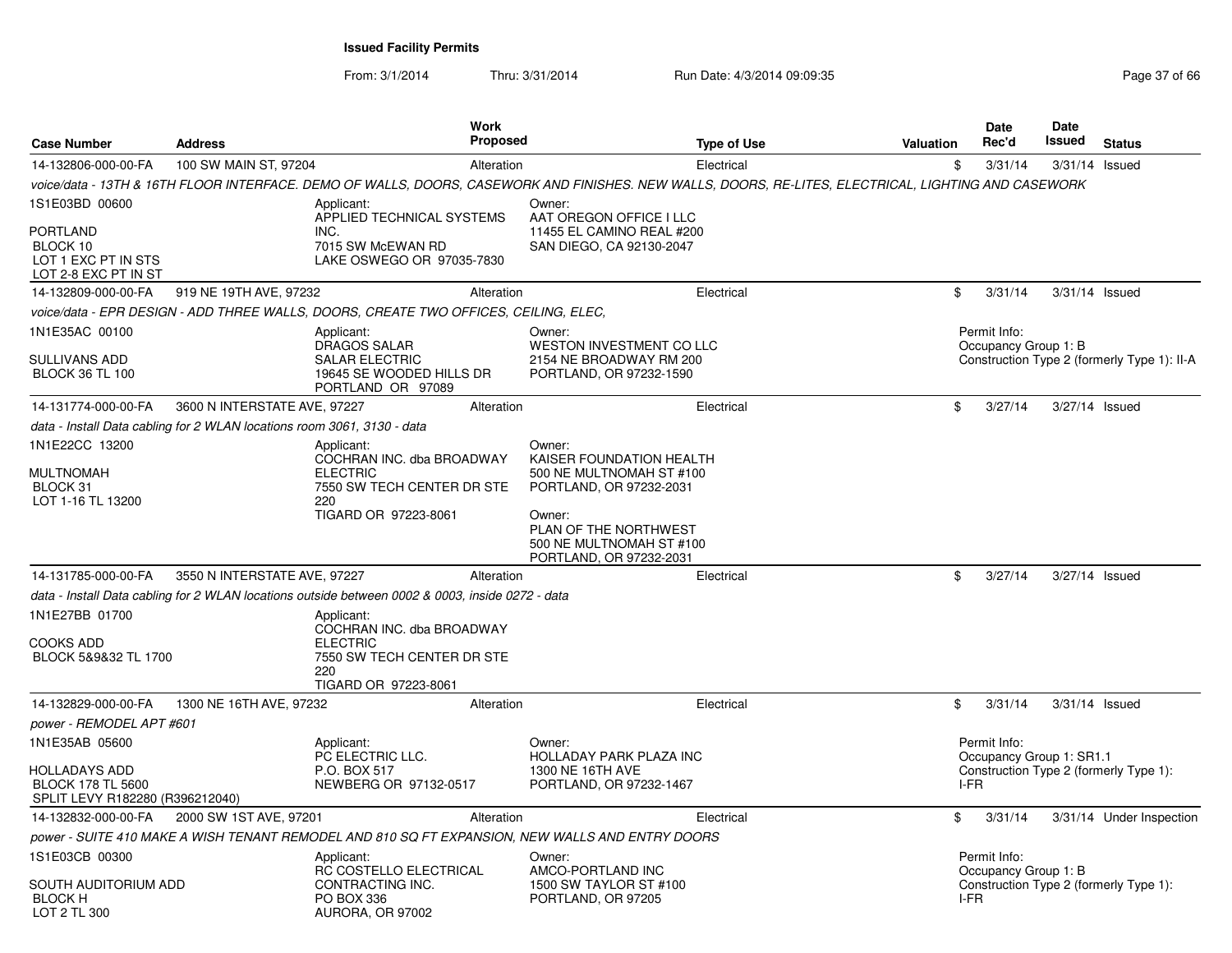**Issued Facility Permits**

From: 3/1/2014 Thru: 3/31/2014 Run Date: 4/3/2014 09:09:35

| Case Number | Address | Work Proposed | Type of Use | Valuation | Date Rec'd | Date Issued | Status |
|---|---|---|---|---|---|---|---|
| 14-132806-000-00-FA | 100 SW MAIN ST, 97204 | Alteration | Electrical | $ | 3/31/14 | 3/31/14 | Issued |

*voice/data - 13TH & 16TH FLOOR INTERFACE. DEMO OF WALLS, DOORS, CASEWORK AND FINISHES. NEW WALLS, DOORS, RE-LITES, ELECTRICAL, LIGHTING AND CASEWORK*

1S1E03BD 00600
PORTLAND
BLOCK 10
LOT 1 EXC PT IN STS
LOT 2-8 EXC PT IN ST

Applicant:
APPLIED TECHNICAL SYSTEMS INC.
7015 SW McEWAN RD
LAKE OSWEGO OR 97035-7830

Owner:
AAT OREGON OFFICE I LLC
11455 EL CAMINO REAL #200
SAN DIEGO, CA 92130-2047

---

| Case Number | Address | Work Proposed | Type of Use | Valuation | Date Rec'd | Date Issued | Status |
|---|---|---|---|---|---|---|---|
| 14-132809-000-00-FA | 919 NE 19TH AVE, 97232 | Alteration | Electrical | $ | 3/31/14 | 3/31/14 | Issued |

*voice/data - EPR DESIGN - ADD THREE WALLS, DOORS, CREATE TWO OFFICES, CEILING, ELEC,*

1N1E35AC 00100
SULLIVANS ADD
BLOCK 36 TL 100

Applicant:
DRAGOS SALAR
SALAR ELECTRIC
19645 SE WOODED HILLS DR
PORTLAND OR 97089

Owner:
WESTON INVESTMENT CO LLC
2154 NE BROADWAY RM 200
PORTLAND, OR 97232-1590

Permit Info:
Occupancy Group 1: B
Construction Type 2 (formerly Type 1): II-A

---

| Case Number | Address | Work Proposed | Type of Use | Valuation | Date Rec'd | Date Issued | Status |
|---|---|---|---|---|---|---|---|
| 14-131774-000-00-FA | 3600 N INTERSTATE AVE, 97227 | Alteration | Electrical | $ | 3/27/14 | 3/27/14 | Issued |

*data - Install Data cabling for 2 WLAN locations room 3061, 3130 - data*

1N1E22CC 13200
MULTNOMAH
BLOCK 31
LOT 1-16 TL 13200

Applicant:
COCHRAN INC. dba BROADWAY ELECTRIC
7550 SW TECH CENTER DR STE 220
TIGARD OR 97223-8061

Owner:
KAISER FOUNDATION HEALTH
500 NE MULTNOMAH ST #100
PORTLAND, OR 97232-2031

Owner:
PLAN OF THE NORTHWEST
500 NE MULTNOMAH ST #100
PORTLAND, OR 97232-2031

---

| Case Number | Address | Work Proposed | Type of Use | Valuation | Date Rec'd | Date Issued | Status |
|---|---|---|---|---|---|---|---|
| 14-131785-000-00-FA | 3550 N INTERSTATE AVE, 97227 | Alteration | Electrical | $ | 3/27/14 | 3/27/14 | Issued |

*data - Install Data cabling for 2 WLAN locations outside between 0002 & 0003, inside 0272 - data*

1N1E27BB 01700
COOKS ADD
BLOCK 5&9&32 TL 1700

Applicant:
COCHRAN INC. dba BROADWAY ELECTRIC
7550 SW TECH CENTER DR STE 220
TIGARD OR 97223-8061

---

| Case Number | Address | Work Proposed | Type of Use | Valuation | Date Rec'd | Date Issued | Status |
|---|---|---|---|---|---|---|---|
| 14-132829-000-00-FA | 1300 NE 16TH AVE, 97232 | Alteration | Electrical | $ | 3/31/14 | 3/31/14 | Issued |

*power - REMODEL APT #601*

1N1E35AB 05600
HOLLADAYS ADD
BLOCK 178 TL 5600
SPLIT LEVY R182280 (R396212040)

Applicant:
PC ELECTRIC LLC.
P.O. BOX 517
NEWBERG OR 97132-0517

Owner:
HOLLADAY PARK PLAZA INC
1300 NE 16TH AVE
PORTLAND, OR 97232-1467

Permit Info:
Occupancy Group 1: SR1.1
Construction Type 2 (formerly Type 1): I-FR

---

| Case Number | Address | Work Proposed | Type of Use | Valuation | Date Rec'd | Date Issued | Status |
|---|---|---|---|---|---|---|---|
| 14-132832-000-00-FA | 2000 SW 1ST AVE, 97201 | Alteration | Electrical | $ | 3/31/14 | 3/31/14 | Under Inspection |

*power - SUITE 410 MAKE A WISH TENANT REMODEL AND 810 SQ FT EXPANSION, NEW WALLS AND ENTRY DOORS*

1S1E03CB 00300
SOUTH AUDITORIUM ADD
BLOCK H
LOT 2 TL 300

Applicant:
RC COSTELLO ELECTRICAL CONTRACTING INC.
PO BOX 336
AURORA, OR 97002

Owner:
AMCO-PORTLAND INC
1500 SW TAYLOR ST #100
PORTLAND, OR 97205

Permit Info:
Occupancy Group 1: B
Construction Type 2 (formerly Type 1): I-FR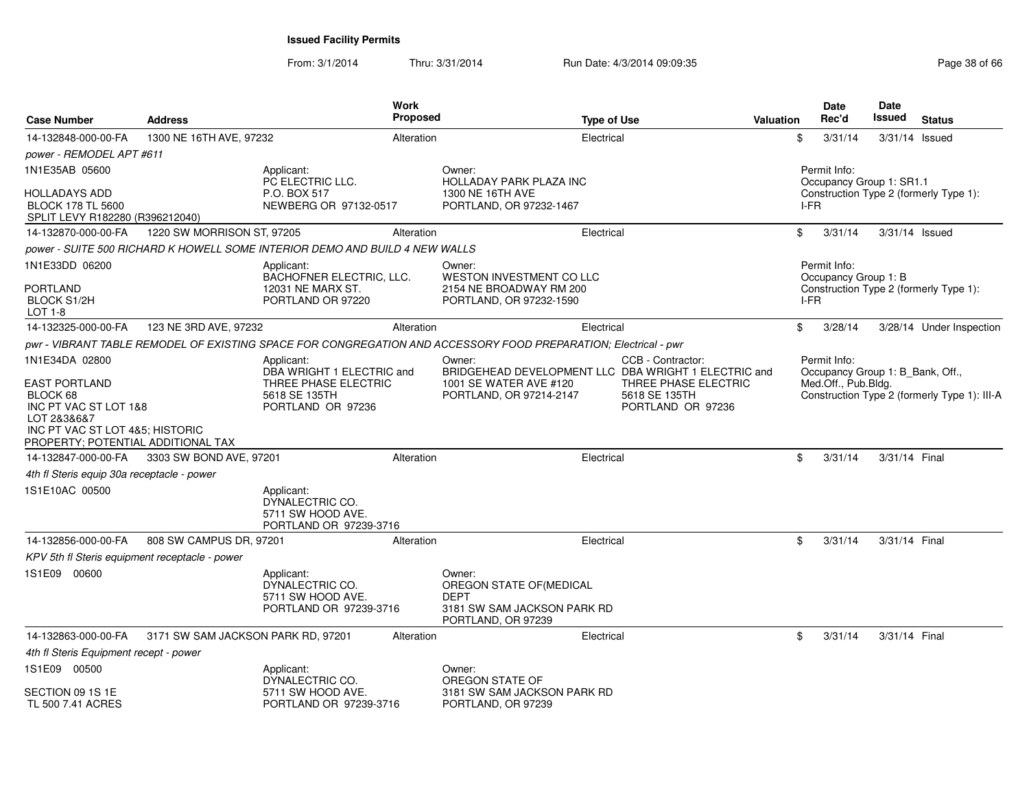**Issued Facility Permits**

From: 3/1/2014 Thru: 3/31/2014 Run Date: 4/3/2014 09:09:35

| Case Number | Address | Work Proposed | Type of Use | Valuation | Date Rec'd | Date Issued | Status |
|---|---|---|---|---|---|---|---|
| 14-132848-000-00-FA | 1300 NE 16TH AVE, 97232 | Alteration | Electrical | $ | 3/31/14 | 3/31/14 | Issued |

*power - REMODEL APT #611*

1N1E35AB 05600

HOLLADAYS ADD
BLOCK 178 TL 5600
SPLIT LEVY R182280 (R396212040)

Applicant:
PC ELECTRIC LLC.
P.O. BOX 517
NEWBERG OR 97132-0517

Owner:
HOLLADAY PARK PLAZA INC
1300 NE 16TH AVE
PORTLAND, OR 97232-1467

Permit Info:
Occupancy Group 1: SR1.1
Construction Type 2 (formerly Type 1): I-FR

| Case Number | Address | Work Proposed | Type of Use | Valuation | Date Rec'd | Date Issued | Status |
|---|---|---|---|---|---|---|---|
| 14-132870-000-00-FA | 1220 SW MORRISON ST, 97205 | Alteration | Electrical | $ | 3/31/14 | 3/31/14 | Issued |

*power - SUITE 500 RICHARD K HOWELL SOME INTERIOR DEMO AND BUILD 4 NEW WALLS*

1N1E33DD 06200

PORTLAND
BLOCK S1/2H
LOT 1-8

Applicant:
BACHOFNER ELECTRIC, LLC.
12031 NE MARX ST.
PORTLAND OR 97220

Owner:
WESTON INVESTMENT CO LLC
2154 NE BROADWAY RM 200
PORTLAND, OR 97232-1590

Permit Info:
Occupancy Group 1: B
Construction Type 2 (formerly Type 1): I-FR

| Case Number | Address | Work Proposed | Type of Use | Valuation | Date Rec'd | Date Issued | Status |
|---|---|---|---|---|---|---|---|
| 14-132325-000-00-FA | 123 NE 3RD AVE, 97232 | Alteration | Electrical | $ | 3/28/14 | 3/28/14 | Under Inspection |

*pwr - VIBRANT TABLE REMODEL OF EXISTING SPACE FOR CONGREGATION AND ACCESSORY FOOD PREPARATION; Electrical - pwr*

1N1E34DA 02800

EAST PORTLAND
BLOCK 68
INC PT VAC ST LOT 1&8
LOT 2&3&6&7
INC PT VAC ST LOT 4&5; HISTORIC PROPERTY; POTENTIAL ADDITIONAL TAX

Applicant:
DBA WRIGHT 1 ELECTRIC and THREE PHASE ELECTRIC
5618 SE 135TH
PORTLAND OR 97236

Owner:
BRIDGEHEAD DEVELOPMENT LLC
1001 SE WATER AVE #120
PORTLAND, OR 97214-2147

CCB - Contractor:
DBA WRIGHT 1 ELECTRIC and THREE PHASE ELECTRIC
5618 SE 135TH
PORTLAND OR 97236

Permit Info:
Occupancy Group 1: B_Bank, Off., Med.Off., Pub.Bldg.
Construction Type 2 (formerly Type 1): III-A

| Case Number | Address | Work Proposed | Type of Use | Valuation | Date Rec'd | Date Issued | Status |
|---|---|---|---|---|---|---|---|
| 14-132847-000-00-FA | 3303 SW BOND AVE, 97201 | Alteration | Electrical | $ | 3/31/14 | 3/31/14 | Final |

*4th fl Steris equip 30a receptacle - power*

1S1E10AC 00500

Applicant:
DYNALECTRIC CO.
5711 SW HOOD AVE.
PORTLAND OR 97239-3716

| Case Number | Address | Work Proposed | Type of Use | Valuation | Date Rec'd | Date Issued | Status |
|---|---|---|---|---|---|---|---|
| 14-132856-000-00-FA | 808 SW CAMPUS DR, 97201 | Alteration | Electrical | $ | 3/31/14 | 3/31/14 | Final |

*KPV 5th fl Steris equipment receptacle - power*

1S1E09 00600

Applicant:
DYNALECTRIC CO.
5711 SW HOOD AVE.
PORTLAND OR 97239-3716

Owner:
OREGON STATE OF(MEDICAL DEPT
3181 SW SAM JACKSON PARK RD
PORTLAND, OR 97239

| Case Number | Address | Work Proposed | Type of Use | Valuation | Date Rec'd | Date Issued | Status |
|---|---|---|---|---|---|---|---|
| 14-132863-000-00-FA | 3171 SW SAM JACKSON PARK RD, 97201 | Alteration | Electrical | $ | 3/31/14 | 3/31/14 | Final |

*4th fl Steris Equipment recept - power*

1S1E09 00500

SECTION 09 1S 1E
TL 500 7.41 ACRES

Applicant:
DYNALECTRIC CO.
5711 SW HOOD AVE.
PORTLAND OR 97239-3716

Owner:
OREGON STATE OF
3181 SW SAM JACKSON PARK RD
PORTLAND, OR 97239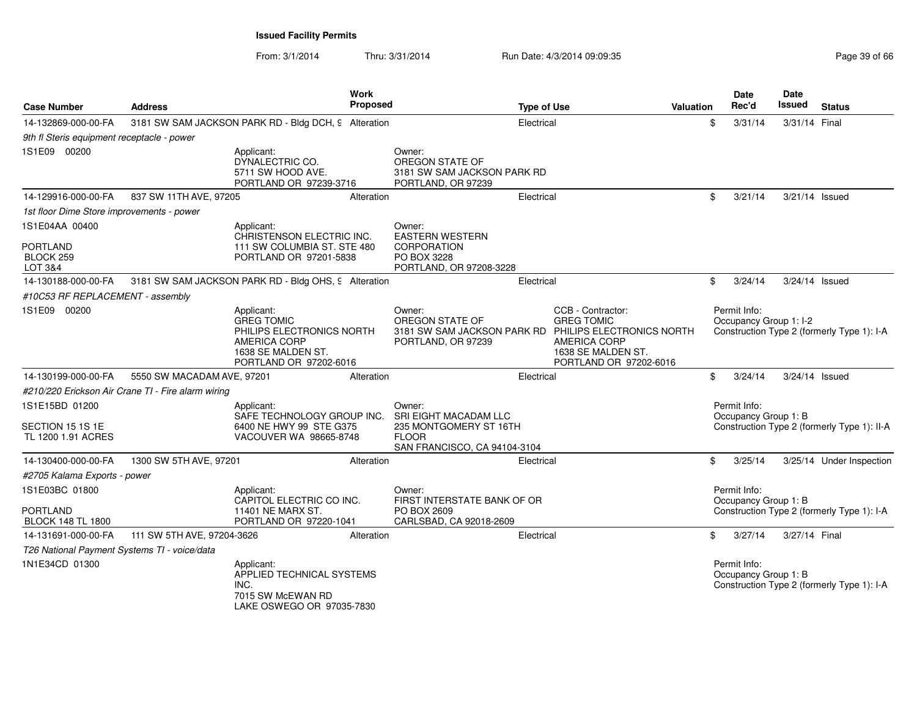# Issued Facility Permits

From: 3/1/2014 Thru: 3/31/2014 Run Date: 4/3/2014 09:09:35

| Case Number | Address | Work Proposed | Type of Use | Valuation | Date Rec'd | Date Issued | Status |
|---|---|---|---|---|---|---|---|
| 14-132869-000-00-FA | 3181 SW SAM JACKSON PARK RD - Bldg DCH, 9 | Alteration | Electrical | $ | 3/31/14 | 3/31/14 | Final |
| *9th fl Steris equipment receptacle - power* | | | | | | | |
| 1S1E09 00200 | Applicant: DYNALECTRIC CO. 5711 SW HOOD AVE. PORTLAND OR 97239-3716 | Owner: OREGON STATE OF 3181 SW SAM JACKSON PARK RD PORTLAND, OR 97239 | | | | | |
| 14-129916-000-00-FA | 837 SW 11TH AVE, 97205 | Alteration | Electrical | $ | 3/21/14 | 3/21/14 | Issued |
| *1st floor Dime Store improvements - power* | | | | | | | |
| 1S1E04AA 00400 PORTLAND BLOCK 259 LOT 3&4 | Applicant: CHRISTENSON ELECTRIC INC. 111 SW COLUMBIA ST. STE 480 PORTLAND OR 97201-5838 | Owner: EASTERN WESTERN CORPORATION PO BOX 3228 PORTLAND, OR 97208-3228 | | | | | |
| 14-130188-000-00-FA | 3181 SW SAM JACKSON PARK RD - Bldg OHS, 9 | Alteration | Electrical | $ | 3/24/14 | 3/24/14 | Issued |
| *#10C53 RF REPLACEMENT - assembly* | | | | | | | |
| 1S1E09 00200 | Applicant: GREG TOMIC PHILIPS ELECTRONICS NORTH AMERICA CORP 1638 SE MALDEN ST. PORTLAND OR 97202-6016 | Owner: OREGON STATE OF 3181 SW SAM JACKSON PARK RD PORTLAND, OR 97239 | CCB - Contractor: GREG TOMIC PHILIPS ELECTRONICS NORTH AMERICA CORP 1638 SE MALDEN ST. PORTLAND OR 97202-6016 | | Permit Info: Occupancy Group 1: I-2 Construction Type 2 (formerly Type 1): I-A | | |
| 14-130199-000-00-FA | 5550 SW MACADAM AVE, 97201 | Alteration | Electrical | $ | 3/24/14 | 3/24/14 | Issued |
| *#210/220 Erickson Air Crane TI - Fire alarm wiring* | | | | | | | |
| 1S1E15BD 01200 SECTION 15 1S 1E TL 1200 1.91 ACRES | Applicant: SAFE TECHNOLOGY GROUP INC. 6400 NE HWY 99 STE G375 VACOUVER WA 98665-8748 | Owner: SRI EIGHT MACADAM LLC 235 MONTGOMERY ST 16TH FLOOR SAN FRANCISCO, CA 94104-3104 | | | Permit Info: Occupancy Group 1: B Construction Type 2 (formerly Type 1): II-A | | |
| 14-130400-000-00-FA | 1300 SW 5TH AVE, 97201 | Alteration | Electrical | $ | 3/25/14 | 3/25/14 | Under Inspection |
| *#2705 Kalama Exports - power* | | | | | | | |
| 1S1E03BC 01800 PORTLAND BLOCK 148 TL 1800 | Applicant: CAPITOL ELECTRIC CO INC. 11401 NE MARX ST. PORTLAND OR 97220-1041 | Owner: FIRST INTERSTATE BANK OF OR PO BOX 2609 CARLSBAD, CA 92018-2609 | | | Permit Info: Occupancy Group 1: B Construction Type 2 (formerly Type 1): I-A | | |
| 14-131691-000-00-FA | 111 SW 5TH AVE, 97204-3626 | Alteration | Electrical | $ | 3/27/14 | 3/27/14 | Final |
| *T26 National Payment Systems TI - voice/data* | | | | | | | |
| 1N1E34CD 01300 | Applicant: APPLIED TECHNICAL SYSTEMS INC. 7015 SW McEWAN RD LAKE OSWEGO OR 97035-7830 | | | | Permit Info: Occupancy Group 1: B Construction Type 2 (formerly Type 1): I-A | | |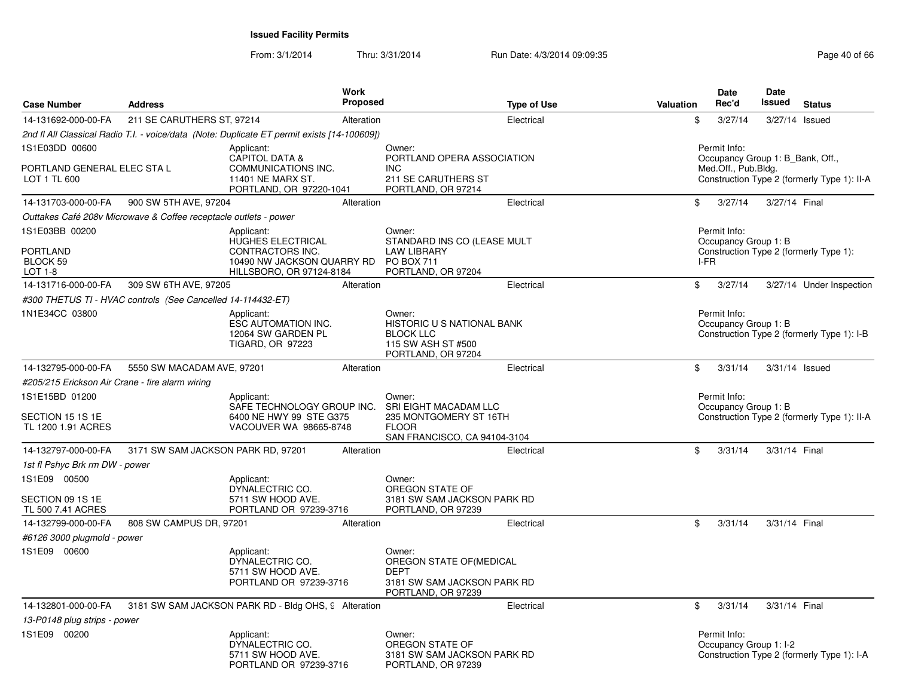**Issued Facility Permits**

From: 3/1/2014 Thru: 3/31/2014 Run Date: 4/3/2014 09:09:35

| Case Number | Address | Work Proposed | Type of Use | Valuation | Date Rec'd | Date Issued | Status |
|---|---|---|---|---|---|---|---|
| 14-131692-000-00-FA | 211 SE CARUTHERS ST, 97214 | Alteration | Electrical | $ | 3/27/14 | 3/27/14 | Issued |
| 14-131703-000-00-FA | 900 SW 5TH AVE, 97204 | Alteration | Electrical | $ | 3/27/14 | 3/27/14 | Final |
| 14-131716-000-00-FA | 309 SW 6TH AVE, 97205 | Alteration | Electrical | $ | 3/27/14 | 3/27/14 | Under Inspection |
| 14-132795-000-00-FA | 5550 SW MACADAM AVE, 97201 | Alteration | Electrical | $ | 3/31/14 | 3/31/14 | Issued |
| 14-132797-000-00-FA | 3171 SW SAM JACKSON PARK RD, 97201 | Alteration | Electrical | $ | 3/31/14 | 3/31/14 | Final |
| 14-132799-000-00-FA | 808 SW CAMPUS DR, 97201 | Alteration | Electrical | $ | 3/31/14 | 3/31/14 | Final |
| 14-132801-000-00-FA | 3181 SW SAM JACKSON PARK RD - Bldg OHS, 9 | Alteration | Electrical | $ | 3/31/14 | 3/31/14 | Final |

**14-131692-000-00-FA** — 211 SE CARUTHERS ST, 97214

*2nd fl All Classical Radio T.I. - voice/data (Note: Duplicate ET permit exists [14-100609])*

1S1E03DD 00600
PORTLAND GENERAL ELEC STA L
LOT 1 TL 600

Applicant:
CAPITOL DATA &
COMMUNICATIONS INC.
11401 NE MARX ST.
PORTLAND, OR 97220-1041

Owner:
PORTLAND OPERA ASSOCIATION
INC
211 SE CARUTHERS ST
PORTLAND, OR 97214

Permit Info:
Occupancy Group 1: B_Bank, Off., Med.Off., Pub.Bldg.
Construction Type 2 (formerly Type 1): II-A

**14-131703-000-00-FA** — 900 SW 5TH AVE, 97204

*Outtakes Café 208v Microwave & Coffee receptacle outlets - power*

1S1E03BB 00200
PORTLAND
BLOCK 59
LOT 1-8

Applicant:
HUGHES ELECTRICAL
CONTRACTORS INC.
10490 NW JACKSON QUARRY RD
HILLSBORO, OR 97124-8184

Owner:
STANDARD INS CO (LEASE MULT
LAW LIBRARY
PO BOX 711
PORTLAND, OR 97204

Permit Info:
Occupancy Group 1: B
Construction Type 2 (formerly Type 1): I-FR

**14-131716-000-00-FA** — 309 SW 6TH AVE, 97205

*#300 THETUS TI - HVAC controls (See Cancelled 14-114432-ET)*

1N1E34CC 03800

Applicant:
ESC AUTOMATION INC.
12064 SW GARDEN PL
TIGARD, OR 97223

Owner:
HISTORIC U S NATIONAL BANK
BLOCK LLC
115 SW ASH ST #500
PORTLAND, OR 97204

Permit Info:
Occupancy Group 1: B
Construction Type 2 (formerly Type 1): I-B

**14-132795-000-00-FA** — 5550 SW MACADAM AVE, 97201

*#205/215 Erickson Air Crane - fire alarm wiring*

1S1E15BD 01200
SECTION 15 1S 1E
TL 1200 1.91 ACRES

Applicant:
SAFE TECHNOLOGY GROUP INC.
6400 NE HWY 99 STE G375
VACOUVER WA 98665-8748

Owner:
SRI EIGHT MACADAM LLC
235 MONTGOMERY ST 16TH
FLOOR
SAN FRANCISCO, CA 94104-3104

Permit Info:
Occupancy Group 1: B
Construction Type 2 (formerly Type 1): II-A

**14-132797-000-00-FA** — 3171 SW SAM JACKSON PARK RD, 97201

*1st fl Pshyc Brk rm DW - power*

1S1E09 00500
SECTION 09 1S 1E
TL 500 7.41 ACRES

Applicant:
DYNALECTRIC CO.
5711 SW HOOD AVE.
PORTLAND OR 97239-3716

Owner:
OREGON STATE OF
3181 SW SAM JACKSON PARK RD
PORTLAND, OR 97239

**14-132799-000-00-FA** — 808 SW CAMPUS DR, 97201

*#6126 3000 plugmold - power*

1S1E09 00600

Applicant:
DYNALECTRIC CO.
5711 SW HOOD AVE.
PORTLAND OR 97239-3716

Owner:
OREGON STATE OF(MEDICAL
DEPT
3181 SW SAM JACKSON PARK RD
PORTLAND, OR 97239

**14-132801-000-00-FA** — 3181 SW SAM JACKSON PARK RD - Bldg OHS, 9

*13-P0148 plug strips - power*

1S1E09 00200

Applicant:
DYNALECTRIC CO.
5711 SW HOOD AVE.
PORTLAND OR 97239-3716

Owner:
OREGON STATE OF
3181 SW SAM JACKSON PARK RD
PORTLAND, OR 97239

Permit Info:
Occupancy Group 1: I-2
Construction Type 2 (formerly Type 1): I-A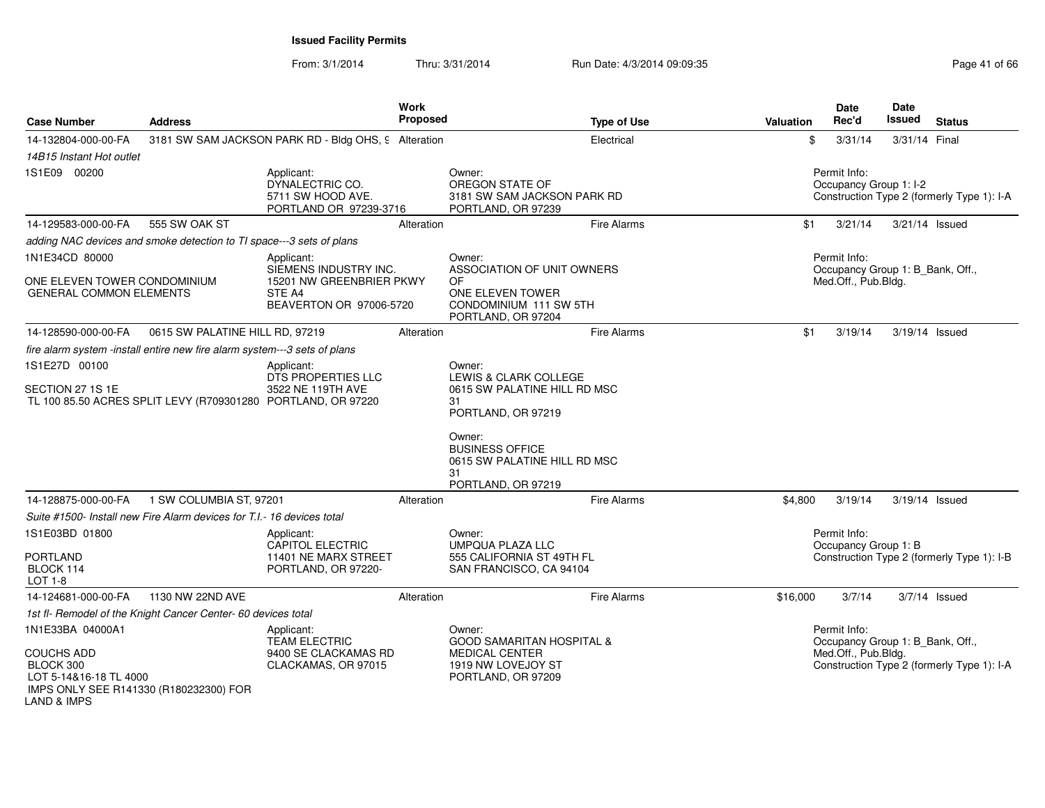**Issued Facility Permits**

From: 3/1/2014 Thru: 3/31/2014 Run Date: 4/3/2014 09:09:35

| Case Number | Address | Work Proposed | Type of Use | Valuation | Date Rec'd | Date Issued | Status |
|---|---|---|---|---|---|---|---|
| 14-132804-000-00-FA | 3181 SW SAM JACKSON PARK RD - Bldg OHS, 9 | Alteration | Electrical | $ | 3/31/14 | 3/31/14 | Final |

*14B15 Instant Hot outlet*

1S1E09 00200

Applicant: DYNALECTRIC CO. 5711 SW HOOD AVE. PORTLAND OR 97239-3716

Owner: OREGON STATE OF 3181 SW SAM JACKSON PARK RD PORTLAND, OR 97239

Permit Info: Occupancy Group 1: I-2; Construction Type 2 (formerly Type 1): I-A

| Case Number | Address | Work Proposed | Type of Use | Valuation | Date Rec'd | Date Issued | Status |
|---|---|---|---|---|---|---|---|
| 14-129583-000-00-FA | 555 SW OAK ST | Alteration | Fire Alarms | $1 | 3/21/14 | 3/21/14 | Issued |

*adding NAC devices and smoke detection to TI space---3 sets of plans*

1N1E34CD 80000

ONE ELEVEN TOWER CONDOMINIUM GENERAL COMMON ELEMENTS

Applicant: SIEMENS INDUSTRY INC. 15201 NW GREENBRIER PKWY STE A4 BEAVERTON OR 97006-5720

Owner: ASSOCIATION OF UNIT OWNERS OF ONE ELEVEN TOWER CONDOMINIUM 111 SW 5TH PORTLAND, OR 97204

Permit Info: Occupancy Group 1: B_Bank, Off., Med.Off., Pub.Bldg.

| Case Number | Address | Work Proposed | Type of Use | Valuation | Date Rec'd | Date Issued | Status |
|---|---|---|---|---|---|---|---|
| 14-128590-000-00-FA | 0615 SW PALATINE HILL RD, 97219 | Alteration | Fire Alarms | $1 | 3/19/14 | 3/19/14 | Issued |

*fire alarm system -install entire new fire alarm system---3 sets of plans*

1S1E27D 00100

SECTION 27 1S 1E TL 100 85.50 ACRES SPLIT LEVY (R709301280

Applicant: DTS PROPERTIES LLC 3522 NE 119TH AVE PORTLAND, OR 97220

Owner: LEWIS & CLARK COLLEGE 0615 SW PALATINE HILL RD MSC 31 PORTLAND, OR 97219

Owner: BUSINESS OFFICE 0615 SW PALATINE HILL RD MSC 31 PORTLAND, OR 97219

| Case Number | Address | Work Proposed | Type of Use | Valuation | Date Rec'd | Date Issued | Status |
|---|---|---|---|---|---|---|---|
| 14-128875-000-00-FA | 1 SW COLUMBIA ST, 97201 | Alteration | Fire Alarms | $4,800 | 3/19/14 | 3/19/14 | Issued |

*Suite #1500- Install new Fire Alarm devices for T.I.- 16 devices total*

1S1E03BD 01800

PORTLAND BLOCK 114 LOT 1-8

Applicant: CAPITOL ELECTRIC 11401 NE MARX STREET PORTLAND, OR 97220-

Owner: UMPQUA PLAZA LLC 555 CALIFORNIA ST 49TH FL SAN FRANCISCO, CA 94104

Permit Info: Occupancy Group 1: B; Construction Type 2 (formerly Type 1): I-B

| Case Number | Address | Work Proposed | Type of Use | Valuation | Date Rec'd | Date Issued | Status |
|---|---|---|---|---|---|---|---|
| 14-124681-000-00-FA | 1130 NW 22ND AVE | Alteration | Fire Alarms | $16,000 | 3/7/14 | 3/7/14 | Issued |

*1st fl- Remodel of the Knight Cancer Center- 60 devices total*

1N1E33BA 04000A1

COUCHS ADD BLOCK 300 LOT 5-14&16-18 TL 4000 IMPS ONLY SEE R141330 (R180232300) FOR LAND & IMPS

Applicant: TEAM ELECTRIC 9400 SE CLACKAMAS RD CLACKAMAS, OR 97015

Owner: GOOD SAMARITAN HOSPITAL & MEDICAL CENTER 1919 NW LOVEJOY ST PORTLAND, OR 97209

Permit Info: Occupancy Group 1: B_Bank, Off., Med.Off., Pub.Bldg.; Construction Type 2 (formerly Type 1): I-A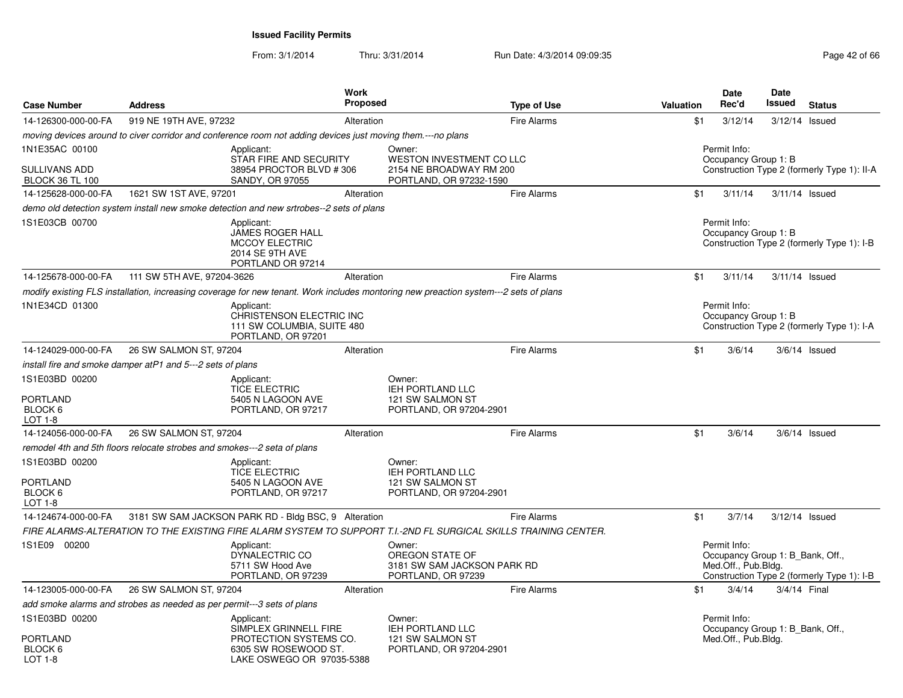**Issued Facility Permits**

From: 3/1/2014 Thru: 3/31/2014 Run Date: 4/3/2014 09:09:35

| Case Number | Address | Work Proposed | Type of Use | Valuation | Date Rec'd | Date Issued | Status |
|---|---|---|---|---|---|---|---|
| 14-126300-000-00-FA | 919 NE 19TH AVE, 97232 | Alteration | Fire Alarms | $1 | 3/12/14 | 3/12/14 | Issued |

*moving devices around to civer corridor and conference room not adding devices just moving them.---no plans*

1N1E35AC 00100
SULLIVANS ADD
BLOCK 36 TL 100

Applicant:
STAR FIRE AND SECURITY
38954 PROCTOR BLVD # 306
SANDY, OR 97055

Owner:
WESTON INVESTMENT CO LLC
2154 NE BROADWAY RM 200
PORTLAND, OR 97232-1590

Permit Info:
Occupancy Group 1: B
Construction Type 2 (formerly Type 1): II-A

| Case Number | Address | Work Proposed | Type of Use | Valuation | Date Rec'd | Date Issued | Status |
|---|---|---|---|---|---|---|---|
| 14-125628-000-00-FA | 1621 SW 1ST AVE, 97201 | Alteration | Fire Alarms | $1 | 3/11/14 | 3/11/14 | Issued |

*demo old detection system install new smoke detection and new srtrobes--2 sets of plans*

1S1E03CB 00700

Applicant:
JAMES ROGER HALL
MCCOY ELECTRIC
2014 SE 9TH AVE
PORTLAND OR 97214

Permit Info:
Occupancy Group 1: B
Construction Type 2 (formerly Type 1): I-B

| Case Number | Address | Work Proposed | Type of Use | Valuation | Date Rec'd | Date Issued | Status |
|---|---|---|---|---|---|---|---|
| 14-125678-000-00-FA | 111 SW 5TH AVE, 97204-3626 | Alteration | Fire Alarms | $1 | 3/11/14 | 3/11/14 | Issued |

*modify existing FLS installation, increasing coverage for new tenant. Work includes montoring new preaction system---2 sets of plans*

1N1E34CD 01300

Applicant:
CHRISTENSON ELECTRIC INC
111 SW COLUMBIA, SUITE 480
PORTLAND, OR 97201

Permit Info:
Occupancy Group 1: B
Construction Type 2 (formerly Type 1): I-A

| Case Number | Address | Work Proposed | Type of Use | Valuation | Date Rec'd | Date Issued | Status |
|---|---|---|---|---|---|---|---|
| 14-124029-000-00-FA | 26 SW SALMON ST, 97204 | Alteration | Fire Alarms | $1 | 3/6/14 | 3/6/14 | Issued |

*install fire and smoke damper atP1 and 5---2 sets of plans*

1S1E03BD 00200
PORTLAND
BLOCK 6
LOT 1-8

Applicant:
TICE ELECTRIC
5405 N LAGOON AVE
PORTLAND, OR 97217

Owner:
IEH PORTLAND LLC
121 SW SALMON ST
PORTLAND, OR 97204-2901

| Case Number | Address | Work Proposed | Type of Use | Valuation | Date Rec'd | Date Issued | Status |
|---|---|---|---|---|---|---|---|
| 14-124056-000-00-FA | 26 SW SALMON ST, 97204 | Alteration | Fire Alarms | $1 | 3/6/14 | 3/6/14 | Issued |

*remodel 4th and 5th floors relocate strobes and smokes---2 seta of plans*

1S1E03BD 00200
PORTLAND
BLOCK 6
LOT 1-8

Applicant:
TICE ELECTRIC
5405 N LAGOON AVE
PORTLAND, OR 97217

Owner:
IEH PORTLAND LLC
121 SW SALMON ST
PORTLAND, OR 97204-2901

| Case Number | Address | Work Proposed | Type of Use | Valuation | Date Rec'd | Date Issued | Status |
|---|---|---|---|---|---|---|---|
| 14-124674-000-00-FA | 3181 SW SAM JACKSON PARK RD - Bldg BSC, 9 | Alteration | Fire Alarms | $1 | 3/7/14 | 3/12/14 | Issued |

*FIRE ALARMS-ALTERATION TO THE EXISTING FIRE ALARM SYSTEM TO SUPPORT T.I.-2ND FL SURGICAL SKILLS TRAINING CENTER.*

1S1E09 00200

Applicant:
DYNALECTRIC CO
5711 SW Hood Ave
PORTLAND, OR 97239

Owner:
OREGON STATE OF
3181 SW SAM JACKSON PARK RD
PORTLAND, OR 97239

Permit Info:
Occupancy Group 1: B_Bank, Off., Med.Off., Pub.Bldg.
Construction Type 2 (formerly Type 1): I-B

| Case Number | Address | Work Proposed | Type of Use | Valuation | Date Rec'd | Date Issued | Status |
|---|---|---|---|---|---|---|---|
| 14-123005-000-00-FA | 26 SW SALMON ST, 97204 | Alteration | Fire Alarms | $1 | 3/4/14 | 3/4/14 | Final |

*add smoke alarms and strobes as needed as per permit---3 sets of plans*

1S1E03BD 00200
PORTLAND
BLOCK 6
LOT 1-8

Applicant:
SIMPLEX GRINNELL FIRE PROTECTION SYSTEMS CO.
6305 SW ROSEWOOD ST.
LAKE OSWEGO OR 97035-5388

Owner:
IEH PORTLAND LLC
121 SW SALMON ST
PORTLAND, OR 97204-2901

Permit Info:
Occupancy Group 1: B_Bank, Off., Med.Off., Pub.Bldg.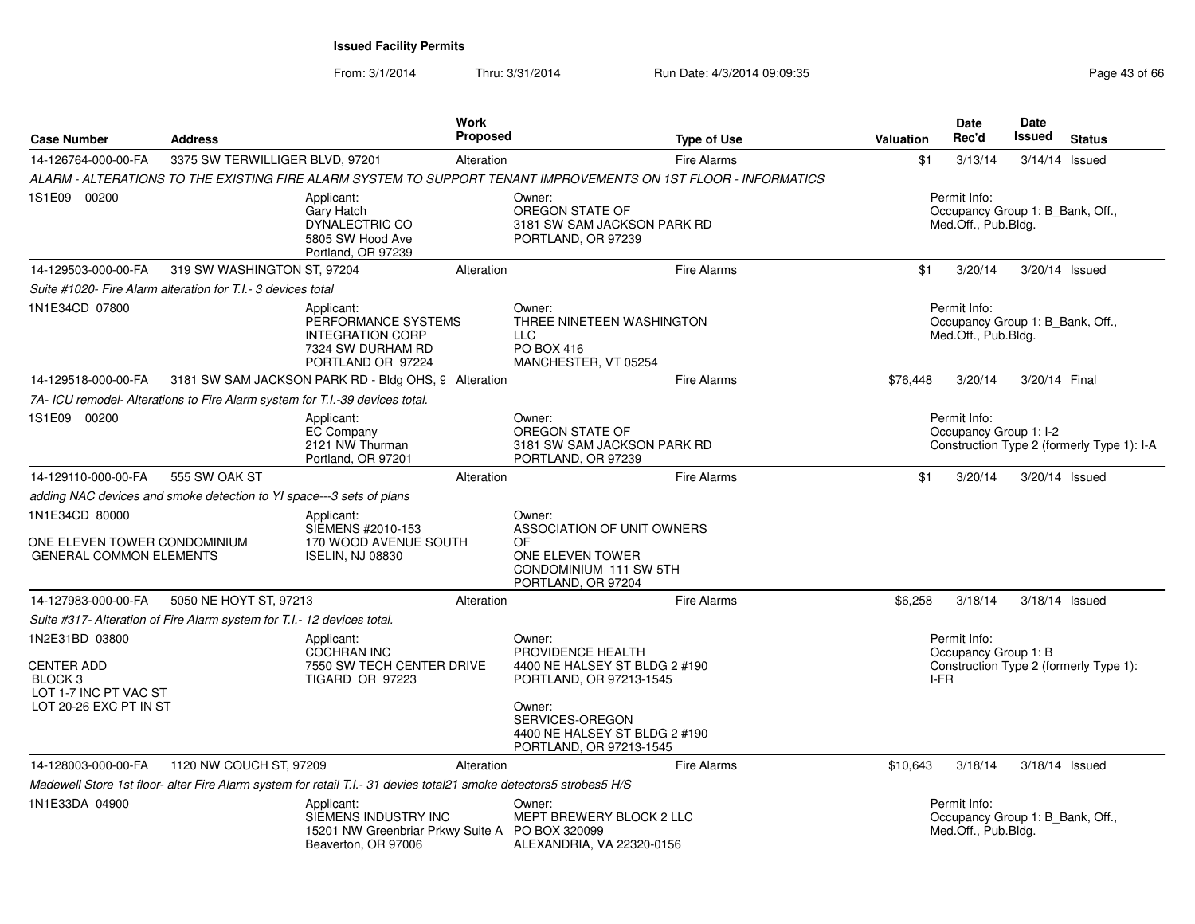## Issued Facility Permits

From: 3/1/2014 Thru: 3/31/2014 Run Date: 4/3/2014 09:09:35

| Case Number | Address | Work Proposed | Type of Use | Valuation | Date Rec'd | Date Issued | Status |
|---|---|---|---|---|---|---|---|
| 14-126764-000-00-FA | 3375 SW TERWILLIGER BLVD, 97201 | Alteration | Fire Alarms | $1 | 3/13/14 | 3/14/14 | Issued |

*ALARM - ALTERATIONS TO THE EXISTING FIRE ALARM SYSTEM TO SUPPORT TENANT IMPROVEMENTS ON 1ST FLOOR - INFORMATICS*

1S1E09 00200

Applicant: Gary Hatch, DYNALECTRIC CO, 5805 SW Hood Ave, Portland, OR 97239

Owner: OREGON STATE OF, 3181 SW SAM JACKSON PARK RD, PORTLAND, OR 97239

Permit Info: Occupancy Group 1: B_Bank, Off., Med.Off., Pub.Bldg.

| Case Number | Address | Work Proposed | Type of Use | Valuation | Date Rec'd | Date Issued | Status |
|---|---|---|---|---|---|---|---|
| 14-129503-000-00-FA | 319 SW WASHINGTON ST, 97204 | Alteration | Fire Alarms | $1 | 3/20/14 | 3/20/14 | Issued |

*Suite #1020- Fire Alarm alteration for T.I.- 3 devices total*

1N1E34CD 07800

Applicant: PERFORMANCE SYSTEMS INTEGRATION CORP, 7324 SW DURHAM RD, PORTLAND OR 97224

Owner: THREE NINETEEN WASHINGTON LLC, PO BOX 416, MANCHESTER, VT 05254

Permit Info: Occupancy Group 1: B_Bank, Off., Med.Off., Pub.Bldg.

| Case Number | Address | Work Proposed | Type of Use | Valuation | Date Rec'd | Date Issued | Status |
|---|---|---|---|---|---|---|---|
| 14-129518-000-00-FA | 3181 SW SAM JACKSON PARK RD - Bldg OHS, 9 | Alteration | Fire Alarms | $76,448 | 3/20/14 | 3/20/14 | Final |

*7A- ICU remodel- Alterations to Fire Alarm system for T.I.-39 devices total.*

1S1E09 00200

Applicant: EC Company, 2121 NW Thurman, Portland, OR 97201

Owner: OREGON STATE OF, 3181 SW SAM JACKSON PARK RD, PORTLAND, OR 97239

Permit Info: Occupancy Group 1: I-2, Construction Type 2 (formerly Type 1): I-A

| Case Number | Address | Work Proposed | Type of Use | Valuation | Date Rec'd | Date Issued | Status |
|---|---|---|---|---|---|---|---|
| 14-129110-000-00-FA | 555 SW OAK ST | Alteration | Fire Alarms | $1 | 3/20/14 | 3/20/14 | Issued |

*adding NAC devices and smoke detection to YI space---3 sets of plans*

1N1E34CD 80000

ONE ELEVEN TOWER CONDOMINIUM GENERAL COMMON ELEMENTS

Applicant: SIEMENS #2010-153, 170 WOOD AVENUE SOUTH, ISELIN, NJ 08830

Owner: ASSOCIATION OF UNIT OWNERS OF ONE ELEVEN TOWER CONDOMINIUM 111 SW 5TH, PORTLAND, OR 97204

| Case Number | Address | Work Proposed | Type of Use | Valuation | Date Rec'd | Date Issued | Status |
|---|---|---|---|---|---|---|---|
| 14-127983-000-00-FA | 5050 NE HOYT ST, 97213 | Alteration | Fire Alarms | $6,258 | 3/18/14 | 3/18/14 | Issued |

*Suite #317- Alteration of Fire Alarm system for T.I.- 12 devices total.*

1N2E31BD 03800

CENTER ADD
BLOCK 3
LOT 1-7 INC PT VAC ST
LOT 20-26 EXC PT IN ST

Applicant: COCHRAN INC, 7550 SW TECH CENTER DRIVE, TIGARD OR 97223

Owner: PROVIDENCE HEALTH, 4400 NE HALSEY ST BLDG 2 #190, PORTLAND, OR 97213-1545

Owner: SERVICES-OREGON, 4400 NE HALSEY ST BLDG 2 #190, PORTLAND, OR 97213-1545

Permit Info: Occupancy Group 1: B, Construction Type 2 (formerly Type 1): I-FR

| Case Number | Address | Work Proposed | Type of Use | Valuation | Date Rec'd | Date Issued | Status |
|---|---|---|---|---|---|---|---|
| 14-128003-000-00-FA | 1120 NW COUCH ST, 97209 | Alteration | Fire Alarms | $10,643 | 3/18/14 | 3/18/14 | Issued |

*Madewell Store 1st floor- alter Fire Alarm system for retail T.I.- 31 devies total21 smoke detectors5 strobes5 H/S*

1N1E33DA 04900

Applicant: SIEMENS INDUSTRY INC, 15201 NW Greenbriar Prkwy Suite A, Beaverton, OR 97006

Owner: MEPT BREWERY BLOCK 2 LLC, PO BOX 320099, ALEXANDRIA, VA 22320-0156

Permit Info: Occupancy Group 1: B_Bank, Off., Med.Off., Pub.Bldg.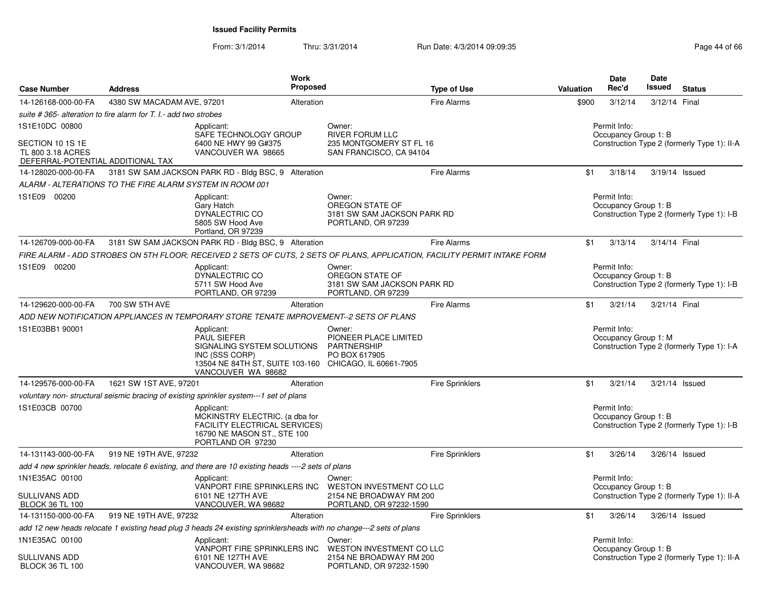# Issued Facility Permits

From: 3/1/2014 Thru: 3/31/2014 Run Date: 4/3/2014 09:09:35

| Case Number | Address | Work Proposed | Type of Use | Valuation | Date Rec'd | Date Issued | Status |
|---|---|---|---|---|---|---|---|
| 14-126168-000-00-FA | 4380 SW MACADAM AVE, 97201 | Alteration | Fire Alarms | $900 | 3/12/14 | 3/12/14 | Final |

*suite # 365- alteration to fire alarm for T. I.- add two strobes*

1S1E10DC 00800

SECTION 10 1S 1E
TL 800 3.18 ACRES
DEFERRAL-POTENTIAL ADDITIONAL TAX

Applicant:
SAFE TECHNOLOGY GROUP
6400 NE HWY 99 G#375
VANCOUVER WA 98665

Owner:
RIVER FORUM LLC
235 MONTGOMERY ST FL 16
SAN FRANCISCO, CA 94104

Permit Info:
Occupancy Group 1: B
Construction Type 2 (formerly Type 1): II-A

---

| Case Number | Address | Work Proposed | Type of Use | Valuation | Date Rec'd | Date Issued | Status |
|---|---|---|---|---|---|---|---|
| 14-128020-000-00-FA | 3181 SW SAM JACKSON PARK RD - Bldg BSC, 9 | Alteration | Fire Alarms | $1 | 3/18/14 | 3/19/14 | Issued |

*ALARM - ALTERATIONS TO THE FIRE ALARM SYSTEM IN ROOM 001*

1S1E09 00200

Applicant:
Gary Hatch
DYNALECTRIC CO
5805 SW Hood Ave
Portland, OR 97239

Owner:
OREGON STATE OF
3181 SW SAM JACKSON PARK RD
PORTLAND, OR 97239

Permit Info:
Occupancy Group 1: B
Construction Type 2 (formerly Type 1): I-B

---

| Case Number | Address | Work Proposed | Type of Use | Valuation | Date Rec'd | Date Issued | Status |
|---|---|---|---|---|---|---|---|
| 14-126709-000-00-FA | 3181 SW SAM JACKSON PARK RD - Bldg BSC, 9 | Alteration | Fire Alarms | $1 | 3/13/14 | 3/14/14 | Final |

*FIRE ALARM - ADD STROBES ON 5TH FLOOR; RECEIVED 2 SETS OF CUTS, 2 SETS OF PLANS, APPLICATION, FACILITY PERMIT INTAKE FORM*

1S1E09 00200

Applicant:
DYNALECTRIC CO
5711 SW Hood Ave
PORTLAND, OR 97239

Owner:
OREGON STATE OF
3181 SW SAM JACKSON PARK RD
PORTLAND, OR 97239

Permit Info:
Occupancy Group 1: B
Construction Type 2 (formerly Type 1): I-B

---

| Case Number | Address | Work Proposed | Type of Use | Valuation | Date Rec'd | Date Issued | Status |
|---|---|---|---|---|---|---|---|
| 14-129620-000-00-FA | 700 SW 5TH AVE | Alteration | Fire Alarms | $1 | 3/21/14 | 3/21/14 | Final |

*ADD NEW NOTIFICATION APPLIANCES IN TEMPORARY STORE TENATE IMPROVEMENT--2 SETS OF PLANS*

1S1E03BB1 90001

Applicant:
PAUL SIEFER
SIGNALING SYSTEM SOLUTIONS INC (SSS CORP)
13504 NE 84TH ST, SUITE 103-160
VANCOUVER WA 98682

Owner:
PIONEER PLACE LIMITED PARTNERSHIP
PO BOX 617905
CHICAGO, IL 60661-7905

Permit Info:
Occupancy Group 1: M
Construction Type 2 (formerly Type 1): I-A

---

| Case Number | Address | Work Proposed | Type of Use | Valuation | Date Rec'd | Date Issued | Status |
|---|---|---|---|---|---|---|---|
| 14-129576-000-00-FA | 1621 SW 1ST AVE, 97201 | Alteration | Fire Sprinklers | $1 | 3/21/14 | 3/21/14 | Issued |

*voluntary non- structural seismic bracing of existing sprinkler system---1 set of plans*

1S1E03CB 00700

Applicant:
MCKINSTRY ELECTRIC. (a dba for FACILITY ELECTRICAL SERVICES)
16790 NE MASON ST., STE 100
PORTLAND OR 97230

Permit Info:
Occupancy Group 1: B
Construction Type 2 (formerly Type 1): I-B

---

| Case Number | Address | Work Proposed | Type of Use | Valuation | Date Rec'd | Date Issued | Status |
|---|---|---|---|---|---|---|---|
| 14-131143-000-00-FA | 919 NE 19TH AVE, 97232 | Alteration | Fire Sprinklers | $1 | 3/26/14 | 3/26/14 | Issued |

*add 4 new sprinkler heads, relocate 6 existing, and there are 10 existing heads ----2 sets of plans*

1N1E35AC 00100

SULLIVANS ADD
BLOCK 36 TL 100

Applicant:
VANPORT FIRE SPRINKLERS INC
6101 NE 127TH AVE
VANCOUVER, WA 98682

Owner:
WESTON INVESTMENT CO LLC
2154 NE BROADWAY RM 200
PORTLAND, OR 97232-1590

Permit Info:
Occupancy Group 1: B
Construction Type 2 (formerly Type 1): II-A

---

| Case Number | Address | Work Proposed | Type of Use | Valuation | Date Rec'd | Date Issued | Status |
|---|---|---|---|---|---|---|---|
| 14-131150-000-00-FA | 919 NE 19TH AVE, 97232 | Alteration | Fire Sprinklers | $1 | 3/26/14 | 3/26/14 | Issued |

*add 12 new heads relocate 1 existing head plug 3 heads 24 existing sprinklersheads with no change---2 sets of plans*

1N1E35AC 00100

SULLIVANS ADD
BLOCK 36 TL 100

Applicant:
VANPORT FIRE SPRINKLERS INC
6101 NE 127TH AVE
VANCOUVER, WA 98682

Owner:
WESTON INVESTMENT CO LLC
2154 NE BROADWAY RM 200
PORTLAND, OR 97232-1590

Permit Info:
Occupancy Group 1: B
Construction Type 2 (formerly Type 1): II-A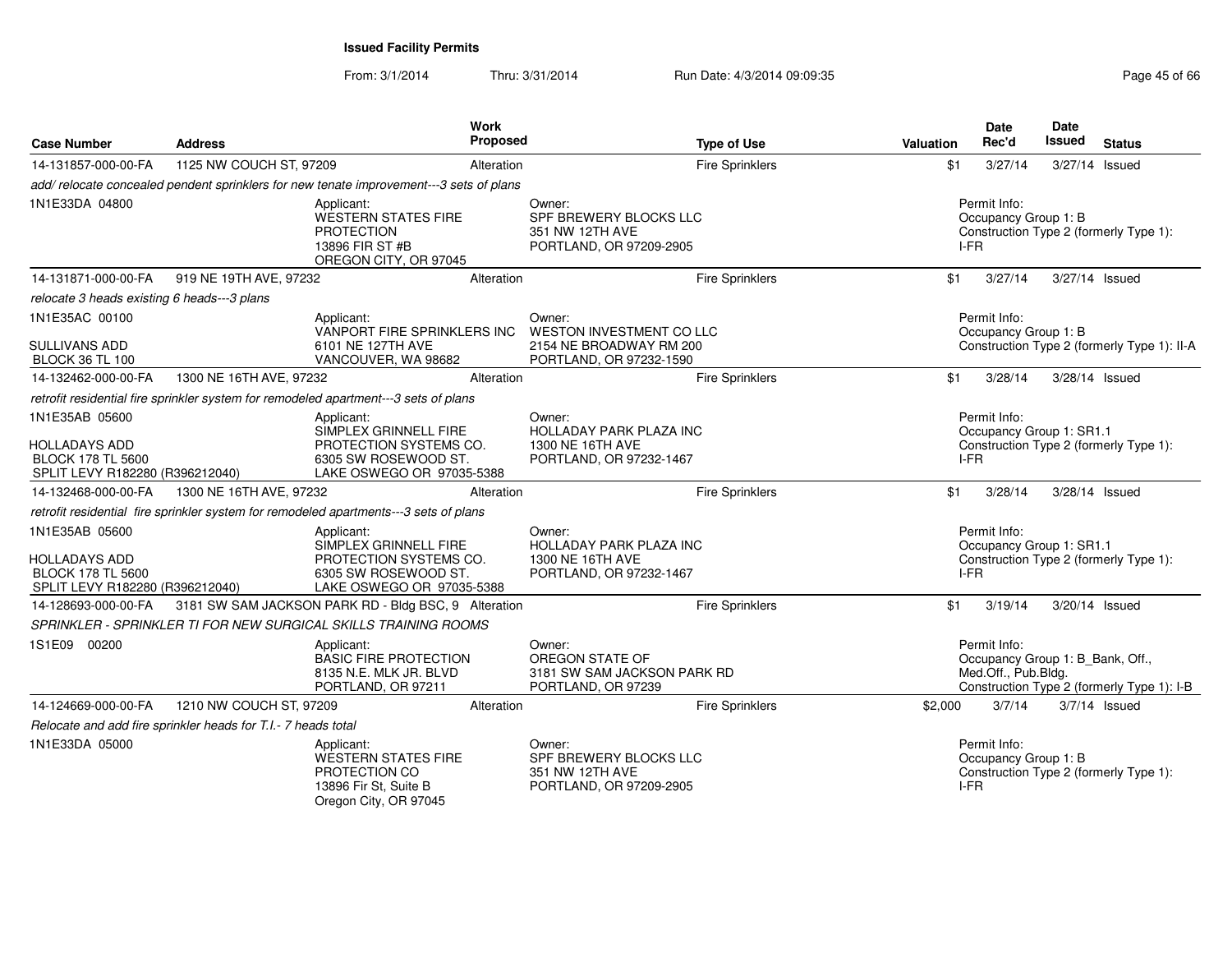**Issued Facility Permits**

From: 3/1/2014 Thru: 3/31/2014 Run Date: 4/3/2014 09:09:35

| Case Number | Address | Work Proposed | Type of Use | Valuation | Date Rec'd | Date Issued | Status |
|---|---|---|---|---|---|---|---|
| 14-131857-000-00-FA | 1125 NW COUCH ST, 97209 | Alteration | Fire Sprinklers | $1 | 3/27/14 | 3/27/14 | Issued |

*add/ relocate concealed pendent sprinklers for new tenate improvement---3 sets of plans*

1N1E33DA 04800

Applicant: WESTERN STATES FIRE PROTECTION, 13896 FIR ST #B, OREGON CITY, OR 97045

Owner: SPF BREWERY BLOCKS LLC, 351 NW 12TH AVE, PORTLAND, OR 97209-2905

Permit Info: Occupancy Group 1: B; Construction Type 2 (formerly Type 1): I-FR

| Case Number | Address | Work Proposed | Type of Use | Valuation | Date Rec'd | Date Issued | Status |
|---|---|---|---|---|---|---|---|
| 14-131871-000-00-FA | 919 NE 19TH AVE, 97232 | Alteration | Fire Sprinklers | $1 | 3/27/14 | 3/27/14 | Issued |

*relocate 3 heads existing 6 heads---3 plans*

1N1E35AC 00100
SULLIVANS ADD
BLOCK 36 TL 100

Applicant: VANPORT FIRE SPRINKLERS INC, 6101 NE 127TH AVE, VANCOUVER, WA 98682

Owner: WESTON INVESTMENT CO LLC, 2154 NE BROADWAY RM 200, PORTLAND, OR 97232-1590

Permit Info: Occupancy Group 1: B; Construction Type 2 (formerly Type 1): II-A

| Case Number | Address | Work Proposed | Type of Use | Valuation | Date Rec'd | Date Issued | Status |
|---|---|---|---|---|---|---|---|
| 14-132462-000-00-FA | 1300 NE 16TH AVE, 97232 | Alteration | Fire Sprinklers | $1 | 3/28/14 | 3/28/14 | Issued |

*retrofit residential fire sprinkler system for remodeled apartment---3 sets of plans*

1N1E35AB 05600
HOLLADAYS ADD
BLOCK 178 TL 5600
SPLIT LEVY R182280 (R396212040)

Applicant: SIMPLEX GRINNELL FIRE PROTECTION SYSTEMS CO., 6305 SW ROSEWOOD ST., LAKE OSWEGO OR 97035-5388

Owner: HOLLADAY PARK PLAZA INC, 1300 NE 16TH AVE, PORTLAND, OR 97232-1467

Permit Info: Occupancy Group 1: SR1.1; Construction Type 2 (formerly Type 1): I-FR

| Case Number | Address | Work Proposed | Type of Use | Valuation | Date Rec'd | Date Issued | Status |
|---|---|---|---|---|---|---|---|
| 14-132468-000-00-FA | 1300 NE 16TH AVE, 97232 | Alteration | Fire Sprinklers | $1 | 3/28/14 | 3/28/14 | Issued |

*retrofit residential fire sprinkler system for remodeled apartments---3 sets of plans*

1N1E35AB 05600
HOLLADAYS ADD
BLOCK 178 TL 5600
SPLIT LEVY R182280 (R396212040)

Applicant: SIMPLEX GRINNELL FIRE PROTECTION SYSTEMS CO., 6305 SW ROSEWOOD ST., LAKE OSWEGO OR 97035-5388

Owner: HOLLADAY PARK PLAZA INC, 1300 NE 16TH AVE, PORTLAND, OR 97232-1467

Permit Info: Occupancy Group 1: SR1.1; Construction Type 2 (formerly Type 1): I-FR

| Case Number | Address | Work Proposed | Type of Use | Valuation | Date Rec'd | Date Issued | Status |
|---|---|---|---|---|---|---|---|
| 14-128693-000-00-FA | 3181 SW SAM JACKSON PARK RD - Bldg BSC, 9 | Alteration | Fire Sprinklers | $1 | 3/19/14 | 3/20/14 | Issued |

*SPRINKLER - SPRINKLER TI FOR NEW SURGICAL SKILLS TRAINING ROOMS*

1S1E09 00200

Applicant: BASIC FIRE PROTECTION, 8135 N.E. MLK JR. BLVD, PORTLAND, OR 97211

Owner: OREGON STATE OF, 3181 SW SAM JACKSON PARK RD, PORTLAND, OR 97239

Permit Info: Occupancy Group 1: B_Bank, Off., Med.Off., Pub.Bldg.; Construction Type 2 (formerly Type 1): I-B

| Case Number | Address | Work Proposed | Type of Use | Valuation | Date Rec'd | Date Issued | Status |
|---|---|---|---|---|---|---|---|
| 14-124669-000-00-FA | 1210 NW COUCH ST, 97209 | Alteration | Fire Sprinklers | $2,000 | 3/7/14 | 3/7/14 | Issued |

*Relocate and add fire sprinkler heads for T.I.- 7 heads total*

1N1E33DA 05000

Applicant: WESTERN STATES FIRE PROTECTION CO, 13896 Fir St, Suite B, Oregon City, OR 97045

Owner: SPF BREWERY BLOCKS LLC, 351 NW 12TH AVE, PORTLAND, OR 97209-2905

Permit Info: Occupancy Group 1: B; Construction Type 2 (formerly Type 1): I-FR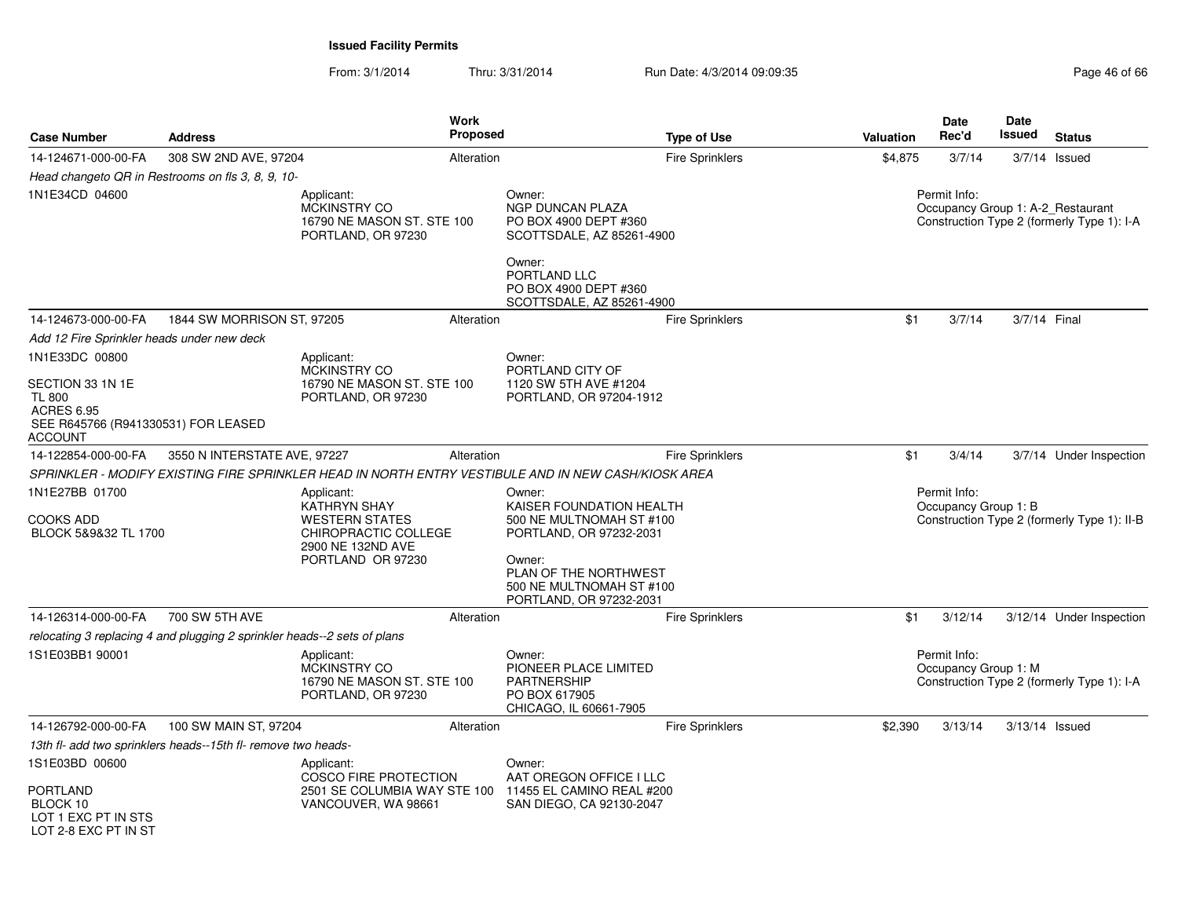**Issued Facility Permits**

From: 3/1/2014 Thru: 3/31/2014 Run Date: 4/3/2014 09:09:35

| Case Number | Address | Work Proposed | Type of Use | Valuation | Date Rec'd | Date Issued | Status |
|---|---|---|---|---|---|---|---|
| 14-124671-000-00-FA | 308 SW 2ND AVE, 97204 | Alteration | Fire Sprinklers | $4,875 | 3/7/14 | 3/7/14 | Issued |

*Head changeto QR in Restrooms on fls 3, 8, 9, 10-*

1N1E34CD 04600

Applicant:
MCKINSTRY CO
16790 NE MASON ST. STE 100
PORTLAND, OR 97230

Owner:
NGP DUNCAN PLAZA
PO BOX 4900 DEPT #360
SCOTTSDALE, AZ 85261-4900

Owner:
PORTLAND LLC
PO BOX 4900 DEPT #360
SCOTTSDALE, AZ 85261-4900

Permit Info:
Occupancy Group 1: A-2_Restaurant
Construction Type 2 (formerly Type 1): I-A

| Case Number | Address | Work Proposed | Type of Use | Valuation | Date Rec'd | Date Issued | Status |
|---|---|---|---|---|---|---|---|
| 14-124673-000-00-FA | 1844 SW MORRISON ST, 97205 | Alteration | Fire Sprinklers | $1 | 3/7/14 | 3/7/14 | Final |

*Add 12 Fire Sprinkler heads under new deck*

1N1E33DC 00800

SECTION 33 1N 1E
TL 800
ACRES 6.95
SEE R645766 (R941330531) FOR LEASED ACCOUNT

Applicant:
MCKINSTRY CO
16790 NE MASON ST. STE 100
PORTLAND, OR 97230

Owner:
PORTLAND CITY OF
1120 SW 5TH AVE #1204
PORTLAND, OR 97204-1912

| Case Number | Address | Work Proposed | Type of Use | Valuation | Date Rec'd | Date Issued | Status |
|---|---|---|---|---|---|---|---|
| 14-122854-000-00-FA | 3550 N INTERSTATE AVE, 97227 | Alteration | Fire Sprinklers | $1 | 3/4/14 | 3/7/14 | Under Inspection |

*SPRINKLER - MODIFY EXISTING FIRE SPRINKLER HEAD IN NORTH ENTRY VESTIBULE AND IN NEW CASH/KIOSK AREA*

1N1E27BB 01700

COOKS ADD
BLOCK 5&9&32 TL 1700

Applicant:
KATHRYN SHAY
WESTERN STATES CHIROPRACTIC COLLEGE
2900 NE 132ND AVE
PORTLAND OR 97230

Owner:
KAISER FOUNDATION HEALTH
500 NE MULTNOMAH ST #100
PORTLAND, OR 97232-2031

Owner:
PLAN OF THE NORTHWEST
500 NE MULTNOMAH ST #100
PORTLAND, OR 97232-2031

Permit Info:
Occupancy Group 1: B
Construction Type 2 (formerly Type 1): II-B

| Case Number | Address | Work Proposed | Type of Use | Valuation | Date Rec'd | Date Issued | Status |
|---|---|---|---|---|---|---|---|
| 14-126314-000-00-FA | 700 SW 5TH AVE | Alteration | Fire Sprinklers | $1 | 3/12/14 | 3/12/14 | Under Inspection |

*relocating 3 replacing 4 and plugging 2 sprinkler heads--2 sets of plans*

1S1E03BB1 90001

Applicant:
MCKINSTRY CO
16790 NE MASON ST. STE 100
PORTLAND, OR 97230

Owner:
PIONEER PLACE LIMITED PARTNERSHIP
PO BOX 617905
CHICAGO, IL 60661-7905

Permit Info:
Occupancy Group 1: M
Construction Type 2 (formerly Type 1): I-A

| Case Number | Address | Work Proposed | Type of Use | Valuation | Date Rec'd | Date Issued | Status |
|---|---|---|---|---|---|---|---|
| 14-126792-000-00-FA | 100 SW MAIN ST, 97204 | Alteration | Fire Sprinklers | $2,390 | 3/13/14 | 3/13/14 | Issued |

*13th fl- add two sprinklers heads--15th fl- remove two heads-*

1S1E03BD 00600

PORTLAND
BLOCK 10
LOT 1 EXC PT IN STS
LOT 2-8 EXC PT IN ST

Applicant:
COSCO FIRE PROTECTION
2501 SE COLUMBIA WAY STE 100
VANCOUVER, WA 98661

Owner:
AAT OREGON OFFICE I LLC
11455 EL CAMINO REAL #200
SAN DIEGO, CA 92130-2047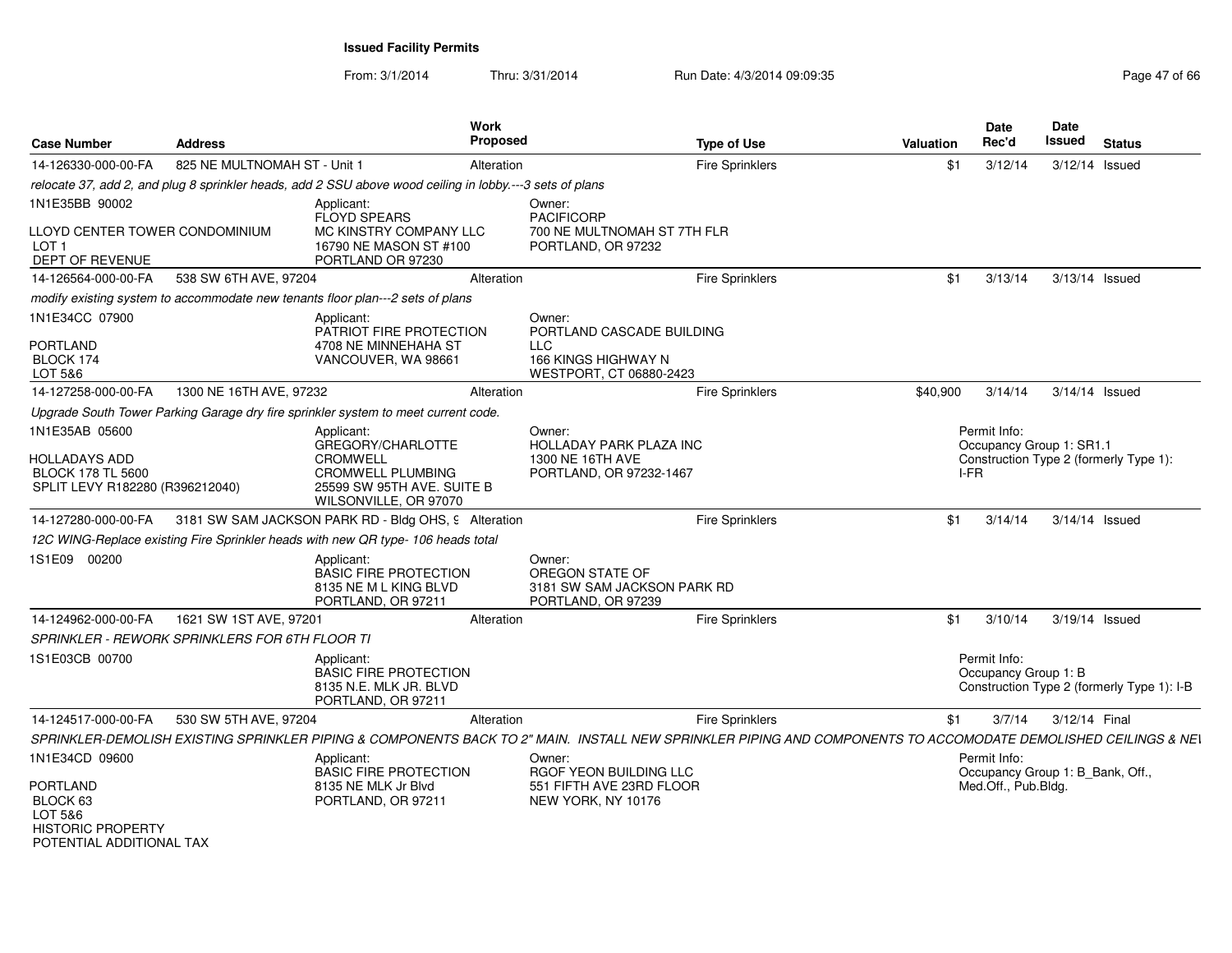**Issued Facility Permits**

From: 3/1/2014 Thru: 3/31/2014 Run Date: 4/3/2014 09:09:35

| Case Number | Address | Work Proposed | Type of Use | Valuation | Date Rec'd | Date Issued | Status |
|---|---|---|---|---|---|---|---|
| 14-126330-000-00-FA | 825 NE MULTNOMAH ST - Unit 1 | Alteration | Fire Sprinklers | $1 | 3/12/14 | 3/12/14 | Issued |

*relocate 37, add 2, and plug 8 sprinkler heads, add 2 SSU above wood ceiling in lobby.---3 sets of plans*

1N1E35BB 90002

LLOYD CENTER TOWER CONDOMINIUM
LOT 1
DEPT OF REVENUE

Applicant:
FLOYD SPEARS
MC KINSTRY COMPANY LLC
16790 NE MASON ST #100
PORTLAND OR 97230

Owner:
PACIFICORP
700 NE MULTNOMAH ST 7TH FLR
PORTLAND, OR 97232

| Case Number | Address | Work Proposed | Type of Use | Valuation | Date Rec'd | Date Issued | Status |
|---|---|---|---|---|---|---|---|
| 14-126564-000-00-FA | 538 SW 6TH AVE, 97204 | Alteration | Fire Sprinklers | $1 | 3/13/14 | 3/13/14 | Issued |

*modify existing system to accommodate new tenants floor plan---2 sets of plans*

1N1E34CC 07900

PORTLAND
BLOCK 174
LOT 5&6

Applicant:
PATRIOT FIRE PROTECTION
4708 NE MINNEHAHA ST
VANCOUVER, WA 98661

Owner:
PORTLAND CASCADE BUILDING LLC
166 KINGS HIGHWAY N
WESTPORT, CT 06880-2423

| Case Number | Address | Work Proposed | Type of Use | Valuation | Date Rec'd | Date Issued | Status |
|---|---|---|---|---|---|---|---|
| 14-127258-000-00-FA | 1300 NE 16TH AVE, 97232 | Alteration | Fire Sprinklers | $40,900 | 3/14/14 | 3/14/14 | Issued |

*Upgrade South Tower Parking Garage dry fire sprinkler system to meet current code.*

1N1E35AB 05600

HOLLADAYS ADD
BLOCK 178 TL 5600
SPLIT LEVY R182280 (R396212040)

Applicant:
GREGORY/CHARLOTTE CROMWELL
CROMWELL PLUMBING
25599 SW 95TH AVE. SUITE B
WILSONVILLE, OR 97070

Owner:
HOLLADAY PARK PLAZA INC
1300 NE 16TH AVE
PORTLAND, OR 97232-1467

Permit Info:
Occupancy Group 1: SR1.1
Construction Type 2 (formerly Type 1): I-FR

| Case Number | Address | Work Proposed | Type of Use | Valuation | Date Rec'd | Date Issued | Status |
|---|---|---|---|---|---|---|---|
| 14-127280-000-00-FA | 3181 SW SAM JACKSON PARK RD - Bldg OHS, 9 | Alteration | Fire Sprinklers | $1 | 3/14/14 | 3/14/14 | Issued |

*12C WING-Replace existing Fire Sprinkler heads with new QR type- 106 heads total*

1S1E09 00200

Applicant:
BASIC FIRE PROTECTION
8135 NE M L KING BLVD
PORTLAND, OR 97211

Owner:
OREGON STATE OF
3181 SW SAM JACKSON PARK RD
PORTLAND, OR 97239

| Case Number | Address | Work Proposed | Type of Use | Valuation | Date Rec'd | Date Issued | Status |
|---|---|---|---|---|---|---|---|
| 14-124962-000-00-FA | 1621 SW 1ST AVE, 97201 | Alteration | Fire Sprinklers | $1 | 3/10/14 | 3/19/14 | Issued |

*SPRINKLER - REWORK SPRINKLERS FOR 6TH FLOOR TI*

1S1E03CB 00700

Applicant:
BASIC FIRE PROTECTION
8135 N.E. MLK JR. BLVD
PORTLAND, OR 97211

Permit Info:
Occupancy Group 1: B
Construction Type 2 (formerly Type 1): I-B

| Case Number | Address | Work Proposed | Type of Use | Valuation | Date Rec'd | Date Issued | Status |
|---|---|---|---|---|---|---|---|
| 14-124517-000-00-FA | 530 SW 5TH AVE, 97204 | Alteration | Fire Sprinklers | $1 | 3/7/14 | 3/12/14 | Final |

*SPRINKLER-DEMOLISH EXISTING SPRINKLER PIPING & COMPONENTS BACK TO 2" MAIN. INSTALL NEW SPRINKLER PIPING AND COMPONENTS TO ACCOMODATE DEMOLISHED CEILINGS & NEI*

1N1E34CD 09600

PORTLAND
BLOCK 63
LOT 5&6
HISTORIC PROPERTY
POTENTIAL ADDITIONAL TAX

Applicant:
BASIC FIRE PROTECTION
8135 NE MLK Jr Blvd
PORTLAND, OR 97211

Owner:
RGOF YEON BUILDING LLC
551 FIFTH AVE 23RD FLOOR
NEW YORK, NY 10176

Permit Info:
Occupancy Group 1: B_Bank, Off., Med.Off., Pub.Bldg.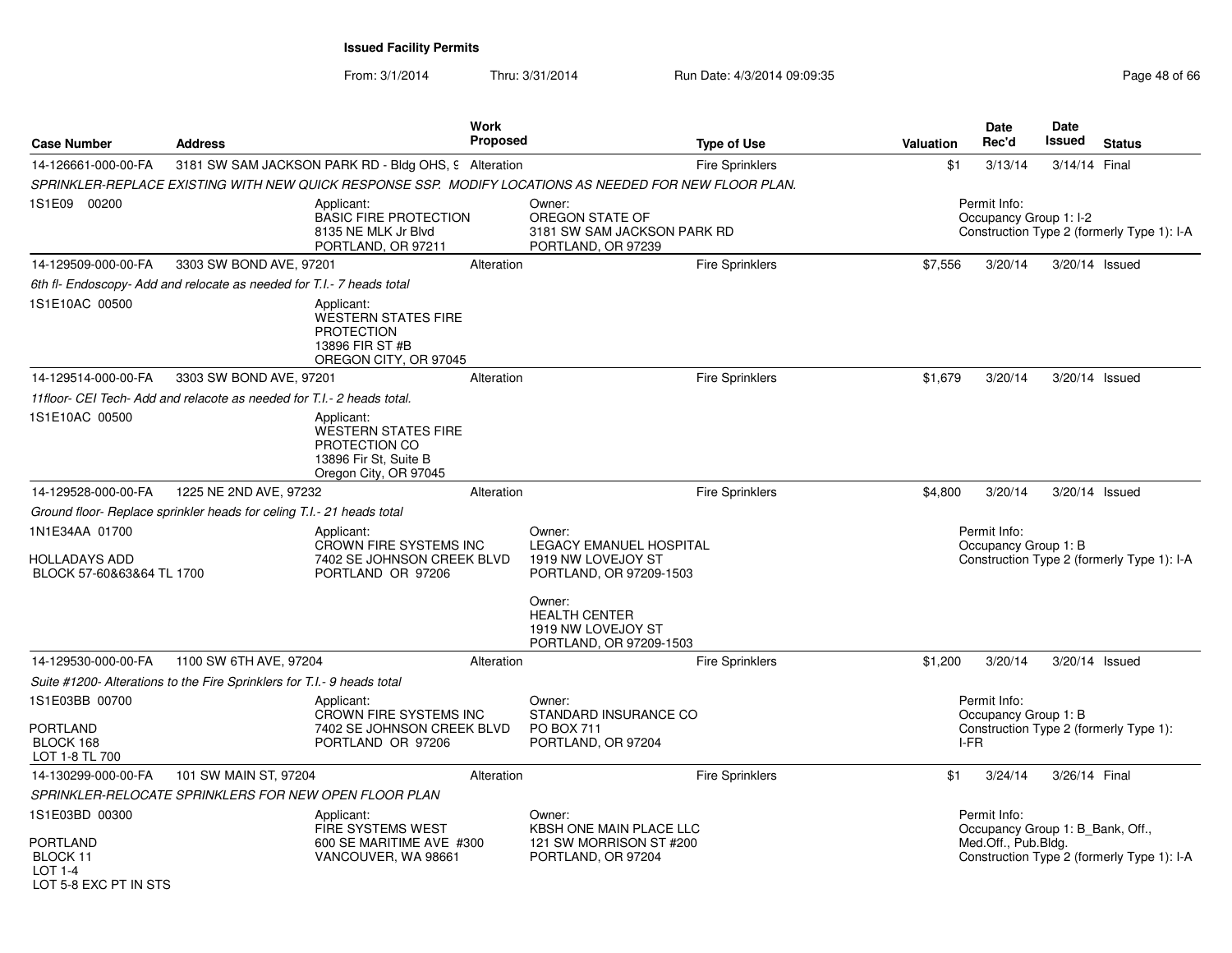**Issued Facility Permits**

From: 3/1/2014 Thru: 3/31/2014 Run Date: 4/3/2014 09:09:35

| Case Number | Address | Work Proposed | Type of Use | Valuation | Date Rec'd | Date Issued | Status |
|---|---|---|---|---|---|---|---|
| 14-126661-000-00-FA | 3181 SW SAM JACKSON PARK RD - Bldg OHS, 9 | Alteration | Fire Sprinklers | $1 | 3/13/14 | 3/14/14 | Final |
| 14-129509-000-00-FA | 3303 SW BOND AVE, 97201 | Alteration | Fire Sprinklers | $7,556 | 3/20/14 | 3/20/14 | Issued |
| 14-129514-000-00-FA | 3303 SW BOND AVE, 97201 | Alteration | Fire Sprinklers | $1,679 | 3/20/14 | 3/20/14 | Issued |
| 14-129528-000-00-FA | 1225 NE 2ND AVE, 97232 | Alteration | Fire Sprinklers | $4,800 | 3/20/14 | 3/20/14 | Issued |
| 14-129530-000-00-FA | 1100 SW 6TH AVE, 97204 | Alteration | Fire Sprinklers | $1,200 | 3/20/14 | 3/20/14 | Issued |
| 14-130299-000-00-FA | 101 SW MAIN ST, 97204 | Alteration | Fire Sprinklers | $1 | 3/24/14 | 3/26/14 | Final |

**14-126661-000-00-FA**

*SPRINKLER-REPLACE EXISTING WITH NEW QUICK RESPONSE SSP. MODIFY LOCATIONS AS NEEDED FOR NEW FLOOR PLAN.*

1S1E09 00200

Applicant: BASIC FIRE PROTECTION, 8135 NE MLK Jr Blvd, PORTLAND, OR 97211

Owner: OREGON STATE OF, 3181 SW SAM JACKSON PARK RD, PORTLAND, OR 97239

Permit Info: Occupancy Group 1: I-2; Construction Type 2 (formerly Type 1): I-A

**14-129509-000-00-FA**

*6th fl- Endoscopy- Add and relocate as needed for T.I.- 7 heads total*

1S1E10AC 00500

Applicant: WESTERN STATES FIRE PROTECTION, 13896 FIR ST #B, OREGON CITY, OR 97045

**14-129514-000-00-FA**

*11floor- CEI Tech- Add and relacote as needed for T.I.- 2 heads total.*

1S1E10AC 00500

Applicant: WESTERN STATES FIRE PROTECTION CO, 13896 Fir St, Suite B, Oregon City, OR 97045

**14-129528-000-00-FA**

*Ground floor- Replace sprinkler heads for celing T.I.- 21 heads total*

1N1E34AA 01700

HOLLADAYS ADD
BLOCK 57-60&63&64 TL 1700

Applicant: CROWN FIRE SYSTEMS INC, 7402 SE JOHNSON CREEK BLVD, PORTLAND OR 97206

Owner: LEGACY EMANUEL HOSPITAL, 1919 NW LOVEJOY ST, PORTLAND, OR 97209-1503

Owner: HEALTH CENTER, 1919 NW LOVEJOY ST, PORTLAND, OR 97209-1503

Permit Info: Occupancy Group 1: B; Construction Type 2 (formerly Type 1): I-A

**14-129530-000-00-FA**

*Suite #1200- Alterations to the Fire Sprinklers for T.I.- 9 heads total*

1S1E03BB 00700

PORTLAND
BLOCK 168
LOT 1-8 TL 700

Applicant: CROWN FIRE SYSTEMS INC, 7402 SE JOHNSON CREEK BLVD, PORTLAND OR 97206

Owner: STANDARD INSURANCE CO, PO BOX 711, PORTLAND, OR 97204

Permit Info: Occupancy Group 1: B; Construction Type 2 (formerly Type 1): I-FR

**14-130299-000-00-FA**

*SPRINKLER-RELOCATE SPRINKLERS FOR NEW OPEN FLOOR PLAN*

1S1E03BD 00300

PORTLAND
BLOCK 11
LOT 1-4
LOT 5-8 EXC PT IN STS

Applicant: FIRE SYSTEMS WEST, 600 SE MARITIME AVE #300, VANCOUVER, WA 98661

Owner: KBSH ONE MAIN PLACE LLC, 121 SW MORRISON ST #200, PORTLAND, OR 97204

Permit Info: Occupancy Group 1: B_Bank, Off., Med.Off., Pub.Bldg.; Construction Type 2 (formerly Type 1): I-A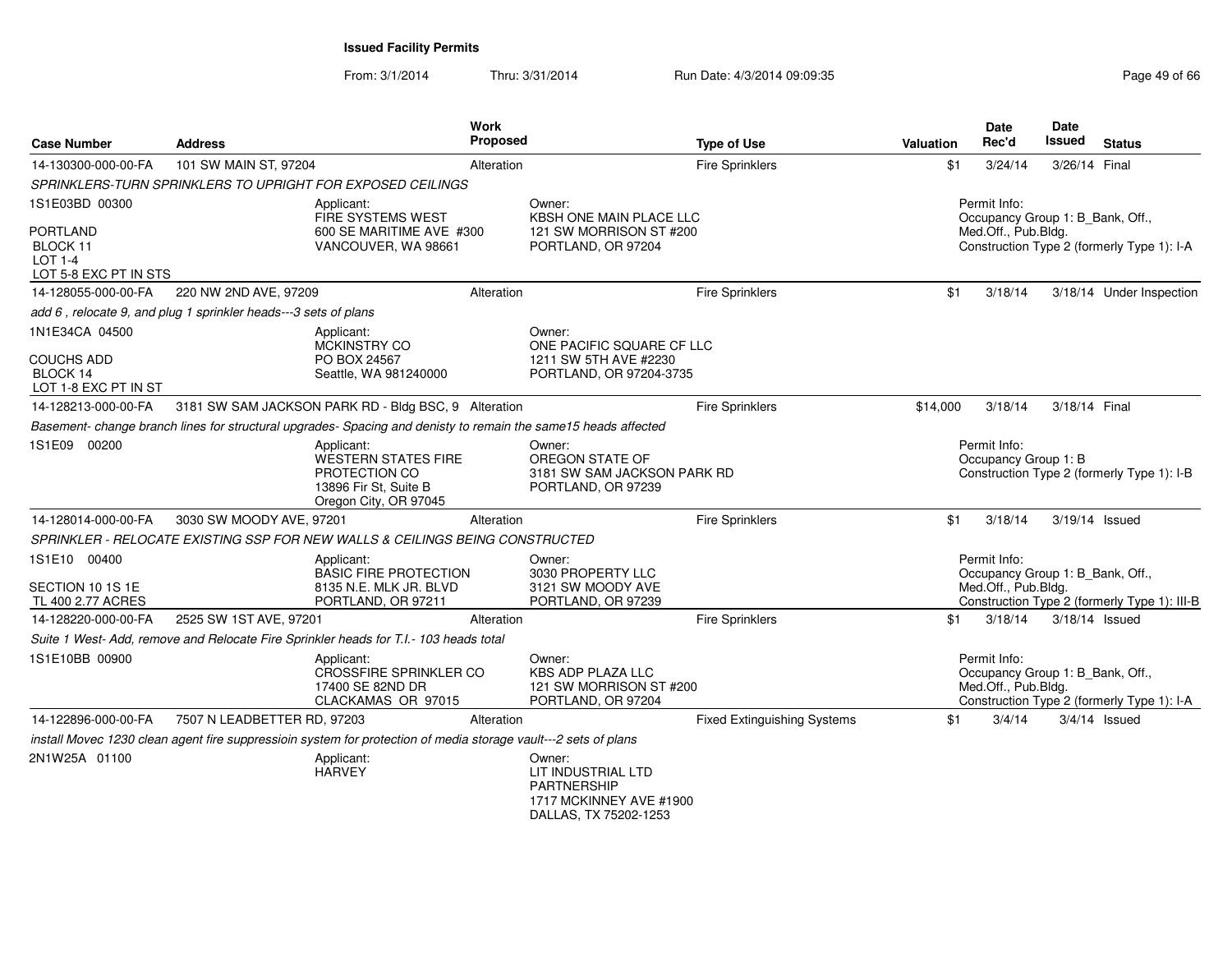**Issued Facility Permits**

From: 3/1/2014 Thru: 3/31/2014 Run Date: 4/3/2014 09:09:35

| Case Number | Address | Work Proposed | Type of Use | Valuation | Date Rec'd | Date Issued | Status |
|---|---|---|---|---|---|---|---|
| 14-130300-000-00-FA | 101 SW MAIN ST, 97204 | Alteration | Fire Sprinklers | $1 | 3/24/14 | 3/26/14 | Final |

*SPRINKLERS-TURN SPRINKLERS TO UPRIGHT FOR EXPOSED CEILINGS*

1S1E03BD 00300
PORTLAND
BLOCK 11
LOT 1-4
LOT 5-8 EXC PT IN STS

Applicant:
FIRE SYSTEMS WEST
600 SE MARITIME AVE #300
VANCOUVER, WA 98661

Owner:
KBSH ONE MAIN PLACE LLC
121 SW MORRISON ST #200
PORTLAND, OR 97204

Permit Info:
Occupancy Group 1: B_Bank, Off., Med.Off., Pub.Bldg.
Construction Type 2 (formerly Type 1): I-A

| Case Number | Address | Work Proposed | Type of Use | Valuation | Date Rec'd | Date Issued | Status |
|---|---|---|---|---|---|---|---|
| 14-128055-000-00-FA | 220 NW 2ND AVE, 97209 | Alteration | Fire Sprinklers | $1 | 3/18/14 | 3/18/14 | Under Inspection |

*add 6 , relocate 9, and plug 1 sprinkler heads---3 sets of plans*

1N1E34CA 04500
COUCHS ADD
BLOCK 14
LOT 1-8 EXC PT IN ST

Applicant:
MCKINSTRY CO
PO BOX 24567
Seattle, WA 981240000

Owner:
ONE PACIFIC SQUARE CF LLC
1211 SW 5TH AVE #2230
PORTLAND, OR 97204-3735

| Case Number | Address | Work Proposed | Type of Use | Valuation | Date Rec'd | Date Issued | Status |
|---|---|---|---|---|---|---|---|
| 14-128213-000-00-FA | 3181 SW SAM JACKSON PARK RD - Bldg BSC, 9 | Alteration | Fire Sprinklers | $14,000 | 3/18/14 | 3/18/14 | Final |

*Basement- change branch lines for structural upgrades- Spacing and denisty to remain the same15 heads affected*

1S1E09 00200

Applicant:
WESTERN STATES FIRE PROTECTION CO
13896 Fir St, Suite B
Oregon City, OR 97045

Owner:
OREGON STATE OF
3181 SW SAM JACKSON PARK RD
PORTLAND, OR 97239

Permit Info:
Occupancy Group 1: B
Construction Type 2 (formerly Type 1): I-B

| Case Number | Address | Work Proposed | Type of Use | Valuation | Date Rec'd | Date Issued | Status |
|---|---|---|---|---|---|---|---|
| 14-128014-000-00-FA | 3030 SW MOODY AVE, 97201 | Alteration | Fire Sprinklers | $1 | 3/18/14 | 3/19/14 | Issued |

*SPRINKLER - RELOCATE EXISTING SSP FOR NEW WALLS & CEILINGS BEING CONSTRUCTED*

1S1E10 00400
SECTION 10 1S 1E
TL 400 2.77 ACRES

Applicant:
BASIC FIRE PROTECTION
8135 N.E. MLK JR. BLVD
PORTLAND, OR 97211

Owner:
3030 PROPERTY LLC
3121 SW MOODY AVE
PORTLAND, OR 97239

Permit Info:
Occupancy Group 1: B_Bank, Off., Med.Off., Pub.Bldg.
Construction Type 2 (formerly Type 1): III-B

| Case Number | Address | Work Proposed | Type of Use | Valuation | Date Rec'd | Date Issued | Status |
|---|---|---|---|---|---|---|---|
| 14-128220-000-00-FA | 2525 SW 1ST AVE, 97201 | Alteration | Fire Sprinklers | $1 | 3/18/14 | 3/18/14 | Issued |

*Suite 1 West- Add, remove and Relocate Fire Sprinkler heads for T.I.- 103 heads total*

1S1E10BB 00900

Applicant:
CROSSFIRE SPRINKLER CO
17400 SE 82ND DR
CLACKAMAS OR 97015

Owner:
KBS ADP PLAZA LLC
121 SW MORRISON ST #200
PORTLAND, OR 97204

Permit Info:
Occupancy Group 1: B_Bank, Off., Med.Off., Pub.Bldg.
Construction Type 2 (formerly Type 1): I-A

| Case Number | Address | Work Proposed | Type of Use | Valuation | Date Rec'd | Date Issued | Status |
|---|---|---|---|---|---|---|---|
| 14-122896-000-00-FA | 7507 N LEADBETTER RD, 97203 | Alteration | Fixed Extinguishing Systems | $1 | 3/4/14 | 3/4/14 | Issued |

*install Movec 1230 clean agent fire suppressioin system for protection of media storage vault---2 sets of plans*

2N1W25A 01100

Applicant:
HARVEY

Owner:
LIT INDUSTRIAL LTD PARTNERSHIP
1717 MCKINNEY AVE #1900
DALLAS, TX 75202-1253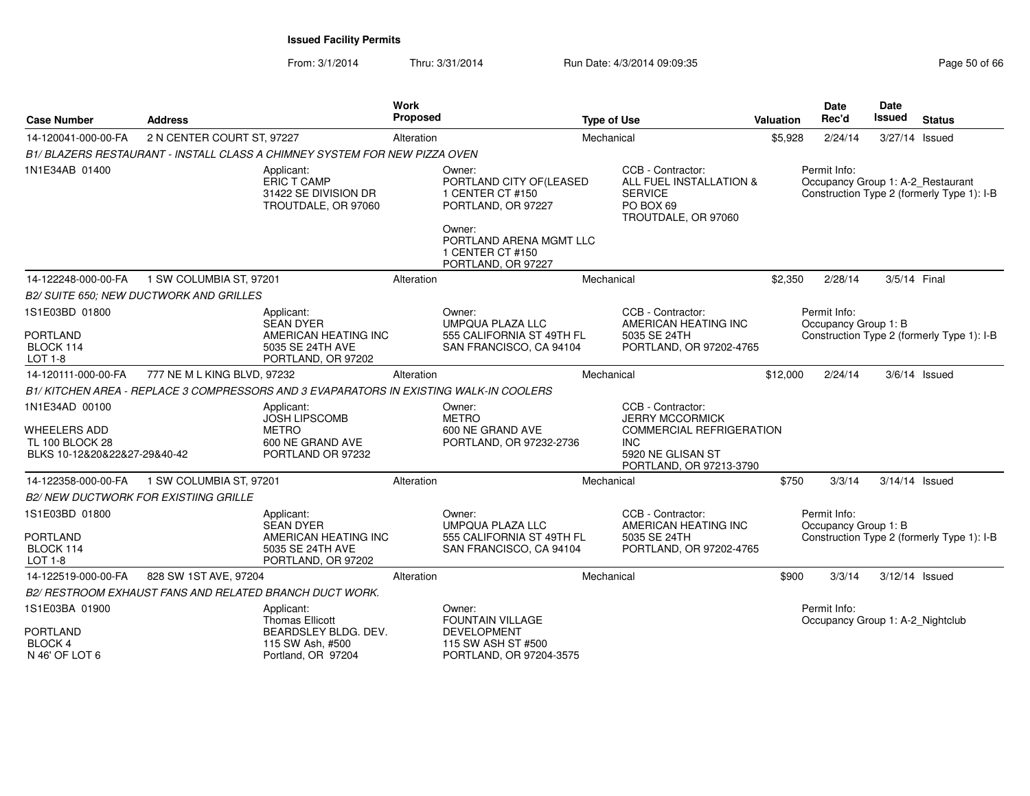**Issued Facility Permits**

From: 3/1/2014 Thru: 3/31/2014 Run Date: 4/3/2014 09:09:35

| Case Number | Address | Work Proposed | Type of Use | Valuation | Date Rec'd | Date Issued | Status |
|---|---|---|---|---|---|---|---|
| 14-120041-000-00-FA | 2 N CENTER COURT ST, 97227 | Alteration | Mechanical | $5,928 | 2/24/14 | 3/27/14 | Issued |

*B1/ BLAZERS RESTAURANT - INSTALL CLASS A CHIMNEY SYSTEM FOR NEW PIZZA OVEN*

1N1E34AB 01400

Applicant: ERIC T CAMP, 31422 SE DIVISION DR, TROUTDALE, OR 97060

Owner: PORTLAND CITY OF(LEASED, 1 CENTER CT #150, PORTLAND, OR 97227

Owner: PORTLAND ARENA MGMT LLC, 1 CENTER CT #150, PORTLAND, OR 97227

CCB - Contractor: ALL FUEL INSTALLATION & SERVICE, PO BOX 69, TROUTDALE, OR 97060

Permit Info: Occupancy Group 1: A-2_Restaurant; Construction Type 2 (formerly Type 1): I-B

| Case Number | Address | Work Proposed | Type of Use | Valuation | Date Rec'd | Date Issued | Status |
|---|---|---|---|---|---|---|---|
| 14-122248-000-00-FA | 1 SW COLUMBIA ST, 97201 | Alteration | Mechanical | $2,350 | 2/28/14 | 3/5/14 | Final |

*B2/ SUITE 650; NEW DUCTWORK AND GRILLES*

1S1E03BD 01800, PORTLAND, BLOCK 114, LOT 1-8

Applicant: SEAN DYER, AMERICAN HEATING INC, 5035 SE 24TH AVE, PORTLAND, OR 97202

Owner: UMPQUA PLAZA LLC, 555 CALIFORNIA ST 49TH FL, SAN FRANCISCO, CA 94104

CCB - Contractor: AMERICAN HEATING INC, 5035 SE 24TH, PORTLAND, OR 97202-4765

Permit Info: Occupancy Group 1: B; Construction Type 2 (formerly Type 1): I-B

| Case Number | Address | Work Proposed | Type of Use | Valuation | Date Rec'd | Date Issued | Status |
|---|---|---|---|---|---|---|---|
| 14-120111-000-00-FA | 777 NE M L KING BLVD, 97232 | Alteration | Mechanical | $12,000 | 2/24/14 | 3/6/14 | Issued |

*B1/ KITCHEN AREA - REPLACE 3 COMPRESSORS AND 3 EVAPARATORS IN EXISTING WALK-IN COOLERS*

1N1E34AD 00100, WHEELERS ADD, TL 100 BLOCK 28, BLKS 10-12&20&22&27-29&40-42

Applicant: JOSH LIPSCOMB, METRO, 600 NE GRAND AVE, PORTLAND OR 97232

Owner: METRO, 600 NE GRAND AVE, PORTLAND, OR 97232-2736

CCB - Contractor: JERRY MCCORMICK, COMMERCIAL REFRIGERATION INC, 5920 NE GLISAN ST, PORTLAND, OR 97213-3790

| Case Number | Address | Work Proposed | Type of Use | Valuation | Date Rec'd | Date Issued | Status |
|---|---|---|---|---|---|---|---|
| 14-122358-000-00-FA | 1 SW COLUMBIA ST, 97201 | Alteration | Mechanical | $750 | 3/3/14 | 3/14/14 | Issued |

*B2/ NEW DUCTWORK FOR EXISTIING GRILLE*

1S1E03BD 01800, PORTLAND, BLOCK 114, LOT 1-8

Applicant: SEAN DYER, AMERICAN HEATING INC, 5035 SE 24TH AVE, PORTLAND, OR 97202

Owner: UMPQUA PLAZA LLC, 555 CALIFORNIA ST 49TH FL, SAN FRANCISCO, CA 94104

CCB - Contractor: AMERICAN HEATING INC, 5035 SE 24TH, PORTLAND, OR 97202-4765

Permit Info: Occupancy Group 1: B; Construction Type 2 (formerly Type 1): I-B

| Case Number | Address | Work Proposed | Type of Use | Valuation | Date Rec'd | Date Issued | Status |
|---|---|---|---|---|---|---|---|
| 14-122519-000-00-FA | 828 SW 1ST AVE, 97204 | Alteration | Mechanical | $900 | 3/3/14 | 3/12/14 | Issued |

*B2/ RESTROOM EXHAUST FANS AND RELATED BRANCH DUCT WORK.*

1S1E03BA 01900, PORTLAND, BLOCK 4, N 46' OF LOT 6

Applicant: Thomas Ellicott, BEARDSLEY BLDG. DEV., 115 SW Ash, #500, Portland, OR 97204

Owner: FOUNTAIN VILLAGE DEVELOPMENT, 115 SW ASH ST #500, PORTLAND, OR 97204-3575

Permit Info: Occupancy Group 1: A-2_Nightclub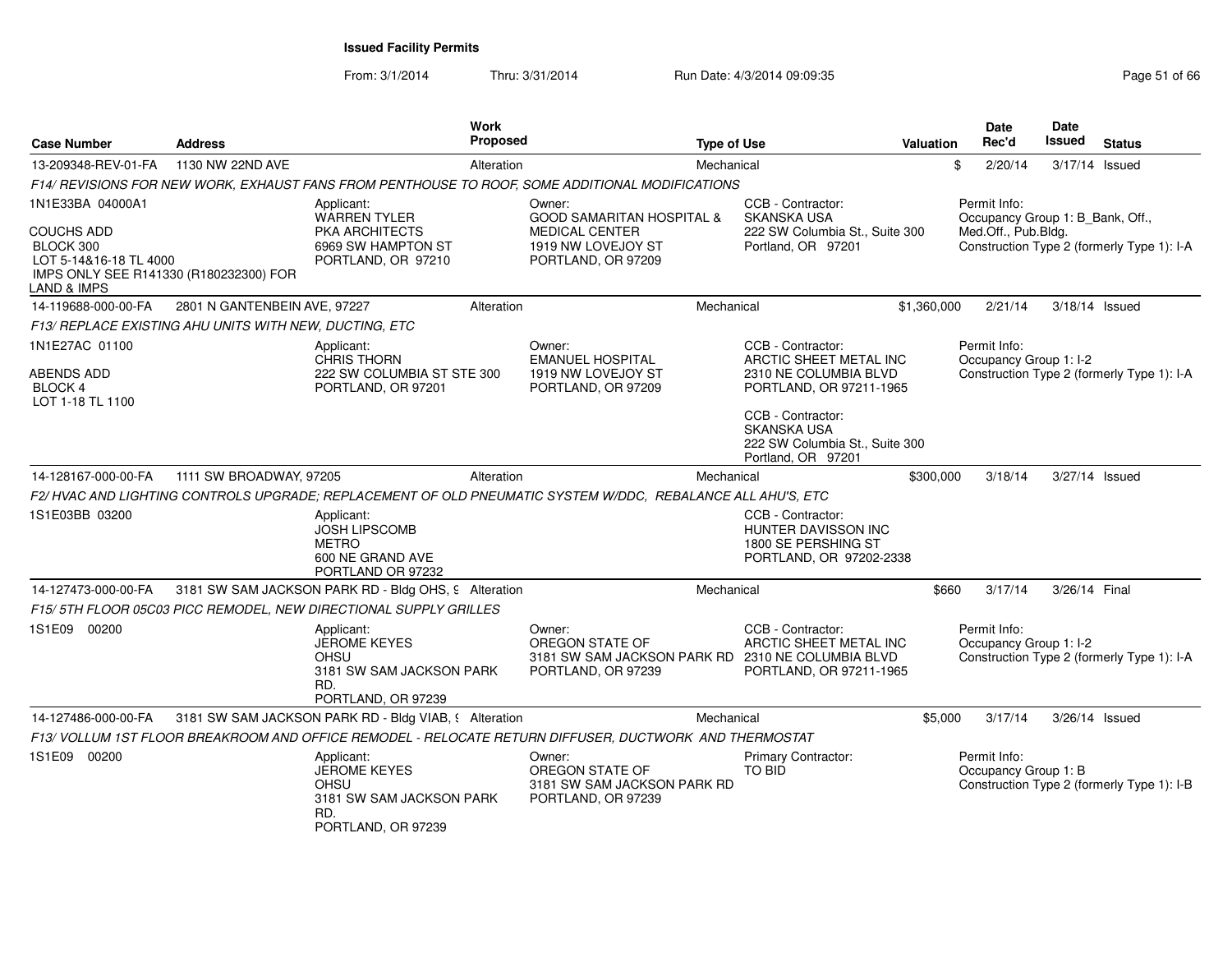# Issued Facility Permits

From: 3/1/2014 Thru: 3/31/2014 Run Date: 4/3/2014 09:09:35

| Case Number | Address | Work Proposed | Type of Use | Valuation | Date Rec'd | Date Issued | Status |
|---|---|---|---|---|---|---|---|
| 13-209348-REV-01-FA | 1130 NW 22ND AVE | Alteration | Mechanical | $ | 2/20/14 | 3/17/14 | Issued |

*F14/ REVISIONS FOR NEW WORK, EXHAUST FANS FROM PENTHOUSE TO ROOF, SOME ADDITIONAL MODIFICATIONS*

1N1E33BA 04000A1

COUCHS ADD
BLOCK 300
LOT 5-14&16-18 TL 4000
IMPS ONLY SEE R141330 (R180232300) FOR LAND & IMPS

Applicant:
WARREN TYLER
PKA ARCHITECTS
6969 SW HAMPTON ST
PORTLAND, OR 97210

Owner:
GOOD SAMARITAN HOSPITAL & MEDICAL CENTER
1919 NW LOVEJOY ST
PORTLAND, OR 97209

CCB - Contractor:
SKANSKA USA
222 SW Columbia St., Suite 300
Portland, OR 97201

Permit Info:
Occupancy Group 1: B_Bank, Off., Med.Off., Pub.Bldg.
Construction Type 2 (formerly Type 1): I-A

---

| Case Number | Address | Work Proposed | Type of Use | Valuation | Date Rec'd | Date Issued | Status |
|---|---|---|---|---|---|---|---|
| 14-119688-000-00-FA | 2801 N GANTENBEIN AVE, 97227 | Alteration | Mechanical | $1,360,000 | 2/21/14 | 3/18/14 | Issued |

*F13/ REPLACE EXISTING AHU UNITS WITH NEW, DUCTING, ETC*

1N1E27AC 01100

ABENDS ADD
BLOCK 4
LOT 1-18 TL 1100

Applicant:
CHRIS THORN
222 SW COLUMBIA ST STE 300
PORTLAND, OR 97201

Owner:
EMANUEL HOSPITAL
1919 NW LOVEJOY ST
PORTLAND, OR 97209

CCB - Contractor:
ARCTIC SHEET METAL INC
2310 NE COLUMBIA BLVD
PORTLAND, OR 97211-1965

CCB - Contractor:
SKANSKA USA
222 SW Columbia St., Suite 300
Portland, OR 97201

Permit Info:
Occupancy Group 1: I-2
Construction Type 2 (formerly Type 1): I-A

---

| Case Number | Address | Work Proposed | Type of Use | Valuation | Date Rec'd | Date Issued | Status |
|---|---|---|---|---|---|---|---|
| 14-128167-000-00-FA | 1111 SW BROADWAY, 97205 | Alteration | Mechanical | $300,000 | 3/18/14 | 3/27/14 | Issued |

*F2/ HVAC AND LIGHTING CONTROLS UPGRADE; REPLACEMENT OF OLD PNEUMATIC SYSTEM W/DDC, REBALANCE ALL AHU'S, ETC*

1S1E03BB 03200

Applicant:
JOSH LIPSCOMB
METRO
600 NE GRAND AVE
PORTLAND OR 97232

CCB - Contractor:
HUNTER DAVISSON INC
1800 SE PERSHING ST
PORTLAND, OR 97202-2338

---

| Case Number | Address | Work Proposed | Type of Use | Valuation | Date Rec'd | Date Issued | Status |
|---|---|---|---|---|---|---|---|
| 14-127473-000-00-FA | 3181 SW SAM JACKSON PARK RD - Bldg OHS, 9 | Alteration | Mechanical | $660 | 3/17/14 | 3/26/14 | Final |

*F15/ 5TH FLOOR 05C03 PICC REMODEL, NEW DIRECTIONAL SUPPLY GRILLES*

1S1E09 00200

Applicant:
JEROME KEYES
OHSU
3181 SW SAM JACKSON PARK RD.
PORTLAND, OR 97239

Owner:
OREGON STATE OF
3181 SW SAM JACKSON PARK RD
PORTLAND, OR 97239

CCB - Contractor:
ARCTIC SHEET METAL INC
2310 NE COLUMBIA BLVD
PORTLAND, OR 97211-1965

Permit Info:
Occupancy Group 1: I-2
Construction Type 2 (formerly Type 1): I-A

---

| Case Number | Address | Work Proposed | Type of Use | Valuation | Date Rec'd | Date Issued | Status |
|---|---|---|---|---|---|---|---|
| 14-127486-000-00-FA | 3181 SW SAM JACKSON PARK RD - Bldg VIAB, 9 | Alteration | Mechanical | $5,000 | 3/17/14 | 3/26/14 | Issued |

*F13/ VOLLUM 1ST FLOOR BREAKROOM AND OFFICE REMODEL - RELOCATE RETURN DIFFUSER, DUCTWORK AND THERMOSTAT*

1S1E09 00200

Applicant:
JEROME KEYES
OHSU
3181 SW SAM JACKSON PARK RD.
PORTLAND, OR 97239

Owner:
OREGON STATE OF
3181 SW SAM JACKSON PARK RD
PORTLAND, OR 97239

Primary Contractor:
TO BID

Permit Info:
Occupancy Group 1: B
Construction Type 2 (formerly Type 1): I-B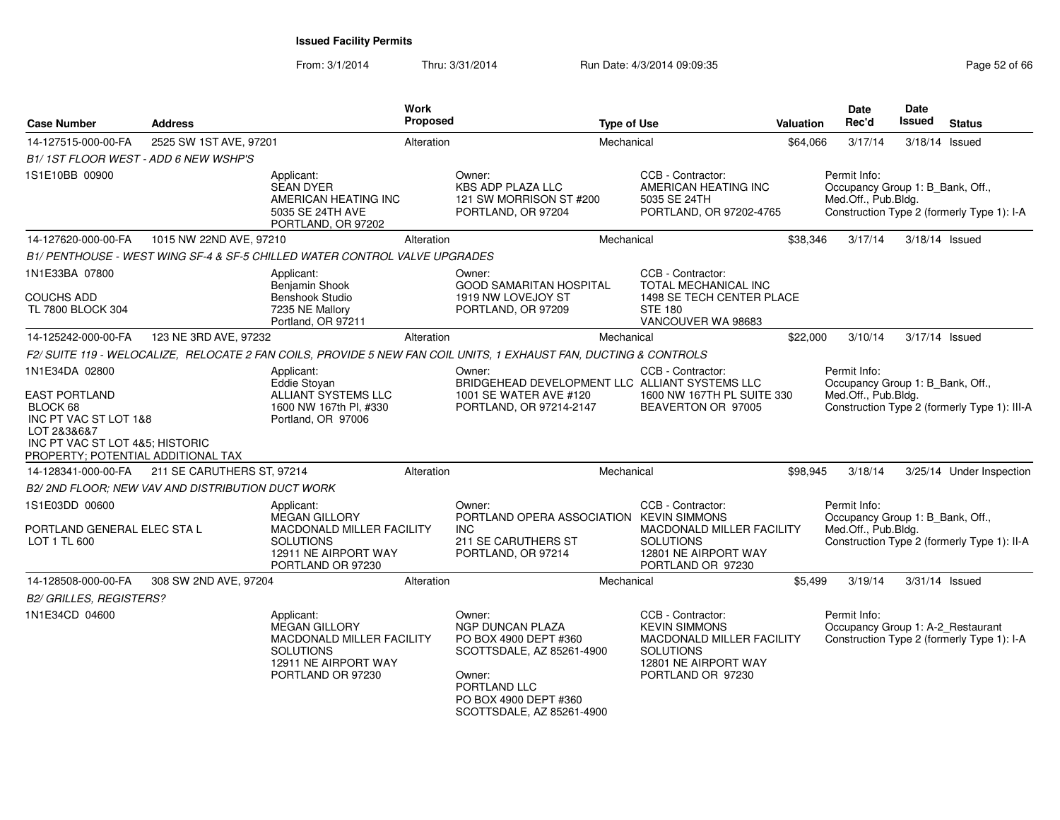# Issued Facility Permits

From: 3/1/2014 Thru: 3/31/2014 Run Date: 4/3/2014 09:09:35

| Case Number | Address | Work Proposed | Type of Use | Valuation | Date Rec'd | Date Issued | Status |
|---|---|---|---|---|---|---|---|
| 14-127515-000-00-FA | 2525 SW 1ST AVE, 97201 | Alteration | Mechanical | $64,066 | 3/17/14 | 3/18/14 | Issued |

*B1/ 1ST FLOOR WEST - ADD 6 NEW WSHP'S*

1S1E10BB 00900

Applicant: SEAN DYER, AMERICAN HEATING INC, 5035 SE 24TH AVE, PORTLAND, OR 97202

Owner: KBS ADP PLAZA LLC, 121 SW MORRISON ST #200, PORTLAND, OR 97204

CCB - Contractor: AMERICAN HEATING INC, 5035 SE 24TH, PORTLAND, OR 97202-4765

Permit Info: Occupancy Group 1: B_Bank, Off., Med.Off., Pub.Bldg. Construction Type 2 (formerly Type 1): I-A

| Case Number | Address | Work Proposed | Type of Use | Valuation | Date Rec'd | Date Issued | Status |
|---|---|---|---|---|---|---|---|
| 14-127620-000-00-FA | 1015 NW 22ND AVE, 97210 | Alteration | Mechanical | $38,346 | 3/17/14 | 3/18/14 | Issued |

*B1/ PENTHOUSE - WEST WING SF-4 & SF-5 CHILLED WATER CONTROL VALVE UPGRADES*

1N1E33BA 07800

COUCHS ADD
TL 7800 BLOCK 304

Applicant: Benjamin Shook, Benshook Studio, 7235 NE Mallory, Portland, OR 97211

Owner: GOOD SAMARITAN HOSPITAL, 1919 NW LOVEJOY ST, PORTLAND, OR 97209

CCB - Contractor: TOTAL MECHANICAL INC, 1498 SE TECH CENTER PLACE, STE 180, VANCOUVER WA 98683

| Case Number | Address | Work Proposed | Type of Use | Valuation | Date Rec'd | Date Issued | Status |
|---|---|---|---|---|---|---|---|
| 14-125242-000-00-FA | 123 NE 3RD AVE, 97232 | Alteration | Mechanical | $22,000 | 3/10/14 | 3/17/14 | Issued |

*F2/ SUITE 119 - WELOCALIZE, RELOCATE 2 FAN COILS, PROVIDE 5 NEW FAN COIL UNITS, 1 EXHAUST FAN, DUCTING & CONTROLS*

1N1E34DA 02800

EAST PORTLAND
BLOCK 68
INC PT VAC ST LOT 1&8
LOT 2&3&6&7
INC PT VAC ST LOT 4&5; HISTORIC PROPERTY; POTENTIAL ADDITIONAL TAX

Applicant: Eddie Stoyan, ALLIANT SYSTEMS LLC, 1600 NW 167th Pl, #330, Portland, OR 97006

Owner: BRIDGEHEAD DEVELOPMENT LLC, 1001 SE WATER AVE #120, PORTLAND, OR 97214-2147

CCB - Contractor: ALLIANT SYSTEMS LLC, 1600 NW 167TH PL SUITE 330, BEAVERTON OR 97005

Permit Info: Occupancy Group 1: B_Bank, Off., Med.Off., Pub.Bldg. Construction Type 2 (formerly Type 1): III-A

| Case Number | Address | Work Proposed | Type of Use | Valuation | Date Rec'd | Date Issued | Status |
|---|---|---|---|---|---|---|---|
| 14-128341-000-00-FA | 211 SE CARUTHERS ST, 97214 | Alteration | Mechanical | $98,945 | 3/18/14 | 3/25/14 | Under Inspection |

*B2/ 2ND FLOOR; NEW VAV AND DISTRIBUTION DUCT WORK*

1S1E03DD 00600

PORTLAND GENERAL ELEC STA L
LOT 1 TL 600

Applicant: MEGAN GILLORY, MACDONALD MILLER FACILITY SOLUTIONS, 12911 NE AIRPORT WAY, PORTLAND OR 97230

Owner: PORTLAND OPERA ASSOCIATION INC, 211 SE CARUTHERS ST, PORTLAND, OR 97214

CCB - Contractor: KEVIN SIMMONS, MACDONALD MILLER FACILITY SOLUTIONS, 12801 NE AIRPORT WAY, PORTLAND OR 97230

Permit Info: Occupancy Group 1: B_Bank, Off., Med.Off., Pub.Bldg. Construction Type 2 (formerly Type 1): II-A

| Case Number | Address | Work Proposed | Type of Use | Valuation | Date Rec'd | Date Issued | Status |
|---|---|---|---|---|---|---|---|
| 14-128508-000-00-FA | 308 SW 2ND AVE, 97204 | Alteration | Mechanical | $5,499 | 3/19/14 | 3/31/14 | Issued |

*B2/ GRILLES, REGISTERS?*

1N1E34CD 04600

Applicant: MEGAN GILLORY, MACDONALD MILLER FACILITY SOLUTIONS, 12911 NE AIRPORT WAY, PORTLAND OR 97230

Owner: NGP DUNCAN PLAZA, PO BOX 4900 DEPT #360, SCOTTSDALE, AZ 85261-4900

Owner: PORTLAND LLC, PO BOX 4900 DEPT #360, SCOTTSDALE, AZ 85261-4900

CCB - Contractor: KEVIN SIMMONS, MACDONALD MILLER FACILITY SOLUTIONS, 12801 NE AIRPORT WAY, PORTLAND OR 97230

Permit Info: Occupancy Group 1: A-2_Restaurant Construction Type 2 (formerly Type 1): I-A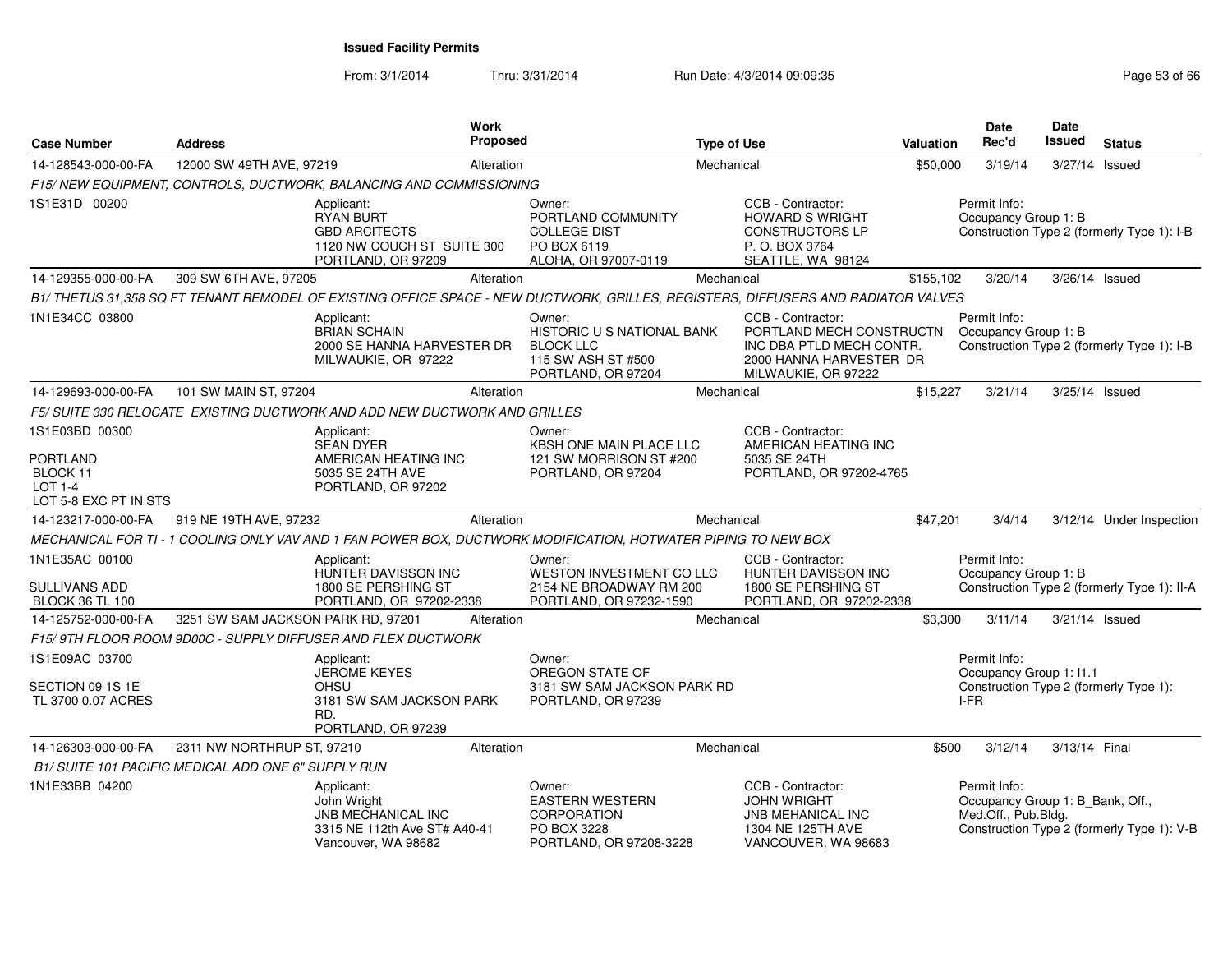# Issued Facility Permits

From: 3/1/2014 Thru: 3/31/2014 Run Date: 4/3/2014 09:09:35

| Case Number | Address | Work Proposed | Type of Use | Valuation | Date Rec'd | Date Issued | Status |
|---|---|---|---|---|---|---|---|
| 14-128543-000-00-FA | 12000 SW 49TH AVE, 97219 | Alteration | Mechanical | $50,000 | 3/19/14 | 3/27/14 | Issued |

*F15/ NEW EQUIPMENT, CONTROLS, DUCTWORK, BALANCING AND COMMISSIONING*

1S1E31D 00200

Applicant: RYAN BURT, GBD ARCITECTS, 1120 NW COUCH ST SUITE 300, PORTLAND, OR 97209

Owner: PORTLAND COMMUNITY COLLEGE DIST, PO BOX 6119, ALOHA, OR 97007-0119

CCB - Contractor: HOWARD S WRIGHT CONSTRUCTORS LP, P. O. BOX 3764, SEATTLE, WA 98124

Permit Info: Occupancy Group 1: B; Construction Type 2 (formerly Type 1): I-B

| Case Number | Address | Work Proposed | Type of Use | Valuation | Date Rec'd | Date Issued | Status |
|---|---|---|---|---|---|---|---|
| 14-129355-000-00-FA | 309 SW 6TH AVE, 97205 | Alteration | Mechanical | $155,102 | 3/20/14 | 3/26/14 | Issued |

*B1/ THETUS 31,358 SQ FT TENANT REMODEL OF EXISTING OFFICE SPACE - NEW DUCTWORK, GRILLES, REGISTERS, DIFFUSERS AND RADIATOR VALVES*

1N1E34CC 03800

Applicant: BRIAN SCHAIN, 2000 SE HANNA HARVESTER DR, MILWAUKIE, OR 97222

Owner: HISTORIC U S NATIONAL BANK BLOCK LLC, 115 SW ASH ST #500, PORTLAND, OR 97204

CCB - Contractor: PORTLAND MECH CONSTRUCTN INC DBA PTLD MECH CONTR., 2000 HANNA HARVESTER DR, MILWAUKIE, OR 97222

Permit Info: Occupancy Group 1: B; Construction Type 2 (formerly Type 1): I-B

| Case Number | Address | Work Proposed | Type of Use | Valuation | Date Rec'd | Date Issued | Status |
|---|---|---|---|---|---|---|---|
| 14-129693-000-00-FA | 101 SW MAIN ST, 97204 | Alteration | Mechanical | $15,227 | 3/21/14 | 3/25/14 | Issued |

*F5/ SUITE 330 RELOCATE EXISTING DUCTWORK AND ADD NEW DUCTWORK AND GRILLES*

1S1E03BD 00300
PORTLAND
BLOCK 11
LOT 1-4
LOT 5-8 EXC PT IN STS

Applicant: SEAN DYER, AMERICAN HEATING INC, 5035 SE 24TH AVE, PORTLAND, OR 97202

Owner: KBSH ONE MAIN PLACE LLC, 121 SW MORRISON ST #200, PORTLAND, OR 97204

CCB - Contractor: AMERICAN HEATING INC, 5035 SE 24TH, PORTLAND, OR 97202-4765

| Case Number | Address | Work Proposed | Type of Use | Valuation | Date Rec'd | Date Issued | Status |
|---|---|---|---|---|---|---|---|
| 14-123217-000-00-FA | 919 NE 19TH AVE, 97232 | Alteration | Mechanical | $47,201 | 3/4/14 | 3/12/14 | Under Inspection |

*MECHANICAL FOR TI - 1 COOLING ONLY VAV AND 1 FAN POWER BOX, DUCTWORK MODIFICATION, HOTWATER PIPING TO NEW BOX*

1N1E35AC 00100
SULLIVANS ADD
BLOCK 36 TL 100

Applicant: HUNTER DAVISSON INC, 1800 SE PERSHING ST, PORTLAND, OR 97202-2338

Owner: WESTON INVESTMENT CO LLC, 2154 NE BROADWAY RM 200, PORTLAND, OR 97232-1590

CCB - Contractor: HUNTER DAVISSON INC, 1800 SE PERSHING ST, PORTLAND, OR 97202-2338

Permit Info: Occupancy Group 1: B; Construction Type 2 (formerly Type 1): II-A

| Case Number | Address | Work Proposed | Type of Use | Valuation | Date Rec'd | Date Issued | Status |
|---|---|---|---|---|---|---|---|
| 14-125752-000-00-FA | 3251 SW SAM JACKSON PARK RD, 97201 | Alteration | Mechanical | $3,300 | 3/11/14 | 3/21/14 | Issued |

*F15/ 9TH FLOOR ROOM 9D00C - SUPPLY DIFFUSER AND FLEX DUCTWORK*

1S1E09AC 03700
SECTION 09 1S 1E
TL 3700 0.07 ACRES

Applicant: JEROME KEYES, OHSU, 3181 SW SAM JACKSON PARK RD., PORTLAND, OR 97239

Owner: OREGON STATE OF, 3181 SW SAM JACKSON PARK RD, PORTLAND, OR 97239

Permit Info: Occupancy Group 1: I1.1; Construction Type 2 (formerly Type 1): I-FR

| Case Number | Address | Work Proposed | Type of Use | Valuation | Date Rec'd | Date Issued | Status |
|---|---|---|---|---|---|---|---|
| 14-126303-000-00-FA | 2311 NW NORTHRUP ST, 97210 | Alteration | Mechanical | $500 | 3/12/14 | 3/13/14 | Final |

*B1/ SUITE 101 PACIFIC MEDICAL ADD ONE 6" SUPPLY RUN*

1N1E33BB 04200

Applicant: John Wright, JNB MECHANICAL INC, 3315 NE 112th Ave ST# A40-41, Vancouver, WA 98682

Owner: EASTERN WESTERN CORPORATION, PO BOX 3228, PORTLAND, OR 97208-3228

CCB - Contractor: JOHN WRIGHT, JNB MEHANICAL INC, 1304 NE 125TH AVE, VANCOUVER, WA 98683

Permit Info: Occupancy Group 1: B_Bank, Off., Med.Off., Pub.Bldg.; Construction Type 2 (formerly Type 1): V-B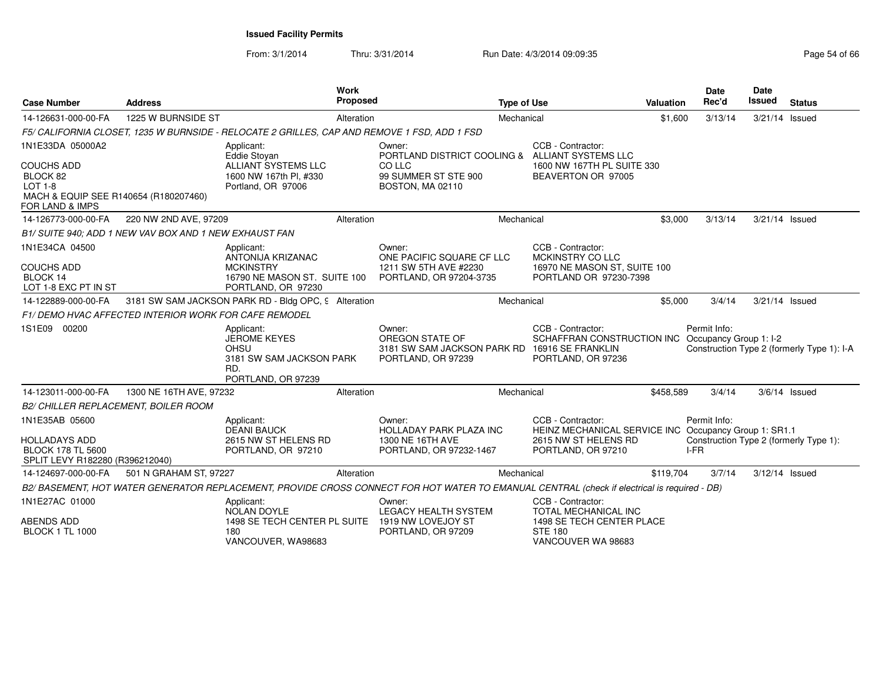# Issued Facility Permits

From: 3/1/2014 Thru: 3/31/2014 Run Date: 4/3/2014 09:09:35

| Case Number | Address | Work Proposed | Type of Use | Valuation | Date Rec'd | Date Issued | Status |
|---|---|---|---|---|---|---|---|
| 14-126631-000-00-FA | 1225 W BURNSIDE ST | Alteration | Mechanical | $1,600 | 3/13/14 | 3/21/14 | Issued |

*F5/ CALIFORNIA CLOSET, 1235 W BURNSIDE - RELOCATE 2 GRILLES, CAP AND REMOVE 1 FSD, ADD 1 FSD*

1N1E33DA 05000A2
COUCHS ADD
BLOCK 82
LOT 1-8
MACH & EQUIP SEE R140654 (R180207460) FOR LAND & IMPS

Applicant: Eddie Stoyan, ALLIANT SYSTEMS LLC, 1600 NW 167th Pl, #330, Portland, OR 97006

Owner: PORTLAND DISTRICT COOLING & CO LLC, 99 SUMMER ST STE 900, BOSTON, MA 02110

CCB - Contractor: ALLIANT SYSTEMS LLC, 1600 NW 167TH PL SUITE 330, BEAVERTON OR 97005

| Case Number | Address | Work Proposed | Type of Use | Valuation | Date Rec'd | Date Issued | Status |
|---|---|---|---|---|---|---|---|
| 14-126773-000-00-FA | 220 NW 2ND AVE, 97209 | Alteration | Mechanical | $3,000 | 3/13/14 | 3/21/14 | Issued |

*B1/ SUITE 940; ADD 1 NEW VAV BOX AND 1 NEW EXHAUST FAN*

1N1E34CA 04500
COUCHS ADD
BLOCK 14
LOT 1-8 EXC PT IN ST

Applicant: ANTONIJA KRIZANAC, MCKINSTRY, 16790 NE MASON ST. SUITE 100, PORTLAND, OR 97230

Owner: ONE PACIFIC SQUARE CF LLC, 1211 SW 5TH AVE #2230, PORTLAND, OR 97204-3735

CCB - Contractor: MCKINSTRY CO LLC, 16970 NE MASON ST, SUITE 100, PORTLAND OR 97230-7398

| Case Number | Address | Work Proposed | Type of Use | Valuation | Date Rec'd | Date Issued | Status |
|---|---|---|---|---|---|---|---|
| 14-122889-000-00-FA | 3181 SW SAM JACKSON PARK RD - Bldg OPC, 9 | Alteration | Mechanical | $5,000 | 3/4/14 | 3/21/14 | Issued |

*F1/ DEMO HVAC AFFECTED INTERIOR WORK FOR CAFE REMODEL*

1S1E09 00200

Applicant: JEROME KEYES, OHSU, 3181 SW SAM JACKSON PARK RD., PORTLAND, OR 97239

Owner: OREGON STATE OF, 3181 SW SAM JACKSON PARK RD, PORTLAND, OR 97239

CCB - Contractor: SCHAFFRAN CONSTRUCTION INC, 16916 SE FRANKLIN, PORTLAND, OR 97236

Permit Info: Occupancy Group 1: I-2, Construction Type 2 (formerly Type 1): I-A

| Case Number | Address | Work Proposed | Type of Use | Valuation | Date Rec'd | Date Issued | Status |
|---|---|---|---|---|---|---|---|
| 14-123011-000-00-FA | 1300 NE 16TH AVE, 97232 | Alteration | Mechanical | $458,589 | 3/4/14 | 3/6/14 | Issued |

*B2/ CHILLER REPLACEMENT, BOILER ROOM*

1N1E35AB 05600
HOLLADAYS ADD
BLOCK 178 TL 5600
SPLIT LEVY R182280 (R396212040)

Applicant: DEANI BAUCK, 2615 NW ST HELENS RD, PORTLAND, OR 97210

Owner: HOLLADAY PARK PLAZA INC, 1300 NE 16TH AVE, PORTLAND, OR 97232-1467

CCB - Contractor: HEINZ MECHANICAL SERVICE INC, 2615 NW ST HELENS RD, PORTLAND, OR 97210

Permit Info: Occupancy Group 1: SR1.1, Construction Type 2 (formerly Type 1): I-FR

| Case Number | Address | Work Proposed | Type of Use | Valuation | Date Rec'd | Date Issued | Status |
|---|---|---|---|---|---|---|---|
| 14-124697-000-00-FA | 501 N GRAHAM ST, 97227 | Alteration | Mechanical | $119,704 | 3/7/14 | 3/12/14 | Issued |

*B2/ BASEMENT, HOT WATER GENERATOR REPLACEMENT, PROVIDE CROSS CONNECT FOR HOT WATER TO EMANUAL CENTRAL (check if electrical is required - DB)*

1N1E27AC 01000
ABENDS ADD
BLOCK 1 TL 1000

Applicant: NOLAN DOYLE, 1498 SE TECH CENTER PL SUITE 180, VANCOUVER, WA98683

Owner: LEGACY HEALTH SYSTEM, 1919 NW LOVEJOY ST, PORTLAND, OR 97209

CCB - Contractor: TOTAL MECHANICAL INC, 1498 SE TECH CENTER PLACE STE 180, VANCOUVER WA 98683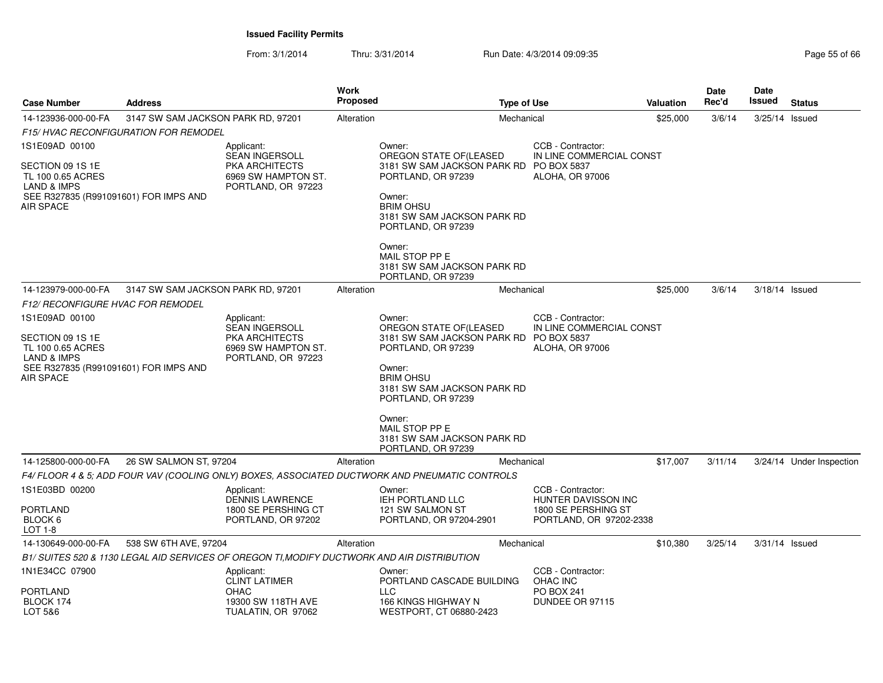**Issued Facility Permits**

From: 3/1/2014 Thru: 3/31/2014 Run Date: 4/3/2014 09:09:35

| Case Number | Address | Work Proposed | Type of Use | Valuation | Date Rec'd | Date Issued | Status |
|---|---|---|---|---|---|---|---|
| 14-123936-000-00-FA | 3147 SW SAM JACKSON PARK RD, 97201 | Alteration | Mechanical | $25,000 | 3/6/14 | 3/25/14 | Issued |

*F15/ HVAC RECONFIGURATION FOR REMODEL*

1S1E09AD 00100

SECTION 09 1S 1E
TL 100 0.65 ACRES
LAND & IMPS
SEE R327835 (R991091601) FOR IMPS AND AIR SPACE

Applicant:
SEAN INGERSOLL
PKA ARCHITECTS
6969 SW HAMPTON ST.
PORTLAND, OR 97223

Owner:
OREGON STATE OF(LEASED
3181 SW SAM JACKSON PARK RD
PORTLAND, OR 97239

Owner:
BRIM OHSU
3181 SW SAM JACKSON PARK RD
PORTLAND, OR 97239

Owner:
MAIL STOP PP E
3181 SW SAM JACKSON PARK RD
PORTLAND, OR 97239

CCB - Contractor:
IN LINE COMMERCIAL CONST
PO BOX 5837
ALOHA, OR 97006

| Case Number | Address | Work Proposed | Type of Use | Valuation | Date Rec'd | Date Issued | Status |
|---|---|---|---|---|---|---|---|
| 14-123979-000-00-FA | 3147 SW SAM JACKSON PARK RD, 97201 | Alteration | Mechanical | $25,000 | 3/6/14 | 3/18/14 | Issued |

*F12/ RECONFIGURE HVAC FOR REMODEL*

1S1E09AD 00100

SECTION 09 1S 1E
TL 100 0.65 ACRES
LAND & IMPS
SEE R327835 (R991091601) FOR IMPS AND AIR SPACE

Applicant:
SEAN INGERSOLL
PKA ARCHITECTS
6969 SW HAMPTON ST.
PORTLAND, OR 97223

Owner:
OREGON STATE OF(LEASED
3181 SW SAM JACKSON PARK RD
PORTLAND, OR 97239

Owner:
BRIM OHSU
3181 SW SAM JACKSON PARK RD
PORTLAND, OR 97239

Owner:
MAIL STOP PP E
3181 SW SAM JACKSON PARK RD
PORTLAND, OR 97239

CCB - Contractor:
IN LINE COMMERCIAL CONST
PO BOX 5837
ALOHA, OR 97006

| Case Number | Address | Work Proposed | Type of Use | Valuation | Date Rec'd | Date Issued | Status |
|---|---|---|---|---|---|---|---|
| 14-125800-000-00-FA | 26 SW SALMON ST, 97204 | Alteration | Mechanical | $17,007 | 3/11/14 | 3/24/14 | Under Inspection |

*F4/ FLOOR 4 & 5; ADD FOUR VAV (COOLING ONLY) BOXES, ASSOCIATED DUCTWORK AND PNEUMATIC CONTROLS*

1S1E03BD 00200

PORTLAND
BLOCK 6
LOT 1-8

Applicant:
DENNIS LAWRENCE
1800 SE PERSHING CT
PORTLAND, OR 97202

Owner:
IEH PORTLAND LLC
121 SW SALMON ST
PORTLAND, OR 97204-2901

CCB - Contractor:
HUNTER DAVISSON INC
1800 SE PERSHING ST
PORTLAND, OR 97202-2338

| Case Number | Address | Work Proposed | Type of Use | Valuation | Date Rec'd | Date Issued | Status |
|---|---|---|---|---|---|---|---|
| 14-130649-000-00-FA | 538 SW 6TH AVE, 97204 | Alteration | Mechanical | $10,380 | 3/25/14 | 3/31/14 | Issued |

*B1/ SUITES 520 & 1130 LEGAL AID SERVICES OF OREGON TI,MODIFY DUCTWORK AND AIR DISTRIBUTION*

1N1E34CC 07900

PORTLAND
BLOCK 174
LOT 5&6

Applicant:
CLINT LATIMER
OHAC
19300 SW 118TH AVE
TUALATIN, OR 97062

Owner:
PORTLAND CASCADE BUILDING LLC
166 KINGS HIGHWAY N
WESTPORT, CT 06880-2423

CCB - Contractor:
OHAC INC
PO BOX 241
DUNDEE OR 97115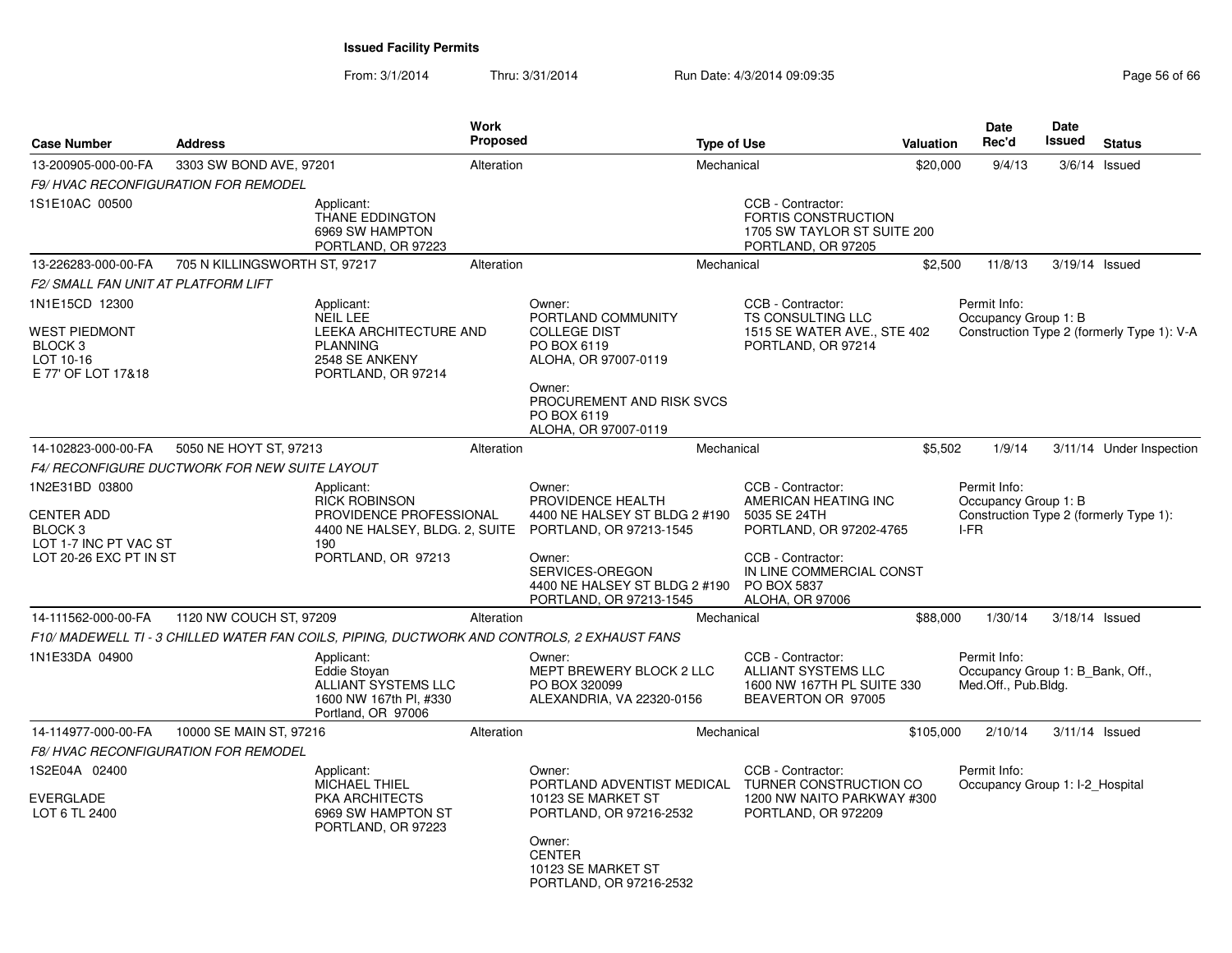**Issued Facility Permits**

From: 3/1/2014 Thru: 3/31/2014 Run Date: 4/3/2014 09:09:35

| Case Number | Address | Work Proposed | Type of Use | Valuation | Date Rec'd | Date Issued | Status |
|---|---|---|---|---|---|---|---|
| 13-200905-000-00-FA | 3303 SW BOND AVE, 97201 | Alteration | Mechanical | $20,000 | 9/4/13 | 3/6/14 | Issued |

*F9/ HVAC RECONFIGURATION FOR REMODEL*

1S1E10AC 00500

Applicant: THANE EDDINGTON, 6969 SW HAMPTON, PORTLAND, OR 97223

CCB - Contractor: FORTIS CONSTRUCTION, 1705 SW TAYLOR ST SUITE 200, PORTLAND, OR 97205

| Case Number | Address | Work Proposed | Type of Use | Valuation | Date Rec'd | Date Issued | Status |
|---|---|---|---|---|---|---|---|
| 13-226283-000-00-FA | 705 N KILLINGSWORTH ST, 97217 | Alteration | Mechanical | $2,500 | 11/8/13 | 3/19/14 | Issued |

*F2/ SMALL FAN UNIT AT PLATFORM LIFT*

1N1E15CD 12300

WEST PIEDMONT
BLOCK 3
LOT 10-16
E 77' OF LOT 17&18

Applicant: NEIL LEE, LEEKA ARCHITECTURE AND PLANNING, 2548 SE ANKENY, PORTLAND, OR 97214

Owner: PORTLAND COMMUNITY COLLEGE DIST, PO BOX 6119, ALOHA, OR 97007-0119

Owner: PROCUREMENT AND RISK SVCS, PO BOX 6119, ALOHA, OR 97007-0119

CCB - Contractor: TS CONSULTING LLC, 1515 SE WATER AVE., STE 402, PORTLAND, OR 97214

Permit Info: Occupancy Group 1: B; Construction Type 2 (formerly Type 1): V-A

| Case Number | Address | Work Proposed | Type of Use | Valuation | Date Rec'd | Date Issued | Status |
|---|---|---|---|---|---|---|---|
| 14-102823-000-00-FA | 5050 NE HOYT ST, 97213 | Alteration | Mechanical | $5,502 | 1/9/14 | 3/11/14 | Under Inspection |

*F4/ RECONFIGURE DUCTWORK FOR NEW SUITE LAYOUT*

1N2E31BD 03800

CENTER ADD
BLOCK 3
LOT 1-7 INC PT VAC ST
LOT 20-26 EXC PT IN ST

Applicant: RICK ROBINSON, PROVIDENCE PROFESSIONAL, 4400 NE HALSEY, BLDG. 2, SUITE 190, PORTLAND, OR 97213

Owner: PROVIDENCE HEALTH, 4400 NE HALSEY ST BLDG 2 #190, PORTLAND, OR 97213-1545

Owner: SERVICES-OREGON, 4400 NE HALSEY ST BLDG 2 #190, PORTLAND, OR 97213-1545

CCB - Contractor: AMERICAN HEATING INC, 5035 SE 24TH, PORTLAND, OR 97202-4765

CCB - Contractor: IN LINE COMMERCIAL CONST, PO BOX 5837, ALOHA, OR 97006

Permit Info: Occupancy Group 1: B; Construction Type 2 (formerly Type 1): I-FR

| Case Number | Address | Work Proposed | Type of Use | Valuation | Date Rec'd | Date Issued | Status |
|---|---|---|---|---|---|---|---|
| 14-111562-000-00-FA | 1120 NW COUCH ST, 97209 | Alteration | Mechanical | $88,000 | 1/30/14 | 3/18/14 | Issued |

*F10/ MADEWELL TI - 3 CHILLED WATER FAN COILS, PIPING, DUCTWORK AND CONTROLS, 2 EXHAUST FANS*

1N1E33DA 04900

Applicant: Eddie Stoyan, ALLIANT SYSTEMS LLC, 1600 NW 167th Pl, #330, Portland, OR 97006

Owner: MEPT BREWERY BLOCK 2 LLC, PO BOX 320099, ALEXANDRIA, VA 22320-0156

CCB - Contractor: ALLIANT SYSTEMS LLC, 1600 NW 167TH PL SUITE 330, BEAVERTON OR 97005

Permit Info: Occupancy Group 1: B_Bank, Off., Med.Off., Pub.Bldg.

| Case Number | Address | Work Proposed | Type of Use | Valuation | Date Rec'd | Date Issued | Status |
|---|---|---|---|---|---|---|---|
| 14-114977-000-00-FA | 10000 SE MAIN ST, 97216 | Alteration | Mechanical | $105,000 | 2/10/14 | 3/11/14 | Issued |

*F8/ HVAC RECONFIGURATION FOR REMODEL*

1S2E04A 02400

EVERGLADE
LOT 6 TL 2400

Applicant: MICHAEL THIEL, PKA ARCHITECTS, 6969 SW HAMPTON ST, PORTLAND, OR 97223

Owner: PORTLAND ADVENTIST MEDICAL, 10123 SE MARKET ST, PORTLAND, OR 97216-2532

Owner: CENTER, 10123 SE MARKET ST, PORTLAND, OR 97216-2532

CCB - Contractor: TURNER CONSTRUCTION CO, 1200 NW NAITO PARKWAY #300, PORTLAND, OR 972209

Permit Info: Occupancy Group 1: I-2_Hospital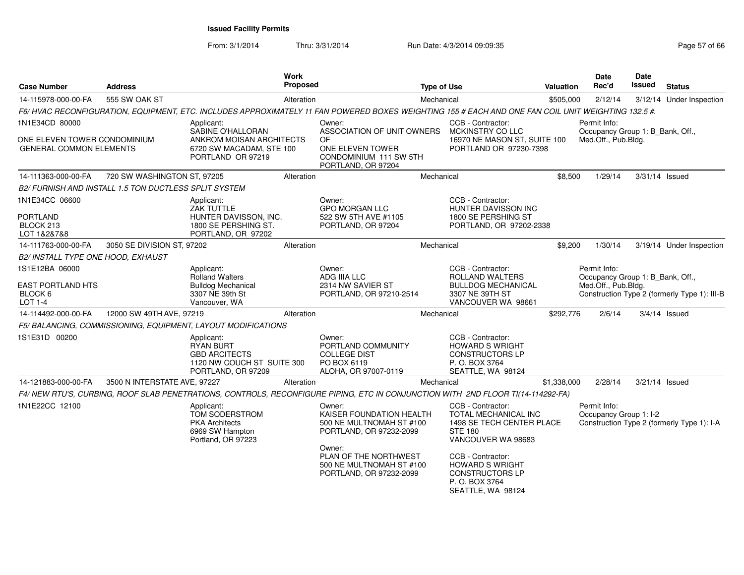**Issued Facility Permits**

From: 3/1/2014 Thru: 3/31/2014 Run Date: 4/3/2014 09:09:35

| Case Number | Address | Work Proposed | Type of Use | Valuation | Date Rec'd | Date Issued | Status |
|---|---|---|---|---|---|---|---|
| 14-115978-000-00-FA | 555 SW OAK ST | Alteration | Mechanical | $505,000 | 2/12/14 | 3/12/14 | Under Inspection |

F6/ HVAC RECONFIGURATION, EQUIPMENT, ETC. INCLUDES APPROXIMATELY 11 FAN POWERED BOXES WEIGHTING 155 # EACH AND ONE FAN COIL UNIT WEIGHTING 132.5 #.

1N1E34CD 80000
ONE ELEVEN TOWER CONDOMINIUM
GENERAL COMMON ELEMENTS

Applicant: SABINE O'HALLORAN, ANKROM MOISAN ARCHITECTS, 6720 SW MACADAM, STE 100, PORTLAND OR 97219

Owner: ASSOCIATION OF UNIT OWNERS OF ONE ELEVEN TOWER CONDOMINIUM 111 SW 5TH, PORTLAND, OR 97204

CCB - Contractor: MCKINSTRY CO LLC, 16970 NE MASON ST, SUITE 100, PORTLAND OR 97230-7398

Permit Info: Occupancy Group 1: B_Bank, Off., Med.Off., Pub.Bldg.

| Case Number | Address | Work Proposed | Type of Use | Valuation | Date Rec'd | Date Issued | Status |
|---|---|---|---|---|---|---|---|
| 14-111363-000-00-FA | 720 SW WASHINGTON ST, 97205 | Alteration | Mechanical | $8,500 | 1/29/14 | 3/31/14 | Issued |

B2/ FURNISH AND INSTALL 1.5 TON DUCTLESS SPLIT SYSTEM

1N1E34CC 06600
PORTLAND
BLOCK 213
LOT 1&2&7&8

Applicant: ZAK TUTTLE, HUNTER DAVISSON, INC., 1800 SE PERSHING ST., PORTLAND, OR 97202

Owner: GPO MORGAN LLC, 522 SW 5TH AVE #1105, PORTLAND, OR 97204

CCB - Contractor: HUNTER DAVISSON INC, 1800 SE PERSHING ST, PORTLAND, OR 97202-2338

| Case Number | Address | Work Proposed | Type of Use | Valuation | Date Rec'd | Date Issued | Status |
|---|---|---|---|---|---|---|---|
| 14-111763-000-00-FA | 3050 SE DIVISION ST, 97202 | Alteration | Mechanical | $9,200 | 1/30/14 | 3/19/14 | Under Inspection |

B2/ INSTALL TYPE ONE HOOD, EXHAUST

1S1E12BA 06000
EAST PORTLAND HTS
BLOCK 6
LOT 1-4

Applicant: Rolland Walters, Bulldog Mechanical, 3307 NE 39th St, Vancouver, WA

Owner: ADG IIIA LLC, 2314 NW SAVIER ST, PORTLAND, OR 97210-2514

CCB - Contractor: ROLLAND WALTERS, BULLDOG MECHANICAL, 3307 NE 39TH ST, VANCOUVER WA 98661

Permit Info: Occupancy Group 1: B_Bank, Off., Med.Off., Pub.Bldg. Construction Type 2 (formerly Type 1): III-B

| Case Number | Address | Work Proposed | Type of Use | Valuation | Date Rec'd | Date Issued | Status |
|---|---|---|---|---|---|---|---|
| 14-114492-000-00-FA | 12000 SW 49TH AVE, 97219 | Alteration | Mechanical | $292,776 | 2/6/14 | 3/4/14 | Issued |

F5/ BALANCING, COMMISSIONING, EQUIPMENT, LAYOUT MODIFICATIONS

1S1E31D 00200

Applicant: RYAN BURT, GBD ARCITECTS, 1120 NW COUCH ST SUITE 300, PORTLAND, OR 97209

Owner: PORTLAND COMMUNITY COLLEGE DIST, PO BOX 6119, ALOHA, OR 97007-0119

CCB - Contractor: HOWARD S WRIGHT CONSTRUCTORS LP, P. O. BOX 3764, SEATTLE, WA 98124

| Case Number | Address | Work Proposed | Type of Use | Valuation | Date Rec'd | Date Issued | Status |
|---|---|---|---|---|---|---|---|
| 14-121883-000-00-FA | 3500 N INTERSTATE AVE, 97227 | Alteration | Mechanical | $1,338,000 | 2/28/14 | 3/21/14 | Issued |

F4/ NEW RTU'S, CURBING, ROOF SLAB PENETRATIONS, CONTROLS, RECONFIGURE PIPING, ETC IN CONJUNCTION WITH 2ND FLOOR TI(14-114292-FA)

1N1E22CC 12100

Applicant: TOM SODERSTROM, PKA Architects, 6969 SW Hampton, Portland, OR 97223

Owner: KAISER FOUNDATION HEALTH, 500 NE MULTNOMAH ST #100, PORTLAND, OR 97232-2099

Owner: PLAN OF THE NORTHWEST, 500 NE MULTNOMAH ST #100, PORTLAND, OR 97232-2099

CCB - Contractor: TOTAL MECHANICAL INC, 1498 SE TECH CENTER PLACE, STE 180, VANCOUVER WA 98683

CCB - Contractor: HOWARD S WRIGHT CONSTRUCTORS LP, P. O. BOX 3764, SEATTLE, WA 98124

Permit Info: Occupancy Group 1: I-2, Construction Type 2 (formerly Type 1): I-A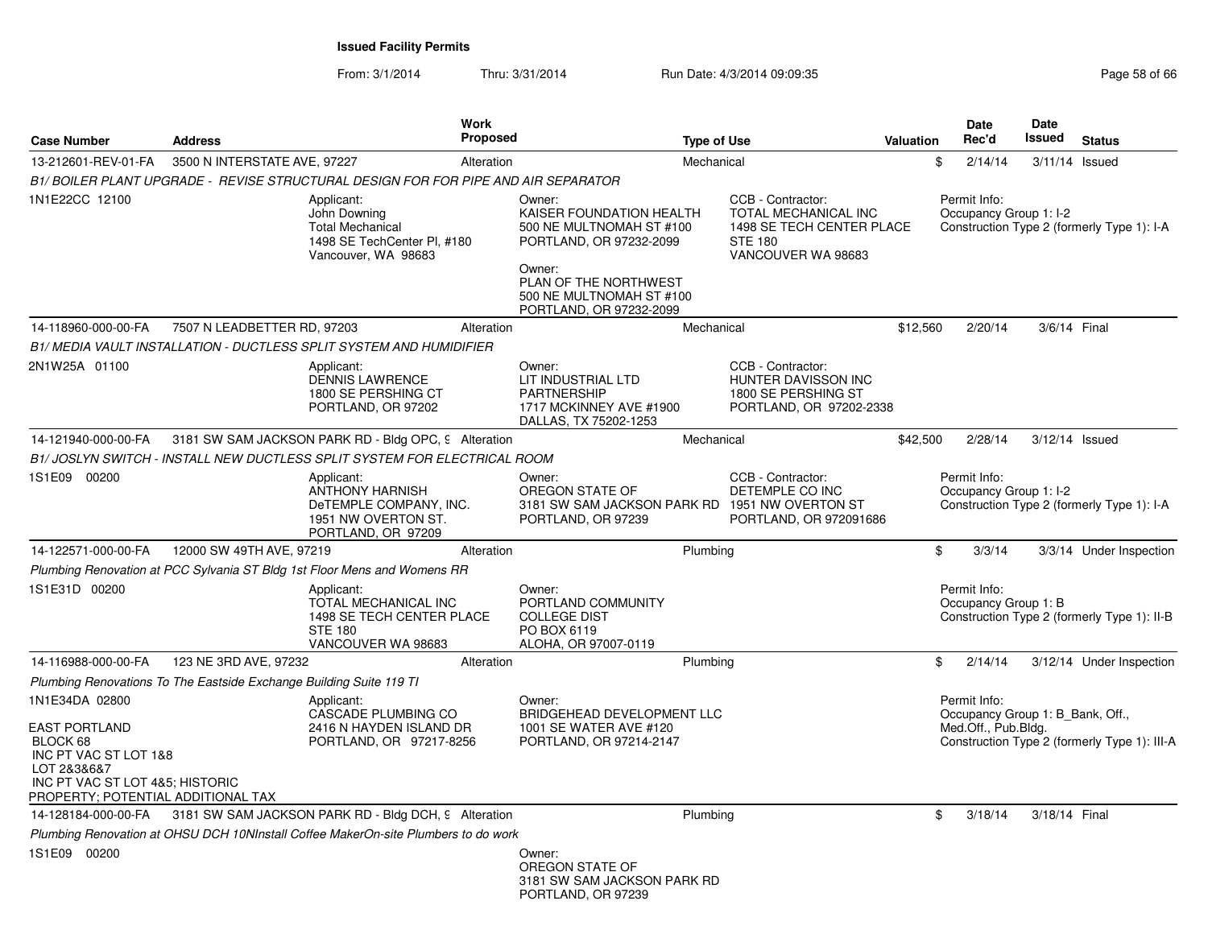**Issued Facility Permits**

From: 3/1/2014 Thru: 3/31/2014 Run Date: 4/3/2014 09:09:35

| Case Number | Address | Work Proposed | Type of Use | Valuation | Date Rec'd | Date Issued | Status |
|---|---|---|---|---|---|---|---|
| 13-212601-REV-01-FA | 3500 N INTERSTATE AVE, 97227 | Alteration | Mechanical | $ | 2/14/14 | 3/11/14 | Issued |

*B1/ BOILER PLANT UPGRADE - REVISE STRUCTURAL DESIGN FOR FOR PIPE AND AIR SEPARATOR*

1N1E22CC 12100

Applicant:
John Downing
Total Mechanical
1498 SE TechCenter Pl, #180
Vancouver, WA 98683

Owner:
KAISER FOUNDATION HEALTH
500 NE MULTNOMAH ST #100
PORTLAND, OR 97232-2099

Owner:
PLAN OF THE NORTHWEST
500 NE MULTNOMAH ST #100
PORTLAND, OR 97232-2099

CCB - Contractor:
TOTAL MECHANICAL INC
1498 SE TECH CENTER PLACE
STE 180
VANCOUVER WA 98683

Permit Info:
Occupancy Group 1: I-2
Construction Type 2 (formerly Type 1): I-A

| Case Number | Address | Work Proposed | Type of Use | Valuation | Date Rec'd | Date Issued | Status |
|---|---|---|---|---|---|---|---|
| 14-118960-000-00-FA | 7507 N LEADBETTER RD, 97203 | Alteration | Mechanical | $12,560 | 2/20/14 | 3/6/14 | Final |

*B1/ MEDIA VAULT INSTALLATION - DUCTLESS SPLIT SYSTEM AND HUMIDIFIER*

2N1W25A 01100

Applicant:
DENNIS LAWRENCE
1800 SE PERSHING CT
PORTLAND, OR 97202

Owner:
LIT INDUSTRIAL LTD
PARTNERSHIP
1717 MCKINNEY AVE #1900
DALLAS, TX 75202-1253

CCB - Contractor:
HUNTER DAVISSON INC
1800 SE PERSHING ST
PORTLAND, OR 97202-2338

| Case Number | Address | Work Proposed | Type of Use | Valuation | Date Rec'd | Date Issued | Status |
|---|---|---|---|---|---|---|---|
| 14-121940-000-00-FA | 3181 SW SAM JACKSON PARK RD - Bldg OPC, 9 | Alteration | Mechanical | $42,500 | 2/28/14 | 3/12/14 | Issued |

*B1/ JOSLYN SWITCH - INSTALL NEW DUCTLESS SPLIT SYSTEM FOR ELECTRICAL ROOM*

1S1E09 00200

Applicant:
ANTHONY HARNISH
DeTEMPLE COMPANY, INC.
1951 NW OVERTON ST.
PORTLAND, OR 97209

Owner:
OREGON STATE OF
3181 SW SAM JACKSON PARK RD
PORTLAND, OR 97239

CCB - Contractor:
DETEMPLE CO INC
1951 NW OVERTON ST
PORTLAND, OR 972091686

Permit Info:
Occupancy Group 1: I-2
Construction Type 2 (formerly Type 1): I-A

| Case Number | Address | Work Proposed | Type of Use | Valuation | Date Rec'd | Date Issued | Status |
|---|---|---|---|---|---|---|---|
| 14-122571-000-00-FA | 12000 SW 49TH AVE, 97219 | Alteration | Plumbing | $ | 3/3/14 | 3/3/14 | Under Inspection |

*Plumbing Renovation at PCC Sylvania ST Bldg 1st Floor Mens and Womens RR*

1S1E31D 00200

Applicant:
TOTAL MECHANICAL INC
1498 SE TECH CENTER PLACE
STE 180
VANCOUVER WA 98683

Owner:
PORTLAND COMMUNITY
COLLEGE DIST
PO BOX 6119
ALOHA, OR 97007-0119

Permit Info:
Occupancy Group 1: B
Construction Type 2 (formerly Type 1): II-B

| Case Number | Address | Work Proposed | Type of Use | Valuation | Date Rec'd | Date Issued | Status |
|---|---|---|---|---|---|---|---|
| 14-116988-000-00-FA | 123 NE 3RD AVE, 97232 | Alteration | Plumbing | $ | 2/14/14 | 3/12/14 | Under Inspection |

*Plumbing Renovations To The Eastside Exchange Building Suite 119 TI*

1N1E34DA 02800

EAST PORTLAND
BLOCK 68
INC PT VAC ST LOT 1&8
LOT 2&3&6&7
INC PT VAC ST LOT 4&5; HISTORIC
PROPERTY; POTENTIAL ADDITIONAL TAX

Applicant:
CASCADE PLUMBING CO
2416 N HAYDEN ISLAND DR
PORTLAND, OR 97217-8256

Owner:
BRIDGEHEAD DEVELOPMENT LLC
1001 SE WATER AVE #120
PORTLAND, OR 97214-2147

Permit Info:
Occupancy Group 1: B_Bank, Off., Med.Off., Pub.Bldg.
Construction Type 2 (formerly Type 1): III-A

| Case Number | Address | Work Proposed | Type of Use | Valuation | Date Rec'd | Date Issued | Status |
|---|---|---|---|---|---|---|---|
| 14-128184-000-00-FA | 3181 SW SAM JACKSON PARK RD - Bldg DCH, 9 | Alteration | Plumbing | $ | 3/18/14 | 3/18/14 | Final |

*Plumbing Renovation at OHSU DCH 10NInstall Coffee MakerOn-site Plumbers to do work*

1S1E09 00200

Owner:
OREGON STATE OF
3181 SW SAM JACKSON PARK RD
PORTLAND, OR 97239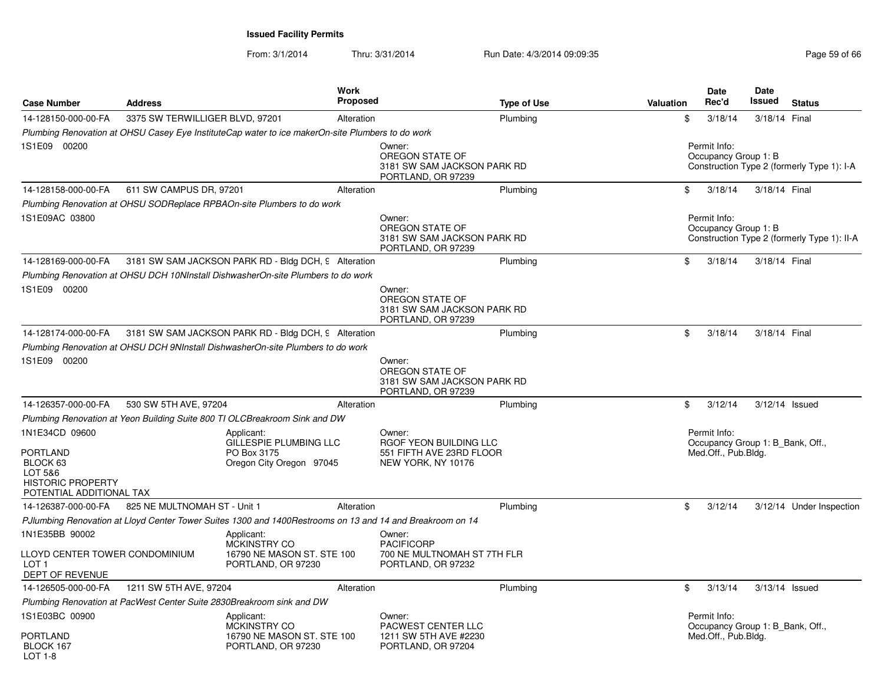## Issued Facility Permits

From: 3/1/2014 Thru: 3/31/2014 Run Date: 4/3/2014 09:09:35

| Case Number | Address | Work Proposed | Type of Use | Valuation | Date Rec'd | Date Issued | Status |
|---|---|---|---|---|---|---|---|
| 14-128150-000-00-FA | 3375 SW TERWILLIGER BLVD, 97201 | Alteration | Plumbing | $ | 3/18/14 | 3/18/14 | Final |

*Plumbing Renovation at OHSU Casey Eye InstituteCap water to ice makerOn-site Plumbers to do work*

1S1E09 00200

Owner:
OREGON STATE OF
3181 SW SAM JACKSON PARK RD
PORTLAND, OR 97239

Permit Info:
Occupancy Group 1: B
Construction Type 2 (formerly Type 1): I-A

| Case Number | Address | Work Proposed | Type of Use | Valuation | Date Rec'd | Date Issued | Status |
|---|---|---|---|---|---|---|---|
| 14-128158-000-00-FA | 611 SW CAMPUS DR, 97201 | Alteration | Plumbing | $ | 3/18/14 | 3/18/14 | Final |

*Plumbing Renovation at OHSU SODReplace RPBAOn-site Plumbers to do work*

1S1E09AC 03800

Owner:
OREGON STATE OF
3181 SW SAM JACKSON PARK RD
PORTLAND, OR 97239

Permit Info:
Occupancy Group 1: B
Construction Type 2 (formerly Type 1): II-A

| Case Number | Address | Work Proposed | Type of Use | Valuation | Date Rec'd | Date Issued | Status |
|---|---|---|---|---|---|---|---|
| 14-128169-000-00-FA | 3181 SW SAM JACKSON PARK RD - Bldg DCH, 9 | Alteration | Plumbing | $ | 3/18/14 | 3/18/14 | Final |

*Plumbing Renovation at OHSU DCH 10NInstall DishwasherOn-site Plumbers to do work*

1S1E09 00200

Owner:
OREGON STATE OF
3181 SW SAM JACKSON PARK RD
PORTLAND, OR 97239

| Case Number | Address | Work Proposed | Type of Use | Valuation | Date Rec'd | Date Issued | Status |
|---|---|---|---|---|---|---|---|
| 14-128174-000-00-FA | 3181 SW SAM JACKSON PARK RD - Bldg DCH, 9 | Alteration | Plumbing | $ | 3/18/14 | 3/18/14 | Final |

*Plumbing Renovation at OHSU DCH 9NInstall DishwasherOn-site Plumbers to do work*

1S1E09 00200

Owner:
OREGON STATE OF
3181 SW SAM JACKSON PARK RD
PORTLAND, OR 97239

| Case Number | Address | Work Proposed | Type of Use | Valuation | Date Rec'd | Date Issued | Status |
|---|---|---|---|---|---|---|---|
| 14-126357-000-00-FA | 530 SW 5TH AVE, 97204 | Alteration | Plumbing | $ | 3/12/14 | 3/12/14 | Issued |

*Plumbing Renovation at Yeon Building Suite 800 TI OLCBreakroom Sink and DW*

1N1E34CD 09600

PORTLAND
BLOCK 63
LOT 5&6
HISTORIC PROPERTY
POTENTIAL ADDITIONAL TAX

Applicant:
GILLESPIE PLUMBING LLC
PO Box 3175
Oregon City Oregon 97045

Owner:
RGOF YEON BUILDING LLC
551 FIFTH AVE 23RD FLOOR
NEW YORK, NY 10176

Permit Info:
Occupancy Group 1: B_Bank, Off., Med.Off., Pub.Bldg.

| Case Number | Address | Work Proposed | Type of Use | Valuation | Date Rec'd | Date Issued | Status |
|---|---|---|---|---|---|---|---|
| 14-126387-000-00-FA | 825 NE MULTNOMAH ST - Unit 1 | Alteration | Plumbing | $ | 3/12/14 | 3/12/14 | Under Inspection |

*PJlumbing Renovation at Lloyd Center Tower Suites 1300 and 1400Restrooms on 13 and 14 and Breakroom on 14*

1N1E35BB 90002

LLOYD CENTER TOWER CONDOMINIUM
LOT 1
DEPT OF REVENUE

Applicant:
MCKINSTRY CO
16790 NE MASON ST. STE 100
PORTLAND, OR 97230

Owner:
PACIFICORP
700 NE MULTNOMAH ST 7TH FLR
PORTLAND, OR 97232

| Case Number | Address | Work Proposed | Type of Use | Valuation | Date Rec'd | Date Issued | Status |
|---|---|---|---|---|---|---|---|
| 14-126505-000-00-FA | 1211 SW 5TH AVE, 97204 | Alteration | Plumbing | $ | 3/13/14 | 3/13/14 | Issued |

*Plumbing Renovation at PacWest Center Suite 2830Breakroom sink and DW*

1S1E03BC 00900

PORTLAND
BLOCK 167
LOT 1-8

Applicant:
MCKINSTRY CO
16790 NE MASON ST. STE 100
PORTLAND, OR 97230

Owner:
PACWEST CENTER LLC
1211 SW 5TH AVE #2230
PORTLAND, OR 97204

Permit Info:
Occupancy Group 1: B_Bank, Off., Med.Off., Pub.Bldg.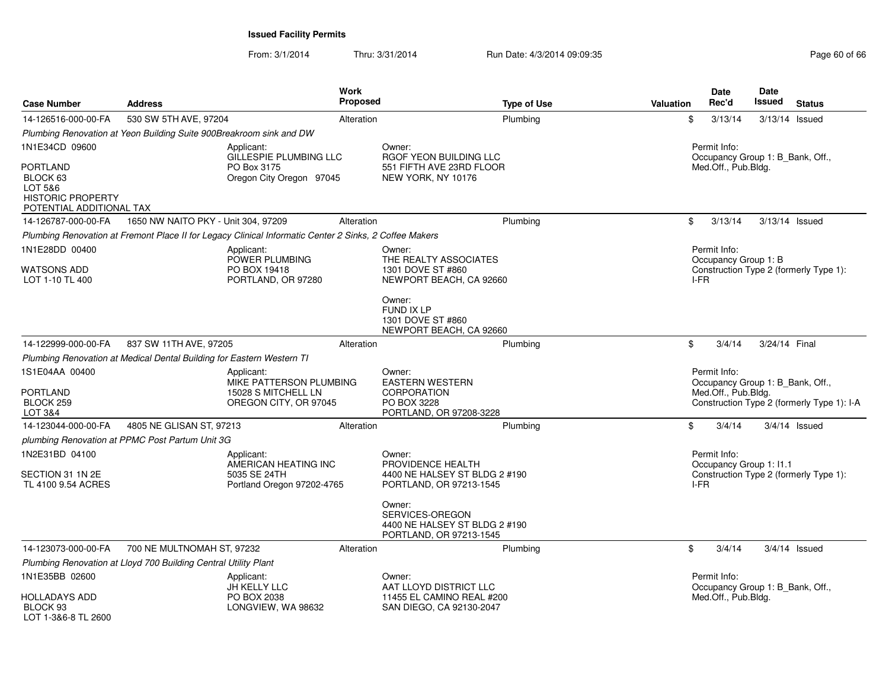# Issued Facility Permits

From: 3/1/2014 Thru: 3/31/2014 Run Date: 4/3/2014 09:09:35

| Case Number | Address | Work Proposed | Type of Use | Valuation | Date Rec'd | Date Issued | Status |
|---|---|---|---|---|---|---|---|
| 14-126516-000-00-FA | 530 SW 5TH AVE, 97204 | Alteration | Plumbing | $ | 3/13/14 | 3/13/14 | Issued |

*Plumbing Renovation at Yeon Building Suite 900Breakroom sink and DW*

1N1E34CD 09600
PORTLAND
BLOCK 63
LOT 5&6
HISTORIC PROPERTY
POTENTIAL ADDITIONAL TAX

Applicant:
GILLESPIE PLUMBING LLC
PO Box 3175
Oregon City Oregon 97045

Owner:
RGOF YEON BUILDING LLC
551 FIFTH AVE 23RD FLOOR
NEW YORK, NY 10176

Permit Info:
Occupancy Group 1: B_Bank, Off., Med.Off., Pub.Bldg.

| Case Number | Address | Work Proposed | Type of Use | Valuation | Date Rec'd | Date Issued | Status |
|---|---|---|---|---|---|---|---|
| 14-126787-000-00-FA | 1650 NW NAITO PKY - Unit 304, 97209 | Alteration | Plumbing | $ | 3/13/14 | 3/13/14 | Issued |

*Plumbing Renovation at Fremont Place II for Legacy Clinical Informatic Center 2 Sinks, 2 Coffee Makers*

1N1E28DD 00400
WATSONS ADD
LOT 1-10 TL 400

Applicant:
POWER PLUMBING
PO BOX 19418
PORTLAND, OR 97280

Owner:
THE REALTY ASSOCIATES
1301 DOVE ST #860
NEWPORT BEACH, CA 92660

Owner:
FUND IX LP
1301 DOVE ST #860
NEWPORT BEACH, CA 92660

Permit Info:
Occupancy Group 1: B
Construction Type 2 (formerly Type 1): I-FR

| Case Number | Address | Work Proposed | Type of Use | Valuation | Date Rec'd | Date Issued | Status |
|---|---|---|---|---|---|---|---|
| 14-122999-000-00-FA | 837 SW 11TH AVE, 97205 | Alteration | Plumbing | $ | 3/4/14 | 3/24/14 | Final |

*Plumbing Renovation at Medical Dental Building for Eastern Western TI*

1S1E04AA 00400
PORTLAND
BLOCK 259
LOT 3&4

Applicant:
MIKE PATTERSON PLUMBING
15028 S MITCHELL LN
OREGON CITY, OR 97045

Owner:
EASTERN WESTERN CORPORATION
PO BOX 3228
PORTLAND, OR 97208-3228

Permit Info:
Occupancy Group 1: B_Bank, Off., Med.Off., Pub.Bldg.
Construction Type 2 (formerly Type 1): I-A

| Case Number | Address | Work Proposed | Type of Use | Valuation | Date Rec'd | Date Issued | Status |
|---|---|---|---|---|---|---|---|
| 14-123044-000-00-FA | 4805 NE GLISAN ST, 97213 | Alteration | Plumbing | $ | 3/4/14 | 3/4/14 | Issued |

*plumbing Renovation at PPMC Post Partum Unit 3G*

1N2E31BD 04100
SECTION 31 1N 2E
TL 4100 9.54 ACRES

Applicant:
AMERICAN HEATING INC
5035 SE 24TH
Portland Oregon 97202-4765

Owner:
PROVIDENCE HEALTH
4400 NE HALSEY ST BLDG 2 #190
PORTLAND, OR 97213-1545

Owner:
SERVICES-OREGON
4400 NE HALSEY ST BLDG 2 #190
PORTLAND, OR 97213-1545

Permit Info:
Occupancy Group 1: I1.1
Construction Type 2 (formerly Type 1): I-FR

| Case Number | Address | Work Proposed | Type of Use | Valuation | Date Rec'd | Date Issued | Status |
|---|---|---|---|---|---|---|---|
| 14-123073-000-00-FA | 700 NE MULTNOMAH ST, 97232 | Alteration | Plumbing | $ | 3/4/14 | 3/4/14 | Issued |

*Plumbing Renovation at Lloyd 700 Building Central Utility Plant*

1N1E35BB 02600
HOLLADAYS ADD
BLOCK 93
LOT 1-3&6-8 TL 2600

Applicant:
JH KELLY LLC
PO BOX 2038
LONGVIEW, WA 98632

Owner:
AAT LLOYD DISTRICT LLC
11455 EL CAMINO REAL #200
SAN DIEGO, CA 92130-2047

Permit Info:
Occupancy Group 1: B_Bank, Off., Med.Off., Pub.Bldg.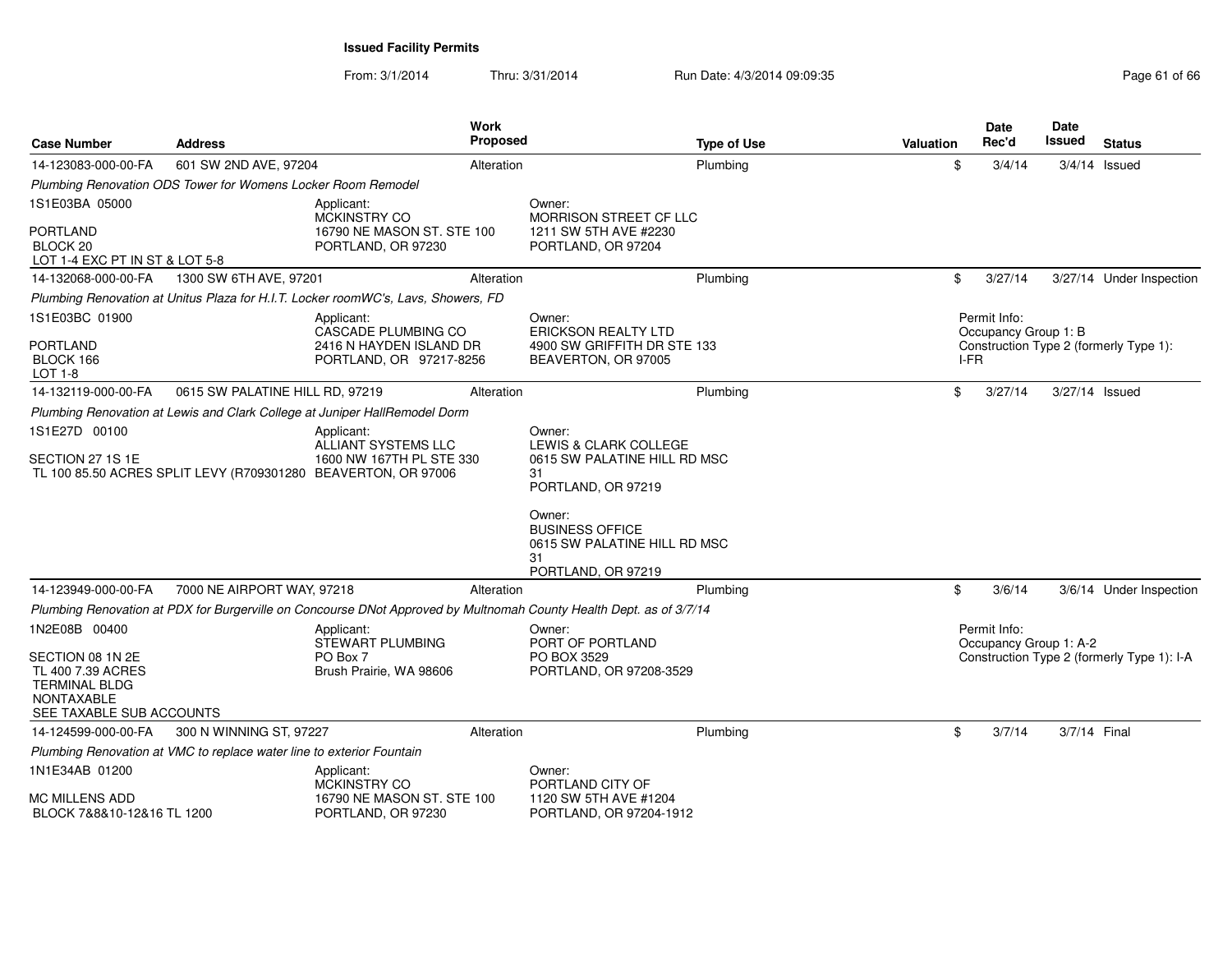**Issued Facility Permits**

From: 3/1/2014 Thru: 3/31/2014 Run Date: 4/3/2014 09:09:35

| Case Number | Address | Work Proposed | Type of Use | Valuation | Date Rec'd | Date Issued | Status |
|---|---|---|---|---|---|---|---|
| 14-123083-000-00-FA | 601 SW 2ND AVE, 97204 | Alteration | Plumbing | $ | 3/4/14 | 3/4/14 | Issued |

*Plumbing Renovation ODS Tower for Womens Locker Room Remodel*

1S1E03BA 05000

PORTLAND
BLOCK 20
LOT 1-4 EXC PT IN ST & LOT 5-8

Applicant:
MCKINSTRY CO
16790 NE MASON ST. STE 100
PORTLAND, OR 97230

Owner:
MORRISON STREET CF LLC
1211 SW 5TH AVE #2230
PORTLAND, OR 97204

---

| Case Number | Address | Work Proposed | Type of Use | Valuation | Date Rec'd | Date Issued | Status |
|---|---|---|---|---|---|---|---|
| 14-132068-000-00-FA | 1300 SW 6TH AVE, 97201 | Alteration | Plumbing | $ | 3/27/14 | 3/27/14 | Under Inspection |

*Plumbing Renovation at Unitus Plaza for H.I.T. Locker roomWC's, Lavs, Showers, FD*

1S1E03BC 01900

PORTLAND
BLOCK 166
LOT 1-8

Applicant:
CASCADE PLUMBING CO
2416 N HAYDEN ISLAND DR
PORTLAND, OR 97217-8256

Owner:
ERICKSON REALTY LTD
4900 SW GRIFFITH DR STE 133
BEAVERTON, OR 97005

Permit Info:
Occupancy Group 1: B
Construction Type 2 (formerly Type 1): I-FR

---

| Case Number | Address | Work Proposed | Type of Use | Valuation | Date Rec'd | Date Issued | Status |
|---|---|---|---|---|---|---|---|
| 14-132119-000-00-FA | 0615 SW PALATINE HILL RD, 97219 | Alteration | Plumbing | $ | 3/27/14 | 3/27/14 | Issued |

*Plumbing Renovation at Lewis and Clark College at Juniper HallRemodel Dorm*

1S1E27D 00100

SECTION 27 1S 1E
TL 100 85.50 ACRES SPLIT LEVY (R709301280

Applicant:
ALLIANT SYSTEMS LLC
1600 NW 167TH PL STE 330
BEAVERTON, OR 97006

Owner:
LEWIS & CLARK COLLEGE
0615 SW PALATINE HILL RD MSC 31
PORTLAND, OR 97219

Owner:
BUSINESS OFFICE
0615 SW PALATINE HILL RD MSC 31
PORTLAND, OR 97219

---

| Case Number | Address | Work Proposed | Type of Use | Valuation | Date Rec'd | Date Issued | Status |
|---|---|---|---|---|---|---|---|
| 14-123949-000-00-FA | 7000 NE AIRPORT WAY, 97218 | Alteration | Plumbing | $ | 3/6/14 | 3/6/14 | Under Inspection |

*Plumbing Renovation at PDX for Burgerville on Concourse DNot Approved by Multnomah County Health Dept. as of 3/7/14*

1N2E08B 00400

SECTION 08 1N 2E
TL 400 7.39 ACRES
TERMINAL BLDG
NONTAXABLE
SEE TAXABLE SUB ACCOUNTS

Applicant:
STEWART PLUMBING
PO Box 7
Brush Prairie, WA 98606

Owner:
PORT OF PORTLAND
PO BOX 3529
PORTLAND, OR 97208-3529

Permit Info:
Occupancy Group 1: A-2
Construction Type 2 (formerly Type 1): I-A

---

| Case Number | Address | Work Proposed | Type of Use | Valuation | Date Rec'd | Date Issued | Status |
|---|---|---|---|---|---|---|---|
| 14-124599-000-00-FA | 300 N WINNING ST, 97227 | Alteration | Plumbing | $ | 3/7/14 | 3/7/14 | Final |

*Plumbing Renovation at VMC to replace water line to exterior Fountain*

1N1E34AB 01200

MC MILLENS ADD
BLOCK 7&8&10-12&16 TL 1200

Applicant:
MCKINSTRY CO
16790 NE MASON ST. STE 100
PORTLAND, OR 97230

Owner:
PORTLAND CITY OF
1120 SW 5TH AVE #1204
PORTLAND, OR 97204-1912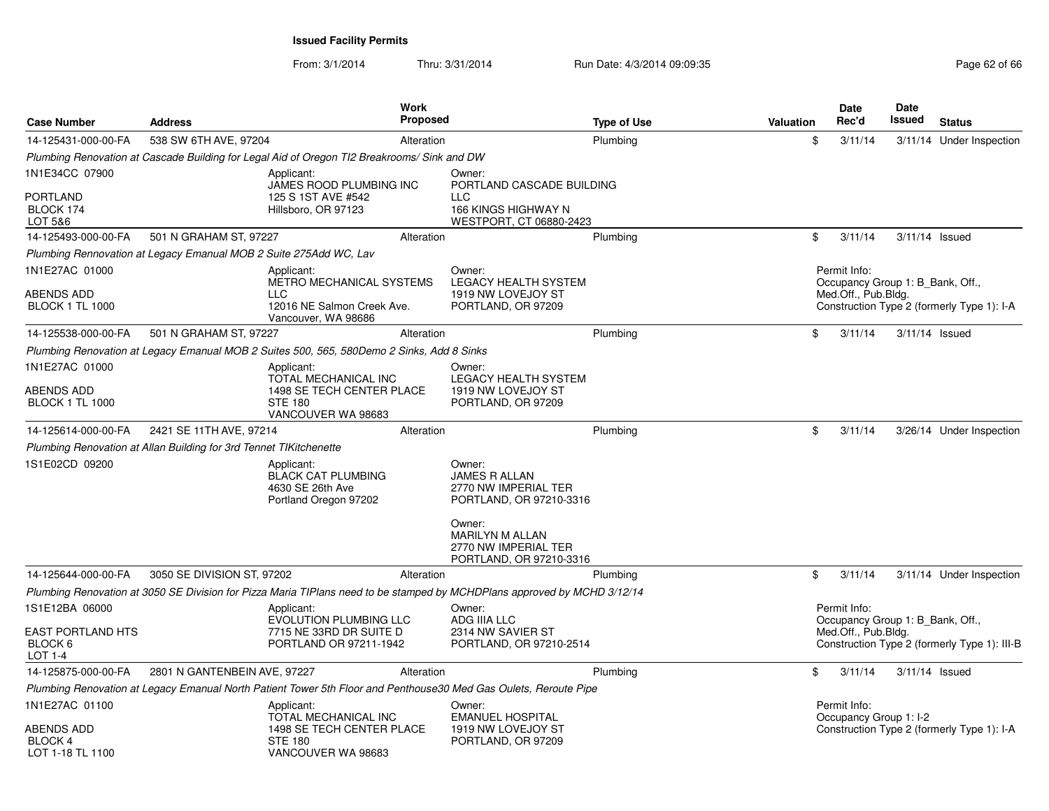**Issued Facility Permits**

From: 3/1/2014 Thru: 3/31/2014 Run Date: 4/3/2014 09:09:35

| Case Number | Address | Work Proposed | Type of Use | Valuation | Date Rec'd | Date Issued | Status |
|---|---|---|---|---|---|---|---|
| 14-125431-000-00-FA | 538 SW 6TH AVE, 97204 | Alteration | Plumbing | $ | 3/11/14 | 3/11/14 | Under Inspection |

*Plumbing Renovation at Cascade Building for Legal Aid of Oregon TI2 Breakrooms/ Sink and DW*

1N1E34CC 07900
PORTLAND
BLOCK 174
LOT 5&6

Applicant:
JAMES ROOD PLUMBING INC
125 S 1ST AVE #542
Hillsboro, OR 97123

Owner:
PORTLAND CASCADE BUILDING LLC
166 KINGS HIGHWAY N
WESTPORT, CT 06880-2423

| Case Number | Address | Work Proposed | Type of Use | Valuation | Date Rec'd | Date Issued | Status |
|---|---|---|---|---|---|---|---|
| 14-125493-000-00-FA | 501 N GRAHAM ST, 97227 | Alteration | Plumbing | $ | 3/11/14 | 3/11/14 | Issued |

*Plumbing Rennovation at Legacy Emanual MOB 2 Suite 275Add WC, Lav*

1N1E27AC 01000
ABENDS ADD
BLOCK 1 TL 1000

Applicant:
METRO MECHANICAL SYSTEMS LLC
12016 NE Salmon Creek Ave.
Vancouver, WA 98686

Owner:
LEGACY HEALTH SYSTEM
1919 NW LOVEJOY ST
PORTLAND, OR 97209

Permit Info:
Occupancy Group 1: B_Bank, Off., Med.Off., Pub.Bldg.
Construction Type 2 (formerly Type 1): I-A

| Case Number | Address | Work Proposed | Type of Use | Valuation | Date Rec'd | Date Issued | Status |
|---|---|---|---|---|---|---|---|
| 14-125538-000-00-FA | 501 N GRAHAM ST, 97227 | Alteration | Plumbing | $ | 3/11/14 | 3/11/14 | Issued |

*Plumbing Renovation at Legacy Emanual MOB 2 Suites 500, 565, 580Demo 2 Sinks, Add 8 Sinks*

1N1E27AC 01000
ABENDS ADD
BLOCK 1 TL 1000

Applicant:
TOTAL MECHANICAL INC
1498 SE TECH CENTER PLACE
STE 180
VANCOUVER WA 98683

Owner:
LEGACY HEALTH SYSTEM
1919 NW LOVEJOY ST
PORTLAND, OR 97209

| Case Number | Address | Work Proposed | Type of Use | Valuation | Date Rec'd | Date Issued | Status |
|---|---|---|---|---|---|---|---|
| 14-125614-000-00-FA | 2421 SE 11TH AVE, 97214 | Alteration | Plumbing | $ | 3/11/14 | 3/26/14 | Under Inspection |

*Plumbing Renovation at Allan Building for 3rd Tennet TIKitchenette*

1S1E02CD 09200

Applicant:
BLACK CAT PLUMBING
4630 SE 26th Ave
Portland Oregon 97202

Owner:
JAMES R ALLAN
2770 NW IMPERIAL TER
PORTLAND, OR 97210-3316

Owner:
MARILYN M ALLAN
2770 NW IMPERIAL TER
PORTLAND, OR 97210-3316

| Case Number | Address | Work Proposed | Type of Use | Valuation | Date Rec'd | Date Issued | Status |
|---|---|---|---|---|---|---|---|
| 14-125644-000-00-FA | 3050 SE DIVISION ST, 97202 | Alteration | Plumbing | $ | 3/11/14 | 3/11/14 | Under Inspection |

*Plumbing Renovation at 3050 SE Division for Pizza Maria TIPlans need to be stamped by MCHDPlans approved by MCHD 3/12/14*

1S1E12BA 06000
EAST PORTLAND HTS
BLOCK 6
LOT 1-4

Applicant:
EVOLUTION PLUMBING LLC
7715 NE 33RD DR SUITE D
PORTLAND OR 97211-1942

Owner:
ADG IIIA LLC
2314 NW SAVIER ST
PORTLAND, OR 97210-2514

Permit Info:
Occupancy Group 1: B_Bank, Off., Med.Off., Pub.Bldg.
Construction Type 2 (formerly Type 1): III-B

| Case Number | Address | Work Proposed | Type of Use | Valuation | Date Rec'd | Date Issued | Status |
|---|---|---|---|---|---|---|---|
| 14-125875-000-00-FA | 2801 N GANTENBEIN AVE, 97227 | Alteration | Plumbing | $ | 3/11/14 | 3/11/14 | Issued |

*Plumbing Renovation at Legacy Emanual North Patient Tower 5th Floor and Penthouse30 Med Gas Oulets, Reroute Pipe*

1N1E27AC 01100
ABENDS ADD
BLOCK 4
LOT 1-18 TL 1100

Applicant:
TOTAL MECHANICAL INC
1498 SE TECH CENTER PLACE
STE 180
VANCOUVER WA 98683

Owner:
EMANUEL HOSPITAL
1919 NW LOVEJOY ST
PORTLAND, OR 97209

Permit Info:
Occupancy Group 1: I-2
Construction Type 2 (formerly Type 1): I-A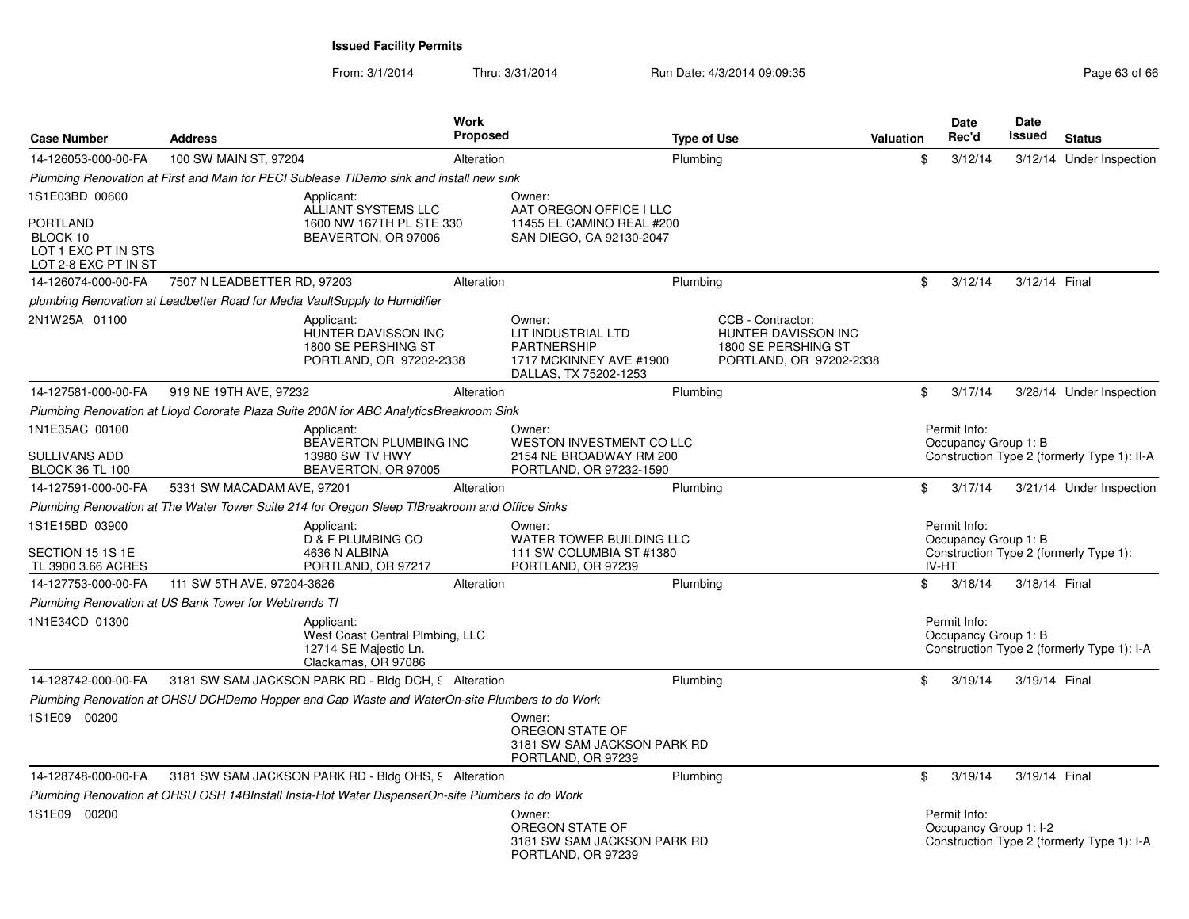**Issued Facility Permits**

From: 3/1/2014 Thru: 3/31/2014 Run Date: 4/3/2014 09:09:35

| Case Number | Address | Work Proposed | Type of Use | Valuation | Date Rec'd | Date Issued | Status |
|---|---|---|---|---|---|---|---|
| 14-126053-000-00-FA | 100 SW MAIN ST, 97204 | Alteration | Plumbing | $ | 3/12/14 | 3/12/14 | Under Inspection |

*Plumbing Renovation at First and Main for PECI Sublease TIDemo sink and install new sink*

1S1E03BD 00600
PORTLAND
BLOCK 10
LOT 1 EXC PT IN STS
LOT 2-8 EXC PT IN ST

Applicant:
ALLIANT SYSTEMS LLC
1600 NW 167TH PL STE 330
BEAVERTON, OR 97006

Owner:
AAT OREGON OFFICE I LLC
11455 EL CAMINO REAL #200
SAN DIEGO, CA 92130-2047

| Case Number | Address | Work Proposed | Type of Use | Valuation | Date Rec'd | Date Issued | Status |
|---|---|---|---|---|---|---|---|
| 14-126074-000-00-FA | 7507 N LEADBETTER RD, 97203 | Alteration | Plumbing | $ | 3/12/14 | 3/12/14 | Final |

*plumbing Renovation at Leadbetter Road for Media VaultSupply to Humidifier*

2N1W25A 01100

Applicant:
HUNTER DAVISSON INC
1800 SE PERSHING ST
PORTLAND, OR 97202-2338

Owner:
LIT INDUSTRIAL LTD
PARTNERSHIP
1717 MCKINNEY AVE #1900
DALLAS, TX 75202-1253

CCB - Contractor:
HUNTER DAVISSON INC
1800 SE PERSHING ST
PORTLAND, OR 97202-2338

| Case Number | Address | Work Proposed | Type of Use | Valuation | Date Rec'd | Date Issued | Status |
|---|---|---|---|---|---|---|---|
| 14-127581-000-00-FA | 919 NE 19TH AVE, 97232 | Alteration | Plumbing | $ | 3/17/14 | 3/28/14 | Under Inspection |

*Plumbing Renovation at Lloyd Cororate Plaza Suite 200N for ABC AnalyticsBreakroom Sink*

1N1E35AC 00100
SULLIVANS ADD
BLOCK 36 TL 100

Applicant:
BEAVERTON PLUMBING INC
13980 SW TV HWY
BEAVERTON, OR 97005

Owner:
WESTON INVESTMENT CO LLC
2154 NE BROADWAY RM 200
PORTLAND, OR 97232-1590

Permit Info:
Occupancy Group 1: B
Construction Type 2 (formerly Type 1): II-A

| Case Number | Address | Work Proposed | Type of Use | Valuation | Date Rec'd | Date Issued | Status |
|---|---|---|---|---|---|---|---|
| 14-127591-000-00-FA | 5331 SW MACADAM AVE, 97201 | Alteration | Plumbing | $ | 3/17/14 | 3/21/14 | Under Inspection |

*Plumbing Renovation at The Water Tower Suite 214 for Oregon Sleep TIBreakroom and Office Sinks*

1S1E15BD 03900
SECTION 15 1S 1E
TL 3900 3.66 ACRES

Applicant:
D & F PLUMBING CO
4636 N ALBINA
PORTLAND, OR 97217

Owner:
WATER TOWER BUILDING LLC
111 SW COLUMBIA ST #1380
PORTLAND, OR 97239

Permit Info:
Occupancy Group 1: B
Construction Type 2 (formerly Type 1): IV-HT

| Case Number | Address | Work Proposed | Type of Use | Valuation | Date Rec'd | Date Issued | Status |
|---|---|---|---|---|---|---|---|
| 14-127753-000-00-FA | 111 SW 5TH AVE, 97204-3626 | Alteration | Plumbing | $ | 3/18/14 | 3/18/14 | Final |

*Plumbing Renovation at US Bank Tower for Webtrends TI*

1N1E34CD 01300

Applicant:
West Coast Central Plmbing, LLC
12714 SE Majestic Ln.
Clackamas, OR 97086

Permit Info:
Occupancy Group 1: B
Construction Type 2 (formerly Type 1): I-A

| Case Number | Address | Work Proposed | Type of Use | Valuation | Date Rec'd | Date Issued | Status |
|---|---|---|---|---|---|---|---|
| 14-128742-000-00-FA | 3181 SW SAM JACKSON PARK RD - Bldg DCH, 9 | Alteration | Plumbing | $ | 3/19/14 | 3/19/14 | Final |

*Plumbing Renovation at OHSU DCHDemo Hopper and Cap Waste and WaterOn-site Plumbers to do Work*

1S1E09 00200

Owner:
OREGON STATE OF
3181 SW SAM JACKSON PARK RD
PORTLAND, OR 97239

| Case Number | Address | Work Proposed | Type of Use | Valuation | Date Rec'd | Date Issued | Status |
|---|---|---|---|---|---|---|---|
| 14-128748-000-00-FA | 3181 SW SAM JACKSON PARK RD - Bldg OHS, 9 | Alteration | Plumbing | $ | 3/19/14 | 3/19/14 | Final |

*Plumbing Renovation at OHSU OSH 14BInstall Insta-Hot Water DispenserOn-site Plumbers to do Work*

1S1E09 00200

Owner:
OREGON STATE OF
3181 SW SAM JACKSON PARK RD
PORTLAND, OR 97239

Permit Info:
Occupancy Group 1: I-2
Construction Type 2 (formerly Type 1): I-A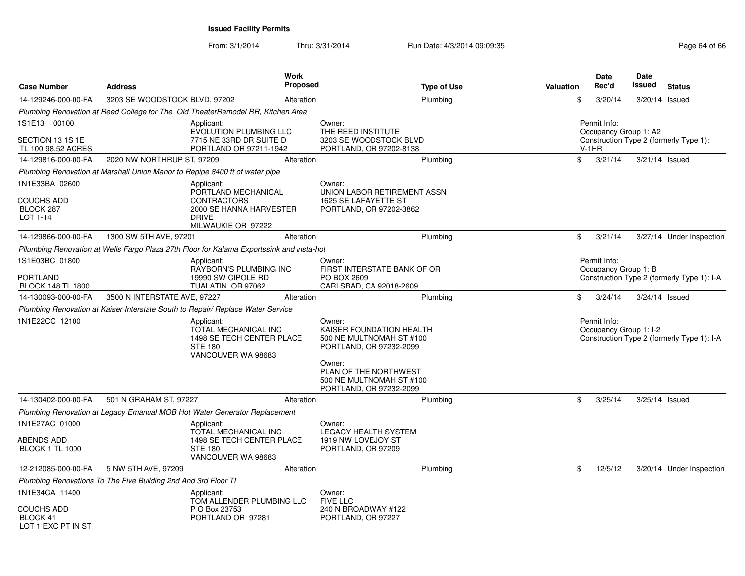## Issued Facility Permits

From: 3/1/2014 Thru: 3/31/2014 Run Date: 4/3/2014 09:09:35

| Case Number | Address | Work Proposed | Type of Use | Valuation | Date Rec'd | Date Issued | Status |
|---|---|---|---|---|---|---|---|
| 14-129246-000-00-FA | 3203 SE WOODSTOCK BLVD, 97202 | Alteration | Plumbing | $ | 3/20/14 | 3/20/14 | Issued |

*Plumbing Renovation at Reed College for The Old TheaterRemodel RR, Kitchen Area*

1S1E13 00100
SECTION 13 1S 1E
TL 100 98.52 ACRES

Applicant:
EVOLUTION PLUMBING LLC
7715 NE 33RD DR SUITE D
PORTLAND OR 97211-1942

Owner:
THE REED INSTITUTE
3203 SE WOODSTOCK BLVD
PORTLAND, OR 97202-8138

Permit Info:
Occupancy Group 1: A2
Construction Type 2 (formerly Type 1): V-1HR

| Case Number | Address | Work Proposed | Type of Use | Valuation | Date Rec'd | Date Issued | Status |
|---|---|---|---|---|---|---|---|
| 14-129816-000-00-FA | 2020 NW NORTHRUP ST, 97209 | Alteration | Plumbing | $ | 3/21/14 | 3/21/14 | Issued |

*Plumbing Renovation at Marshall Union Manor to Repipe 8400 ft of water pipe*

1N1E33BA 02600
COUCHS ADD
BLOCK 287
LOT 1-14

Applicant:
PORTLAND MECHANICAL CONTRACTORS
2000 SE HANNA HARVESTER DRIVE
MILWAUKIE OR 97222

Owner:
UNION LABOR RETIREMENT ASSN
1625 SE LAFAYETTE ST
PORTLAND, OR 97202-3862

| Case Number | Address | Work Proposed | Type of Use | Valuation | Date Rec'd | Date Issued | Status |
|---|---|---|---|---|---|---|---|
| 14-129866-000-00-FA | 1300 SW 5TH AVE, 97201 | Alteration | Plumbing | $ | 3/21/14 | 3/27/14 | Under Inspection |

*Pllumbing Renovation at Wells Fargo Plaza 27th Floor for Kalama Exportssink and insta-hot*

1S1E03BC 01800
PORTLAND
BLOCK 148 TL 1800

Applicant:
RAYBORN'S PLUMBING INC
19990 SW CIPOLE RD
TUALATIN, OR 97062

Owner:
FIRST INTERSTATE BANK OF OR
PO BOX 2609
CARLSBAD, CA 92018-2609

Permit Info:
Occupancy Group 1: B
Construction Type 2 (formerly Type 1): I-A

| Case Number | Address | Work Proposed | Type of Use | Valuation | Date Rec'd | Date Issued | Status |
|---|---|---|---|---|---|---|---|
| 14-130093-000-00-FA | 3500 N INTERSTATE AVE, 97227 | Alteration | Plumbing | $ | 3/24/14 | 3/24/14 | Issued |

*Plumbing Renovation at Kaiser Interstate South to Repair/ Replace Water Service*

1N1E22CC 12100

Applicant:
TOTAL MECHANICAL INC
1498 SE TECH CENTER PLACE
STE 180
VANCOUVER WA 98683

Owner:
KAISER FOUNDATION HEALTH
500 NE MULTNOMAH ST #100
PORTLAND, OR 97232-2099

Owner:
PLAN OF THE NORTHWEST
500 NE MULTNOMAH ST #100
PORTLAND, OR 97232-2099

Permit Info:
Occupancy Group 1: I-2
Construction Type 2 (formerly Type 1): I-A

| Case Number | Address | Work Proposed | Type of Use | Valuation | Date Rec'd | Date Issued | Status |
|---|---|---|---|---|---|---|---|
| 14-130402-000-00-FA | 501 N GRAHAM ST, 97227 | Alteration | Plumbing | $ | 3/25/14 | 3/25/14 | Issued |

*Plumbing Renovation at Legacy Emanual MOB Hot Water Generator Replacement*

1N1E27AC 01000
ABENDS ADD
BLOCK 1 TL 1000

Applicant:
TOTAL MECHANICAL INC
1498 SE TECH CENTER PLACE
STE 180
VANCOUVER WA 98683

Owner:
LEGACY HEALTH SYSTEM
1919 NW LOVEJOY ST
PORTLAND, OR 97209

| Case Number | Address | Work Proposed | Type of Use | Valuation | Date Rec'd | Date Issued | Status |
|---|---|---|---|---|---|---|---|
| 12-212085-000-00-FA | 5 NW 5TH AVE, 97209 | Alteration | Plumbing | $ | 12/5/12 | 3/20/14 | Under Inspection |

*Plumbing Renovations To The Five Building 2nd And 3rd Floor TI*

1N1E34CA 11400
COUCHS ADD
BLOCK 41
LOT 1 EXC PT IN ST

Applicant:
TOM ALLENDER PLUMBING LLC
P O Box 23753
PORTLAND OR 97281

Owner:
FIVE LLC
240 N BROADWAY #122
PORTLAND, OR 97227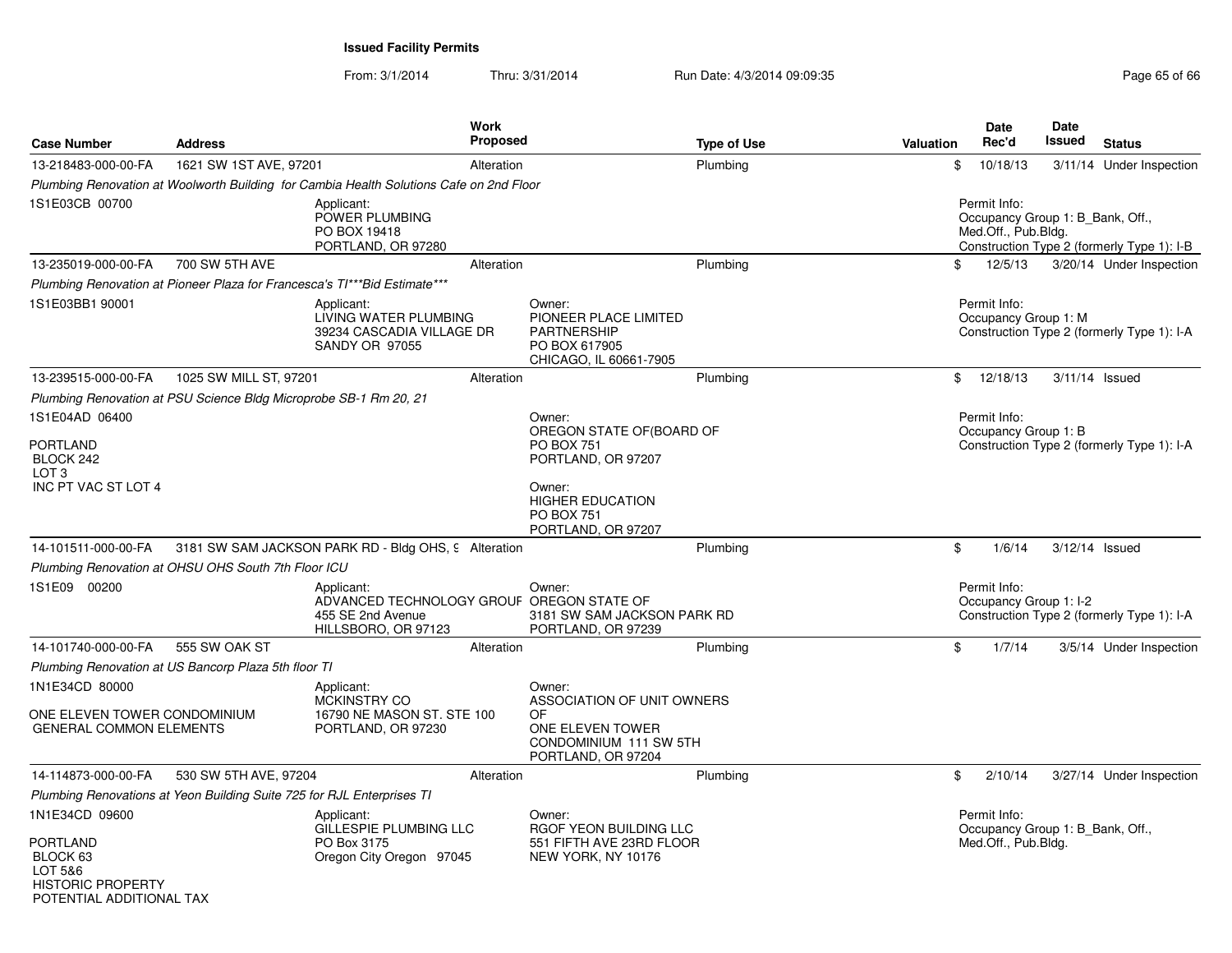**Issued Facility Permits**

From: 3/1/2014 Thru: 3/31/2014 Run Date: 4/3/2014 09:09:35

| Case Number | Address | Work Proposed | Type of Use | Valuation | Date Rec'd | Date Issued | Status |
|---|---|---|---|---|---|---|---|
| 13-218483-000-00-FA | 1621 SW 1ST AVE, 97201 | Alteration | Plumbing | $ | 10/18/13 | 3/11/14 | Under Inspection |
| *Plumbing Renovation at Woolworth Building for Cambia Health Solutions Cafe on 2nd Floor* | | | | | | | |
| 1S1E03CB 00700 | Applicant: POWER PLUMBING PO BOX 19418 PORTLAND, OR 97280 | | | | Permit Info: Occupancy Group 1: B_Bank, Off., Med.Off., Pub.Bldg. Construction Type 2 (formerly Type 1): I-B | | |
| 13-235019-000-00-FA | 700 SW 5TH AVE | Alteration | Plumbing | $ | 12/5/13 | 3/20/14 | Under Inspection |
| *Plumbing Renovation at Pioneer Plaza for Francesca's TI\*\*\*Bid Estimate\*\*\** | | | | | | | |
| 1S1E03BB1 90001 | Applicant: LIVING WATER PLUMBING 39234 CASCADIA VILLAGE DR SANDY OR 97055 | Owner: PIONEER PLACE LIMITED PARTNERSHIP PO BOX 617905 CHICAGO, IL 60661-7905 | | | Permit Info: Occupancy Group 1: M Construction Type 2 (formerly Type 1): I-A | | |
| 13-239515-000-00-FA | 1025 SW MILL ST, 97201 | Alteration | Plumbing | $ | 12/18/13 | 3/11/14 | Issued |
| *Plumbing Renovation at PSU Science Bldg Microprobe SB-1 Rm 20, 21* | | | | | | | |
| 1S1E04AD 06400 PORTLAND BLOCK 242 LOT 3 INC PT VAC ST LOT 4 | | Owner: OREGON STATE OF(BOARD OF PO BOX 751 PORTLAND, OR 97207 Owner: HIGHER EDUCATION PO BOX 751 PORTLAND, OR 97207 | | | Permit Info: Occupancy Group 1: B Construction Type 2 (formerly Type 1): I-A | | |
| 14-101511-000-00-FA | 3181 SW SAM JACKSON PARK RD - Bldg OHS, 9 | Alteration | Plumbing | $ | 1/6/14 | 3/12/14 | Issued |
| *Plumbing Renovation at OHSU OHS South 7th Floor ICU* | | | | | | | |
| 1S1E09 00200 | Applicant: ADVANCED TECHNOLOGY GROUP 455 SE 2nd Avenue HILLSBORO, OR 97123 | Owner: OREGON STATE OF 3181 SW SAM JACKSON PARK RD PORTLAND, OR 97239 | | | Permit Info: Occupancy Group 1: I-2 Construction Type 2 (formerly Type 1): I-A | | |
| 14-101740-000-00-FA | 555 SW OAK ST | Alteration | Plumbing | $ | 1/7/14 | 3/5/14 | Under Inspection |
| *Plumbing Renovation at US Bancorp Plaza 5th floor TI* | | | | | | | |
| 1N1E34CD 80000 ONE ELEVEN TOWER CONDOMINIUM GENERAL COMMON ELEMENTS | Applicant: MCKINSTRY CO 16790 NE MASON ST. STE 100 PORTLAND, OR 97230 | Owner: ASSOCIATION OF UNIT OWNERS OF ONE ELEVEN TOWER CONDOMINIUM 111 SW 5TH PORTLAND, OR 97204 | | | | | |
| 14-114873-000-00-FA | 530 SW 5TH AVE, 97204 | Alteration | Plumbing | $ | 2/10/14 | 3/27/14 | Under Inspection |
| *Plumbing Renovations at Yeon Building Suite 725 for RJL Enterprises TI* | | | | | | | |
| 1N1E34CD 09600 PORTLAND BLOCK 63 LOT 5&6 HISTORIC PROPERTY POTENTIAL ADDITIONAL TAX | Applicant: GILLESPIE PLUMBING LLC PO Box 3175 Oregon City Oregon 97045 | Owner: RGOF YEON BUILDING LLC 551 FIFTH AVE 23RD FLOOR NEW YORK, NY 10176 | | | Permit Info: Occupancy Group 1: B_Bank, Off., Med.Off., Pub.Bldg. | | |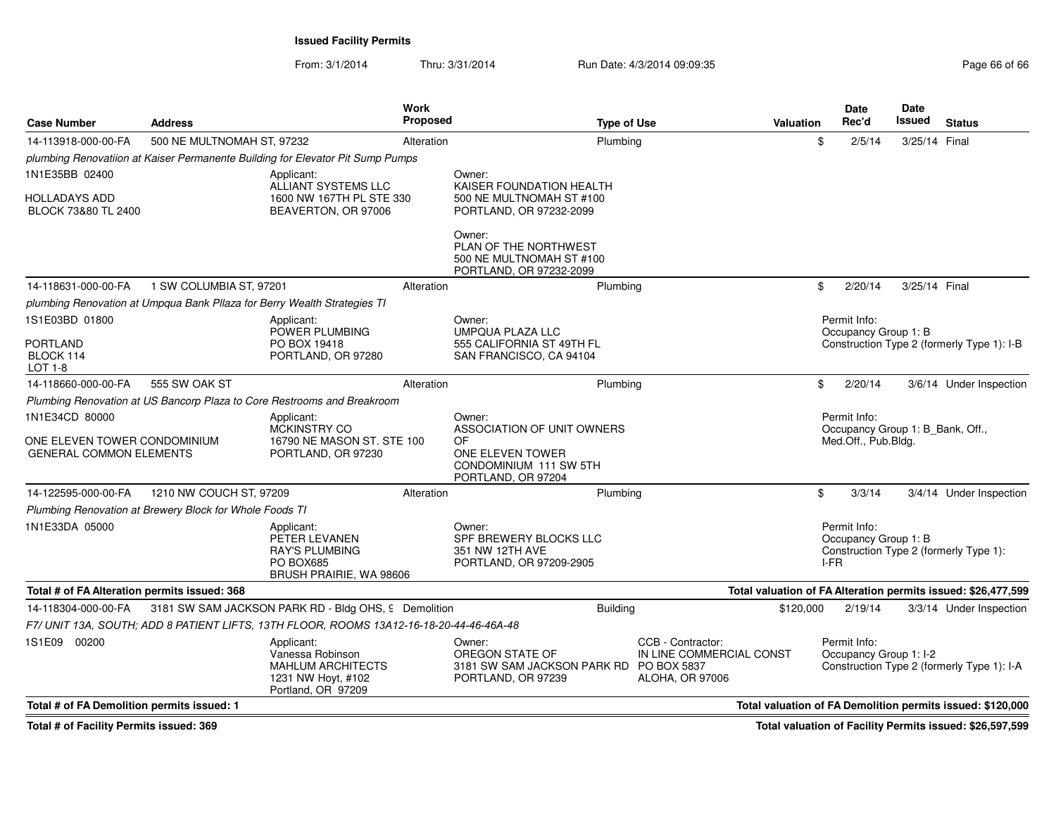**Issued Facility Permits**

From: 3/1/2014 Thru: 3/31/2014 Run Date: 4/3/2014 09:09:35

| Case Number | Address | Work Proposed | Type of Use | Valuation | Date Rec'd | Date Issued | Status |
|---|---|---|---|---|---|---|---|
| 14-113918-000-00-FA | 500 NE MULTNOMAH ST, 97232 | Alteration | Plumbing | $ | 2/5/14 | 3/25/14 | Final |

*plumbing Renovatiion at Kaiser Permanente Building for Elevator Pit Sump Pumps*

1N1E35BB 02400
HOLLADAYS ADD
BLOCK 73&80 TL 2400

Applicant:
ALLIANT SYSTEMS LLC
1600 NW 167TH PL STE 330
BEAVERTON, OR 97006

Owner:
KAISER FOUNDATION HEALTH
500 NE MULTNOMAH ST #100
PORTLAND, OR 97232-2099

Owner:
PLAN OF THE NORTHWEST
500 NE MULTNOMAH ST #100
PORTLAND, OR 97232-2099

| Case Number | Address | Work Proposed | Type of Use | Valuation | Date Rec'd | Date Issued | Status |
|---|---|---|---|---|---|---|---|
| 14-118631-000-00-FA | 1 SW COLUMBIA ST, 97201 | Alteration | Plumbing | $ | 2/20/14 | 3/25/14 | Final |

*plumbing Renovation at Umpqua Bank Pllaza for Berry Wealth Strategies TI*

1S1E03BD 01800
PORTLAND
BLOCK 114
LOT 1-8

Applicant:
POWER PLUMBING
PO BOX 19418
PORTLAND, OR 97280

Owner:
UMPQUA PLAZA LLC
555 CALIFORNIA ST 49TH FL
SAN FRANCISCO, CA 94104

Permit Info:
Occupancy Group 1: B
Construction Type 2 (formerly Type 1): I-B

| Case Number | Address | Work Proposed | Type of Use | Valuation | Date Rec'd | Date Issued | Status |
|---|---|---|---|---|---|---|---|
| 14-118660-000-00-FA | 555 SW OAK ST | Alteration | Plumbing | $ | 2/20/14 | 3/6/14 | Under Inspection |

*Plumbing Renovation at US Bancorp Plaza to Core Restrooms and Breakroom*

1N1E34CD 80000
ONE ELEVEN TOWER CONDOMINIUM
GENERAL COMMON ELEMENTS

Applicant:
MCKINSTRY CO
16790 NE MASON ST. STE 100
PORTLAND, OR 97230

Owner:
ASSOCIATION OF UNIT OWNERS OF
ONE ELEVEN TOWER
CONDOMINIUM 111 SW 5TH
PORTLAND, OR 97204

Permit Info:
Occupancy Group 1: B_Bank, Off., Med.Off., Pub.Bldg.

| Case Number | Address | Work Proposed | Type of Use | Valuation | Date Rec'd | Date Issued | Status |
|---|---|---|---|---|---|---|---|
| 14-122595-000-00-FA | 1210 NW COUCH ST, 97209 | Alteration | Plumbing | $ | 3/3/14 | 3/4/14 | Under Inspection |

*Plumbing Renovation at Brewery Block for Whole Foods TI*

1N1E33DA 05000

Applicant:
PETER LEVANEN
RAY'S PLUMBING
PO BOX685
BRUSH PRAIRIE, WA 98606

Owner:
SPF BREWERY BLOCKS LLC
351 NW 12TH AVE
PORTLAND, OR 97209-2905

Permit Info:
Occupancy Group 1: B
Construction Type 2 (formerly Type 1): I-FR

**Total # of FA Alteration permits issued: 368** — **Total valuation of FA Alteration permits issued: $26,477,599**

| Case Number | Address | Work Proposed | Type of Use | Valuation | Date Rec'd | Date Issued | Status |
|---|---|---|---|---|---|---|---|
| 14-118304-000-00-FA | 3181 SW SAM JACKSON PARK RD - Bldg OHS, 9 | Demolition | Building | $120,000 | 2/19/14 | 3/3/14 | Under Inspection |

*F7/ UNIT 13A, SOUTH; ADD 8 PATIENT LIFTS, 13TH FLOOR, ROOMS 13A12-16-18-20-44-46-46A-48*

1S1E09 00200

Applicant:
Vanessa Robinson
MAHLUM ARCHITECTS
1231 NW Hoyt, #102
Portland, OR 97209

Owner:
OREGON STATE OF
3181 SW SAM JACKSON PARK RD
PORTLAND, OR 97239

CCB - Contractor:
IN LINE COMMERCIAL CONST
PO BOX 5837
ALOHA, OR 97006

Permit Info:
Occupancy Group 1: I-2
Construction Type 2 (formerly Type 1): I-A

**Total # of FA Demolition permits issued: 1** — **Total valuation of FA Demolition permits issued: $120,000**

**Total # of Facility Permits issued: 369** — **Total valuation of Facility Permits issued: $26,597,599**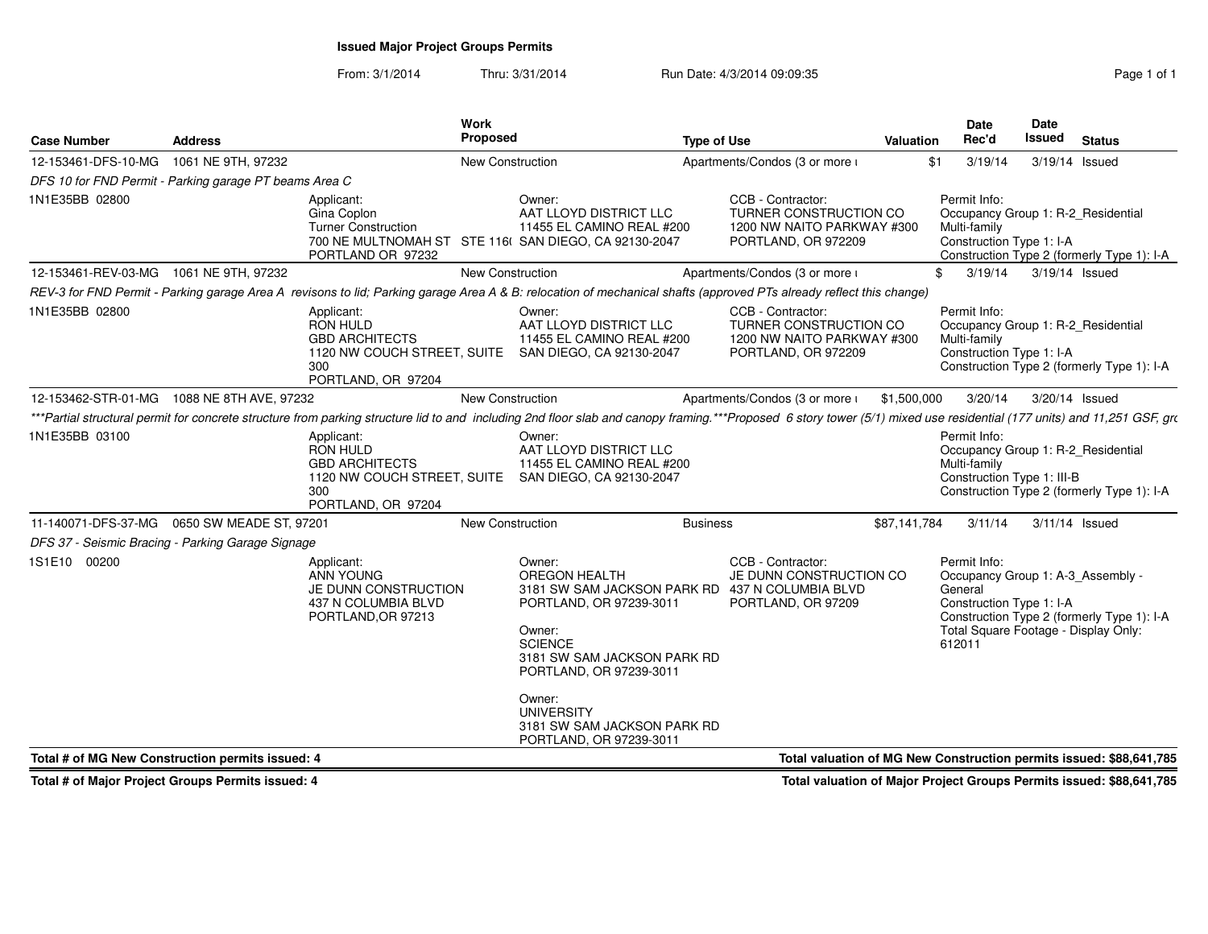**Issued Major Project Groups Permits**

From: 3/1/2014 Thru: 3/31/2014 Run Date: 4/3/2014 09:09:35

| Case Number | Address | Work Proposed | Type of Use | Valuation | Date Rec'd | Date Issued | Status |
|---|---|---|---|---|---|---|---|
| 12-153461-DFS-10-MG | 1061 NE 9TH, 97232 | New Construction | Apartments/Condos (3 or more ı | $1 | 3/19/14 | 3/19/14 | Issued |

*DFS 10 for FND Permit - Parking garage PT beams Area C*

1N1E35BB 02800

Applicant:
Gina Coplon
Turner Construction
700 NE MULTNOMAH ST STE 116( PORTLAND OR 97232

Owner:
AAT LLOYD DISTRICT LLC
11455 EL CAMINO REAL #200
SAN DIEGO, CA 92130-2047

CCB - Contractor:
TURNER CONSTRUCTION CO
1200 NW NAITO PARKWAY #300
PORTLAND, OR 972209

Permit Info:
Occupancy Group 1: R-2_Residential Multi-family
Construction Type 1: I-A
Construction Type 2 (formerly Type 1): I-A

| Case Number | Address | Work Proposed | Type of Use | Valuation | Date Rec'd | Date Issued | Status |
|---|---|---|---|---|---|---|---|
| 12-153461-REV-03-MG | 1061 NE 9TH, 97232 | New Construction | Apartments/Condos (3 or more ı | $ | 3/19/14 | 3/19/14 | Issued |

*REV-3 for FND Permit - Parking garage Area A revisons to lid; Parking garage Area A & B: relocation of mechanical shafts (approved PTs already reflect this change)*

1N1E35BB 02800

Applicant:
RON HULD
GBD ARCHITECTS
1120 NW COUCH STREET, SUITE 300
PORTLAND, OR 97204

Owner:
AAT LLOYD DISTRICT LLC
11455 EL CAMINO REAL #200
SAN DIEGO, CA 92130-2047

CCB - Contractor:
TURNER CONSTRUCTION CO
1200 NW NAITO PARKWAY #300
PORTLAND, OR 972209

Permit Info:
Occupancy Group 1: R-2_Residential Multi-family
Construction Type 1: I-A
Construction Type 2 (formerly Type 1): I-A

| Case Number | Address | Work Proposed | Type of Use | Valuation | Date Rec'd | Date Issued | Status |
|---|---|---|---|---|---|---|---|
| 12-153462-STR-01-MG | 1088 NE 8TH AVE, 97232 | New Construction | Apartments/Condos (3 or more ı | $1,500,000 | 3/20/14 | 3/20/14 | Issued |

****Partial structural permit for concrete structure from parking structure lid to and including 2nd floor slab and canopy framing.***Proposed 6 story tower (5/1) mixed use residential (177 units) and 11,251 GSF, grc*

1N1E35BB 03100

Applicant:
RON HULD
GBD ARCHITECTS
1120 NW COUCH STREET, SUITE 300
PORTLAND, OR 97204

Owner:
AAT LLOYD DISTRICT LLC
11455 EL CAMINO REAL #200
SAN DIEGO, CA 92130-2047

Permit Info:
Occupancy Group 1: R-2_Residential Multi-family
Construction Type 1: III-B
Construction Type 2 (formerly Type 1): I-A

| Case Number | Address | Work Proposed | Type of Use | Valuation | Date Rec'd | Date Issued | Status |
|---|---|---|---|---|---|---|---|
| 11-140071-DFS-37-MG | 0650 SW MEADE ST, 97201 | New Construction | Business | $87,141,784 | 3/11/14 | 3/11/14 | Issued |

*DFS 37 - Seismic Bracing - Parking Garage Signage*

1S1E10 00200

Applicant:
ANN YOUNG
JE DUNN CONSTRUCTION
437 N COLUMBIA BLVD
PORTLAND,OR 97213

Owner:
OREGON HEALTH
3181 SW SAM JACKSON PARK RD
PORTLAND, OR 97239-3011

Owner:
SCIENCE
3181 SW SAM JACKSON PARK RD
PORTLAND, OR 97239-3011

Owner:
UNIVERSITY
3181 SW SAM JACKSON PARK RD
PORTLAND, OR 97239-3011

CCB - Contractor:
JE DUNN CONSTRUCTION CO
437 N COLUMBIA BLVD
PORTLAND, OR 97209

Permit Info:
Occupancy Group 1: A-3_Assembly - General
Construction Type 1: I-A
Construction Type 2 (formerly Type 1): I-A
Total Square Footage - Display Only: 612011

**Total # of MG New Construction permits issued: 4** | **Total valuation of MG New Construction permits issued: $88,641,785**

**Total # of Major Project Groups Permits issued: 4** | **Total valuation of Major Project Groups Permits issued: $88,641,785**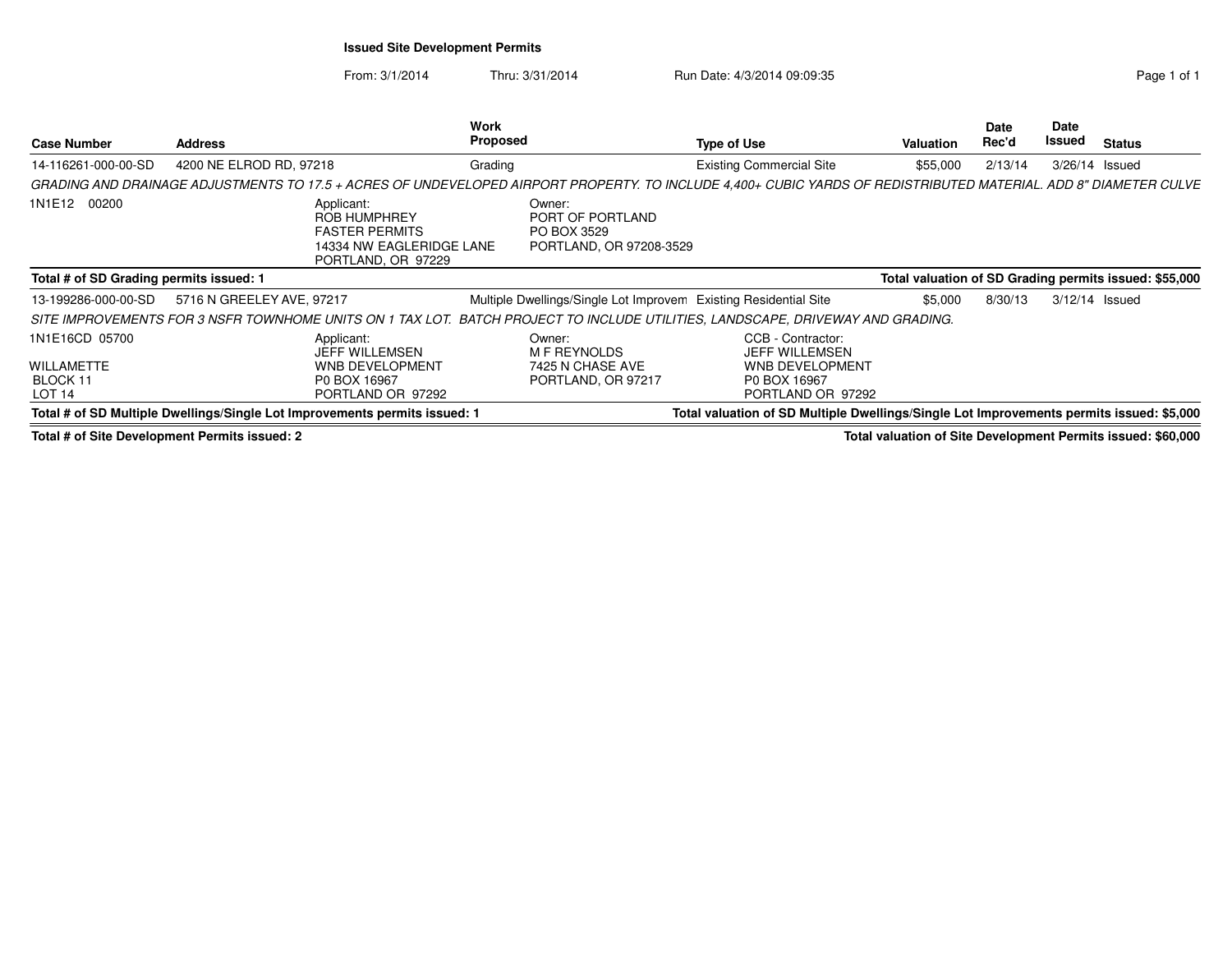# Issued Site Development Permits

From: 3/1/2014 Thru: 3/31/2014 Run Date: 4/3/2014 09:09:35

| Case Number | Address | Work Proposed | Type of Use | Valuation | Date Rec'd | Date Issued | Status |
|---|---|---|---|---|---|---|---|
| 14-116261-000-00-SD | 4200 NE ELROD RD, 97218 | Grading | Existing Commercial Site | $55,000 | 2/13/14 | 3/26/14 | Issued |

*GRADING AND DRAINAGE ADJUSTMENTS TO 17.5 + ACRES OF UNDEVELOPED AIRPORT PROPERTY. TO INCLUDE 4,400+ CUBIC YARDS OF REDISTRIBUTED MATERIAL. ADD 8" DIAMETER CULVE*

1N1E12 00200

Applicant:
ROB HUMPHREY
FASTER PERMITS
14334 NW EAGLERIDGE LANE
PORTLAND, OR 97229

Owner:
PORT OF PORTLAND
PO BOX 3529
PORTLAND, OR 97208-3529

**Total # of SD Grading permits issued: 1** — **Total valuation of SD Grading permits issued: $55,000**

| Case Number | Address | Work Proposed | Type of Use | Valuation | Date Rec'd | Date Issued | Status |
|---|---|---|---|---|---|---|---|
| 13-199286-000-00-SD | 5716 N GREELEY AVE, 97217 | Multiple Dwellings/Single Lot Improvem | Existing Residential Site | $5,000 | 8/30/13 | 3/12/14 | Issued |

*SITE IMPROVEMENTS FOR 3 NSFR TOWNHOME UNITS ON 1 TAX LOT. BATCH PROJECT TO INCLUDE UTILITIES, LANDSCAPE, DRIVEWAY AND GRADING.*

1N1E16CD 05700
WILLAMETTE
BLOCK 11
LOT 14

Applicant:
JEFF WILLEMSEN
WNB DEVELOPMENT
P0 BOX 16967
PORTLAND OR 97292

Owner:
M F REYNOLDS
7425 N CHASE AVE
PORTLAND, OR 97217

CCB - Contractor:
JEFF WILLEMSEN
WNB DEVELOPMENT
P0 BOX 16967
PORTLAND OR 97292

**Total # of SD Multiple Dwellings/Single Lot Improvements permits issued: 1** — **Total valuation of SD Multiple Dwellings/Single Lot Improvements permits issued: $5,000**

**Total # of Site Development Permits issued: 2** — **Total valuation of Site Development Permits issued: $60,000**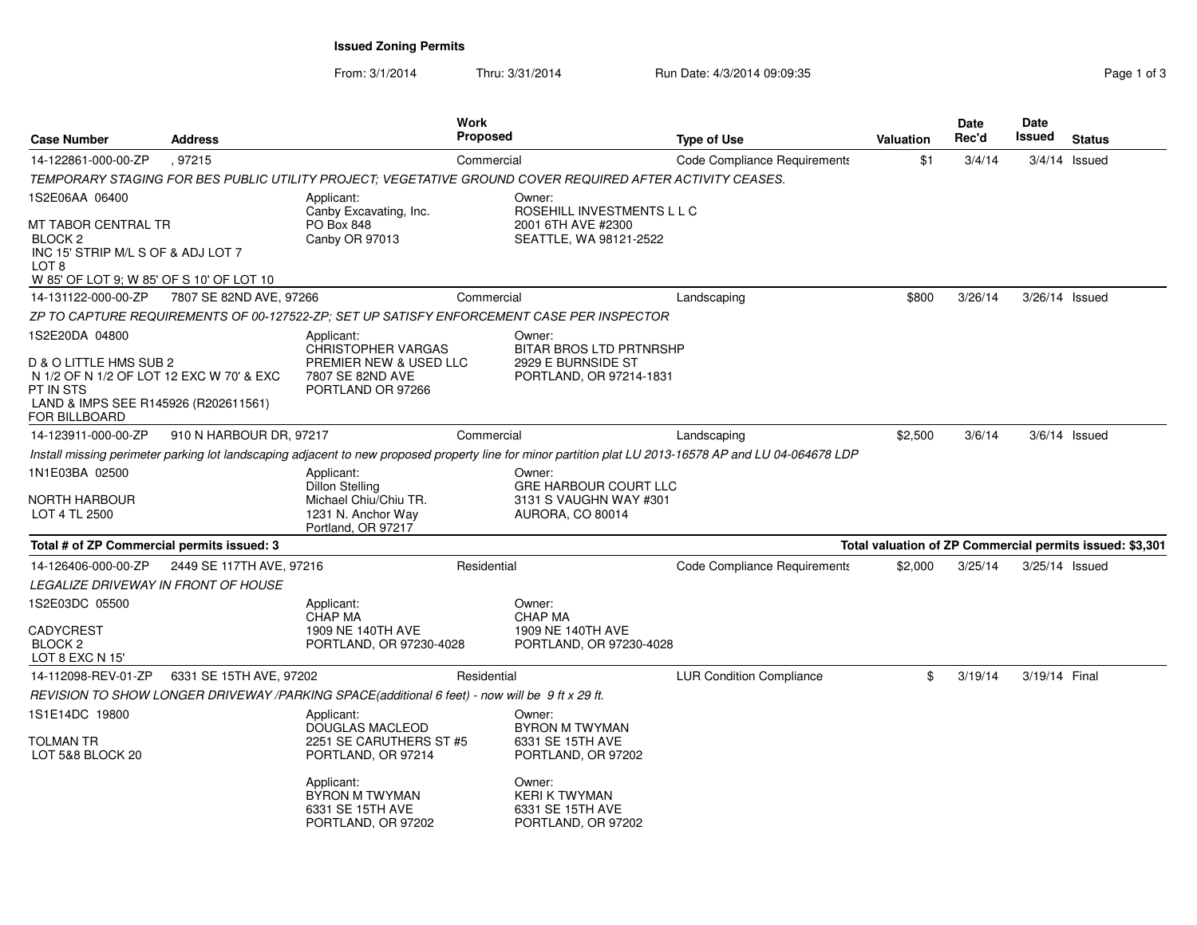## Issued Zoning Permits

From: 3/1/2014 Thru: 3/31/2014 Run Date: 4/3/2014 09:09:35

| Case Number | Address | Work Proposed | Type of Use | Valuation | Date Rec'd | Date Issued | Status |
|---|---|---|---|---|---|---|---|
| 14-122861-000-00-ZP | , 97215 | Commercial | Code Compliance Requirements | $1 | 3/4/14 | 3/4/14 | Issued |

*TEMPORARY STAGING FOR BES PUBLIC UTILITY PROJECT; VEGETATIVE GROUND COVER REQUIRED AFTER ACTIVITY CEASES.*

1S2E06AA 06400

MT TABOR CENTRAL TR
BLOCK 2
INC 15' STRIP M/L S OF & ADJ LOT 7
LOT 8
W 85' OF LOT 9; W 85' OF S 10' OF LOT 10

Applicant:
Canby Excavating, Inc.
PO Box 848
Canby OR 97013

Owner:
ROSEHILL INVESTMENTS L L C
2001 6TH AVE #2300
SEATTLE, WA 98121-2522

| Case Number | Address | Work Proposed | Type of Use | Valuation | Date Rec'd | Date Issued | Status |
|---|---|---|---|---|---|---|---|
| 14-131122-000-00-ZP | 7807 SE 82ND AVE, 97266 | Commercial | Landscaping | $800 | 3/26/14 | 3/26/14 | Issued |

*ZP TO CAPTURE REQUIREMENTS OF 00-127522-ZP; SET UP SATISFY ENFORCEMENT CASE PER INSPECTOR*

1S2E20DA 04800

D & O LITTLE HMS SUB 2
N 1/2 OF N 1/2 OF LOT 12 EXC W 70' & EXC
PT IN STS
LAND & IMPS SEE R145926 (R202611561)
FOR BILLBOARD

Applicant:
CHRISTOPHER VARGAS
PREMIER NEW & USED LLC
7807 SE 82ND AVE
PORTLAND OR 97266

Owner:
BITAR BROS LTD PRTNRSHP
2929 E BURNSIDE ST
PORTLAND, OR 97214-1831

| Case Number | Address | Work Proposed | Type of Use | Valuation | Date Rec'd | Date Issued | Status |
|---|---|---|---|---|---|---|---|
| 14-123911-000-00-ZP | 910 N HARBOUR DR, 97217 | Commercial | Landscaping | $2,500 | 3/6/14 | 3/6/14 | Issued |

*Install missing perimeter parking lot landscaping adjacent to new proposed property line for minor partition plat LU 2013-16578 AP and LU 04-064678 LDP*

1N1E03BA 02500

NORTH HARBOUR
LOT 4 TL 2500

Applicant:
Dillon Stelling
Michael Chiu/Chiu TR.
1231 N. Anchor Way
Portland, OR 97217

Owner:
GRE HARBOUR COURT LLC
3131 S VAUGHN WAY #301
AURORA, CO 80014

**Total # of ZP Commercial permits issued: 3** — **Total valuation of ZP Commercial permits issued: $3,301**

| Case Number | Address | Work Proposed | Type of Use | Valuation | Date Rec'd | Date Issued | Status |
|---|---|---|---|---|---|---|---|
| 14-126406-000-00-ZP | 2449 SE 117TH AVE, 97216 | Residential | Code Compliance Requirements | $2,000 | 3/25/14 | 3/25/14 | Issued |

*LEGALIZE DRIVEWAY IN FRONT OF HOUSE*

1S2E03DC 05500

CADYCREST
BLOCK 2
LOT 8 EXC N 15'

Applicant:
CHAP MA
1909 NE 140TH AVE
PORTLAND, OR 97230-4028

Owner:
CHAP MA
1909 NE 140TH AVE
PORTLAND, OR 97230-4028

| Case Number | Address | Work Proposed | Type of Use | Valuation | Date Rec'd | Date Issued | Status |
|---|---|---|---|---|---|---|---|
| 14-112098-REV-01-ZP | 6331 SE 15TH AVE, 97202 | Residential | LUR Condition Compliance | $ | 3/19/14 | 3/19/14 | Final |

*REVISION TO SHOW LONGER DRIVEWAY /PARKING SPACE(additional 6 feet) - now will be 9 ft x 29 ft.*

1S1E14DC 19800

TOLMAN TR
LOT 5&8 BLOCK 20

Applicant:
DOUGLAS MACLEOD
2251 SE CARUTHERS ST #5
PORTLAND, OR 97214

Owner:
BYRON M TWYMAN
6331 SE 15TH AVE
PORTLAND, OR 97202

Applicant:
BYRON M TWYMAN
6331 SE 15TH AVE
PORTLAND, OR 97202

Owner:
KERI K TWYMAN
6331 SE 15TH AVE
PORTLAND, OR 97202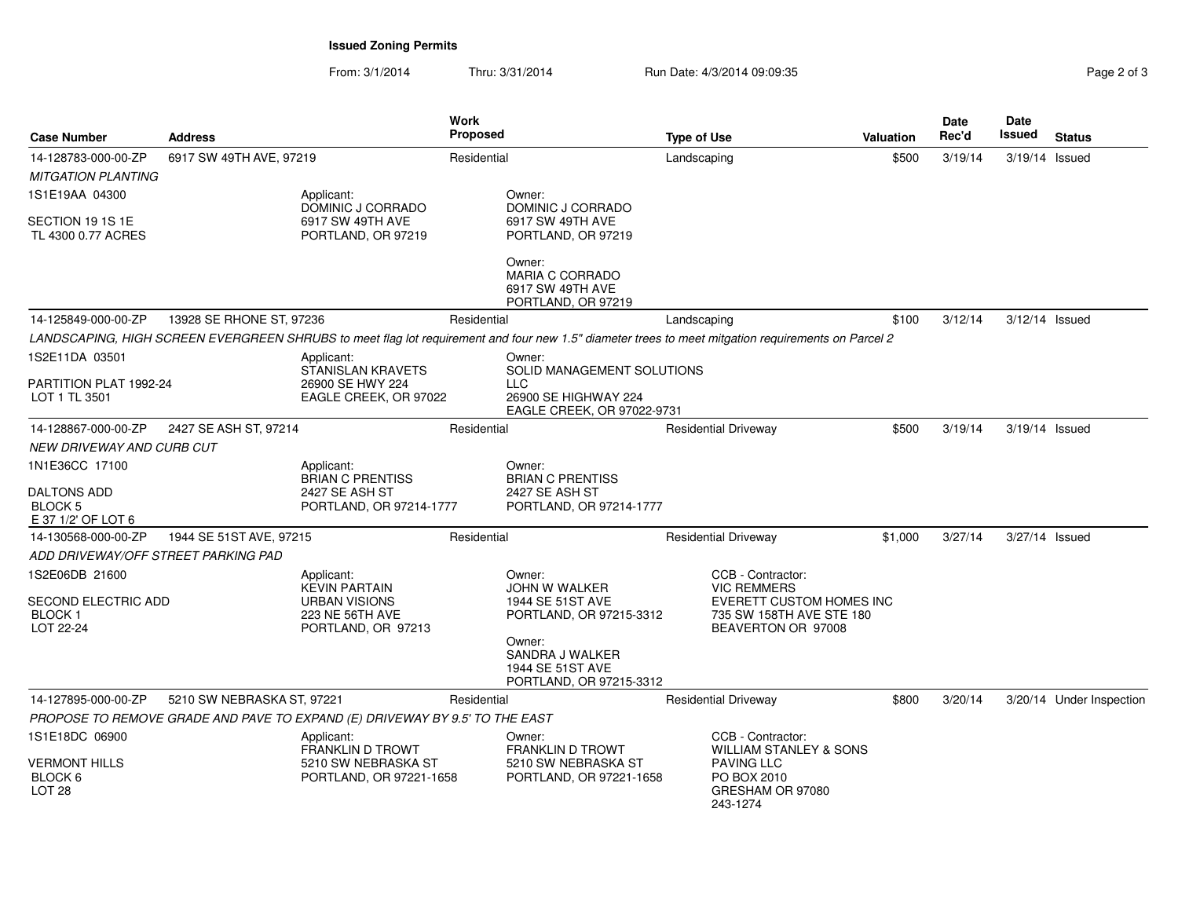# Issued Zoning Permits

From: 3/1/2014 Thru: 3/31/2014 Run Date: 4/3/2014 09:09:35

| Case Number | Address | Work Proposed | Type of Use | Valuation | Date Rec'd | Date Issued | Status |
|---|---|---|---|---|---|---|---|
| 14-128783-000-00-ZP | 6917 SW 49TH AVE, 97219 | Residential | Landscaping | $500 | 3/19/14 | 3/19/14 | Issued |

*MITGATION PLANTING*

1S1E19AA 04300

SECTION 19 1S 1E
TL 4300 0.77 ACRES

Applicant:
DOMINIC J CORRADO
6917 SW 49TH AVE
PORTLAND, OR 97219

Owner:
DOMINIC J CORRADO
6917 SW 49TH AVE
PORTLAND, OR 97219

Owner:
MARIA C CORRADO
6917 SW 49TH AVE
PORTLAND, OR 97219

| Case Number | Address | Work Proposed | Type of Use | Valuation | Date Rec'd | Date Issued | Status |
|---|---|---|---|---|---|---|---|
| 14-125849-000-00-ZP | 13928 SE RHONE ST, 97236 | Residential | Landscaping | $100 | 3/12/14 | 3/12/14 | Issued |

*LANDSCAPING, HIGH SCREEN EVERGREEN SHRUBS to meet flag lot requirement and four new 1.5" diameter trees to meet mitigation requirements on Parcel 2*

1S2E11DA 03501

PARTITION PLAT 1992-24
LOT 1 TL 3501

Applicant:
STANISLAN KRAVETS
26900 SE HWY 224
EAGLE CREEK, OR 97022

Owner:
SOLID MANAGEMENT SOLUTIONS LLC
26900 SE HIGHWAY 224
EAGLE CREEK, OR 97022-9731

| Case Number | Address | Work Proposed | Type of Use | Valuation | Date Rec'd | Date Issued | Status |
|---|---|---|---|---|---|---|---|
| 14-128867-000-00-ZP | 2427 SE ASH ST, 97214 | Residential | Residential Driveway | $500 | 3/19/14 | 3/19/14 | Issued |

*NEW DRIVEWAY AND CURB CUT*

1N1E36CC 17100

DALTONS ADD
BLOCK 5
E 37 1/2' OF LOT 6

Applicant:
BRIAN C PRENTISS
2427 SE ASH ST
PORTLAND, OR 97214-1777

Owner:
BRIAN C PRENTISS
2427 SE ASH ST
PORTLAND, OR 97214-1777

| Case Number | Address | Work Proposed | Type of Use | Valuation | Date Rec'd | Date Issued | Status |
|---|---|---|---|---|---|---|---|
| 14-130568-000-00-ZP | 1944 SE 51ST AVE, 97215 | Residential | Residential Driveway | $1,000 | 3/27/14 | 3/27/14 | Issued |

*ADD DRIVEWAY/OFF STREET PARKING PAD*

1S2E06DB 21600

SECOND ELECTRIC ADD
BLOCK 1
LOT 22-24

Applicant:
KEVIN PARTAIN
URBAN VISIONS
223 NE 56TH AVE
PORTLAND, OR 97213

Owner:
JOHN W WALKER
1944 SE 51ST AVE
PORTLAND, OR 97215-3312

Owner:
SANDRA J WALKER
1944 SE 51ST AVE
PORTLAND, OR 97215-3312

CCB - Contractor:
VIC REMMERS
EVERETT CUSTOM HOMES INC
735 SW 158TH AVE STE 180
BEAVERTON OR 97008

| Case Number | Address | Work Proposed | Type of Use | Valuation | Date Rec'd | Date Issued | Status |
|---|---|---|---|---|---|---|---|
| 14-127895-000-00-ZP | 5210 SW NEBRASKA ST, 97221 | Residential | Residential Driveway | $800 | 3/20/14 | 3/20/14 | Under Inspection |

*PROPOSE TO REMOVE GRADE AND PAVE TO EXPAND (E) DRIVEWAY BY 9.5' TO THE EAST*

1S1E18DC 06900

VERMONT HILLS
BLOCK 6
LOT 28

Applicant:
FRANKLIN D TROWT
5210 SW NEBRASKA ST
PORTLAND, OR 97221-1658

Owner:
FRANKLIN D TROWT
5210 SW NEBRASKA ST
PORTLAND, OR 97221-1658

CCB - Contractor:
WILLIAM STANLEY & SONS PAVING LLC
PO BOX 2010
GRESHAM OR 97080
243-1274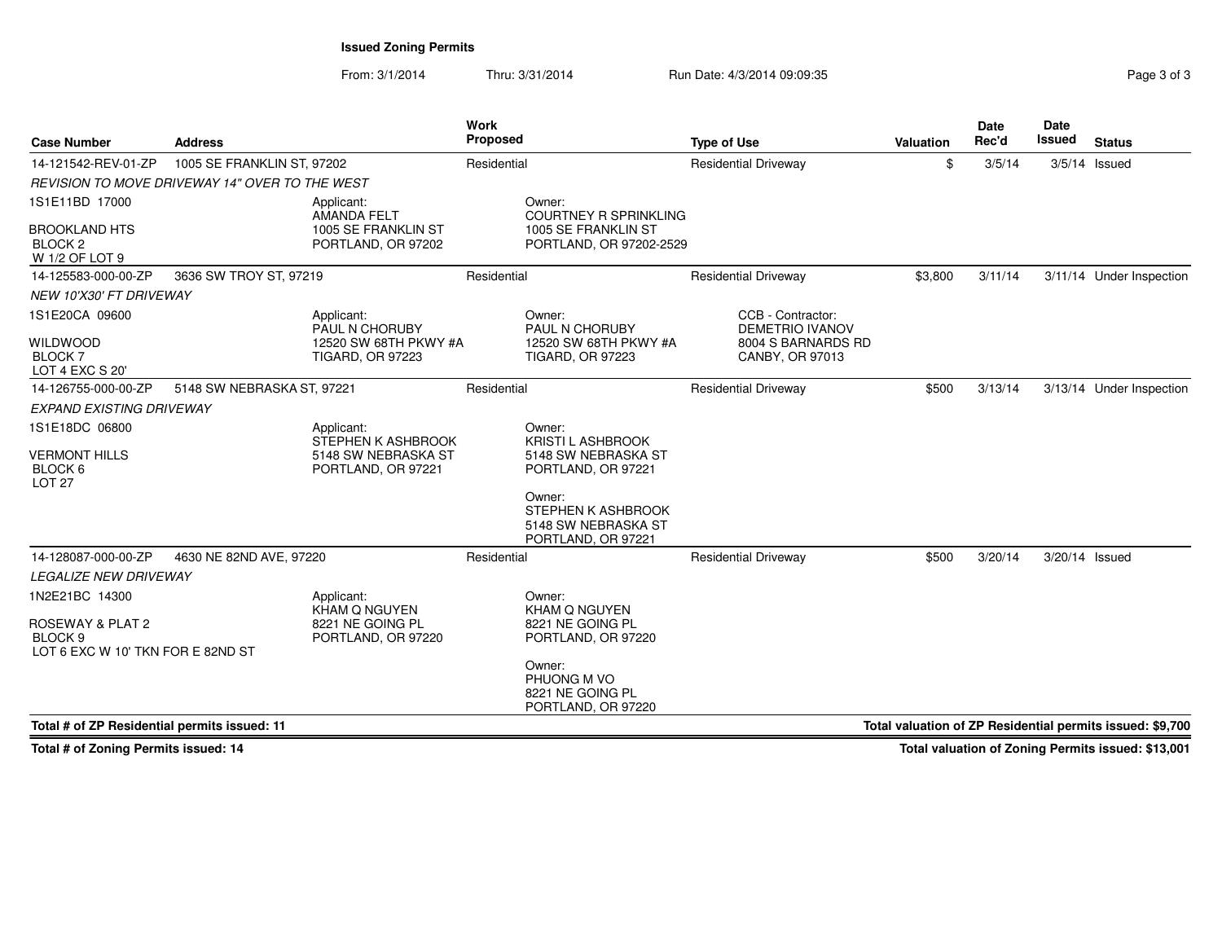**Issued Zoning Permits**

From: 3/1/2014 Thru: 3/31/2014 Run Date: 4/3/2014 09:09:35

| Case Number | Address | Work Proposed | Type of Use | Valuation | Date Rec'd | Date Issued | Status |
|---|---|---|---|---|---|---|---|
| 14-121542-REV-01-ZP | 1005 SE FRANKLIN ST, 97202 | Residential | Residential Driveway | $ | 3/5/14 | 3/5/14 | Issued |
| *REVISION TO MOVE DRIVEWAY 14" OVER TO THE WEST* | | | | | | | |
| 1S1E11BD 17000<br>BROOKLAND HTS<br>BLOCK 2<br>W 1/2 OF LOT 9 | Applicant:<br>AMANDA FELT<br>1005 SE FRANKLIN ST<br>PORTLAND, OR 97202 | Owner:<br>COURTNEY R SPRINKLING<br>1005 SE FRANKLIN ST<br>PORTLAND, OR 97202-2529 | | | | | |
| 14-125583-000-00-ZP | 3636 SW TROY ST, 97219 | Residential | Residential Driveway | $3,800 | 3/11/14 | 3/11/14 | Under Inspection |
| *NEW 10'X30' FT DRIVEWAY* | | | | | | | |
| 1S1E20CA 09600<br>WILDWOOD<br>BLOCK 7<br>LOT 4 EXC S 20' | Applicant:<br>PAUL N CHORUBY<br>12520 SW 68TH PKWY #A<br>TIGARD, OR 97223 | Owner:<br>PAUL N CHORUBY<br>12520 SW 68TH PKWY #A<br>TIGARD, OR 97223 | CCB - Contractor:<br>DEMETRIO IVANOV<br>8004 S BARNARDS RD<br>CANBY, OR 97013 | | | | |
| 14-126755-000-00-ZP | 5148 SW NEBRASKA ST, 97221 | Residential | Residential Driveway | $500 | 3/13/14 | 3/13/14 | Under Inspection |
| *EXPAND EXISTING DRIVEWAY* | | | | | | | |
| 1S1E18DC 06800<br>VERMONT HILLS<br>BLOCK 6<br>LOT 27 | Applicant:<br>STEPHEN K ASHBROOK<br>5148 SW NEBRASKA ST<br>PORTLAND, OR 97221 | Owner:<br>KRISTI L ASHBROOK<br>5148 SW NEBRASKA ST<br>PORTLAND, OR 97221<br>Owner:<br>STEPHEN K ASHBROOK<br>5148 SW NEBRASKA ST<br>PORTLAND, OR 97221 | | | | | |
| 14-128087-000-00-ZP | 4630 NE 82ND AVE, 97220 | Residential | Residential Driveway | $500 | 3/20/14 | 3/20/14 | Issued |
| *LEGALIZE NEW DRIVEWAY* | | | | | | | |
| 1N2E21BC 14300<br>ROSEWAY & PLAT 2<br>BLOCK 9<br>LOT 6 EXC W 10' TKN FOR E 82ND ST | Applicant:<br>KHAM Q NGUYEN<br>8221 NE GOING PL<br>PORTLAND, OR 97220 | Owner:<br>KHAM Q NGUYEN<br>8221 NE GOING PL<br>PORTLAND, OR 97220<br>Owner:<br>PHUONG M VO<br>8221 NE GOING PL<br>PORTLAND, OR 97220 | | | | | |

**Total # of ZP Residential permits issued: 11** | **Total valuation of ZP Residential permits issued: $9,700**

**Total # of Zoning Permits issued: 14** | **Total valuation of Zoning Permits issued: $13,001**